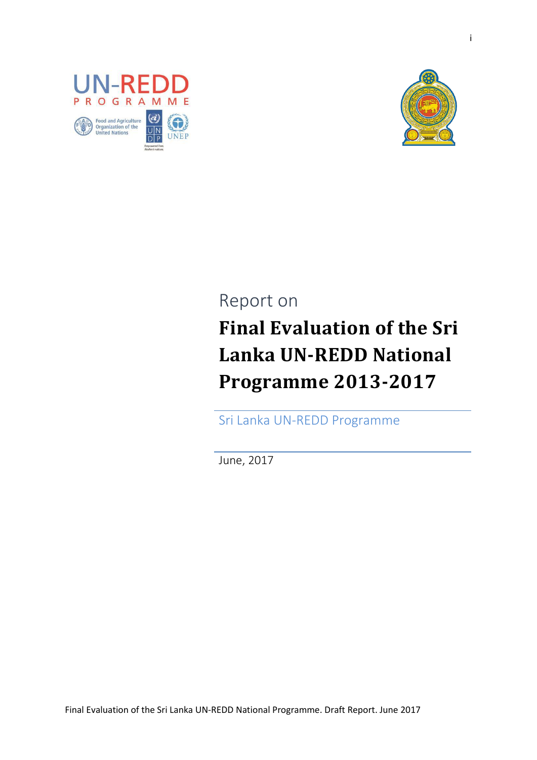Report on

# Final Evaluation of the Sri Lanka UN-REDD National Programme 2013-2017

Sri Lanka UN-REDD Programme

June, 2017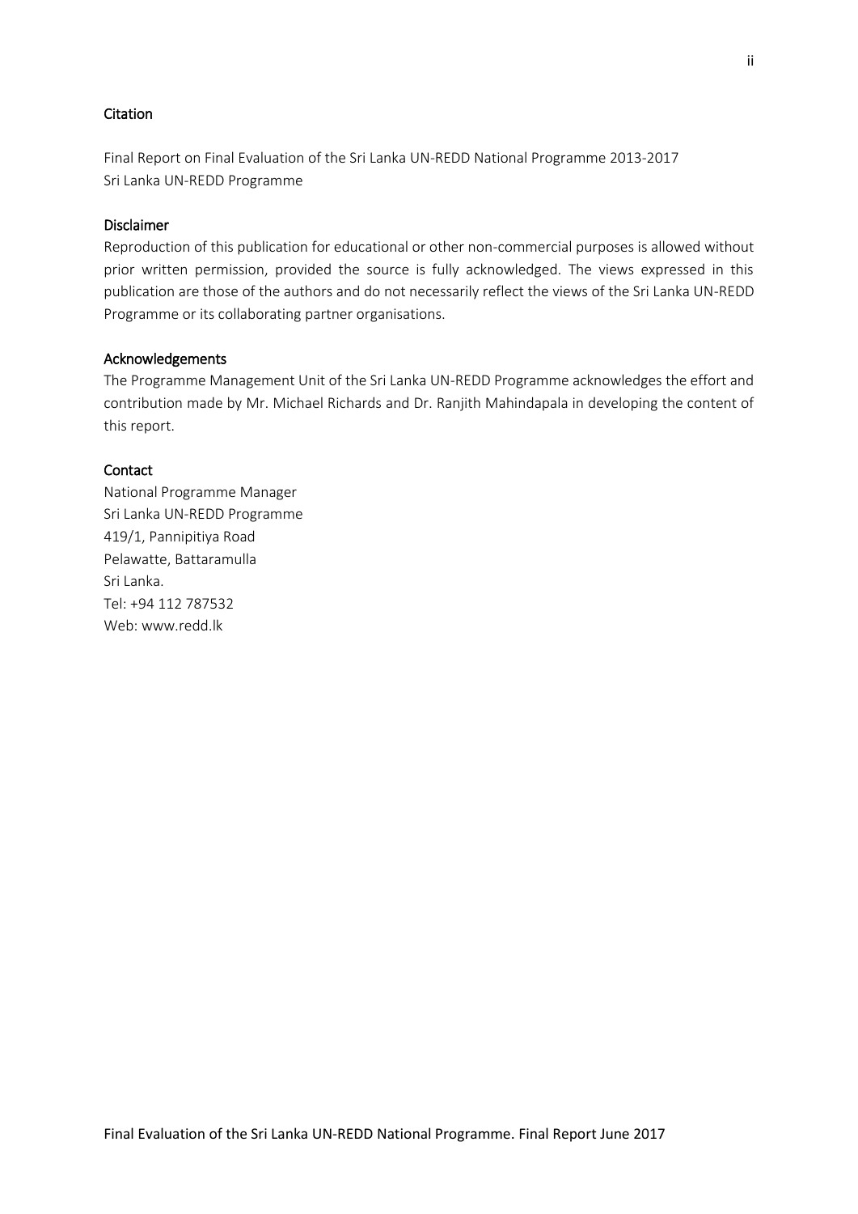## Citation

Final Report on Final Evaluation of the Sri Lanka UN-REDD National Programme 2013-2017
Sri Lanka UN-REDD Programme

## Disclaimer

Reproduction of this publication for educational or other non-commercial purposes is allowed without prior written permission, provided the source is fully acknowledged. The views expressed in this publication are those of the authors and do not necessarily reflect the views of the Sri Lanka UN-REDD Programme or its collaborating partner organisations.

## Acknowledgements

The Programme Management Unit of the Sri Lanka UN-REDD Programme acknowledges the effort and contribution made by Mr. Michael Richards and Dr. Ranjith Mahindapala in developing the content of this report.

## Contact

National Programme Manager
Sri Lanka UN-REDD Programme
419/1, Pannipitiya Road
Pelawatte, Battaramulla
Sri Lanka.
Tel: +94 112 787532
Web: www.redd.lk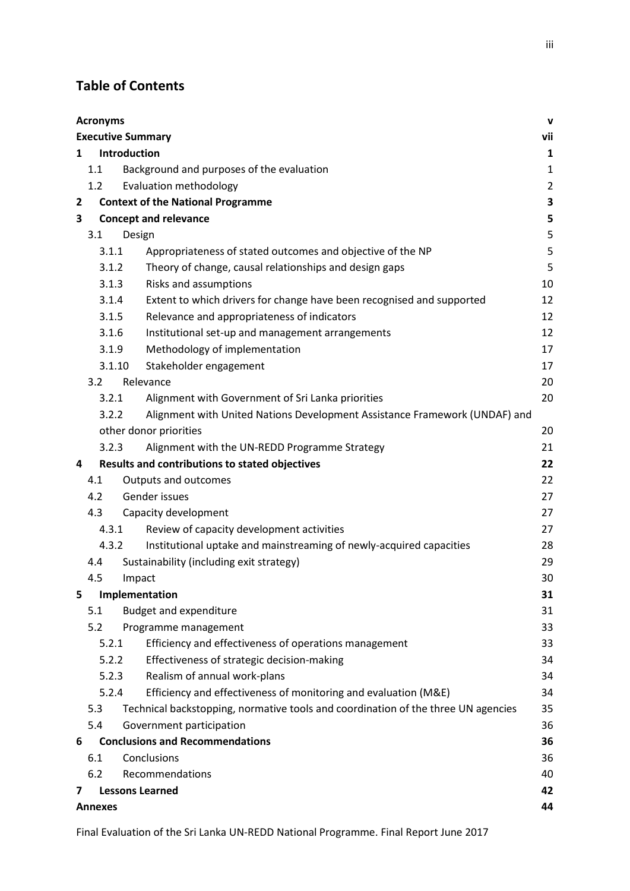## Table of Contents

| | |
|---|---|
| **Acronyms** | **v** |
| **Executive Summary** | **vii** |
| **1 Introduction** | **1** |
| 1.1 Background and purposes of the evaluation | 1 |
| 1.2 Evaluation methodology | 2 |
| **2 Context of the National Programme** | **3** |
| **3 Concept and relevance** | **5** |
| 3.1 Design | 5 |
| 3.1.1 Appropriateness of stated outcomes and objective of the NP | 5 |
| 3.1.2 Theory of change, causal relationships and design gaps | 5 |
| 3.1.3 Risks and assumptions | 10 |
| 3.1.4 Extent to which drivers for change have been recognised and supported | 12 |
| 3.1.5 Relevance and appropriateness of indicators | 12 |
| 3.1.6 Institutional set-up and management arrangements | 12 |
| 3.1.9 Methodology of implementation | 17 |
| 3.1.10 Stakeholder engagement | 17 |
| 3.2 Relevance | 20 |
| 3.2.1 Alignment with Government of Sri Lanka priorities | 20 |
| 3.2.2 Alignment with United Nations Development Assistance Framework (UNDAF) and other donor priorities | 20 |
| 3.2.3 Alignment with the UN-REDD Programme Strategy | 21 |
| **4 Results and contributions to stated objectives** | **22** |
| 4.1 Outputs and outcomes | 22 |
| 4.2 Gender issues | 27 |
| 4.3 Capacity development | 27 |
| 4.3.1 Review of capacity development activities | 27 |
| 4.3.2 Institutional uptake and mainstreaming of newly-acquired capacities | 28 |
| 4.4 Sustainability (including exit strategy) | 29 |
| 4.5 Impact | 30 |
| **5 Implementation** | **31** |
| 5.1 Budget and expenditure | 31 |
| 5.2 Programme management | 33 |
| 5.2.1 Efficiency and effectiveness of operations management | 33 |
| 5.2.2 Effectiveness of strategic decision-making | 34 |
| 5.2.3 Realism of annual work-plans | 34 |
| 5.2.4 Efficiency and effectiveness of monitoring and evaluation (M&E) | 34 |
| 5.3 Technical backstopping, normative tools and coordination of the three UN agencies | 35 |
| 5.4 Government participation | 36 |
| **6 Conclusions and Recommendations** | **36** |
| 6.1 Conclusions | 36 |
| 6.2 Recommendations | 40 |
| **7 Lessons Learned** | **42** |
| **Annexes** | **44** |

Final Evaluation of the Sri Lanka UN-REDD National Programme. Final Report June 2017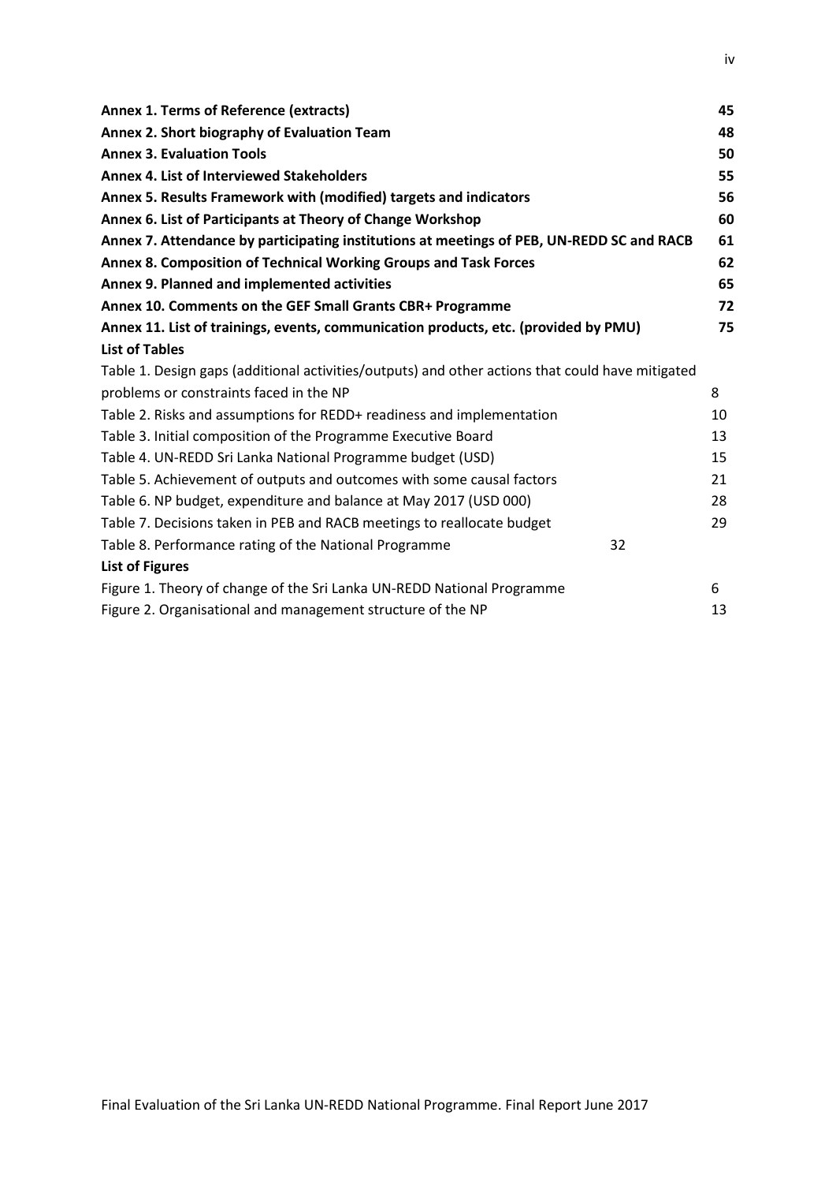**Annex 1. Terms of Reference (extracts)** **45**
**Annex 2. Short biography of Evaluation Team** **48**
**Annex 3. Evaluation Tools** **50**
**Annex 4. List of Interviewed Stakeholders** **55**
**Annex 5. Results Framework with (modified) targets and indicators** **56**
**Annex 6. List of Participants at Theory of Change Workshop** **60**
**Annex 7. Attendance by participating institutions at meetings of PEB, UN-REDD SC and RACB** **61**
**Annex 8. Composition of Technical Working Groups and Task Forces** **62**
**Annex 9. Planned and implemented activities** **65**
**Annex 10. Comments on the GEF Small Grants CBR+ Programme** **72**
**Annex 11. List of trainings, events, communication products, etc. (provided by PMU)** **75**

**List of Tables**

Table 1. Design gaps (additional activities/outputs) and other actions that could have mitigated problems or constraints faced in the NP 8
Table 2. Risks and assumptions for REDD+ readiness and implementation 10
Table 3. Initial composition of the Programme Executive Board 13
Table 4. UN-REDD Sri Lanka National Programme budget (USD) 15
Table 5. Achievement of outputs and outcomes with some causal factors 21
Table 6. NP budget, expenditure and balance at May 2017 (USD 000) 28
Table 7. Decisions taken in PEB and RACB meetings to reallocate budget 29
Table 8. Performance rating of the National Programme 32

**List of Figures**

Figure 1. Theory of change of the Sri Lanka UN-REDD National Programme 6
Figure 2. Organisational and management structure of the NP 13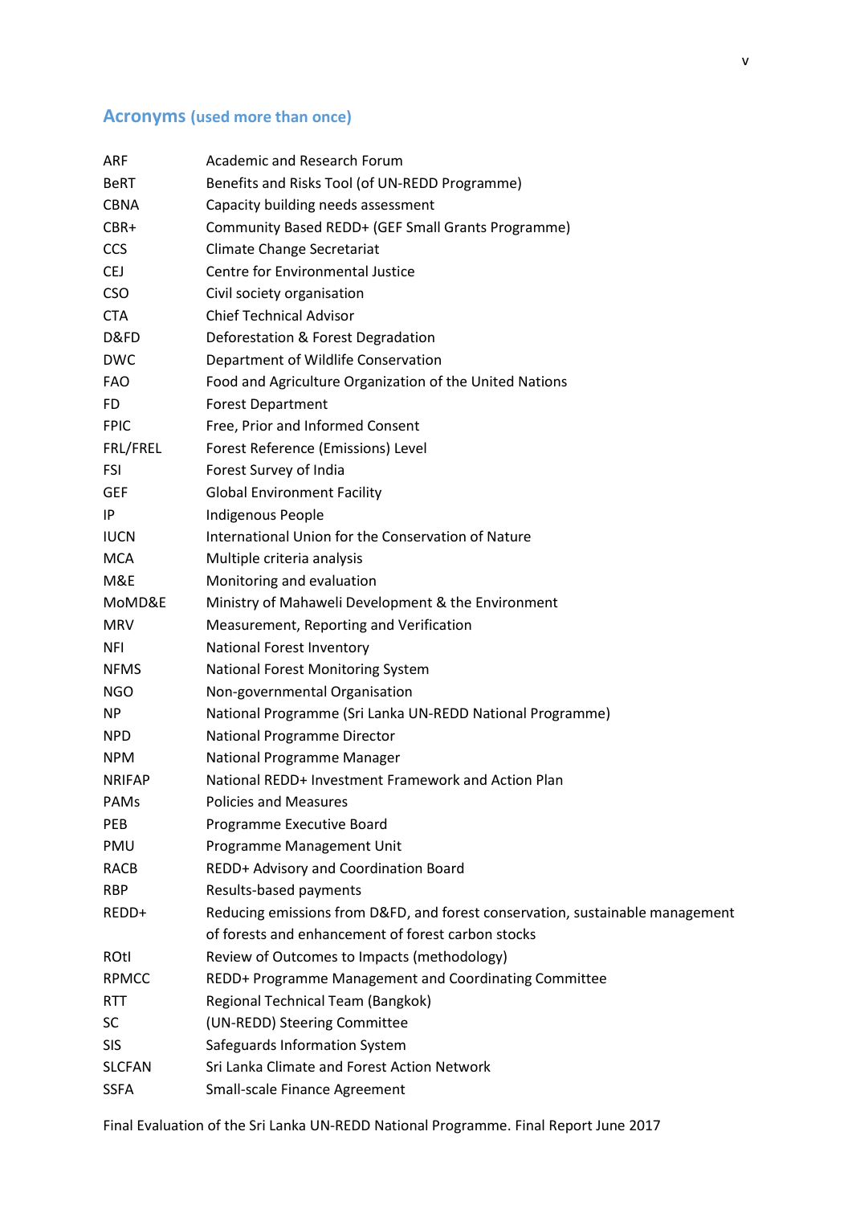## Acronyms (used more than once)

| | |
|---|---|
| ARF | Academic and Research Forum |
| BeRT | Benefits and Risks Tool (of UN-REDD Programme) |
| CBNA | Capacity building needs assessment |
| CBR+ | Community Based REDD+ (GEF Small Grants Programme) |
| CCS | Climate Change Secretariat |
| CEJ | Centre for Environmental Justice |
| CSO | Civil society organisation |
| CTA | Chief Technical Advisor |
| D&FD | Deforestation & Forest Degradation |
| DWC | Department of Wildlife Conservation |
| FAO | Food and Agriculture Organization of the United Nations |
| FD | Forest Department |
| FPIC | Free, Prior and Informed Consent |
| FRL/FREL | Forest Reference (Emissions) Level |
| FSI | Forest Survey of India |
| GEF | Global Environment Facility |
| IP | Indigenous People |
| IUCN | International Union for the Conservation of Nature |
| MCA | Multiple criteria analysis |
| M&E | Monitoring and evaluation |
| MoMD&E | Ministry of Mahaweli Development & the Environment |
| MRV | Measurement, Reporting and Verification |
| NFI | National Forest Inventory |
| NFMS | National Forest Monitoring System |
| NGO | Non-governmental Organisation |
| NP | National Programme (Sri Lanka UN-REDD National Programme) |
| NPD | National Programme Director |
| NPM | National Programme Manager |
| NRIFAP | National REDD+ Investment Framework and Action Plan |
| PAMs | Policies and Measures |
| PEB | Programme Executive Board |
| PMU | Programme Management Unit |
| RACB | REDD+ Advisory and Coordination Board |
| RBP | Results-based payments |
| REDD+ | Reducing emissions from D&FD, and forest conservation, sustainable management of forests and enhancement of forest carbon stocks |
| ROtI | Review of Outcomes to Impacts (methodology) |
| RPMCC | REDD+ Programme Management and Coordinating Committee |
| RTT | Regional Technical Team (Bangkok) |
| SC | (UN-REDD) Steering Committee |
| SIS | Safeguards Information System |
| SLCFAN | Sri Lanka Climate and Forest Action Network |
| SSFA | Small-scale Finance Agreement |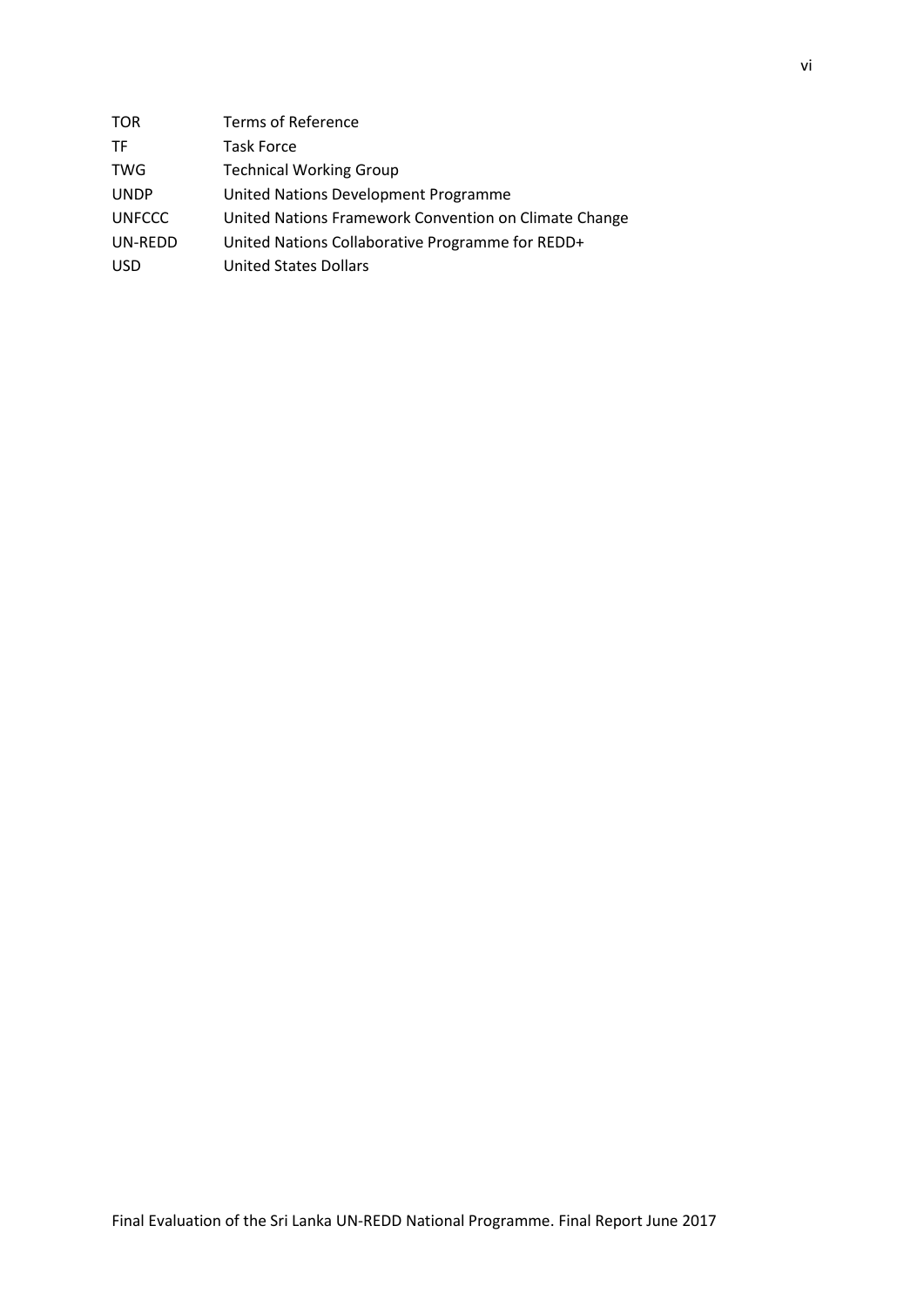| | |
|---|---|
| TOR | Terms of Reference |
| TF | Task Force |
| TWG | Technical Working Group |
| UNDP | United Nations Development Programme |
| UNFCCC | United Nations Framework Convention on Climate Change |
| UN-REDD | United Nations Collaborative Programme for REDD+ |
| USD | United States Dollars |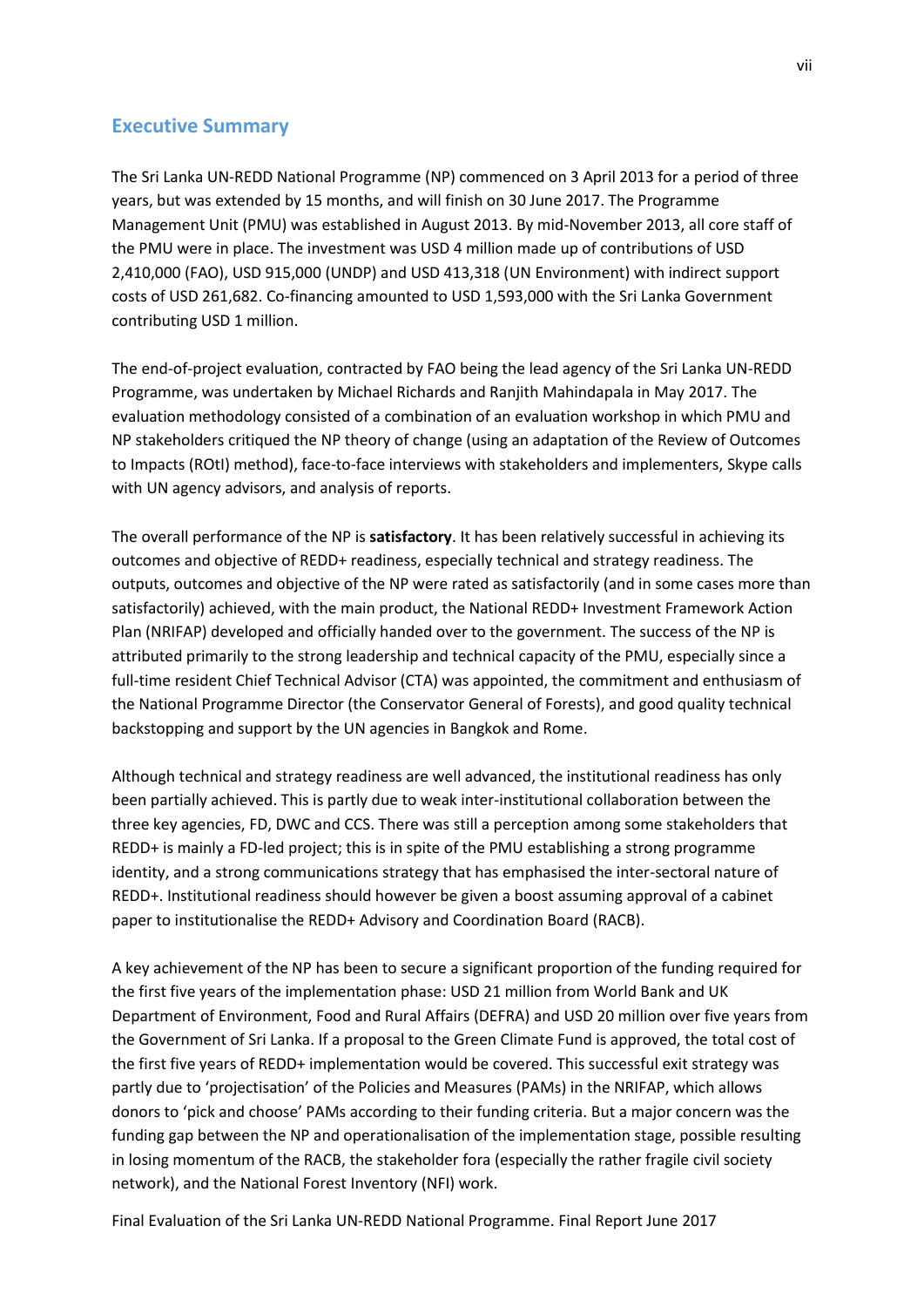## Executive Summary

The Sri Lanka UN-REDD National Programme (NP) commenced on 3 April 2013 for a period of three years, but was extended by 15 months, and will finish on 30 June 2017. The Programme Management Unit (PMU) was established in August 2013. By mid-November 2013, all core staff of the PMU were in place. The investment was USD 4 million made up of contributions of USD 2,410,000 (FAO), USD 915,000 (UNDP) and USD 413,318 (UN Environment) with indirect support costs of USD 261,682. Co-financing amounted to USD 1,593,000 with the Sri Lanka Government contributing USD 1 million.

The end-of-project evaluation, contracted by FAO being the lead agency of the Sri Lanka UN-REDD Programme, was undertaken by Michael Richards and Ranjith Mahindapala in May 2017. The evaluation methodology consisted of a combination of an evaluation workshop in which PMU and NP stakeholders critiqued the NP theory of change (using an adaptation of the Review of Outcomes to Impacts (ROtI) method), face-to-face interviews with stakeholders and implementers, Skype calls with UN agency advisors, and analysis of reports.

The overall performance of the NP is **satisfactory**. It has been relatively successful in achieving its outcomes and objective of REDD+ readiness, especially technical and strategy readiness. The outputs, outcomes and objective of the NP were rated as satisfactorily (and in some cases more than satisfactorily) achieved, with the main product, the National REDD+ Investment Framework Action Plan (NRIFAP) developed and officially handed over to the government. The success of the NP is attributed primarily to the strong leadership and technical capacity of the PMU, especially since a full-time resident Chief Technical Advisor (CTA) was appointed, the commitment and enthusiasm of the National Programme Director (the Conservator General of Forests), and good quality technical backstopping and support by the UN agencies in Bangkok and Rome.

Although technical and strategy readiness are well advanced, the institutional readiness has only been partially achieved. This is partly due to weak inter-institutional collaboration between the three key agencies, FD, DWC and CCS. There was still a perception among some stakeholders that REDD+ is mainly a FD-led project; this is in spite of the PMU establishing a strong programme identity, and a strong communications strategy that has emphasised the inter-sectoral nature of REDD+. Institutional readiness should however be given a boost assuming approval of a cabinet paper to institutionalise the REDD+ Advisory and Coordination Board (RACB).

A key achievement of the NP has been to secure a significant proportion of the funding required for the first five years of the implementation phase: USD 21 million from World Bank and UK Department of Environment, Food and Rural Affairs (DEFRA) and USD 20 million over five years from the Government of Sri Lanka. If a proposal to the Green Climate Fund is approved, the total cost of the first five years of REDD+ implementation would be covered. This successful exit strategy was partly due to 'projectisation' of the Policies and Measures (PAMs) in the NRIFAP, which allows donors to 'pick and choose' PAMs according to their funding criteria. But a major concern was the funding gap between the NP and operationalisation of the implementation stage, possible resulting in losing momentum of the RACB, the stakeholder fora (especially the rather fragile civil society network), and the National Forest Inventory (NFI) work.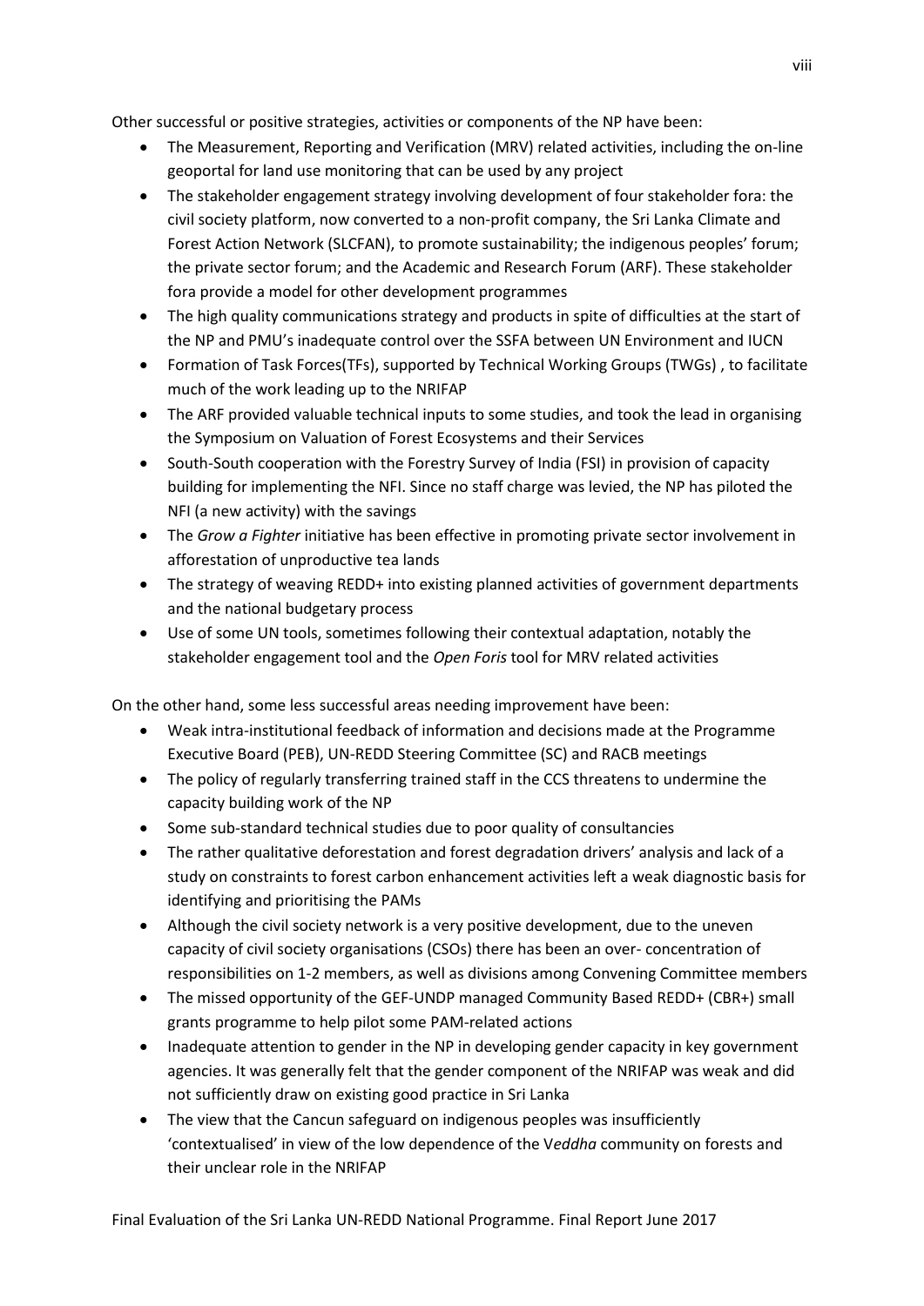Other successful or positive strategies, activities or components of the NP have been:

- The Measurement, Reporting and Verification (MRV) related activities, including the on-line geoportal for land use monitoring that can be used by any project
- The stakeholder engagement strategy involving development of four stakeholder fora: the civil society platform, now converted to a non-profit company, the Sri Lanka Climate and Forest Action Network (SLCFAN), to promote sustainability; the indigenous peoples' forum; the private sector forum; and the Academic and Research Forum (ARF). These stakeholder fora provide a model for other development programmes
- The high quality communications strategy and products in spite of difficulties at the start of the NP and PMU's inadequate control over the SSFA between UN Environment and IUCN
- Formation of Task Forces(TFs), supported by Technical Working Groups (TWGs) , to facilitate much of the work leading up to the NRIFAP
- The ARF provided valuable technical inputs to some studies, and took the lead in organising the Symposium on Valuation of Forest Ecosystems and their Services
- South-South cooperation with the Forestry Survey of India (FSI) in provision of capacity building for implementing the NFI. Since no staff charge was levied, the NP has piloted the NFI (a new activity) with the savings
- The *Grow a Fighter* initiative has been effective in promoting private sector involvement in afforestation of unproductive tea lands
- The strategy of weaving REDD+ into existing planned activities of government departments and the national budgetary process
- Use of some UN tools, sometimes following their contextual adaptation, notably the stakeholder engagement tool and the *Open Foris* tool for MRV related activities

On the other hand, some less successful areas needing improvement have been:

- Weak intra-institutional feedback of information and decisions made at the Programme Executive Board (PEB), UN-REDD Steering Committee (SC) and RACB meetings
- The policy of regularly transferring trained staff in the CCS threatens to undermine the capacity building work of the NP
- Some sub-standard technical studies due to poor quality of consultancies
- The rather qualitative deforestation and forest degradation drivers' analysis and lack of a study on constraints to forest carbon enhancement activities left a weak diagnostic basis for identifying and prioritising the PAMs
- Although the civil society network is a very positive development, due to the uneven capacity of civil society organisations (CSOs) there has been an over- concentration of responsibilities on 1-2 members, as well as divisions among Convening Committee members
- The missed opportunity of the GEF-UNDP managed Community Based REDD+ (CBR+) small grants programme to help pilot some PAM-related actions
- Inadequate attention to gender in the NP in developing gender capacity in key government agencies. It was generally felt that the gender component of the NRIFAP was weak and did not sufficiently draw on existing good practice in Sri Lanka
- The view that the Cancun safeguard on indigenous peoples was insufficiently 'contextualised' in view of the low dependence of the V*eddha* community on forests and their unclear role in the NRIFAP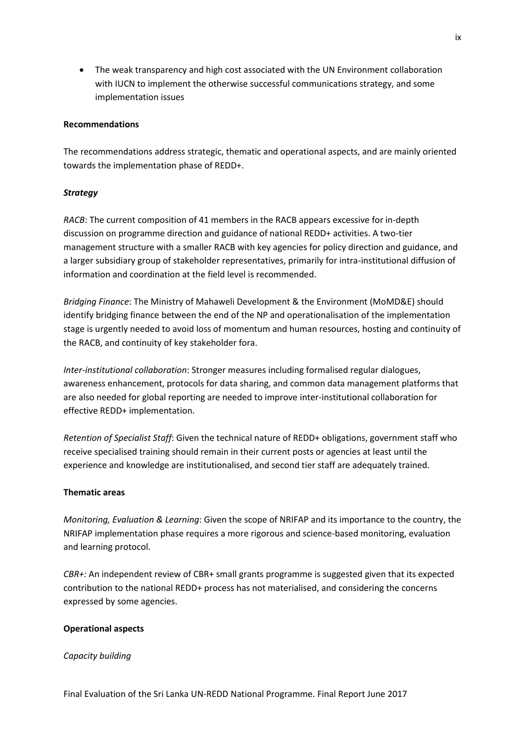- The weak transparency and high cost associated with the UN Environment collaboration with IUCN to implement the otherwise successful communications strategy, and some implementation issues

**Recommendations**

The recommendations address strategic, thematic and operational aspects, and are mainly oriented towards the implementation phase of REDD+.

***Strategy***

*RACB*: The current composition of 41 members in the RACB appears excessive for in-depth discussion on programme direction and guidance of national REDD+ activities. A two-tier management structure with a smaller RACB with key agencies for policy direction and guidance, and a larger subsidiary group of stakeholder representatives, primarily for intra-institutional diffusion of information and coordination at the field level is recommended.

*Bridging Finance*: The Ministry of Mahaweli Development & the Environment (MoMD&E) should identify bridging finance between the end of the NP and operationalisation of the implementation stage is urgently needed to avoid loss of momentum and human resources, hosting and continuity of the RACB, and continuity of key stakeholder fora.

*Inter-institutional collaboration*: Stronger measures including formalised regular dialogues, awareness enhancement, protocols for data sharing, and common data management platforms that are also needed for global reporting are needed to improve inter-institutional collaboration for effective REDD+ implementation.

*Retention of Specialist Staff*: Given the technical nature of REDD+ obligations, government staff who receive specialised training should remain in their current posts or agencies at least until the experience and knowledge are institutionalised, and second tier staff are adequately trained.

**Thematic areas**

*Monitoring, Evaluation & Learning*: Given the scope of NRIFAP and its importance to the country, the NRIFAP implementation phase requires a more rigorous and science-based monitoring, evaluation and learning protocol.

*CBR+:* An independent review of CBR+ small grants programme is suggested given that its expected contribution to the national REDD+ process has not materialised, and considering the concerns expressed by some agencies.

**Operational aspects**

*Capacity building*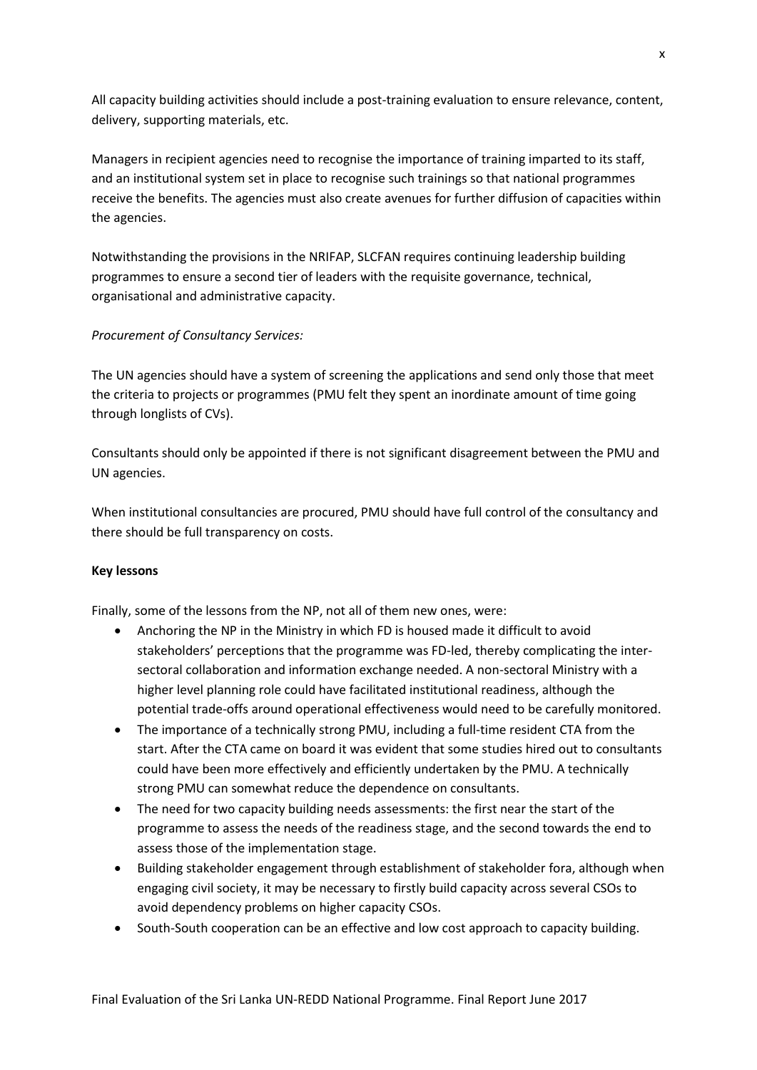All capacity building activities should include a post-training evaluation to ensure relevance, content, delivery, supporting materials, etc.

Managers in recipient agencies need to recognise the importance of training imparted to its staff, and an institutional system set in place to recognise such trainings so that national programmes receive the benefits. The agencies must also create avenues for further diffusion of capacities within the agencies.

Notwithstanding the provisions in the NRIFAP, SLCFAN requires continuing leadership building programmes to ensure a second tier of leaders with the requisite governance, technical, organisational and administrative capacity.

*Procurement of Consultancy Services:*

The UN agencies should have a system of screening the applications and send only those that meet the criteria to projects or programmes (PMU felt they spent an inordinate amount of time going through longlists of CVs).

Consultants should only be appointed if there is not significant disagreement between the PMU and UN agencies.

When institutional consultancies are procured, PMU should have full control of the consultancy and there should be full transparency on costs.

**Key lessons**

Finally, some of the lessons from the NP, not all of them new ones, were:

- Anchoring the NP in the Ministry in which FD is housed made it difficult to avoid stakeholders' perceptions that the programme was FD-led, thereby complicating the inter-sectoral collaboration and information exchange needed. A non-sectoral Ministry with a higher level planning role could have facilitated institutional readiness, although the potential trade-offs around operational effectiveness would need to be carefully monitored.
- The importance of a technically strong PMU, including a full-time resident CTA from the start. After the CTA came on board it was evident that some studies hired out to consultants could have been more effectively and efficiently undertaken by the PMU. A technically strong PMU can somewhat reduce the dependence on consultants.
- The need for two capacity building needs assessments: the first near the start of the programme to assess the needs of the readiness stage, and the second towards the end to assess those of the implementation stage.
- Building stakeholder engagement through establishment of stakeholder fora, although when engaging civil society, it may be necessary to firstly build capacity across several CSOs to avoid dependency problems on higher capacity CSOs.
- South-South cooperation can be an effective and low cost approach to capacity building.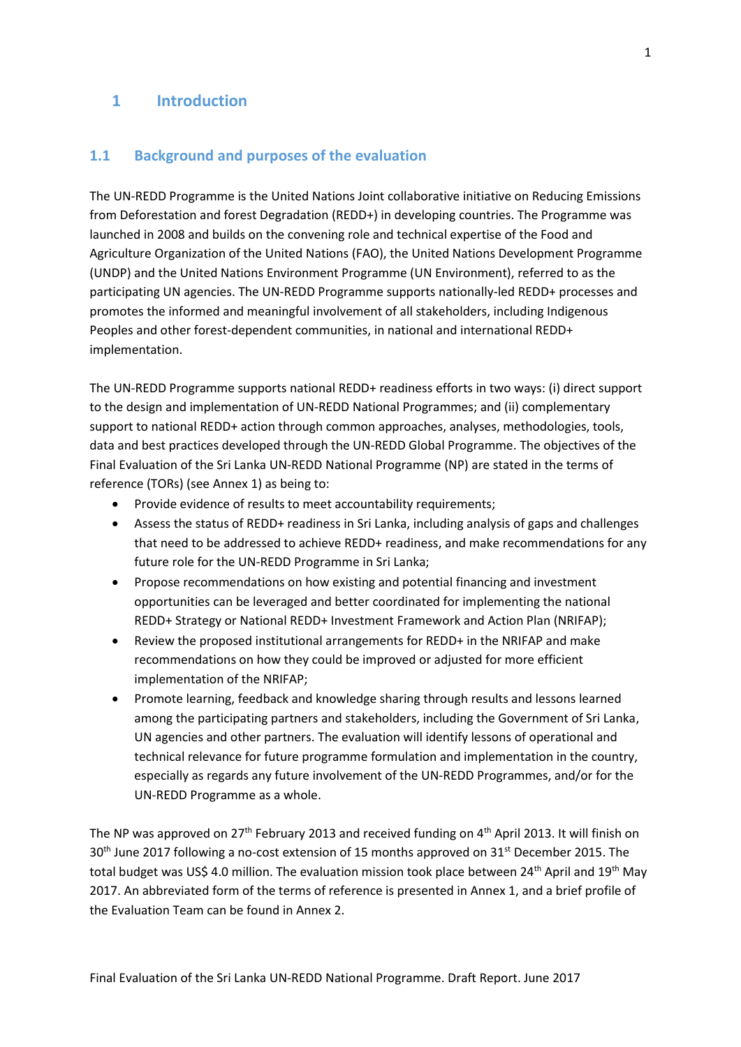# 1 Introduction

## 1.1 Background and purposes of the evaluation

The UN-REDD Programme is the United Nations Joint collaborative initiative on Reducing Emissions from Deforestation and forest Degradation (REDD+) in developing countries. The Programme was launched in 2008 and builds on the convening role and technical expertise of the Food and Agriculture Organization of the United Nations (FAO), the United Nations Development Programme (UNDP) and the United Nations Environment Programme (UN Environment), referred to as the participating UN agencies. The UN-REDD Programme supports nationally-led REDD+ processes and promotes the informed and meaningful involvement of all stakeholders, including Indigenous Peoples and other forest-dependent communities, in national and international REDD+ implementation.

The UN-REDD Programme supports national REDD+ readiness efforts in two ways: (i) direct support to the design and implementation of UN-REDD National Programmes; and (ii) complementary support to national REDD+ action through common approaches, analyses, methodologies, tools, data and best practices developed through the UN-REDD Global Programme. The objectives of the Final Evaluation of the Sri Lanka UN-REDD National Programme (NP) are stated in the terms of reference (TORs) (see Annex 1) as being to:

- Provide evidence of results to meet accountability requirements;
- Assess the status of REDD+ readiness in Sri Lanka, including analysis of gaps and challenges that need to be addressed to achieve REDD+ readiness, and make recommendations for any future role for the UN-REDD Programme in Sri Lanka;
- Propose recommendations on how existing and potential financing and investment opportunities can be leveraged and better coordinated for implementing the national REDD+ Strategy or National REDD+ Investment Framework and Action Plan (NRIFAP);
- Review the proposed institutional arrangements for REDD+ in the NRIFAP and make recommendations on how they could be improved or adjusted for more efficient implementation of the NRIFAP;
- Promote learning, feedback and knowledge sharing through results and lessons learned among the participating partners and stakeholders, including the Government of Sri Lanka, UN agencies and other partners. The evaluation will identify lessons of operational and technical relevance for future programme formulation and implementation in the country, especially as regards any future involvement of the UN-REDD Programmes, and/or for the UN-REDD Programme as a whole.

The NP was approved on 27th February 2013 and received funding on 4th April 2013. It will finish on 30th June 2017 following a no-cost extension of 15 months approved on 31st December 2015. The total budget was US$ 4.0 million. The evaluation mission took place between 24th April and 19th May 2017. An abbreviated form of the terms of reference is presented in Annex 1, and a brief profile of the Evaluation Team can be found in Annex 2.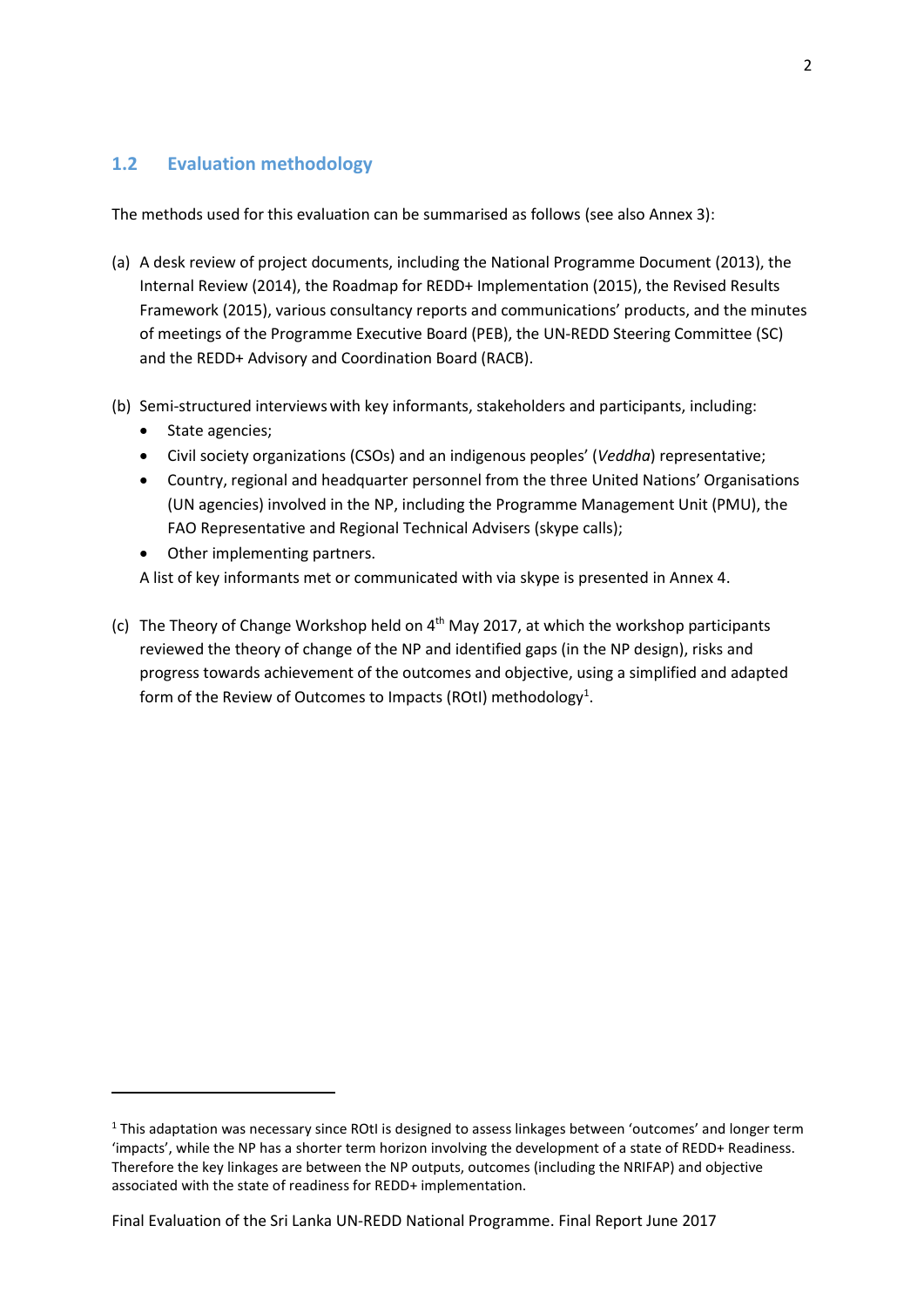## 1.2 Evaluation methodology

The methods used for this evaluation can be summarised as follows (see also Annex 3):

(a) A desk review of project documents, including the National Programme Document (2013), the Internal Review (2014), the Roadmap for REDD+ Implementation (2015), the Revised Results Framework (2015), various consultancy reports and communications' products, and the minutes of meetings of the Programme Executive Board (PEB), the UN-REDD Steering Committee (SC) and the REDD+ Advisory and Coordination Board (RACB).

(b) Semi-structured interviews with key informants, stakeholders and participants, including:
   - State agencies;
   - Civil society organizations (CSOs) and an indigenous peoples' (*Veddha*) representative;
   - Country, regional and headquarter personnel from the three United Nations' Organisations (UN agencies) involved in the NP, including the Programme Management Unit (PMU), the FAO Representative and Regional Technical Advisers (skype calls);
   - Other implementing partners.

   A list of key informants met or communicated with via skype is presented in Annex 4.

(c) The Theory of Change Workshop held on 4th May 2017, at which the workshop participants reviewed the theory of change of the NP and identified gaps (in the NP design), risks and progress towards achievement of the outcomes and objective, using a simplified and adapted form of the Review of Outcomes to Impacts (ROtI) methodology[1].

---

[1] This adaptation was necessary since ROtI is designed to assess linkages between 'outcomes' and longer term 'impacts', while the NP has a shorter term horizon involving the development of a state of REDD+ Readiness. Therefore the key linkages are between the NP outputs, outcomes (including the NRIFAP) and objective associated with the state of readiness for REDD+ implementation.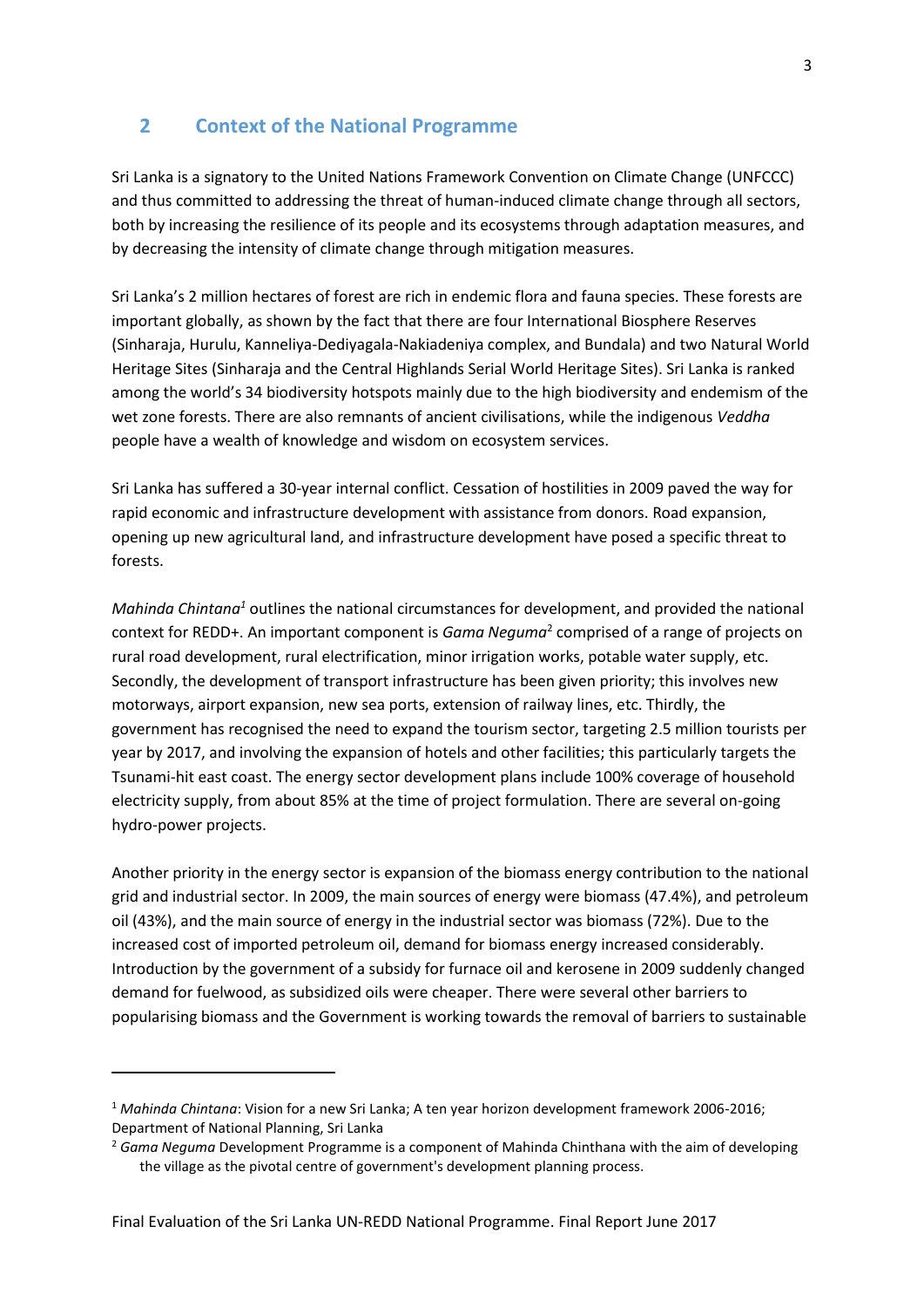## 2 Context of the National Programme

Sri Lanka is a signatory to the United Nations Framework Convention on Climate Change (UNFCCC) and thus committed to addressing the threat of human-induced climate change through all sectors, both by increasing the resilience of its people and its ecosystems through adaptation measures, and by decreasing the intensity of climate change through mitigation measures.

Sri Lanka's 2 million hectares of forest are rich in endemic flora and fauna species. These forests are important globally, as shown by the fact that there are four International Biosphere Reserves (Sinharaja, Hurulu, Kanneliya-Dediyagala-Nakiadeniya complex, and Bundala) and two Natural World Heritage Sites (Sinharaja and the Central Highlands Serial World Heritage Sites). Sri Lanka is ranked among the world's 34 biodiversity hotspots mainly due to the high biodiversity and endemism of the wet zone forests. There are also remnants of ancient civilisations, while the indigenous *Veddha* people have a wealth of knowledge and wisdom on ecosystem services.

Sri Lanka has suffered a 30-year internal conflict. Cessation of hostilities in 2009 paved the way for rapid economic and infrastructure development with assistance from donors. Road expansion, opening up new agricultural land, and infrastructure development have posed a specific threat to forests.

*Mahinda Chintana*[1] outlines the national circumstances for development, and provided the national context for REDD+. An important component is *Gama Neguma*[2] comprised of a range of projects on rural road development, rural electrification, minor irrigation works, potable water supply, etc. Secondly, the development of transport infrastructure has been given priority; this involves new motorways, airport expansion, new sea ports, extension of railway lines, etc. Thirdly, the government has recognised the need to expand the tourism sector, targeting 2.5 million tourists per year by 2017, and involving the expansion of hotels and other facilities; this particularly targets the Tsunami-hit east coast. The energy sector development plans include 100% coverage of household electricity supply, from about 85% at the time of project formulation. There are several on-going hydro-power projects.

Another priority in the energy sector is expansion of the biomass energy contribution to the national grid and industrial sector. In 2009, the main sources of energy were biomass (47.4%), and petroleum oil (43%), and the main source of energy in the industrial sector was biomass (72%). Due to the increased cost of imported petroleum oil, demand for biomass energy increased considerably. Introduction by the government of a subsidy for furnace oil and kerosene in 2009 suddenly changed demand for fuelwood, as subsidized oils were cheaper. There were several other barriers to popularising biomass and the Government is working towards the removal of barriers to sustainable

---

[1] *Mahinda Chintana*: Vision for a new Sri Lanka; A ten year horizon development framework 2006-2016; Department of National Planning, Sri Lanka

[2] *Gama Neguma* Development Programme is a component of Mahinda Chinthana with the aim of developing the village as the pivotal centre of government's development planning process.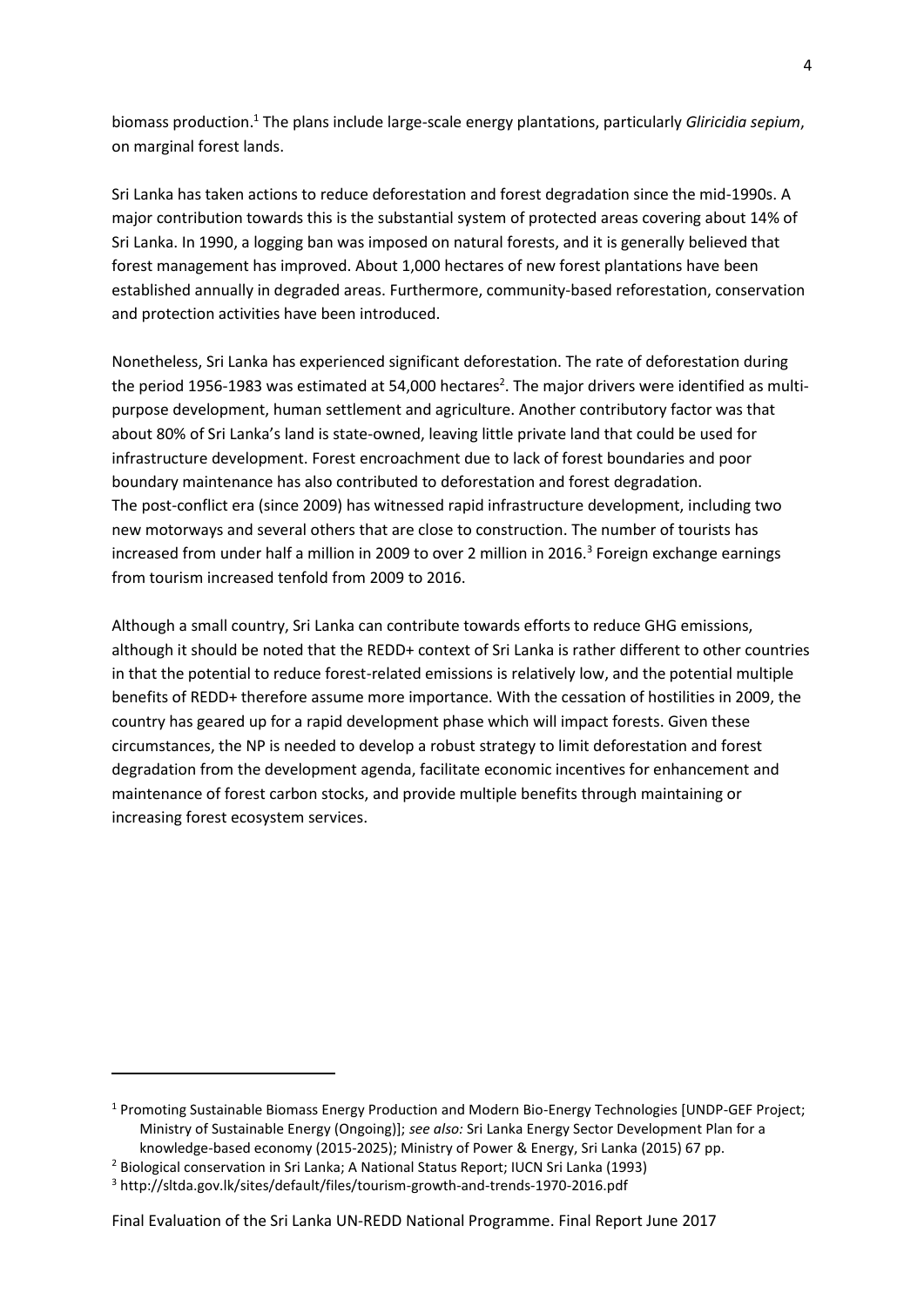biomass production.[1] The plans include large-scale energy plantations, particularly *Gliricidia sepium*, on marginal forest lands.

Sri Lanka has taken actions to reduce deforestation and forest degradation since the mid-1990s. A major contribution towards this is the substantial system of protected areas covering about 14% of Sri Lanka. In 1990, a logging ban was imposed on natural forests, and it is generally believed that forest management has improved. About 1,000 hectares of new forest plantations have been established annually in degraded areas. Furthermore, community-based reforestation, conservation and protection activities have been introduced.

Nonetheless, Sri Lanka has experienced significant deforestation. The rate of deforestation during the period 1956-1983 was estimated at 54,000 hectares[2]. The major drivers were identified as multi-purpose development, human settlement and agriculture. Another contributory factor was that about 80% of Sri Lanka's land is state-owned, leaving little private land that could be used for infrastructure development. Forest encroachment due to lack of forest boundaries and poor boundary maintenance has also contributed to deforestation and forest degradation.
The post-conflict era (since 2009) has witnessed rapid infrastructure development, including two new motorways and several others that are close to construction. The number of tourists has increased from under half a million in 2009 to over 2 million in 2016.[3] Foreign exchange earnings from tourism increased tenfold from 2009 to 2016.

Although a small country, Sri Lanka can contribute towards efforts to reduce GHG emissions, although it should be noted that the REDD+ context of Sri Lanka is rather different to other countries in that the potential to reduce forest-related emissions is relatively low, and the potential multiple benefits of REDD+ therefore assume more importance. With the cessation of hostilities in 2009, the country has geared up for a rapid development phase which will impact forests. Given these circumstances, the NP is needed to develop a robust strategy to limit deforestation and forest degradation from the development agenda, facilitate economic incentives for enhancement and maintenance of forest carbon stocks, and provide multiple benefits through maintaining or increasing forest ecosystem services.

---

[1] Promoting Sustainable Biomass Energy Production and Modern Bio-Energy Technologies [UNDP-GEF Project; Ministry of Sustainable Energy (Ongoing)]; *see also:* Sri Lanka Energy Sector Development Plan for a knowledge-based economy (2015-2025); Ministry of Power & Energy, Sri Lanka (2015) 67 pp.

[2] Biological conservation in Sri Lanka; A National Status Report; IUCN Sri Lanka (1993)

[3] http://sltda.gov.lk/sites/default/files/tourism-growth-and-trends-1970-2016.pdf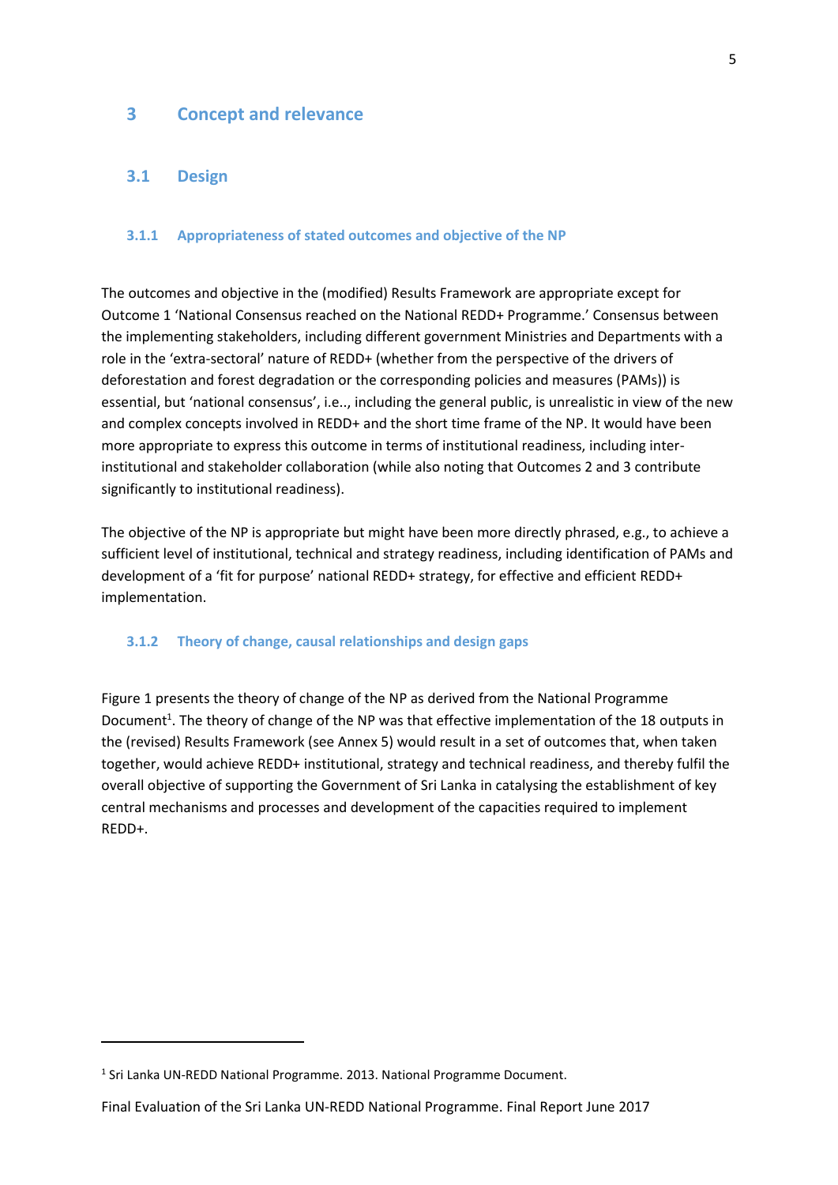# 3 Concept and relevance

## 3.1 Design

### 3.1.1 Appropriateness of stated outcomes and objective of the NP

The outcomes and objective in the (modified) Results Framework are appropriate except for Outcome 1 'National Consensus reached on the National REDD+ Programme.' Consensus between the implementing stakeholders, including different government Ministries and Departments with a role in the 'extra-sectoral' nature of REDD+ (whether from the perspective of the drivers of deforestation and forest degradation or the corresponding policies and measures (PAMs)) is essential, but 'national consensus', i.e.., including the general public, is unrealistic in view of the new and complex concepts involved in REDD+ and the short time frame of the NP. It would have been more appropriate to express this outcome in terms of institutional readiness, including inter-institutional and stakeholder collaboration (while also noting that Outcomes 2 and 3 contribute significantly to institutional readiness).

The objective of the NP is appropriate but might have been more directly phrased, e.g., to achieve a sufficient level of institutional, technical and strategy readiness, including identification of PAMs and development of a 'fit for purpose' national REDD+ strategy, for effective and efficient REDD+ implementation.

### 3.1.2 Theory of change, causal relationships and design gaps

Figure 1 presents the theory of change of the NP as derived from the National Programme Document[1]. The theory of change of the NP was that effective implementation of the 18 outputs in the (revised) Results Framework (see Annex 5) would result in a set of outcomes that, when taken together, would achieve REDD+ institutional, strategy and technical readiness, and thereby fulfil the overall objective of supporting the Government of Sri Lanka in catalysing the establishment of key central mechanisms and processes and development of the capacities required to implement REDD+.

[1] Sri Lanka UN-REDD National Programme. 2013. National Programme Document.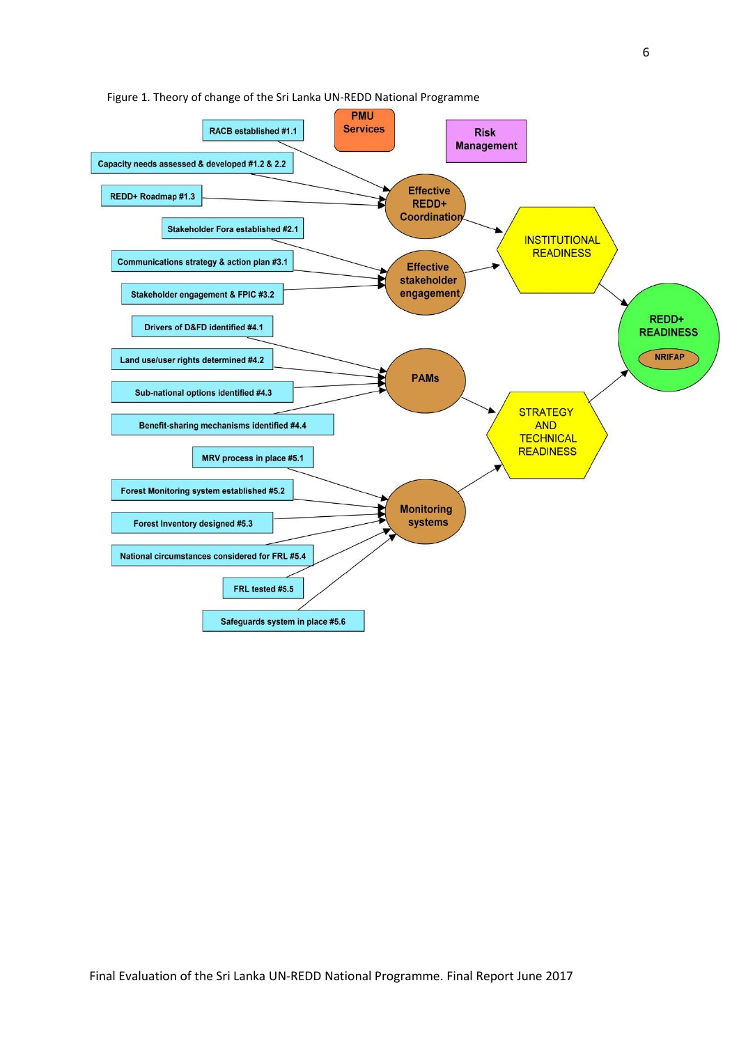Figure 1. Theory of change of the Sri Lanka UN-REDD National Programme

PMU Services

Risk Management

- RACB established #1.1
- Capacity needs assessed & developed #1.2 & 2.2
- REDD+ Roadmap #1.3

→ Effective REDD+ Coordination

- Stakeholder Fora established #2.1
- Communications strategy & action plan #3.1
- Stakeholder engagement & FPIC #3.2

→ Effective stakeholder engagement

Effective REDD+ Coordination + Effective stakeholder engagement → INSTITUTIONAL READINESS

- Drivers of D&FD identified #4.1
- Land use/user rights determined #4.2
- Sub-national options identified #4.3
- Benefit-sharing mechanisms identified #4.4

→ PAMs

- MRV process in place #5.1
- Forest Monitoring system established #5.2
- Forest Inventory designed #5.3
- National circumstances considered for FRL #5.4
- FRL tested #5.5
- Safeguards system in place #5.6

→ Monitoring systems

PAMs + Monitoring systems → STRATEGY AND TECHNICAL READINESS

INSTITUTIONAL READINESS + STRATEGY AND TECHNICAL READINESS → REDD+ READINESS (NRIFAP)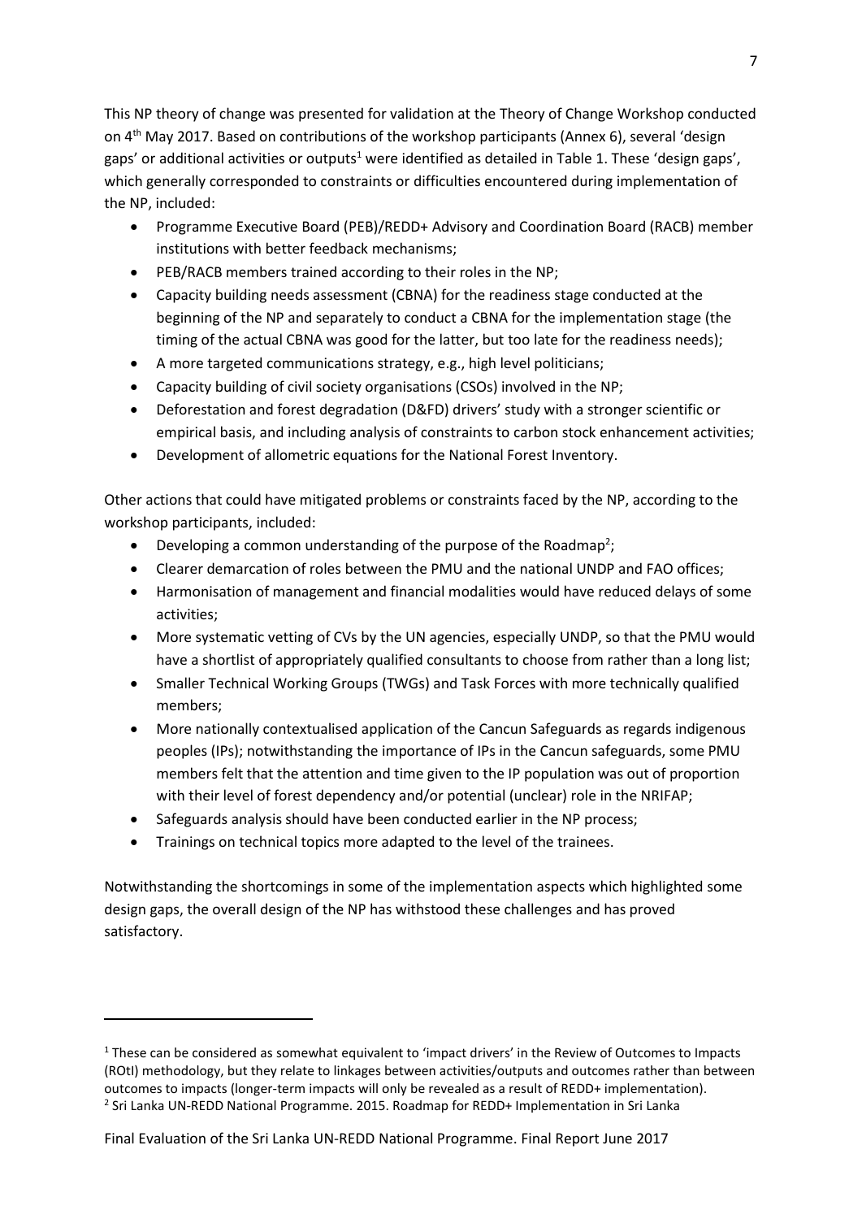This NP theory of change was presented for validation at the Theory of Change Workshop conducted on 4th May 2017. Based on contributions of the workshop participants (Annex 6), several 'design gaps' or additional activities or outputs[1] were identified as detailed in Table 1. These 'design gaps', which generally corresponded to constraints or difficulties encountered during implementation of the NP, included:

- Programme Executive Board (PEB)/REDD+ Advisory and Coordination Board (RACB) member institutions with better feedback mechanisms;
- PEB/RACB members trained according to their roles in the NP;
- Capacity building needs assessment (CBNA) for the readiness stage conducted at the beginning of the NP and separately to conduct a CBNA for the implementation stage (the timing of the actual CBNA was good for the latter, but too late for the readiness needs);
- A more targeted communications strategy, e.g., high level politicians;
- Capacity building of civil society organisations (CSOs) involved in the NP;
- Deforestation and forest degradation (D&FD) drivers' study with a stronger scientific or empirical basis, and including analysis of constraints to carbon stock enhancement activities;
- Development of allometric equations for the National Forest Inventory.

Other actions that could have mitigated problems or constraints faced by the NP, according to the workshop participants, included:

- Developing a common understanding of the purpose of the Roadmap[2];
- Clearer demarcation of roles between the PMU and the national UNDP and FAO offices;
- Harmonisation of management and financial modalities would have reduced delays of some activities;
- More systematic vetting of CVs by the UN agencies, especially UNDP, so that the PMU would have a shortlist of appropriately qualified consultants to choose from rather than a long list;
- Smaller Technical Working Groups (TWGs) and Task Forces with more technically qualified members;
- More nationally contextualised application of the Cancun Safeguards as regards indigenous peoples (IPs); notwithstanding the importance of IPs in the Cancun safeguards, some PMU members felt that the attention and time given to the IP population was out of proportion with their level of forest dependency and/or potential (unclear) role in the NRIFAP;
- Safeguards analysis should have been conducted earlier in the NP process;
- Trainings on technical topics more adapted to the level of the trainees.

Notwithstanding the shortcomings in some of the implementation aspects which highlighted some design gaps, the overall design of the NP has withstood these challenges and has proved satisfactory.

---

[1] These can be considered as somewhat equivalent to 'impact drivers' in the Review of Outcomes to Impacts (ROtI) methodology, but they relate to linkages between activities/outputs and outcomes rather than between outcomes to impacts (longer-term impacts will only be revealed as a result of REDD+ implementation).

[2] Sri Lanka UN-REDD National Programme. 2015. Roadmap for REDD+ Implementation in Sri Lanka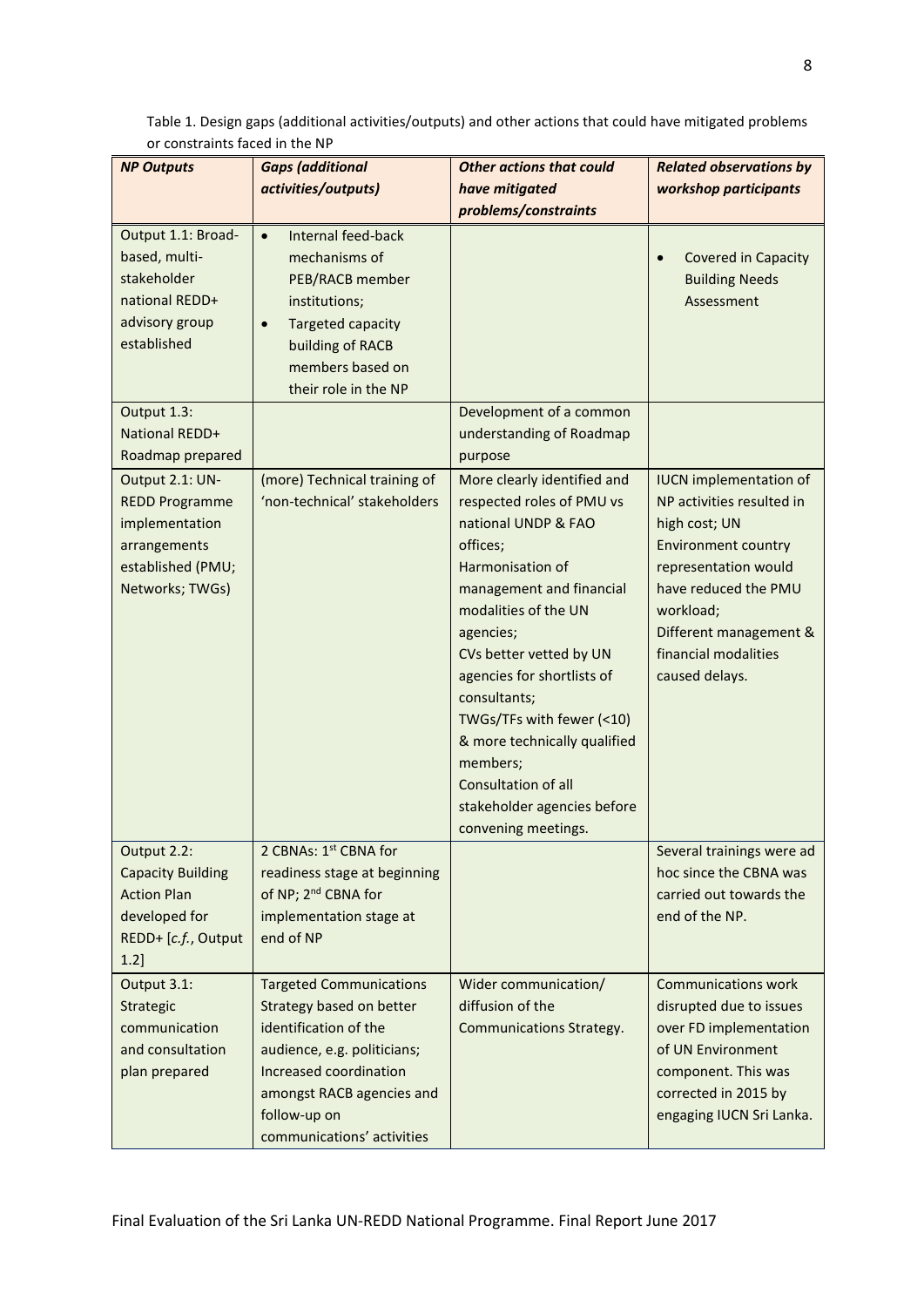Table 1. Design gaps (additional activities/outputs) and other actions that could have mitigated problems or constraints faced in the NP

| *NP Outputs* | *Gaps (additional activities/outputs)* | *Other actions that could have mitigated problems/constraints* | *Related observations by workshop participants* |
|---|---|---|---|
| Output 1.1: Broad-based, multi-stakeholder national REDD+ advisory group established | • Internal feed-back mechanisms of PEB/RACB member institutions;<br>• Targeted capacity building of RACB members based on their role in the NP | | • Covered in Capacity Building Needs Assessment |
| Output 1.3: National REDD+ Roadmap prepared | | Development of a common understanding of Roadmap purpose | |
| Output 2.1: UN-REDD Programme implementation arrangements established (PMU; Networks; TWGs) | (more) Technical training of 'non-technical' stakeholders | More clearly identified and respected roles of PMU vs national UNDP & FAO offices;<br>Harmonisation of management and financial modalities of the UN agencies;<br>CVs better vetted by UN agencies for shortlists of consultants;<br>TWGs/TFs with fewer (<10) & more technically qualified members;<br>Consultation of all stakeholder agencies before convening meetings. | IUCN implementation of NP activities resulted in high cost; UN Environment country representation would have reduced the PMU workload;<br>Different management & financial modalities caused delays. |
| Output 2.2: Capacity Building Action Plan developed for REDD+ [*c.f.*, Output 1.2] | 2 CBNAs: 1st CBNA for readiness stage at beginning of NP; 2nd CBNA for implementation stage at end of NP | | Several trainings were ad hoc since the CBNA was carried out towards the end of the NP. |
| Output 3.1: Strategic communication and consultation plan prepared | Targeted Communications Strategy based on better identification of the audience, e.g. politicians;<br>Increased coordination amongst RACB agencies and follow-up on communications' activities | Wider communication/ diffusion of the Communications Strategy. | Communications work disrupted due to issues over FD implementation of UN Environment component. This was corrected in 2015 by engaging IUCN Sri Lanka. |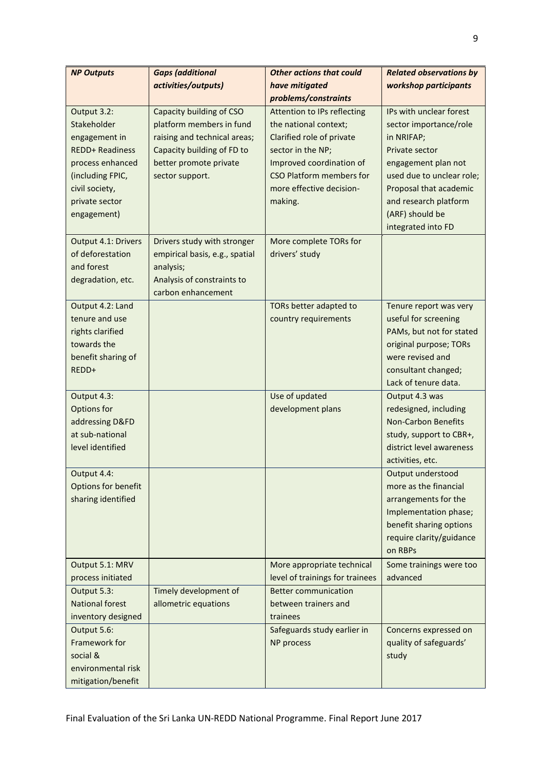| ***NP Outputs*** | ***Gaps (additional activities/outputs)*** | ***Other actions that could have mitigated problems/constraints*** | ***Related observations by workshop participants*** |
|---|---|---|---|
| Output 3.2: Stakeholder engagement in REDD+ Readiness process enhanced (including FPIC, civil society, private sector engagement) | Capacity building of CSO platform members in fund raising and technical areas; Capacity building of FD to better promote private sector support. | Attention to IPs reflecting the national context; Clarified role of private sector in the NP; Improved coordination of CSO Platform members for more effective decision-making. | IPs with unclear forest sector importance/role in NRIFAP; Private sector engagement plan not used due to unclear role; Proposal that academic and research platform (ARF) should be integrated into FD |
| Output 4.1: Drivers of deforestation and forest degradation, etc. | Drivers study with stronger empirical basis, e.g., spatial analysis; Analysis of constraints to carbon enhancement | More complete TORs for drivers' study | |
| Output 4.2: Land tenure and use rights clarified towards the benefit sharing of REDD+ | | TORs better adapted to country requirements | Tenure report was very useful for screening PAMs, but not for stated original purpose; TORs were revised and consultant changed; Lack of tenure data. |
| Output 4.3: Options for addressing D&FD at sub-national level identified | | Use of updated development plans | Output 4.3 was redesigned, including Non-Carbon Benefits study, support to CBR+, district level awareness activities, etc. |
| Output 4.4: Options for benefit sharing identified | | | Output understood more as the financial arrangements for the Implementation phase; benefit sharing options require clarity/guidance on RBPs |
| Output 5.1: MRV process initiated | | More appropriate technical level of trainings for trainees | Some trainings were too advanced |
| Output 5.3: National forest inventory designed | Timely development of allometric equations | Better communication between trainers and trainees | |
| Output 5.6: Framework for social & environmental risk mitigation/benefit | | Safeguards study earlier in NP process | Concerns expressed on quality of safeguards' study |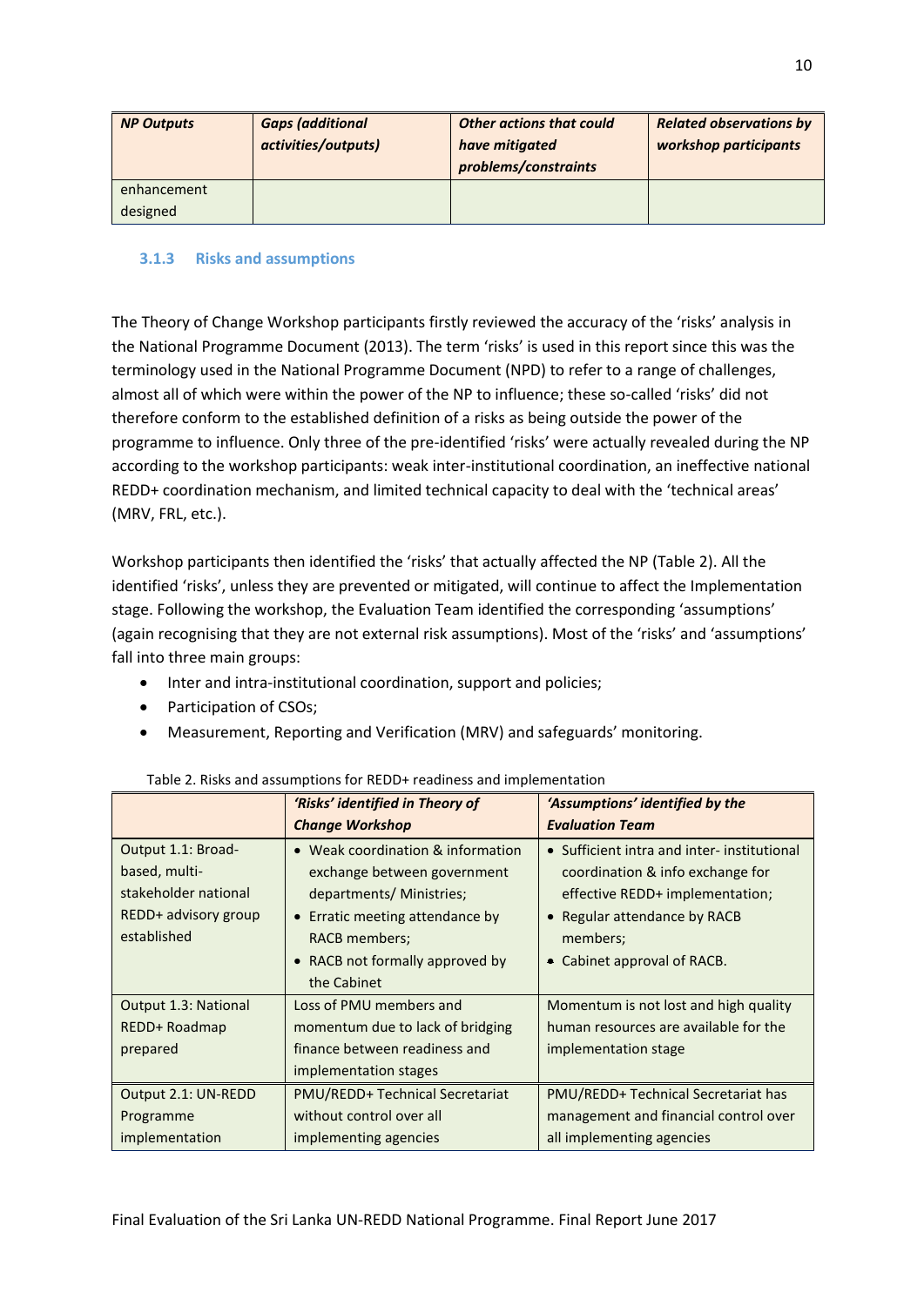| NP Outputs | Gaps (additional activities/outputs) | Other actions that could have mitigated problems/constraints | Related observations by workshop participants |
|---|---|---|---|
| enhancement designed | | | |

### 3.1.3 Risks and assumptions

The Theory of Change Workshop participants firstly reviewed the accuracy of the 'risks' analysis in the National Programme Document (2013). The term 'risks' is used in this report since this was the terminology used in the National Programme Document (NPD) to refer to a range of challenges, almost all of which were within the power of the NP to influence; these so-called 'risks' did not therefore conform to the established definition of a risks as being outside the power of the programme to influence. Only three of the pre-identified 'risks' were actually revealed during the NP according to the workshop participants: weak inter-institutional coordination, an ineffective national REDD+ coordination mechanism, and limited technical capacity to deal with the 'technical areas' (MRV, FRL, etc.).

Workshop participants then identified the 'risks' that actually affected the NP (Table 2). All the identified 'risks', unless they are prevented or mitigated, will continue to affect the Implementation stage. Following the workshop, the Evaluation Team identified the corresponding 'assumptions' (again recognising that they are not external risk assumptions). Most of the 'risks' and 'assumptions' fall into three main groups:

- Inter and intra-institutional coordination, support and policies;
- Participation of CSOs;
- Measurement, Reporting and Verification (MRV) and safeguards' monitoring.

Table 2. Risks and assumptions for REDD+ readiness and implementation

| | 'Risks' identified in Theory of Change Workshop | 'Assumptions' identified by the Evaluation Team |
|---|---|---|
| Output 1.1: Broad-based, multi-stakeholder national REDD+ advisory group established | • Weak coordination & information exchange between government departments/ Ministries;<br>• Erratic meeting attendance by RACB members;<br>• RACB not formally approved by the Cabinet | • Sufficient intra and inter- institutional coordination & info exchange for effective REDD+ implementation;<br>• Regular attendance by RACB members;<br>• Cabinet approval of RACB. |
| Output 1.3: National REDD+ Roadmap prepared | Loss of PMU members and momentum due to lack of bridging finance between readiness and implementation stages | Momentum is not lost and high quality human resources are available for the implementation stage |
| Output 2.1: UN-REDD Programme implementation | PMU/REDD+ Technical Secretariat without control over all implementing agencies | PMU/REDD+ Technical Secretariat has management and financial control over all implementing agencies |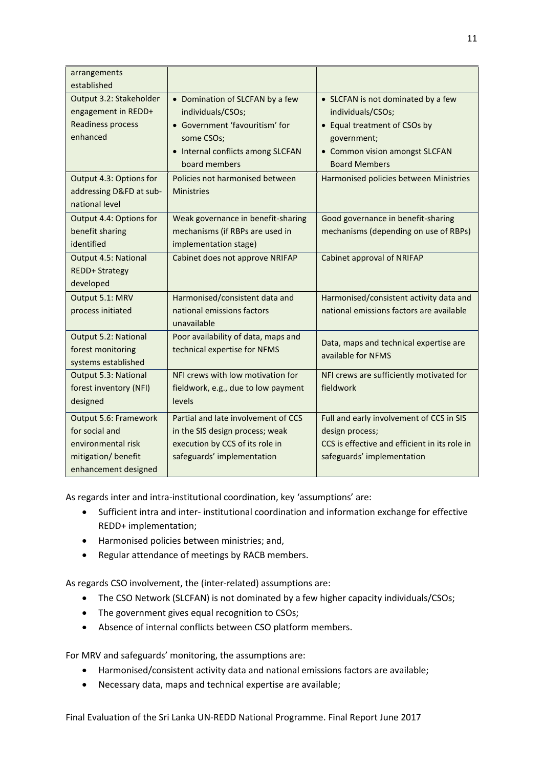| | | |
|---|---|---|
| arrangements established | | |
| Output 3.2: Stakeholder engagement in REDD+ Readiness process enhanced | • Domination of SLCFAN by a few individuals/CSOs;<br>• Government 'favouritism' for some CSOs;<br>• Internal conflicts among SLCFAN board members | • SLCFAN is not dominated by a few individuals/CSOs;<br>• Equal treatment of CSOs by government;<br>• Common vision amongst SLCFAN Board Members |
| Output 4.3: Options for addressing D&FD at sub-national level | Policies not harmonised between Ministries | Harmonised policies between Ministries |
| Output 4.4: Options for benefit sharing identified | Weak governance in benefit-sharing mechanisms (if RBPs are used in implementation stage) | Good governance in benefit-sharing mechanisms (depending on use of RBPs) |
| Output 4.5: National REDD+ Strategy developed | Cabinet does not approve NRIFAP | Cabinet approval of NRIFAP |
| Output 5.1: MRV process initiated | Harmonised/consistent data and national emissions factors unavailable | Harmonised/consistent activity data and national emissions factors are available |
| Output 5.2: National forest monitoring systems established | Poor availability of data, maps and technical expertise for NFMS | Data, maps and technical expertise are available for NFMS |
| Output 5.3: National forest inventory (NFI) designed | NFI crews with low motivation for fieldwork, e.g., due to low payment levels | NFI crews are sufficiently motivated for fieldwork |
| Output 5.6: Framework for social and environmental risk mitigation/ benefit enhancement designed | Partial and late involvement of CCS in the SIS design process; weak execution by CCS of its role in safeguards' implementation | Full and early involvement of CCS in SIS design process;<br>CCS is effective and efficient in its role in safeguards' implementation |

As regards inter and intra-institutional coordination, key 'assumptions' are:

- Sufficient intra and inter- institutional coordination and information exchange for effective REDD+ implementation;
- Harmonised policies between ministries; and,
- Regular attendance of meetings by RACB members.

As regards CSO involvement, the (inter-related) assumptions are:

- The CSO Network (SLCFAN) is not dominated by a few higher capacity individuals/CSOs;
- The government gives equal recognition to CSOs;
- Absence of internal conflicts between CSO platform members.

For MRV and safeguards' monitoring, the assumptions are:

- Harmonised/consistent activity data and national emissions factors are available;
- Necessary data, maps and technical expertise are available;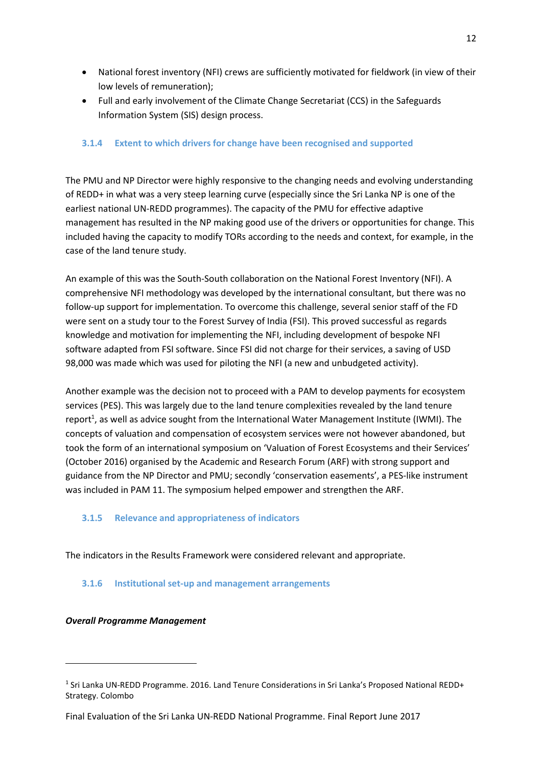- National forest inventory (NFI) crews are sufficiently motivated for fieldwork (in view of their low levels of remuneration);
- Full and early involvement of the Climate Change Secretariat (CCS) in the Safeguards Information System (SIS) design process.

### 3.1.4 Extent to which drivers for change have been recognised and supported

The PMU and NP Director were highly responsive to the changing needs and evolving understanding of REDD+ in what was a very steep learning curve (especially since the Sri Lanka NP is one of the earliest national UN-REDD programmes). The capacity of the PMU for effective adaptive management has resulted in the NP making good use of the drivers or opportunities for change. This included having the capacity to modify TORs according to the needs and context, for example, in the case of the land tenure study.

An example of this was the South-South collaboration on the National Forest Inventory (NFI). A comprehensive NFI methodology was developed by the international consultant, but there was no follow-up support for implementation. To overcome this challenge, several senior staff of the FD were sent on a study tour to the Forest Survey of India (FSI). This proved successful as regards knowledge and motivation for implementing the NFI, including development of bespoke NFI software adapted from FSI software. Since FSI did not charge for their services, a saving of USD 98,000 was made which was used for piloting the NFI (a new and unbudgeted activity).

Another example was the decision not to proceed with a PAM to develop payments for ecosystem services (PES). This was largely due to the land tenure complexities revealed by the land tenure report[1], as well as advice sought from the International Water Management Institute (IWMI). The concepts of valuation and compensation of ecosystem services were not however abandoned, but took the form of an international symposium on 'Valuation of Forest Ecosystems and their Services' (October 2016) organised by the Academic and Research Forum (ARF) with strong support and guidance from the NP Director and PMU; secondly 'conservation easements', a PES-like instrument was included in PAM 11. The symposium helped empower and strengthen the ARF.

### 3.1.5 Relevance and appropriateness of indicators

The indicators in the Results Framework were considered relevant and appropriate.

### 3.1.6 Institutional set-up and management arrangements

***Overall Programme Management***

[1] Sri Lanka UN-REDD Programme. 2016. Land Tenure Considerations in Sri Lanka's Proposed National REDD+ Strategy. Colombo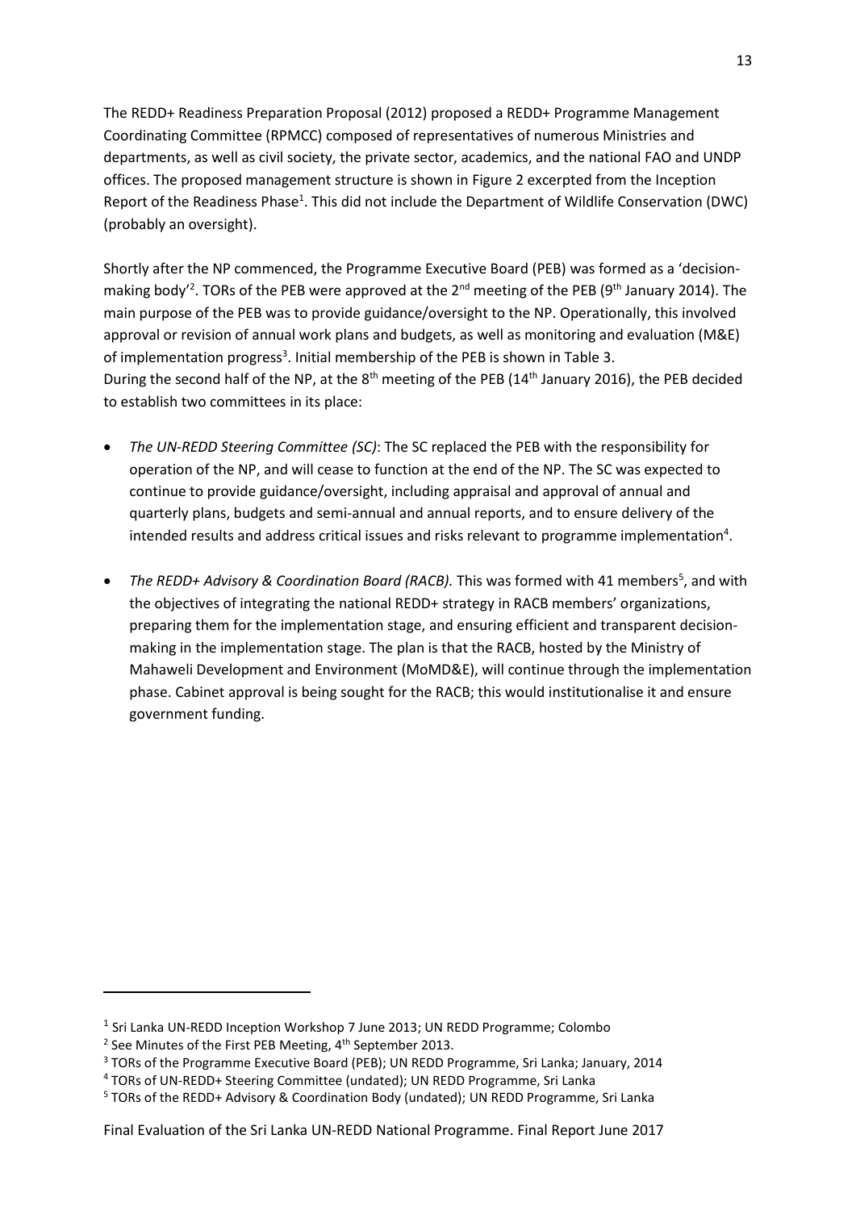The REDD+ Readiness Preparation Proposal (2012) proposed a REDD+ Programme Management Coordinating Committee (RPMCC) composed of representatives of numerous Ministries and departments, as well as civil society, the private sector, academics, and the national FAO and UNDP offices. The proposed management structure is shown in Figure 2 excerpted from the Inception Report of the Readiness Phase[1]. This did not include the Department of Wildlife Conservation (DWC) (probably an oversight).

Shortly after the NP commenced, the Programme Executive Board (PEB) was formed as a 'decision-making body'[2]. TORs of the PEB were approved at the 2nd meeting of the PEB (9th January 2014). The main purpose of the PEB was to provide guidance/oversight to the NP. Operationally, this involved approval or revision of annual work plans and budgets, as well as monitoring and evaluation (M&E) of implementation progress[3]. Initial membership of the PEB is shown in Table 3.
During the second half of the NP, at the 8th meeting of the PEB (14th January 2016), the PEB decided to establish two committees in its place:

- *The UN-REDD Steering Committee (SC)*: The SC replaced the PEB with the responsibility for operation of the NP, and will cease to function at the end of the NP. The SC was expected to continue to provide guidance/oversight, including appraisal and approval of annual and quarterly plans, budgets and semi-annual and annual reports, and to ensure delivery of the intended results and address critical issues and risks relevant to programme implementation[4].

- *The REDD+ Advisory & Coordination Board (RACB).* This was formed with 41 members[5], and with the objectives of integrating the national REDD+ strategy in RACB members' organizations, preparing them for the implementation stage, and ensuring efficient and transparent decision-making in the implementation stage. The plan is that the RACB, hosted by the Ministry of Mahaweli Development and Environment (MoMD&E), will continue through the implementation phase. Cabinet approval is being sought for the RACB; this would institutionalise it and ensure government funding.

---

[1] Sri Lanka UN-REDD Inception Workshop 7 June 2013; UN REDD Programme; Colombo

[2] See Minutes of the First PEB Meeting, 4th September 2013.

[3] TORs of the Programme Executive Board (PEB); UN REDD Programme, Sri Lanka; January, 2014

[4] TORs of UN-REDD+ Steering Committee (undated); UN REDD Programme, Sri Lanka

[5] TORs of the REDD+ Advisory & Coordination Body (undated); UN REDD Programme, Sri Lanka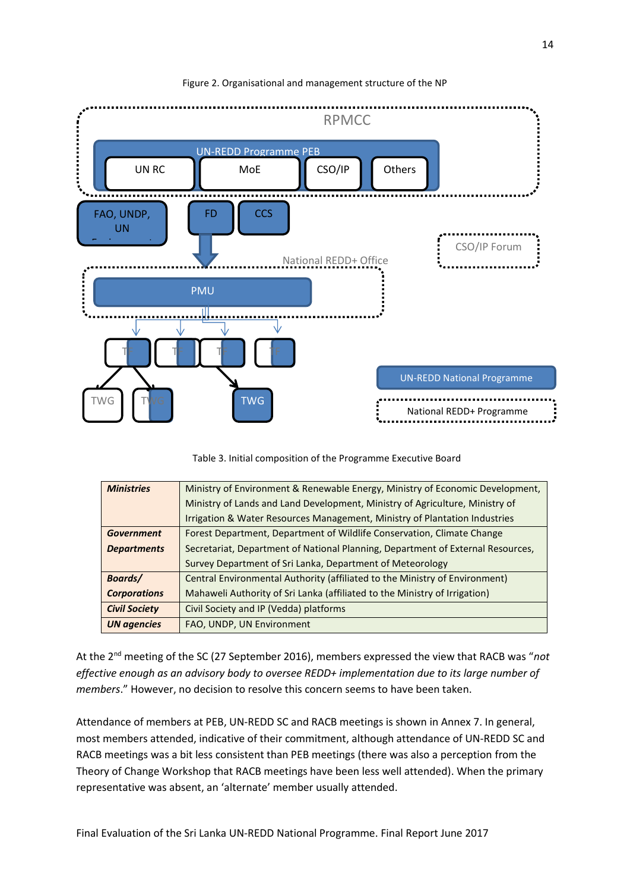Figure 2. Organisational and management structure of the NP

Table 3. Initial composition of the Programme Executive Board

| | |
|---|---|
| ***Ministries*** | Ministry of Environment & Renewable Energy, Ministry of Economic Development, Ministry of Lands and Land Development, Ministry of Agriculture, Ministry of Irrigation & Water Resources Management, Ministry of Plantation Industries |
| ***Government Departments*** | Forest Department, Department of Wildlife Conservation, Climate Change Secretariat, Department of National Planning, Department of External Resources, Survey Department of Sri Lanka, Department of Meteorology |
| ***Boards/ Corporations*** | Central Environmental Authority (affiliated to the Ministry of Environment) Mahaweli Authority of Sri Lanka (affiliated to the Ministry of Irrigation) |
| ***Civil Society*** | Civil Society and IP (Vedda) platforms |
| ***UN agencies*** | FAO, UNDP, UN Environment |

At the 2nd meeting of the SC (27 September 2016), members expressed the view that RACB was "*not effective enough as an advisory body to oversee REDD+ implementation due to its large number of members*." However, no decision to resolve this concern seems to have been taken.

Attendance of members at PEB, UN-REDD SC and RACB meetings is shown in Annex 7. In general, most members attended, indicative of their commitment, although attendance of UN-REDD SC and RACB meetings was a bit less consistent than PEB meetings (there was also a perception from the Theory of Change Workshop that RACB meetings have been less well attended). When the primary representative was absent, an 'alternate' member usually attended.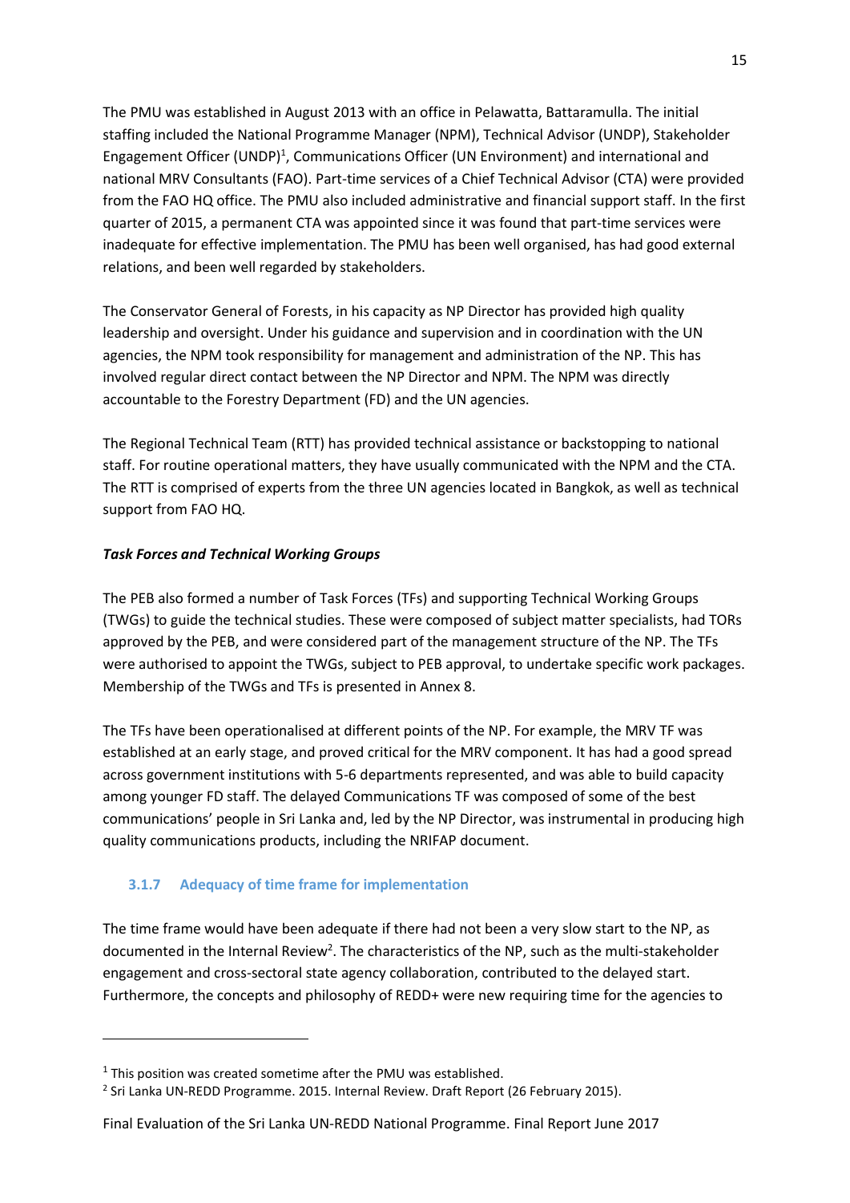The PMU was established in August 2013 with an office in Pelawatta, Battaramulla. The initial staffing included the National Programme Manager (NPM), Technical Advisor (UNDP), Stakeholder Engagement Officer (UNDP)[1], Communications Officer (UN Environment) and international and national MRV Consultants (FAO). Part-time services of a Chief Technical Advisor (CTA) were provided from the FAO HQ office. The PMU also included administrative and financial support staff. In the first quarter of 2015, a permanent CTA was appointed since it was found that part-time services were inadequate for effective implementation. The PMU has been well organised, has had good external relations, and been well regarded by stakeholders.

The Conservator General of Forests, in his capacity as NP Director has provided high quality leadership and oversight. Under his guidance and supervision and in coordination with the UN agencies, the NPM took responsibility for management and administration of the NP. This has involved regular direct contact between the NP Director and NPM. The NPM was directly accountable to the Forestry Department (FD) and the UN agencies.

The Regional Technical Team (RTT) has provided technical assistance or backstopping to national staff. For routine operational matters, they have usually communicated with the NPM and the CTA. The RTT is comprised of experts from the three UN agencies located in Bangkok, as well as technical support from FAO HQ.

***Task Forces and Technical Working Groups***

The PEB also formed a number of Task Forces (TFs) and supporting Technical Working Groups (TWGs) to guide the technical studies. These were composed of subject matter specialists, had TORs approved by the PEB, and were considered part of the management structure of the NP. The TFs were authorised to appoint the TWGs, subject to PEB approval, to undertake specific work packages. Membership of the TWGs and TFs is presented in Annex 8.

The TFs have been operationalised at different points of the NP. For example, the MRV TF was established at an early stage, and proved critical for the MRV component. It has had a good spread across government institutions with 5-6 departments represented, and was able to build capacity among younger FD staff. The delayed Communications TF was composed of some of the best communications' people in Sri Lanka and, led by the NP Director, was instrumental in producing high quality communications products, including the NRIFAP document.

### 3.1.7 Adequacy of time frame for implementation

The time frame would have been adequate if there had not been a very slow start to the NP, as documented in the Internal Review[2]. The characteristics of the NP, such as the multi-stakeholder engagement and cross-sectoral state agency collaboration, contributed to the delayed start. Furthermore, the concepts and philosophy of REDD+ were new requiring time for the agencies to

[1] This position was created sometime after the PMU was established.

[2] Sri Lanka UN-REDD Programme. 2015. Internal Review. Draft Report (26 February 2015).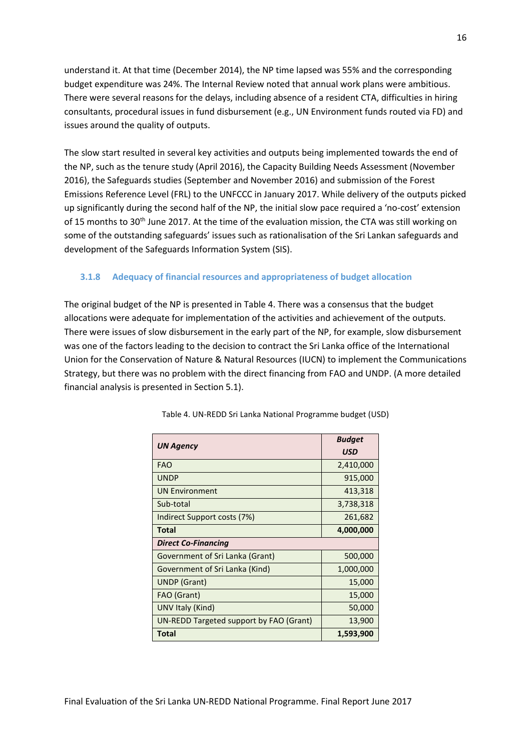understand it. At that time (December 2014), the NP time lapsed was 55% and the corresponding budget expenditure was 24%. The Internal Review noted that annual work plans were ambitious. There were several reasons for the delays, including absence of a resident CTA, difficulties in hiring consultants, procedural issues in fund disbursement (e.g., UN Environment funds routed via FD) and issues around the quality of outputs.

The slow start resulted in several key activities and outputs being implemented towards the end of the NP, such as the tenure study (April 2016), the Capacity Building Needs Assessment (November 2016), the Safeguards studies (September and November 2016) and submission of the Forest Emissions Reference Level (FRL) to the UNFCCC in January 2017. While delivery of the outputs picked up significantly during the second half of the NP, the initial slow pace required a 'no-cost' extension of 15 months to 30th June 2017. At the time of the evaluation mission, the CTA was still working on some of the outstanding safeguards' issues such as rationalisation of the Sri Lankan safeguards and development of the Safeguards Information System (SIS).

### 3.1.8 Adequacy of financial resources and appropriateness of budget allocation

The original budget of the NP is presented in Table 4. There was a consensus that the budget allocations were adequate for implementation of the activities and achievement of the outputs. There were issues of slow disbursement in the early part of the NP, for example, slow disbursement was one of the factors leading to the decision to contract the Sri Lanka office of the International Union for the Conservation of Nature & Natural Resources (IUCN) to implement the Communications Strategy, but there was no problem with the direct financing from FAO and UNDP. (A more detailed financial analysis is presented in Section 5.1).

Table 4. UN-REDD Sri Lanka National Programme budget (USD)

| *UN Agency* | *Budget USD* |
|---|---|
| FAO | 2,410,000 |
| UNDP | 915,000 |
| UN Environment | 413,318 |
| Sub-total | 3,738,318 |
| Indirect Support costs (7%) | 261,682 |
| **Total** | **4,000,000** |
| ***Direct Co-Financing*** | |
| Government of Sri Lanka (Grant) | 500,000 |
| Government of Sri Lanka (Kind) | 1,000,000 |
| UNDP (Grant) | 15,000 |
| FAO (Grant) | 15,000 |
| UNV Italy (Kind) | 50,000 |
| UN-REDD Targeted support by FAO (Grant) | 13,900 |
| **Total** | **1,593,900** |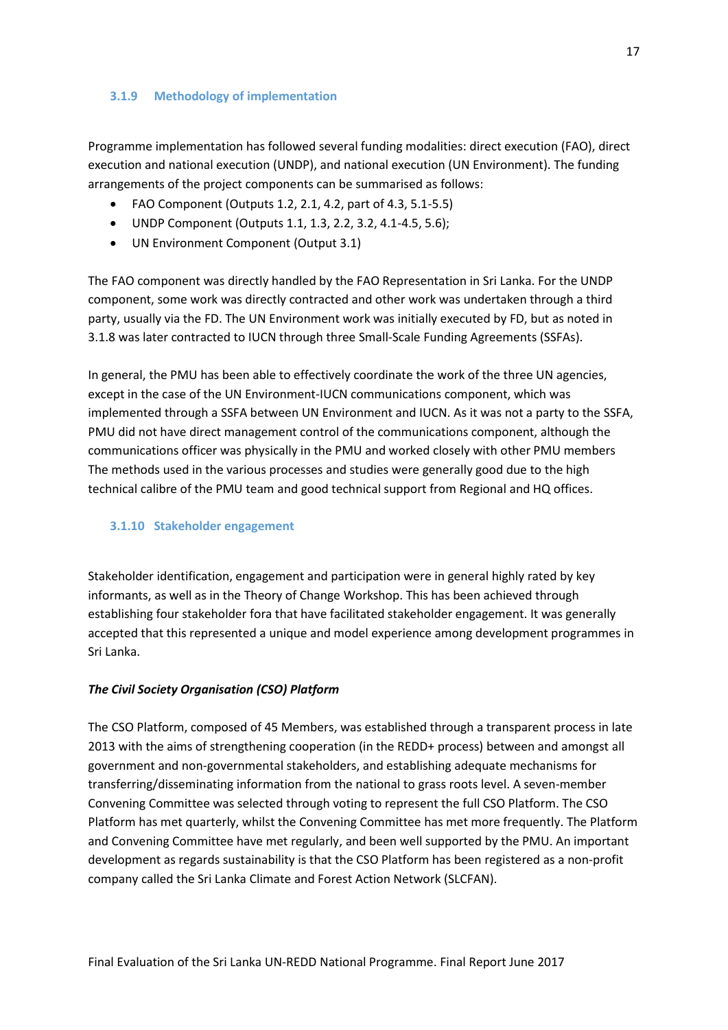### 3.1.9 Methodology of implementation

Programme implementation has followed several funding modalities: direct execution (FAO), direct execution and national execution (UNDP), and national execution (UN Environment). The funding arrangements of the project components can be summarised as follows:

- FAO Component (Outputs 1.2, 2.1, 4.2, part of 4.3, 5.1-5.5)
- UNDP Component (Outputs 1.1, 1.3, 2.2, 3.2, 4.1-4.5, 5.6);
- UN Environment Component (Output 3.1)

The FAO component was directly handled by the FAO Representation in Sri Lanka. For the UNDP component, some work was directly contracted and other work was undertaken through a third party, usually via the FD. The UN Environment work was initially executed by FD, but as noted in 3.1.8 was later contracted to IUCN through three Small-Scale Funding Agreements (SSFAs).

In general, the PMU has been able to effectively coordinate the work of the three UN agencies, except in the case of the UN Environment-IUCN communications component, which was implemented through a SSFA between UN Environment and IUCN. As it was not a party to the SSFA, PMU did not have direct management control of the communications component, although the communications officer was physically in the PMU and worked closely with other PMU members The methods used in the various processes and studies were generally good due to the high technical calibre of the PMU team and good technical support from Regional and HQ offices.

### 3.1.10 Stakeholder engagement

Stakeholder identification, engagement and participation were in general highly rated by key informants, as well as in the Theory of Change Workshop. This has been achieved through establishing four stakeholder fora that have facilitated stakeholder engagement. It was generally accepted that this represented a unique and model experience among development programmes in Sri Lanka.

***The Civil Society Organisation (CSO) Platform***

The CSO Platform, composed of 45 Members, was established through a transparent process in late 2013 with the aims of strengthening cooperation (in the REDD+ process) between and amongst all government and non-governmental stakeholders, and establishing adequate mechanisms for transferring/disseminating information from the national to grass roots level. A seven-member Convening Committee was selected through voting to represent the full CSO Platform. The CSO Platform has met quarterly, whilst the Convening Committee has met more frequently. The Platform and Convening Committee have met regularly, and been well supported by the PMU. An important development as regards sustainability is that the CSO Platform has been registered as a non-profit company called the Sri Lanka Climate and Forest Action Network (SLCFAN).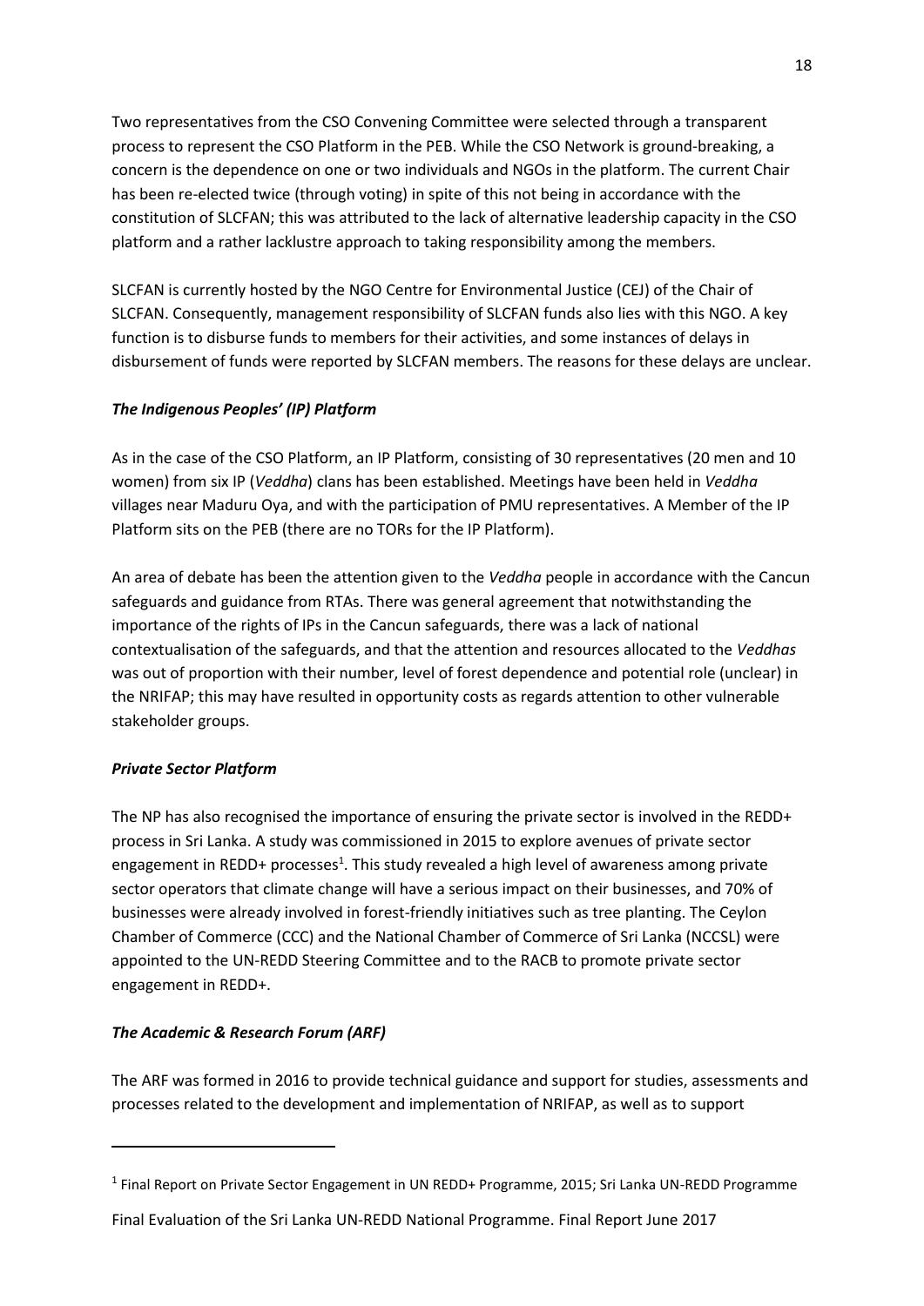Two representatives from the CSO Convening Committee were selected through a transparent process to represent the CSO Platform in the PEB. While the CSO Network is ground-breaking, a concern is the dependence on one or two individuals and NGOs in the platform. The current Chair has been re-elected twice (through voting) in spite of this not being in accordance with the constitution of SLCFAN; this was attributed to the lack of alternative leadership capacity in the CSO platform and a rather lacklustre approach to taking responsibility among the members.

SLCFAN is currently hosted by the NGO Centre for Environmental Justice (CEJ) of the Chair of SLCFAN. Consequently, management responsibility of SLCFAN funds also lies with this NGO. A key function is to disburse funds to members for their activities, and some instances of delays in disbursement of funds were reported by SLCFAN members. The reasons for these delays are unclear.

### *The Indigenous Peoples' (IP) Platform*

As in the case of the CSO Platform, an IP Platform, consisting of 30 representatives (20 men and 10 women) from six IP (*Veddha*) clans has been established. Meetings have been held in *Veddha* villages near Maduru Oya, and with the participation of PMU representatives. A Member of the IP Platform sits on the PEB (there are no TORs for the IP Platform).

An area of debate has been the attention given to the *Veddha* people in accordance with the Cancun safeguards and guidance from RTAs. There was general agreement that notwithstanding the importance of the rights of IPs in the Cancun safeguards, there was a lack of national contextualisation of the safeguards, and that the attention and resources allocated to the *Veddhas* was out of proportion with their number, level of forest dependence and potential role (unclear) in the NRIFAP; this may have resulted in opportunity costs as regards attention to other vulnerable stakeholder groups.

### *Private Sector Platform*

The NP has also recognised the importance of ensuring the private sector is involved in the REDD+ process in Sri Lanka. A study was commissioned in 2015 to explore avenues of private sector engagement in REDD+ processes[1]. This study revealed a high level of awareness among private sector operators that climate change will have a serious impact on their businesses, and 70% of businesses were already involved in forest-friendly initiatives such as tree planting. The Ceylon Chamber of Commerce (CCC) and the National Chamber of Commerce of Sri Lanka (NCCSL) were appointed to the UN-REDD Steering Committee and to the RACB to promote private sector engagement in REDD+.

### *The Academic & Research Forum (ARF)*

The ARF was formed in 2016 to provide technical guidance and support for studies, assessments and processes related to the development and implementation of NRIFAP, as well as to support

[1] Final Report on Private Sector Engagement in UN REDD+ Programme, 2015; Sri Lanka UN-REDD Programme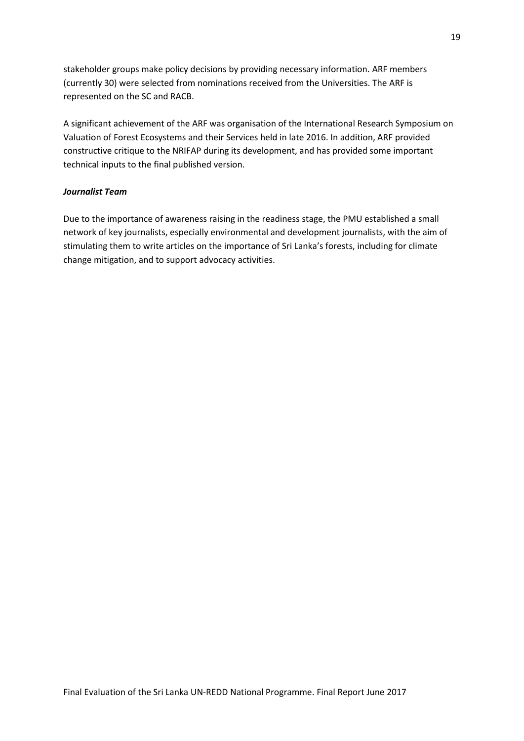stakeholder groups make policy decisions by providing necessary information. ARF members (currently 30) were selected from nominations received from the Universities. The ARF is represented on the SC and RACB.

A significant achievement of the ARF was organisation of the International Research Symposium on Valuation of Forest Ecosystems and their Services held in late 2016. In addition, ARF provided constructive critique to the NRIFAP during its development, and has provided some important technical inputs to the final published version.

***Journalist Team***

Due to the importance of awareness raising in the readiness stage, the PMU established a small network of key journalists, especially environmental and development journalists, with the aim of stimulating them to write articles on the importance of Sri Lanka's forests, including for climate change mitigation, and to support advocacy activities.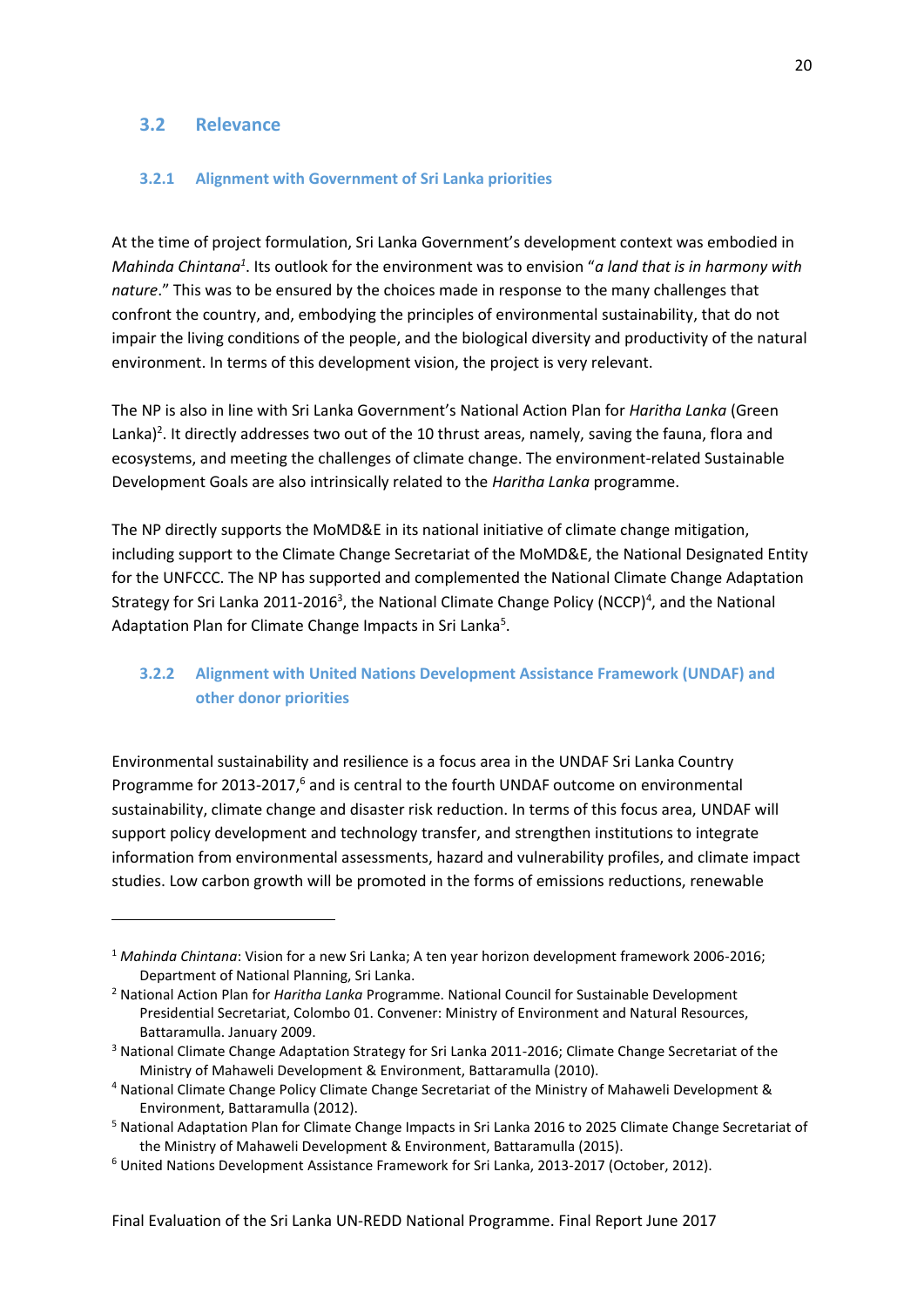## 3.2 Relevance

### 3.2.1 Alignment with Government of Sri Lanka priorities

At the time of project formulation, Sri Lanka Government's development context was embodied in *Mahinda Chintana*[1]. Its outlook for the environment was to envision "*a land that is in harmony with nature*." This was to be ensured by the choices made in response to the many challenges that confront the country, and, embodying the principles of environmental sustainability, that do not impair the living conditions of the people, and the biological diversity and productivity of the natural environment. In terms of this development vision, the project is very relevant.

The NP is also in line with Sri Lanka Government's National Action Plan for *Haritha Lanka* (Green Lanka)[2]. It directly addresses two out of the 10 thrust areas, namely, saving the fauna, flora and ecosystems, and meeting the challenges of climate change. The environment-related Sustainable Development Goals are also intrinsically related to the *Haritha Lanka* programme.

The NP directly supports the MoMD&E in its national initiative of climate change mitigation, including support to the Climate Change Secretariat of the MoMD&E, the National Designated Entity for the UNFCCC. The NP has supported and complemented the National Climate Change Adaptation Strategy for Sri Lanka 2011-2016[3], the National Climate Change Policy (NCCP)[4], and the National Adaptation Plan for Climate Change Impacts in Sri Lanka[5].

### 3.2.2 Alignment with United Nations Development Assistance Framework (UNDAF) and other donor priorities

Environmental sustainability and resilience is a focus area in the UNDAF Sri Lanka Country Programme for 2013-2017,[6] and is central to the fourth UNDAF outcome on environmental sustainability, climate change and disaster risk reduction. In terms of this focus area, UNDAF will support policy development and technology transfer, and strengthen institutions to integrate information from environmental assessments, hazard and vulnerability profiles, and climate impact studies. Low carbon growth will be promoted in the forms of emissions reductions, renewable

---

[1] *Mahinda Chintana*: Vision for a new Sri Lanka; A ten year horizon development framework 2006-2016; Department of National Planning, Sri Lanka.

[2] National Action Plan for *Haritha Lanka* Programme. National Council for Sustainable Development Presidential Secretariat, Colombo 01. Convener: Ministry of Environment and Natural Resources, Battaramulla. January 2009.

[3] National Climate Change Adaptation Strategy for Sri Lanka 2011-2016; Climate Change Secretariat of the Ministry of Mahaweli Development & Environment, Battaramulla (2010).

[4] National Climate Change Policy Climate Change Secretariat of the Ministry of Mahaweli Development & Environment, Battaramulla (2012).

[5] National Adaptation Plan for Climate Change Impacts in Sri Lanka 2016 to 2025 Climate Change Secretariat of the Ministry of Mahaweli Development & Environment, Battaramulla (2015).

[6] United Nations Development Assistance Framework for Sri Lanka, 2013-2017 (October, 2012).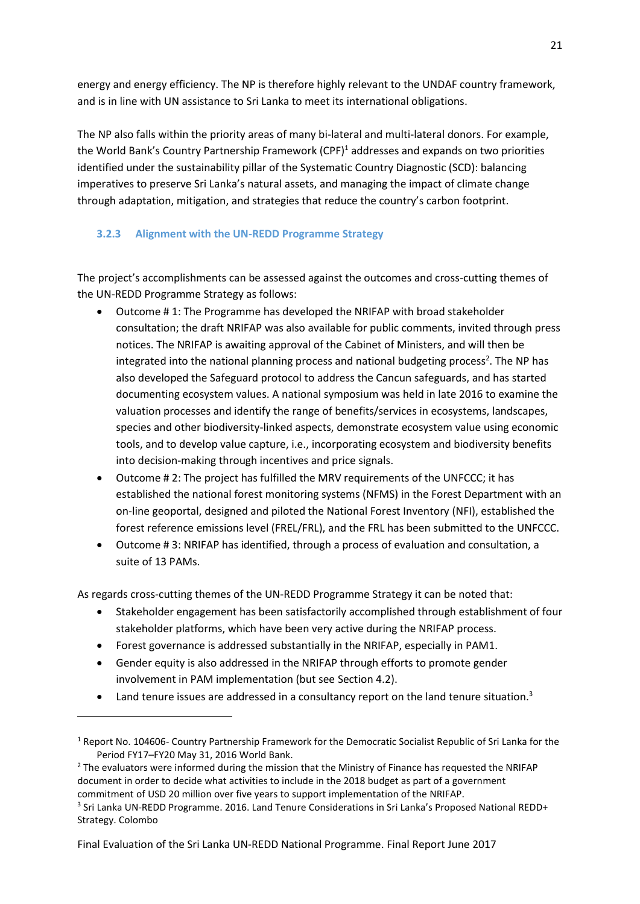energy and energy efficiency. The NP is therefore highly relevant to the UNDAF country framework, and is in line with UN assistance to Sri Lanka to meet its international obligations.

The NP also falls within the priority areas of many bi-lateral and multi-lateral donors. For example, the World Bank's Country Partnership Framework (CPF)[1] addresses and expands on two priorities identified under the sustainability pillar of the Systematic Country Diagnostic (SCD): balancing imperatives to preserve Sri Lanka's natural assets, and managing the impact of climate change through adaptation, mitigation, and strategies that reduce the country's carbon footprint.

### 3.2.3 Alignment with the UN-REDD Programme Strategy

The project's accomplishments can be assessed against the outcomes and cross-cutting themes of the UN-REDD Programme Strategy as follows:

- Outcome # 1: The Programme has developed the NRIFAP with broad stakeholder consultation; the draft NRIFAP was also available for public comments, invited through press notices. The NRIFAP is awaiting approval of the Cabinet of Ministers, and will then be integrated into the national planning process and national budgeting process[2]. The NP has also developed the Safeguard protocol to address the Cancun safeguards, and has started documenting ecosystem values. A national symposium was held in late 2016 to examine the valuation processes and identify the range of benefits/services in ecosystems, landscapes, species and other biodiversity-linked aspects, demonstrate ecosystem value using economic tools, and to develop value capture, i.e., incorporating ecosystem and biodiversity benefits into decision-making through incentives and price signals.
- Outcome # 2: The project has fulfilled the MRV requirements of the UNFCCC; it has established the national forest monitoring systems (NFMS) in the Forest Department with an on-line geoportal, designed and piloted the National Forest Inventory (NFI), established the forest reference emissions level (FREL/FRL), and the FRL has been submitted to the UNFCCC.
- Outcome # 3: NRIFAP has identified, through a process of evaluation and consultation, a suite of 13 PAMs.

As regards cross-cutting themes of the UN-REDD Programme Strategy it can be noted that:

- Stakeholder engagement has been satisfactorily accomplished through establishment of four stakeholder platforms, which have been very active during the NRIFAP process.
- Forest governance is addressed substantially in the NRIFAP, especially in PAM1.
- Gender equity is also addressed in the NRIFAP through efforts to promote gender involvement in PAM implementation (but see Section 4.2).
- Land tenure issues are addressed in a consultancy report on the land tenure situation.[3]

---

[1] Report No. 104606- Country Partnership Framework for the Democratic Socialist Republic of Sri Lanka for the Period FY17–FY20 May 31, 2016 World Bank.

[2] The evaluators were informed during the mission that the Ministry of Finance has requested the NRIFAP document in order to decide what activities to include in the 2018 budget as part of a government commitment of USD 20 million over five years to support implementation of the NRIFAP.

[3] Sri Lanka UN-REDD Programme. 2016. Land Tenure Considerations in Sri Lanka's Proposed National REDD+ Strategy. Colombo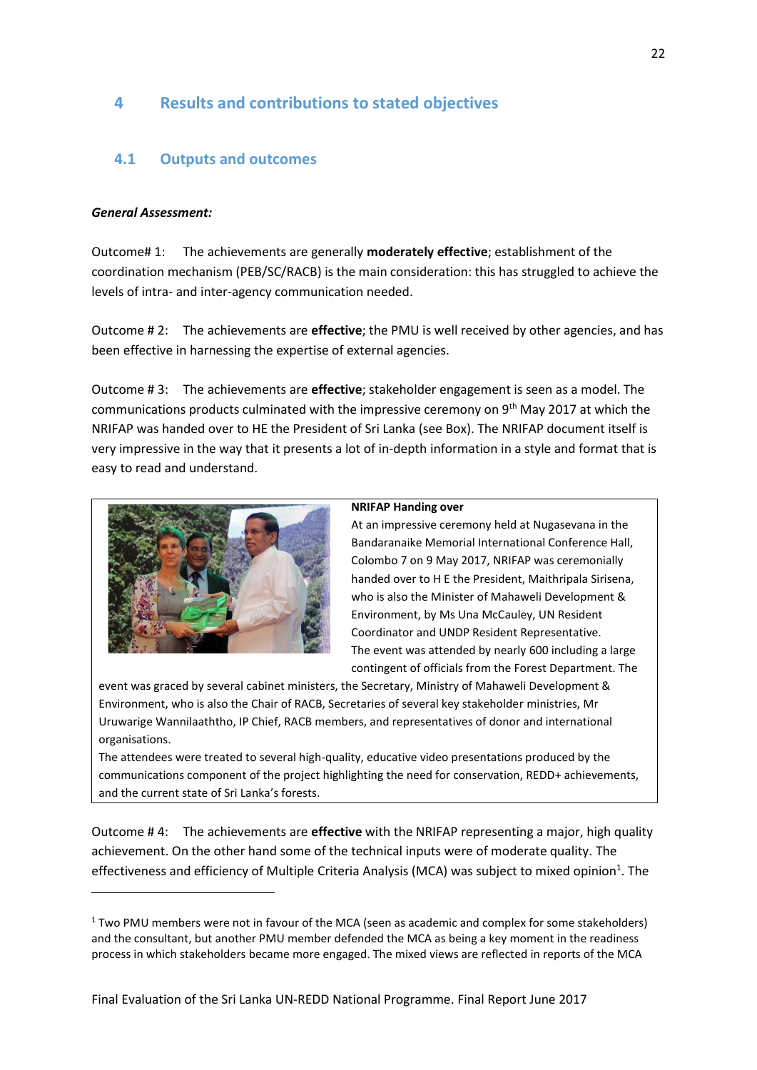## 4 Results and contributions to stated objectives

### 4.1 Outputs and outcomes

***General Assessment:***

Outcome# 1: The achievements are generally **moderately effective**; establishment of the coordination mechanism (PEB/SC/RACB) is the main consideration: this has struggled to achieve the levels of intra- and inter-agency communication needed.

Outcome # 2: The achievements are **effective**; the PMU is well received by other agencies, and has been effective in harnessing the expertise of external agencies.

Outcome # 3: The achievements are **effective**; stakeholder engagement is seen as a model. The communications products culminated with the impressive ceremony on 9th May 2017 at which the NRIFAP was handed over to HE the President of Sri Lanka (see Box). The NRIFAP document itself is very impressive in the way that it presents a lot of in-depth information in a style and format that is easy to read and understand.

**NRIFAP Handing over**

At an impressive ceremony held at Nugasevana in the Bandaranaike Memorial International Conference Hall, Colombo 7 on 9 May 2017, NRIFAP was ceremonially handed over to H E the President, Maithripala Sirisena, who is also the Minister of Mahaweli Development & Environment, by Ms Una McCauley, UN Resident Coordinator and UNDP Resident Representative.

The event was attended by nearly 600 including a large contingent of officials from the Forest Department. The event was graced by several cabinet ministers, the Secretary, Ministry of Mahaweli Development & Environment, who is also the Chair of RACB, Secretaries of several key stakeholder ministries, Mr Uruwarige Wannilaaththo, IP Chief, RACB members, and representatives of donor and international organisations.

The attendees were treated to several high-quality, educative video presentations produced by the communications component of the project highlighting the need for conservation, REDD+ achievements, and the current state of Sri Lanka's forests.

Outcome # 4: The achievements are **effective** with the NRIFAP representing a major, high quality achievement. On the other hand some of the technical inputs were of moderate quality. The effectiveness and efficiency of Multiple Criteria Analysis (MCA) was subject to mixed opinion[1]. The

[1] Two PMU members were not in favour of the MCA (seen as academic and complex for some stakeholders) and the consultant, but another PMU member defended the MCA as being a key moment in the readiness process in which stakeholders became more engaged. The mixed views are reflected in reports of the MCA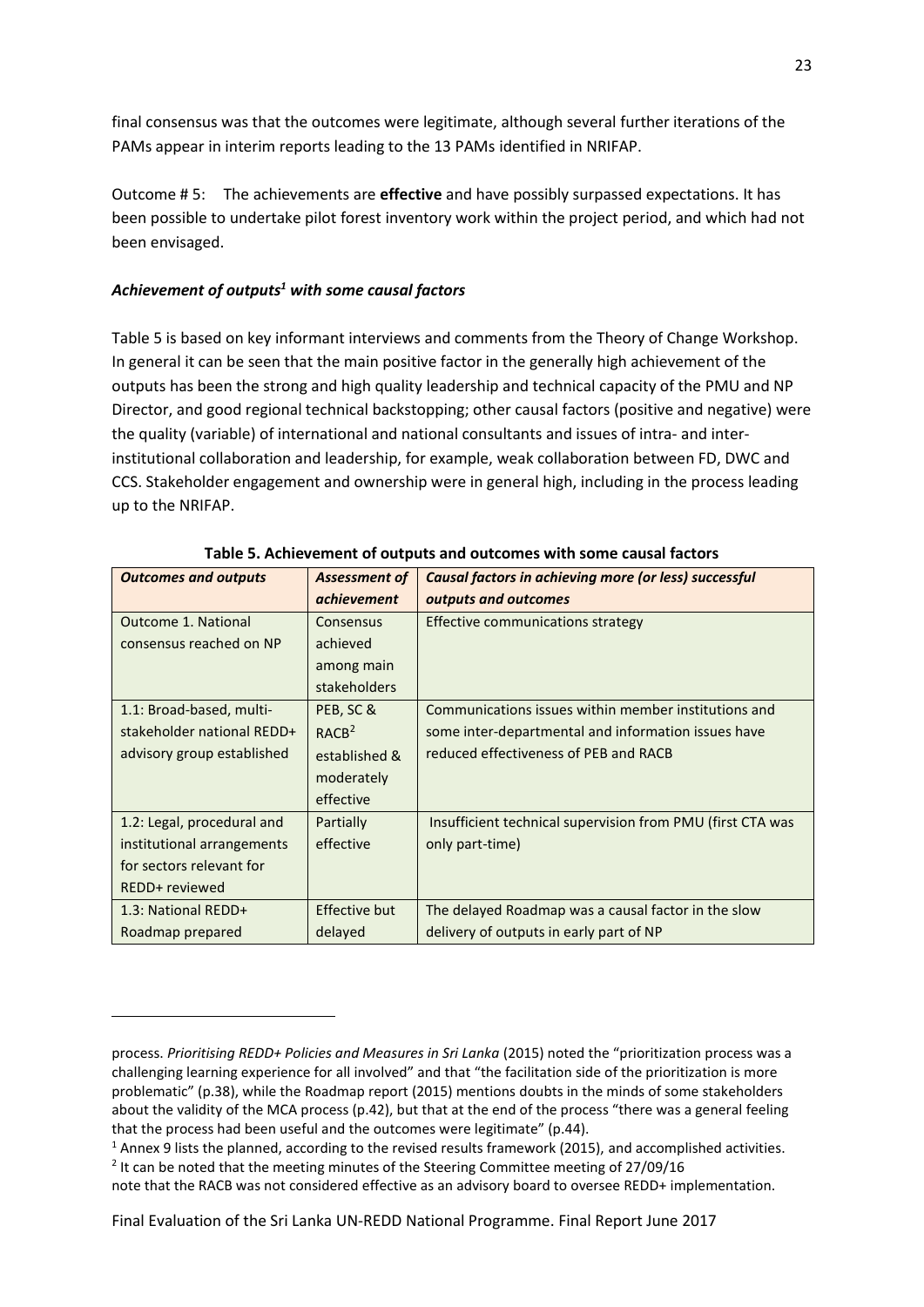final consensus was that the outcomes were legitimate, although several further iterations of the PAMs appear in interim reports leading to the 13 PAMs identified in NRIFAP.

Outcome # 5: The achievements are **effective** and have possibly surpassed expectations. It has been possible to undertake pilot forest inventory work within the project period, and which had not been envisaged.

### *Achievement of outputs[1] with some causal factors*

Table 5 is based on key informant interviews and comments from the Theory of Change Workshop. In general it can be seen that the main positive factor in the generally high achievement of the outputs has been the strong and high quality leadership and technical capacity of the PMU and NP Director, and good regional technical backstopping; other causal factors (positive and negative) were the quality (variable) of international and national consultants and issues of intra- and inter-institutional collaboration and leadership, for example, weak collaboration between FD, DWC and CCS. Stakeholder engagement and ownership were in general high, including in the process leading up to the NRIFAP.

**Table 5. Achievement of outputs and outcomes with some causal factors**

| *Outcomes and outputs* | *Assessment of achievement* | *Causal factors in achieving more (or less) successful outputs and outcomes* |
|---|---|---|
| Outcome 1. National consensus reached on NP | Consensus achieved among main stakeholders | Effective communications strategy |
| 1.1: Broad-based, multi-stakeholder national REDD+ advisory group established | PEB, SC & RACB[2] established & moderately effective | Communications issues within member institutions and some inter-departmental and information issues have reduced effectiveness of PEB and RACB |
| 1.2: Legal, procedural and institutional arrangements for sectors relevant for REDD+ reviewed | Partially effective | Insufficient technical supervision from PMU (first CTA was only part-time) |
| 1.3: National REDD+ Roadmap prepared | Effective but delayed | The delayed Roadmap was a causal factor in the slow delivery of outputs in early part of NP |

---

process. *Prioritising REDD+ Policies and Measures in Sri Lanka* (2015) noted the "prioritization process was a challenging learning experience for all involved" and that "the facilitation side of the prioritization is more problematic" (p.38), while the Roadmap report (2015) mentions doubts in the minds of some stakeholders about the validity of the MCA process (p.42), but that at the end of the process "there was a general feeling that the process had been useful and the outcomes were legitimate" (p.44).

[1] Annex 9 lists the planned, according to the revised results framework (2015), and accomplished activities.

[2] It can be noted that the meeting minutes of the Steering Committee meeting of 27/09/16 note that the RACB was not considered effective as an advisory board to oversee REDD+ implementation.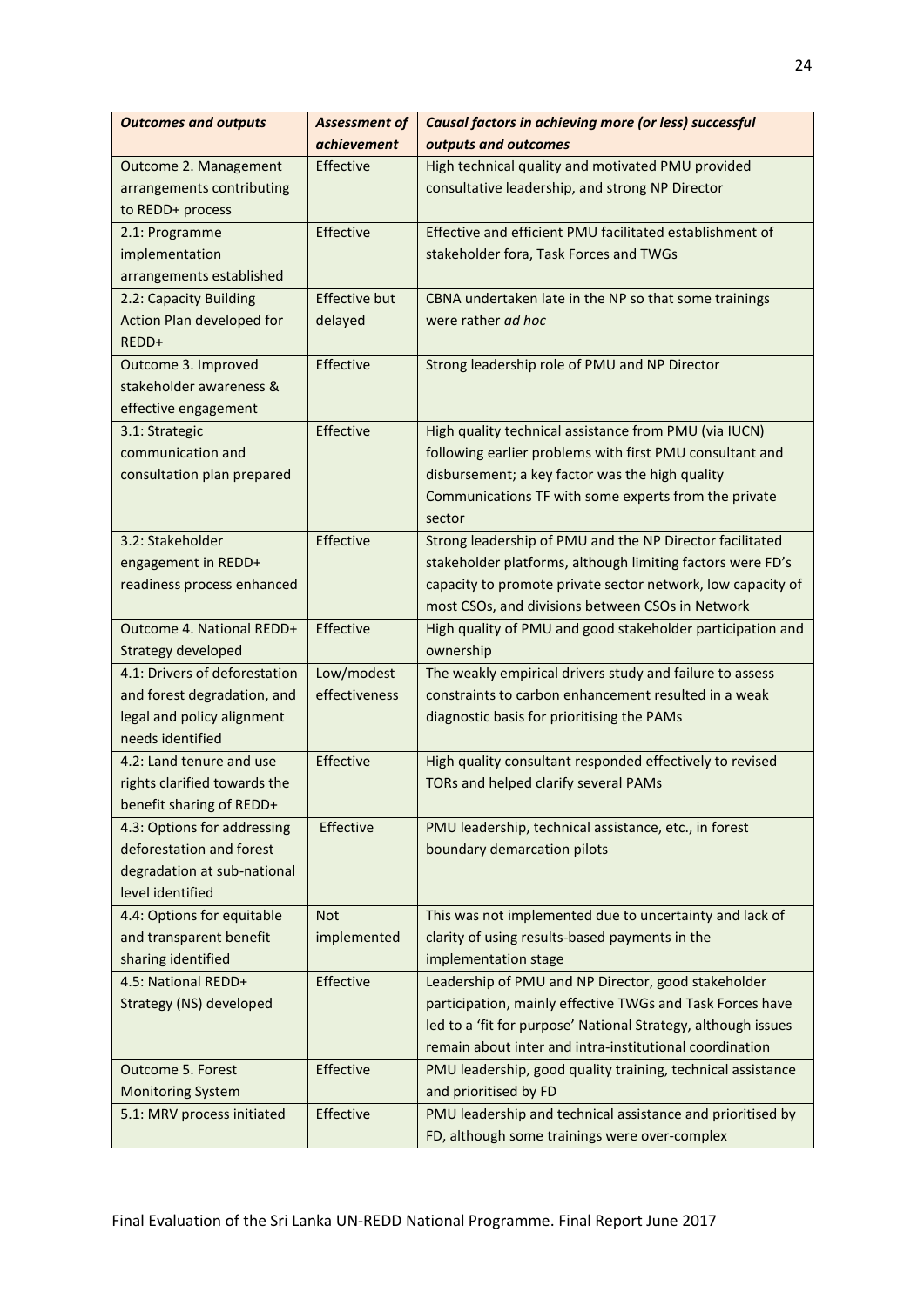| ***Outcomes and outputs*** | ***Assessment of achievement*** | ***Causal factors in achieving more (or less) successful outputs and outcomes*** |
|---|---|---|
| Outcome 2. Management arrangements contributing to REDD+ process | Effective | High technical quality and motivated PMU provided consultative leadership, and strong NP Director |
| 2.1: Programme implementation arrangements established | Effective | Effective and efficient PMU facilitated establishment of stakeholder fora, Task Forces and TWGs |
| 2.2: Capacity Building Action Plan developed for REDD+ | Effective but delayed | CBNA undertaken late in the NP so that some trainings were rather *ad hoc* |
| Outcome 3. Improved stakeholder awareness & effective engagement | Effective | Strong leadership role of PMU and NP Director |
| 3.1: Strategic communication and consultation plan prepared | Effective | High quality technical assistance from PMU (via IUCN) following earlier problems with first PMU consultant and disbursement; a key factor was the high quality Communications TF with some experts from the private sector |
| 3.2: Stakeholder engagement in REDD+ readiness process enhanced | Effective | Strong leadership of PMU and the NP Director facilitated stakeholder platforms, although limiting factors were FD's capacity to promote private sector network, low capacity of most CSOs, and divisions between CSOs in Network |
| Outcome 4. National REDD+ Strategy developed | Effective | High quality of PMU and good stakeholder participation and ownership |
| 4.1: Drivers of deforestation and forest degradation, and legal and policy alignment needs identified | Low/modest effectiveness | The weakly empirical drivers study and failure to assess constraints to carbon enhancement resulted in a weak diagnostic basis for prioritising the PAMs |
| 4.2: Land tenure and use rights clarified towards the benefit sharing of REDD+ | Effective | High quality consultant responded effectively to revised TORs and helped clarify several PAMs |
| 4.3: Options for addressing deforestation and forest degradation at sub-national level identified | Effective | PMU leadership, technical assistance, etc., in forest boundary demarcation pilots |
| 4.4: Options for equitable and transparent benefit sharing identified | Not implemented | This was not implemented due to uncertainty and lack of clarity of using results-based payments in the implementation stage |
| 4.5: National REDD+ Strategy (NS) developed | Effective | Leadership of PMU and NP Director, good stakeholder participation, mainly effective TWGs and Task Forces have led to a 'fit for purpose' National Strategy, although issues remain about inter and intra-institutional coordination |
| Outcome 5. Forest Monitoring System | Effective | PMU leadership, good quality training, technical assistance and prioritised by FD |
| 5.1: MRV process initiated | Effective | PMU leadership and technical assistance and prioritised by FD, although some trainings were over-complex |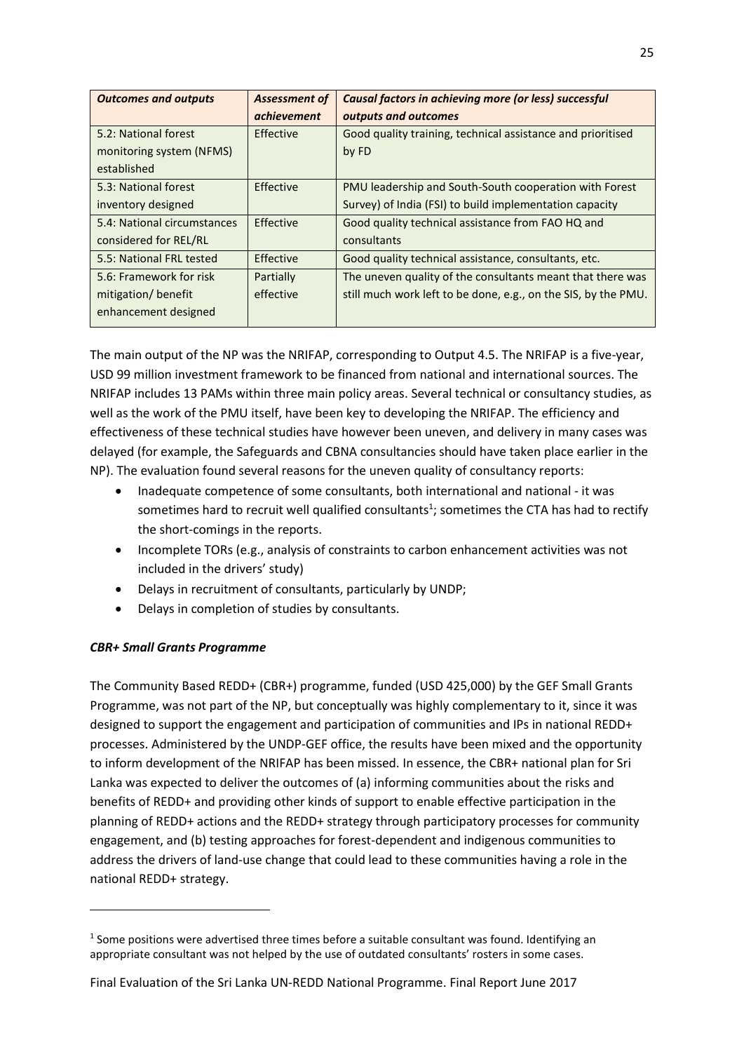| *Outcomes and outputs* | *Assessment of achievement* | *Causal factors in achieving more (or less) successful outputs and outcomes* |
|---|---|---|
| 5.2: National forest monitoring system (NFMS) established | Effective | Good quality training, technical assistance and prioritised by FD |
| 5.3: National forest inventory designed | Effective | PMU leadership and South-South cooperation with Forest Survey) of India (FSI) to build implementation capacity |
| 5.4: National circumstances considered for REL/RL | Effective | Good quality technical assistance from FAO HQ and consultants |
| 5.5: National FRL tested | Effective | Good quality technical assistance, consultants, etc. |
| 5.6: Framework for risk mitigation/ benefit enhancement designed | Partially effective | The uneven quality of the consultants meant that there was still much work left to be done, e.g., on the SIS, by the PMU. |

The main output of the NP was the NRIFAP, corresponding to Output 4.5. The NRIFAP is a five-year, USD 99 million investment framework to be financed from national and international sources. The NRIFAP includes 13 PAMs within three main policy areas. Several technical or consultancy studies, as well as the work of the PMU itself, have been key to developing the NRIFAP. The efficiency and effectiveness of these technical studies have however been uneven, and delivery in many cases was delayed (for example, the Safeguards and CBNA consultancies should have taken place earlier in the NP). The evaluation found several reasons for the uneven quality of consultancy reports:

- Inadequate competence of some consultants, both international and national - it was sometimes hard to recruit well qualified consultants[1]; sometimes the CTA has had to rectify the short-comings in the reports.
- Incomplete TORs (e.g., analysis of constraints to carbon enhancement activities was not included in the drivers' study)
- Delays in recruitment of consultants, particularly by UNDP;
- Delays in completion of studies by consultants.

***CBR+ Small Grants Programme***

The Community Based REDD+ (CBR+) programme, funded (USD 425,000) by the GEF Small Grants Programme, was not part of the NP, but conceptually was highly complementary to it, since it was designed to support the engagement and participation of communities and IPs in national REDD+ processes. Administered by the UNDP-GEF office, the results have been mixed and the opportunity to inform development of the NRIFAP has been missed. In essence, the CBR+ national plan for Sri Lanka was expected to deliver the outcomes of (a) informing communities about the risks and benefits of REDD+ and providing other kinds of support to enable effective participation in the planning of REDD+ actions and the REDD+ strategy through participatory processes for community engagement, and (b) testing approaches for forest-dependent and indigenous communities to address the drivers of land-use change that could lead to these communities having a role in the national REDD+ strategy.

[1] Some positions were advertised three times before a suitable consultant was found. Identifying an appropriate consultant was not helped by the use of outdated consultants' rosters in some cases.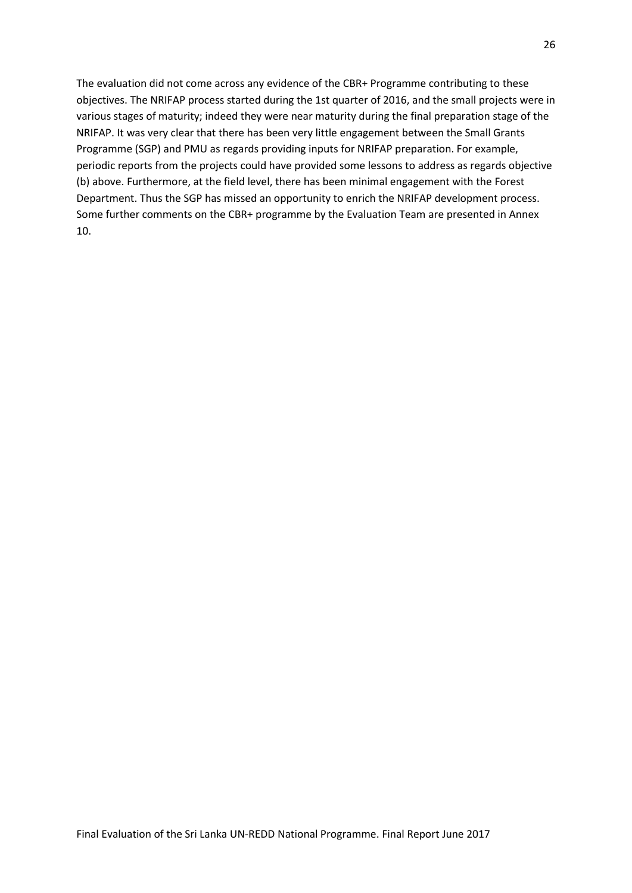The evaluation did not come across any evidence of the CBR+ Programme contributing to these objectives. The NRIFAP process started during the 1st quarter of 2016, and the small projects were in various stages of maturity; indeed they were near maturity during the final preparation stage of the NRIFAP. It was very clear that there has been very little engagement between the Small Grants Programme (SGP) and PMU as regards providing inputs for NRIFAP preparation. For example, periodic reports from the projects could have provided some lessons to address as regards objective (b) above. Furthermore, at the field level, there has been minimal engagement with the Forest Department. Thus the SGP has missed an opportunity to enrich the NRIFAP development process. Some further comments on the CBR+ programme by the Evaluation Team are presented in Annex 10.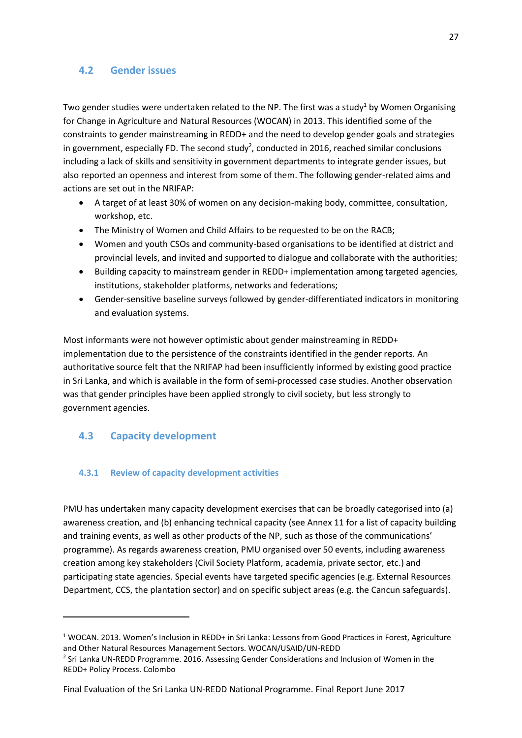## 4.2 Gender issues

Two gender studies were undertaken related to the NP. The first was a study[1] by Women Organising for Change in Agriculture and Natural Resources (WOCAN) in 2013. This identified some of the constraints to gender mainstreaming in REDD+ and the need to develop gender goals and strategies in government, especially FD. The second study[2], conducted in 2016, reached similar conclusions including a lack of skills and sensitivity in government departments to integrate gender issues, but also reported an openness and interest from some of them. The following gender-related aims and actions are set out in the NRIFAP:

- A target of at least 30% of women on any decision-making body, committee, consultation, workshop, etc.
- The Ministry of Women and Child Affairs to be requested to be on the RACB;
- Women and youth CSOs and community-based organisations to be identified at district and provincial levels, and invited and supported to dialogue and collaborate with the authorities;
- Building capacity to mainstream gender in REDD+ implementation among targeted agencies, institutions, stakeholder platforms, networks and federations;
- Gender-sensitive baseline surveys followed by gender-differentiated indicators in monitoring and evaluation systems.

Most informants were not however optimistic about gender mainstreaming in REDD+ implementation due to the persistence of the constraints identified in the gender reports. An authoritative source felt that the NRIFAP had been insufficiently informed by existing good practice in Sri Lanka, and which is available in the form of semi-processed case studies. Another observation was that gender principles have been applied strongly to civil society, but less strongly to government agencies.

## 4.3 Capacity development

### 4.3.1 Review of capacity development activities

PMU has undertaken many capacity development exercises that can be broadly categorised into (a) awareness creation, and (b) enhancing technical capacity (see Annex 11 for a list of capacity building and training events, as well as other products of the NP, such as those of the communications' programme). As regards awareness creation, PMU organised over 50 events, including awareness creation among key stakeholders (Civil Society Platform, academia, private sector, etc.) and participating state agencies. Special events have targeted specific agencies (e.g. External Resources Department, CCS, the plantation sector) and on specific subject areas (e.g. the Cancun safeguards).

[1] WOCAN. 2013. Women's Inclusion in REDD+ in Sri Lanka: Lessons from Good Practices in Forest, Agriculture and Other Natural Resources Management Sectors. WOCAN/USAID/UN-REDD

[2] Sri Lanka UN-REDD Programme. 2016. Assessing Gender Considerations and Inclusion of Women in the REDD+ Policy Process. Colombo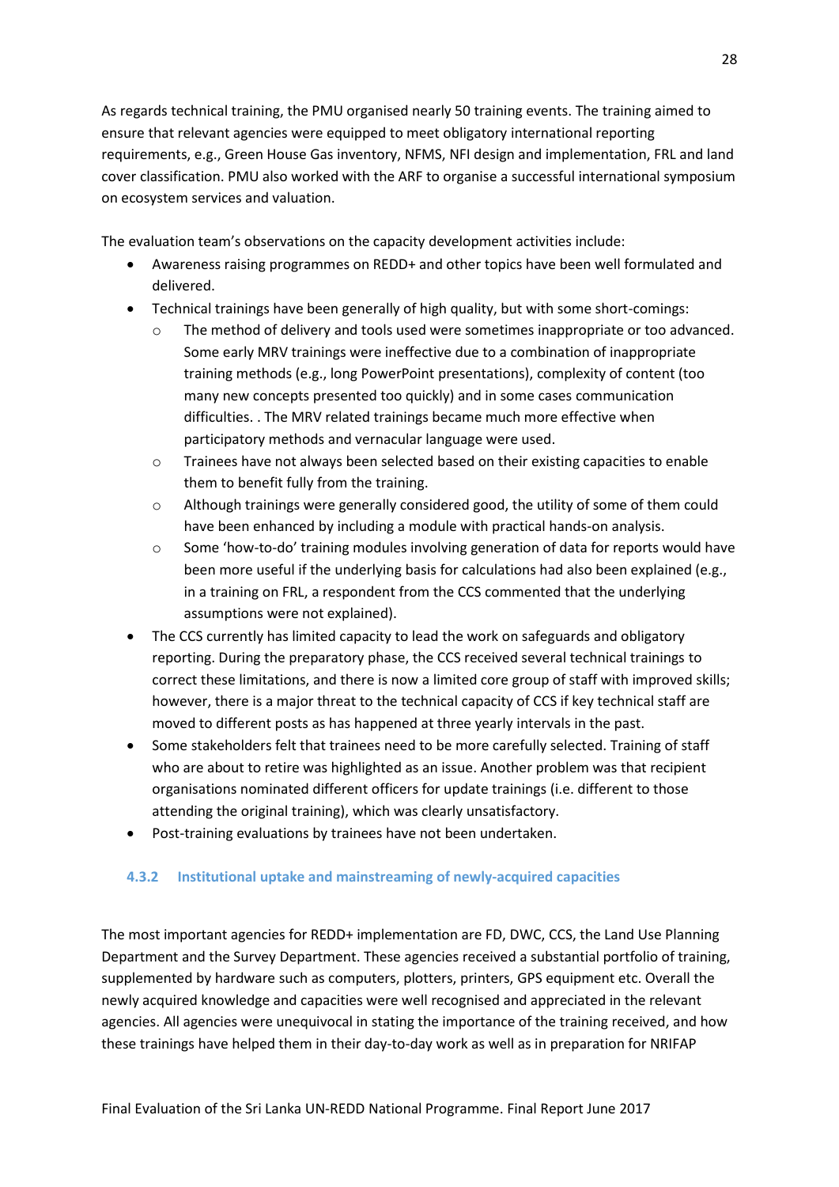As regards technical training, the PMU organised nearly 50 training events. The training aimed to ensure that relevant agencies were equipped to meet obligatory international reporting requirements, e.g., Green House Gas inventory, NFMS, NFI design and implementation, FRL and land cover classification. PMU also worked with the ARF to organise a successful international symposium on ecosystem services and valuation.

The evaluation team's observations on the capacity development activities include:

- Awareness raising programmes on REDD+ and other topics have been well formulated and delivered.
- Technical trainings have been generally of high quality, but with some short-comings:
  - The method of delivery and tools used were sometimes inappropriate or too advanced. Some early MRV trainings were ineffective due to a combination of inappropriate training methods (e.g., long PowerPoint presentations), complexity of content (too many new concepts presented too quickly) and in some cases communication difficulties. . The MRV related trainings became much more effective when participatory methods and vernacular language were used.
  - Trainees have not always been selected based on their existing capacities to enable them to benefit fully from the training.
  - Although trainings were generally considered good, the utility of some of them could have been enhanced by including a module with practical hands-on analysis.
  - Some 'how-to-do' training modules involving generation of data for reports would have been more useful if the underlying basis for calculations had also been explained (e.g., in a training on FRL, a respondent from the CCS commented that the underlying assumptions were not explained).
- The CCS currently has limited capacity to lead the work on safeguards and obligatory reporting. During the preparatory phase, the CCS received several technical trainings to correct these limitations, and there is now a limited core group of staff with improved skills; however, there is a major threat to the technical capacity of CCS if key technical staff are moved to different posts as has happened at three yearly intervals in the past.
- Some stakeholders felt that trainees need to be more carefully selected. Training of staff who are about to retire was highlighted as an issue. Another problem was that recipient organisations nominated different officers for update trainings (i.e. different to those attending the original training), which was clearly unsatisfactory.
- Post-training evaluations by trainees have not been undertaken.

### 4.3.2 Institutional uptake and mainstreaming of newly-acquired capacities

The most important agencies for REDD+ implementation are FD, DWC, CCS, the Land Use Planning Department and the Survey Department. These agencies received a substantial portfolio of training, supplemented by hardware such as computers, plotters, printers, GPS equipment etc. Overall the newly acquired knowledge and capacities were well recognised and appreciated in the relevant agencies. All agencies were unequivocal in stating the importance of the training received, and how these trainings have helped them in their day-to-day work as well as in preparation for NRIFAP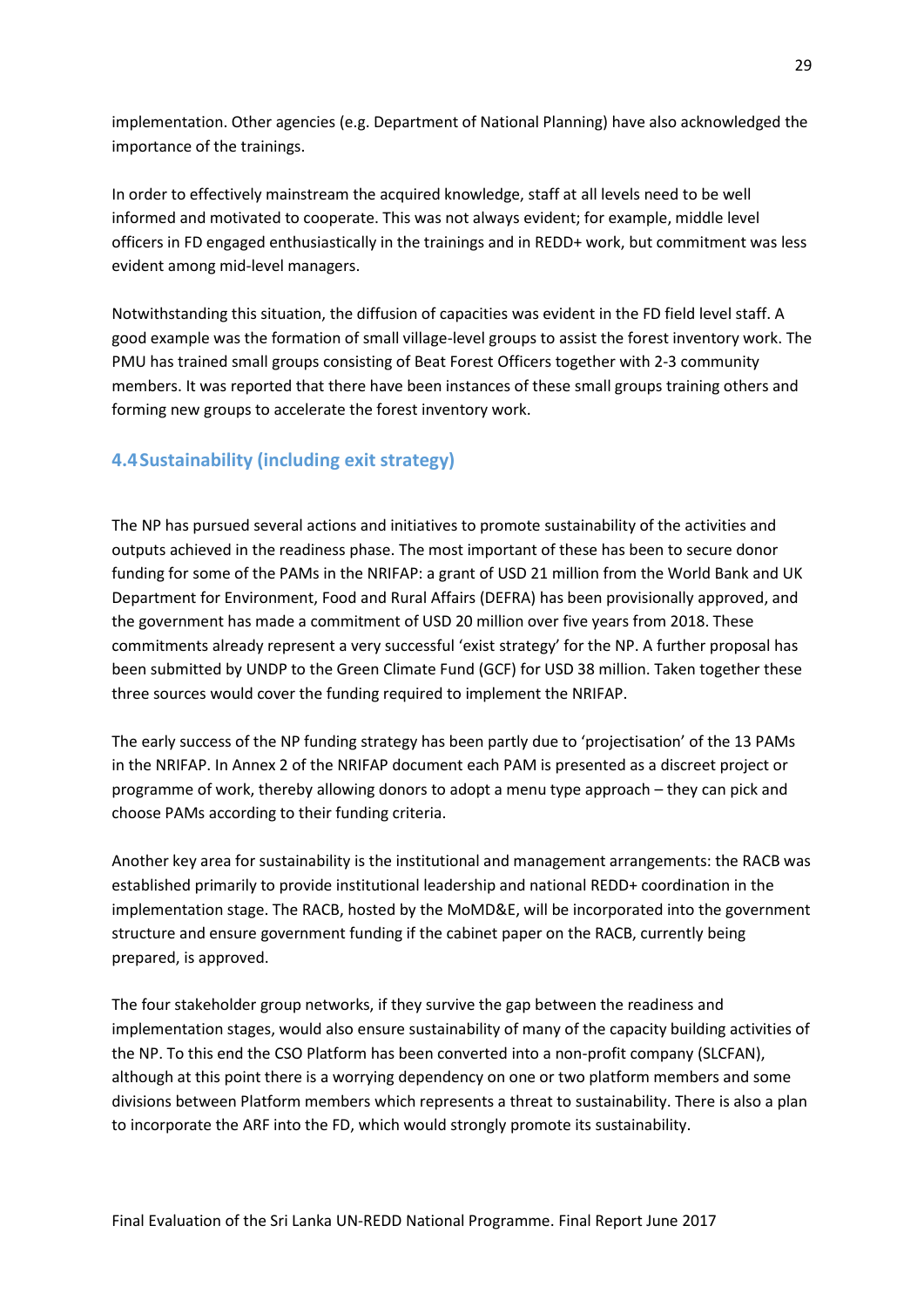implementation. Other agencies (e.g. Department of National Planning) have also acknowledged the importance of the trainings.

In order to effectively mainstream the acquired knowledge, staff at all levels need to be well informed and motivated to cooperate. This was not always evident; for example, middle level officers in FD engaged enthusiastically in the trainings and in REDD+ work, but commitment was less evident among mid-level managers.

Notwithstanding this situation, the diffusion of capacities was evident in the FD field level staff. A good example was the formation of small village-level groups to assist the forest inventory work. The PMU has trained small groups consisting of Beat Forest Officers together with 2-3 community members. It was reported that there have been instances of these small groups training others and forming new groups to accelerate the forest inventory work.

## 4.4 Sustainability (including exit strategy)

The NP has pursued several actions and initiatives to promote sustainability of the activities and outputs achieved in the readiness phase. The most important of these has been to secure donor funding for some of the PAMs in the NRIFAP: a grant of USD 21 million from the World Bank and UK Department for Environment, Food and Rural Affairs (DEFRA) has been provisionally approved, and the government has made a commitment of USD 20 million over five years from 2018. These commitments already represent a very successful 'exist strategy' for the NP. A further proposal has been submitted by UNDP to the Green Climate Fund (GCF) for USD 38 million. Taken together these three sources would cover the funding required to implement the NRIFAP.

The early success of the NP funding strategy has been partly due to 'projectisation' of the 13 PAMs in the NRIFAP. In Annex 2 of the NRIFAP document each PAM is presented as a discreet project or programme of work, thereby allowing donors to adopt a menu type approach – they can pick and choose PAMs according to their funding criteria.

Another key area for sustainability is the institutional and management arrangements: the RACB was established primarily to provide institutional leadership and national REDD+ coordination in the implementation stage. The RACB, hosted by the MoMD&E, will be incorporated into the government structure and ensure government funding if the cabinet paper on the RACB, currently being prepared, is approved.

The four stakeholder group networks, if they survive the gap between the readiness and implementation stages, would also ensure sustainability of many of the capacity building activities of the NP. To this end the CSO Platform has been converted into a non-profit company (SLCFAN), although at this point there is a worrying dependency on one or two platform members and some divisions between Platform members which represents a threat to sustainability. There is also a plan to incorporate the ARF into the FD, which would strongly promote its sustainability.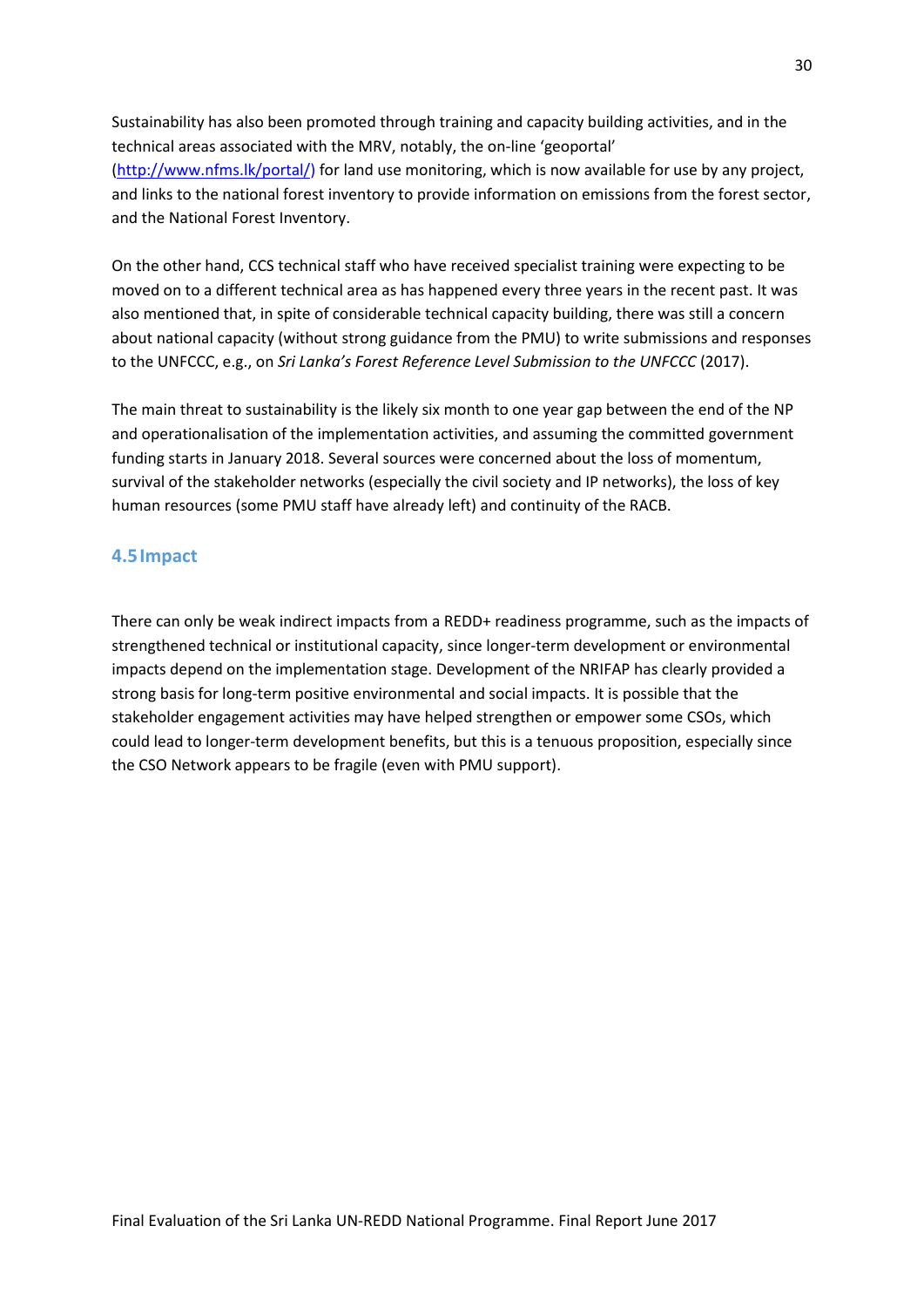Sustainability has also been promoted through training and capacity building activities, and in the technical areas associated with the MRV, notably, the on-line 'geoportal' (http://www.nfms.lk/portal/) for land use monitoring, which is now available for use by any project, and links to the national forest inventory to provide information on emissions from the forest sector, and the National Forest Inventory.

On the other hand, CCS technical staff who have received specialist training were expecting to be moved on to a different technical area as has happened every three years in the recent past. It was also mentioned that, in spite of considerable technical capacity building, there was still a concern about national capacity (without strong guidance from the PMU) to write submissions and responses to the UNFCCC, e.g., on *Sri Lanka's Forest Reference Level Submission to the UNFCCC* (2017).

The main threat to sustainability is the likely six month to one year gap between the end of the NP and operationalisation of the implementation activities, and assuming the committed government funding starts in January 2018. Several sources were concerned about the loss of momentum, survival of the stakeholder networks (especially the civil society and IP networks), the loss of key human resources (some PMU staff have already left) and continuity of the RACB.

## 4.5 Impact

There can only be weak indirect impacts from a REDD+ readiness programme, such as the impacts of strengthened technical or institutional capacity, since longer-term development or environmental impacts depend on the implementation stage. Development of the NRIFAP has clearly provided a strong basis for long-term positive environmental and social impacts. It is possible that the stakeholder engagement activities may have helped strengthen or empower some CSOs, which could lead to longer-term development benefits, but this is a tenuous proposition, especially since the CSO Network appears to be fragile (even with PMU support).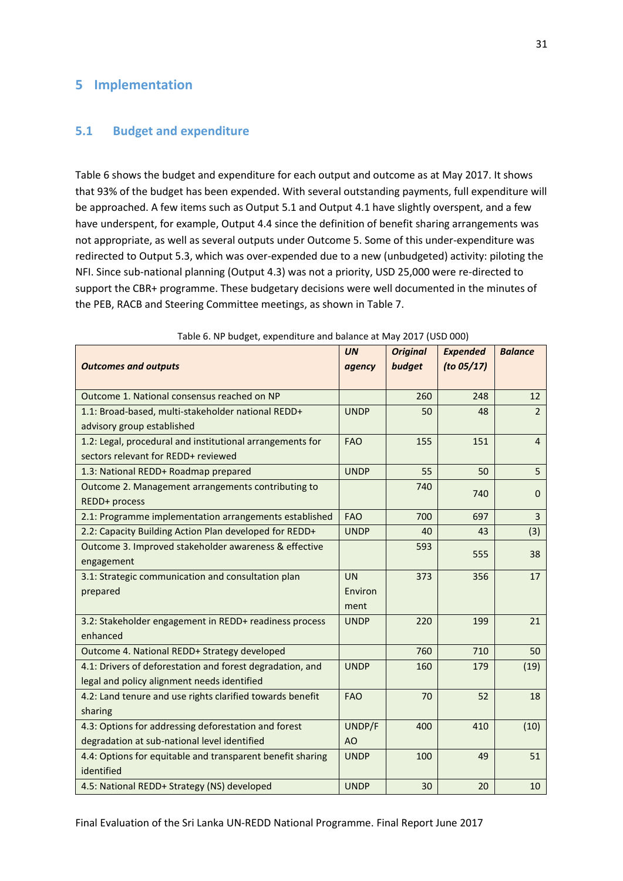# 5 Implementation

## 5.1 Budget and expenditure

Table 6 shows the budget and expenditure for each output and outcome as at May 2017. It shows that 93% of the budget has been expended. With several outstanding payments, full expenditure will be approached. A few items such as Output 5.1 and Output 4.1 have slightly overspent, and a few have underspent, for example, Output 4.4 since the definition of benefit sharing arrangements was not appropriate, as well as several outputs under Outcome 5. Some of this under-expenditure was redirected to Output 5.3, which was over-expended due to a new (unbudgeted) activity: piloting the NFI. Since sub-national planning (Output 4.3) was not a priority, USD 25,000 were re-directed to support the CBR+ programme. These budgetary decisions were well documented in the minutes of the PEB, RACB and Steering Committee meetings, as shown in Table 7.

Table 6. NP budget, expenditure and balance at May 2017 (USD 000)

| *Outcomes and outputs* | *UN agency* | *Original budget* | *Expended (to 05/17)* | *Balance* |
|---|---|---|---|---|
| Outcome 1. National consensus reached on NP | | 260 | 248 | 12 |
| 1.1: Broad-based, multi-stakeholder national REDD+ advisory group established | UNDP | 50 | 48 | 2 |
| 1.2: Legal, procedural and institutional arrangements for sectors relevant for REDD+ reviewed | FAO | 155 | 151 | 4 |
| 1.3: National REDD+ Roadmap prepared | UNDP | 55 | 50 | 5 |
| Outcome 2. Management arrangements contributing to REDD+ process | | 740 | 740 | 0 |
| 2.1: Programme implementation arrangements established | FAO | 700 | 697 | 3 |
| 2.2: Capacity Building Action Plan developed for REDD+ | UNDP | 40 | 43 | (3) |
| Outcome 3. Improved stakeholder awareness & effective engagement | | 593 | 555 | 38 |
| 3.1: Strategic communication and consultation plan prepared | UN Environment | 373 | 356 | 17 |
| 3.2: Stakeholder engagement in REDD+ readiness process enhanced | UNDP | 220 | 199 | 21 |
| Outcome 4. National REDD+ Strategy developed | | 760 | 710 | 50 |
| 4.1: Drivers of deforestation and forest degradation, and legal and policy alignment needs identified | UNDP | 160 | 179 | (19) |
| 4.2: Land tenure and use rights clarified towards benefit sharing | FAO | 70 | 52 | 18 |
| 4.3: Options for addressing deforestation and forest degradation at sub-national level identified | UNDP/FAO | 400 | 410 | (10) |
| 4.4: Options for equitable and transparent benefit sharing identified | UNDP | 100 | 49 | 51 |
| 4.5: National REDD+ Strategy (NS) developed | UNDP | 30 | 20 | 10 |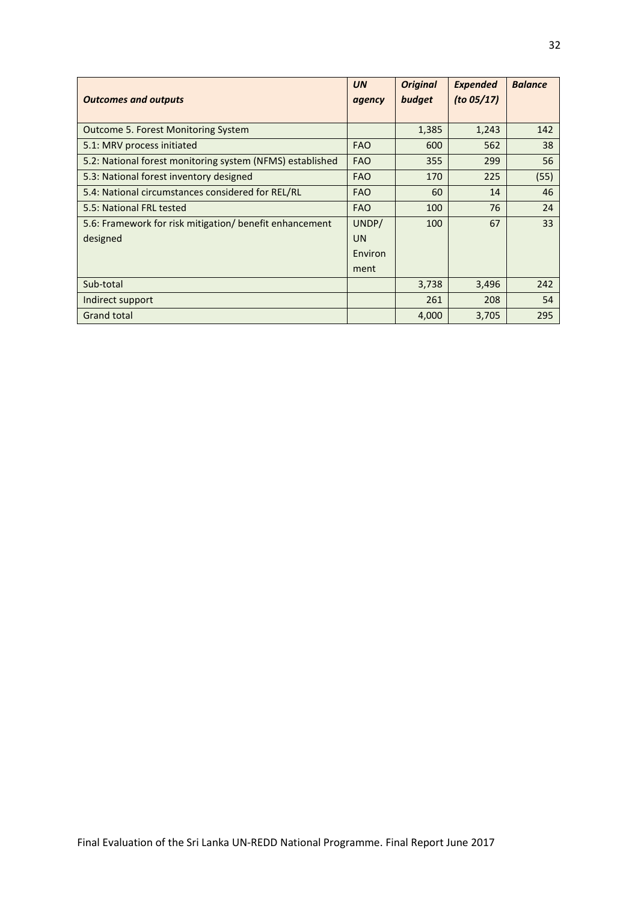| *Outcomes and outputs* | *UN agency* | *Original budget* | *Expended (to 05/17)* | *Balance* |
|---|---|---|---|---|
| Outcome 5. Forest Monitoring System | | 1,385 | 1,243 | 142 |
| 5.1: MRV process initiated | FAO | 600 | 562 | 38 |
| 5.2: National forest monitoring system (NFMS) established | FAO | 355 | 299 | 56 |
| 5.3: National forest inventory designed | FAO | 170 | 225 | (55) |
| 5.4: National circumstances considered for REL/RL | FAO | 60 | 14 | 46 |
| 5.5: National FRL tested | FAO | 100 | 76 | 24 |
| 5.6: Framework for risk mitigation/ benefit enhancement designed | UNDP/ UN Environment | 100 | 67 | 33 |
| Sub-total | | 3,738 | 3,496 | 242 |
| Indirect support | | 261 | 208 | 54 |
| Grand total | | 4,000 | 3,705 | 295 |

Final Evaluation of the Sri Lanka UN-REDD National Programme. Final Report June 2017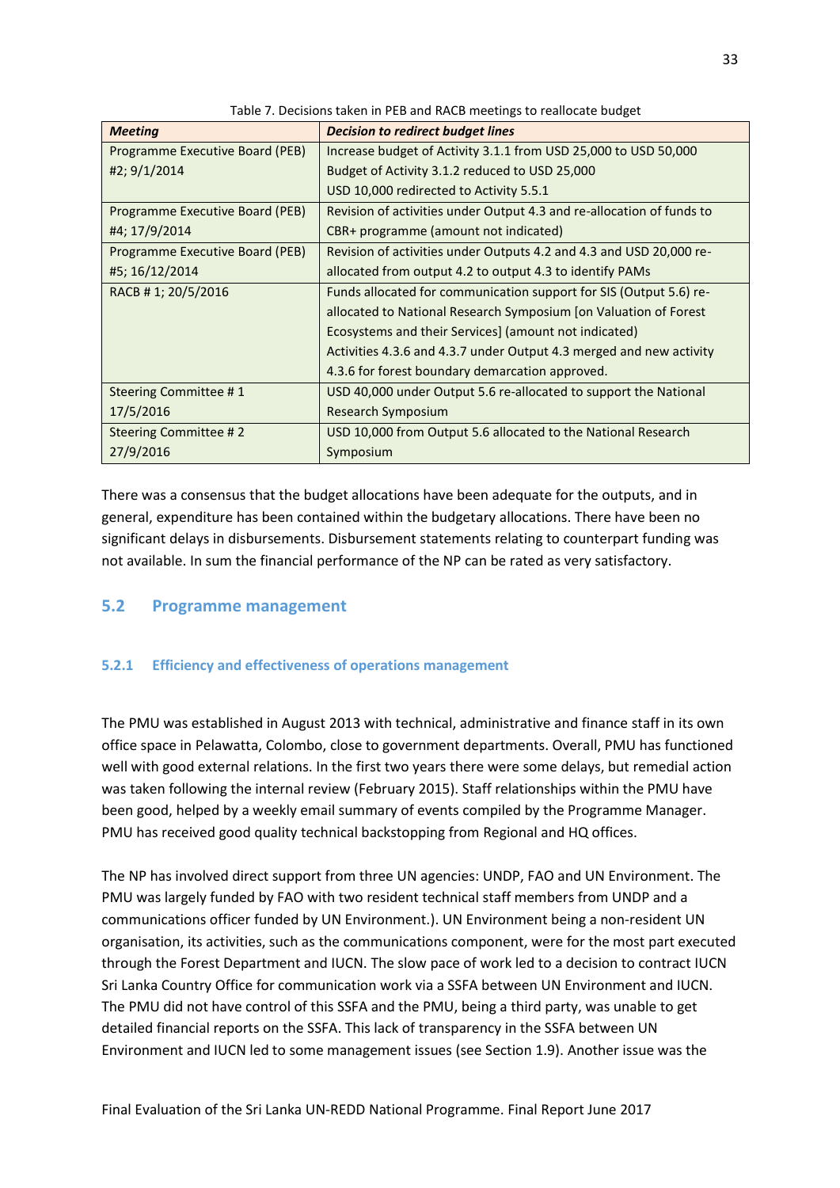Table 7. Decisions taken in PEB and RACB meetings to reallocate budget

| ***Meeting*** | ***Decision to redirect budget lines*** |
|---|---|
| Programme Executive Board (PEB) #2; 9/1/2014 | Increase budget of Activity 3.1.1 from USD 25,000 to USD 50,000<br>Budget of Activity 3.1.2 reduced to USD 25,000<br>USD 10,000 redirected to Activity 5.5.1 |
| Programme Executive Board (PEB) #4; 17/9/2014 | Revision of activities under Output 4.3 and re-allocation of funds to CBR+ programme (amount not indicated) |
| Programme Executive Board (PEB) #5; 16/12/2014 | Revision of activities under Outputs 4.2 and 4.3 and USD 20,000 re-allocated from output 4.2 to output 4.3 to identify PAMs |
| RACB # 1; 20/5/2016 | Funds allocated for communication support for SIS (Output 5.6) re-allocated to National Research Symposium [on Valuation of Forest Ecosystems and their Services] (amount not indicated)<br>Activities 4.3.6 and 4.3.7 under Output 4.3 merged and new activity 4.3.6 for forest boundary demarcation approved. |
| Steering Committee # 1 17/5/2016 | USD 40,000 under Output 5.6 re-allocated to support the National Research Symposium |
| Steering Committee # 2 27/9/2016 | USD 10,000 from Output 5.6 allocated to the National Research Symposium |

There was a consensus that the budget allocations have been adequate for the outputs, and in general, expenditure has been contained within the budgetary allocations. There have been no significant delays in disbursements. Disbursement statements relating to counterpart funding was not available. In sum the financial performance of the NP can be rated as very satisfactory.

## 5.2 Programme management

### 5.2.1 Efficiency and effectiveness of operations management

The PMU was established in August 2013 with technical, administrative and finance staff in its own office space in Pelawatta, Colombo, close to government departments. Overall, PMU has functioned well with good external relations. In the first two years there were some delays, but remedial action was taken following the internal review (February 2015). Staff relationships within the PMU have been good, helped by a weekly email summary of events compiled by the Programme Manager. PMU has received good quality technical backstopping from Regional and HQ offices.

The NP has involved direct support from three UN agencies: UNDP, FAO and UN Environment. The PMU was largely funded by FAO with two resident technical staff members from UNDP and a communications officer funded by UN Environment.). UN Environment being a non-resident UN organisation, its activities, such as the communications component, were for the most part executed through the Forest Department and IUCN. The slow pace of work led to a decision to contract IUCN Sri Lanka Country Office for communication work via a SSFA between UN Environment and IUCN. The PMU did not have control of this SSFA and the PMU, being a third party, was unable to get detailed financial reports on the SSFA. This lack of transparency in the SSFA between UN Environment and IUCN led to some management issues (see Section 1.9). Another issue was the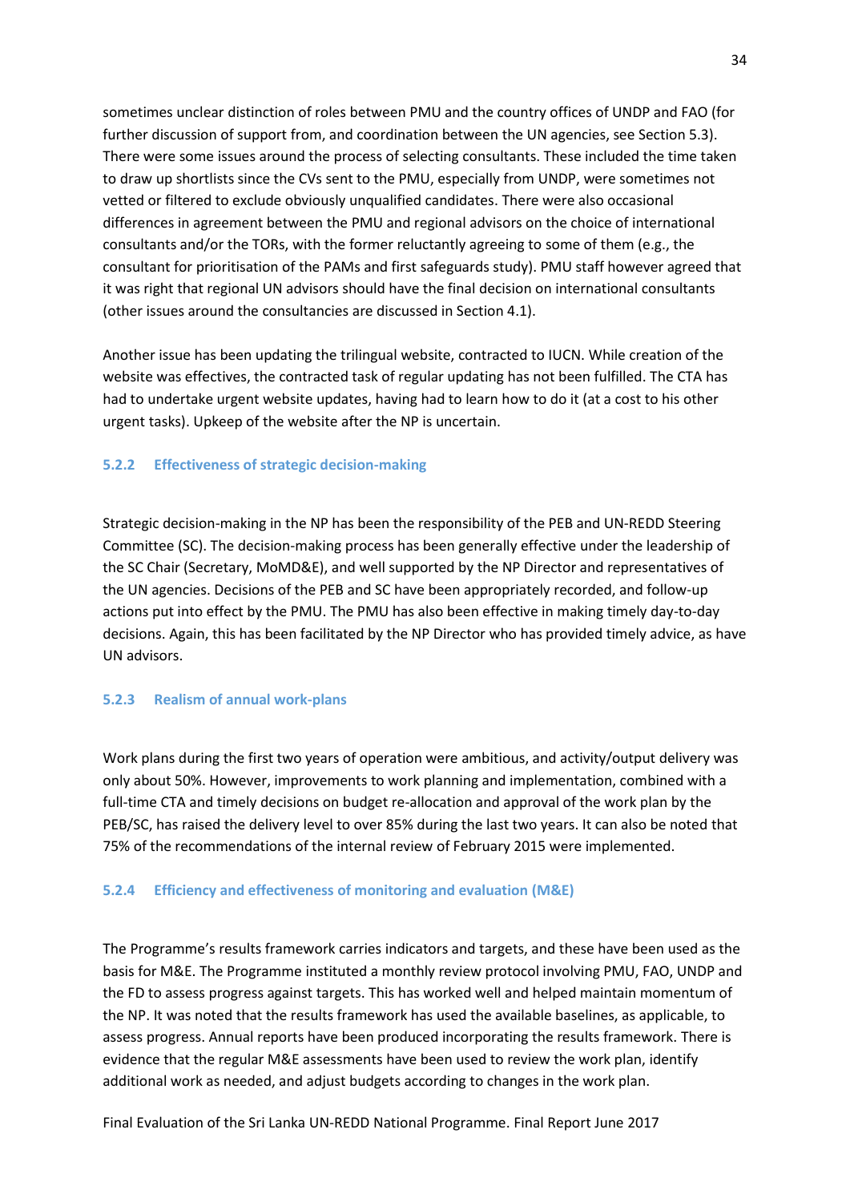sometimes unclear distinction of roles between PMU and the country offices of UNDP and FAO (for further discussion of support from, and coordination between the UN agencies, see Section 5.3). There were some issues around the process of selecting consultants. These included the time taken to draw up shortlists since the CVs sent to the PMU, especially from UNDP, were sometimes not vetted or filtered to exclude obviously unqualified candidates. There were also occasional differences in agreement between the PMU and regional advisors on the choice of international consultants and/or the TORs, with the former reluctantly agreeing to some of them (e.g., the consultant for prioritisation of the PAMs and first safeguards study). PMU staff however agreed that it was right that regional UN advisors should have the final decision on international consultants (other issues around the consultancies are discussed in Section 4.1).

Another issue has been updating the trilingual website, contracted to IUCN. While creation of the website was effectives, the contracted task of regular updating has not been fulfilled. The CTA has had to undertake urgent website updates, having had to learn how to do it (at a cost to his other urgent tasks). Upkeep of the website after the NP is uncertain.

### 5.2.2 Effectiveness of strategic decision-making

Strategic decision-making in the NP has been the responsibility of the PEB and UN-REDD Steering Committee (SC). The decision-making process has been generally effective under the leadership of the SC Chair (Secretary, MoMD&E), and well supported by the NP Director and representatives of the UN agencies. Decisions of the PEB and SC have been appropriately recorded, and follow-up actions put into effect by the PMU. The PMU has also been effective in making timely day-to-day decisions. Again, this has been facilitated by the NP Director who has provided timely advice, as have UN advisors.

### 5.2.3 Realism of annual work-plans

Work plans during the first two years of operation were ambitious, and activity/output delivery was only about 50%. However, improvements to work planning and implementation, combined with a full-time CTA and timely decisions on budget re-allocation and approval of the work plan by the PEB/SC, has raised the delivery level to over 85% during the last two years. It can also be noted that 75% of the recommendations of the internal review of February 2015 were implemented.

### 5.2.4 Efficiency and effectiveness of monitoring and evaluation (M&E)

The Programme's results framework carries indicators and targets, and these have been used as the basis for M&E. The Programme instituted a monthly review protocol involving PMU, FAO, UNDP and the FD to assess progress against targets. This has worked well and helped maintain momentum of the NP. It was noted that the results framework has used the available baselines, as applicable, to assess progress. Annual reports have been produced incorporating the results framework. There is evidence that the regular M&E assessments have been used to review the work plan, identify additional work as needed, and adjust budgets according to changes in the work plan.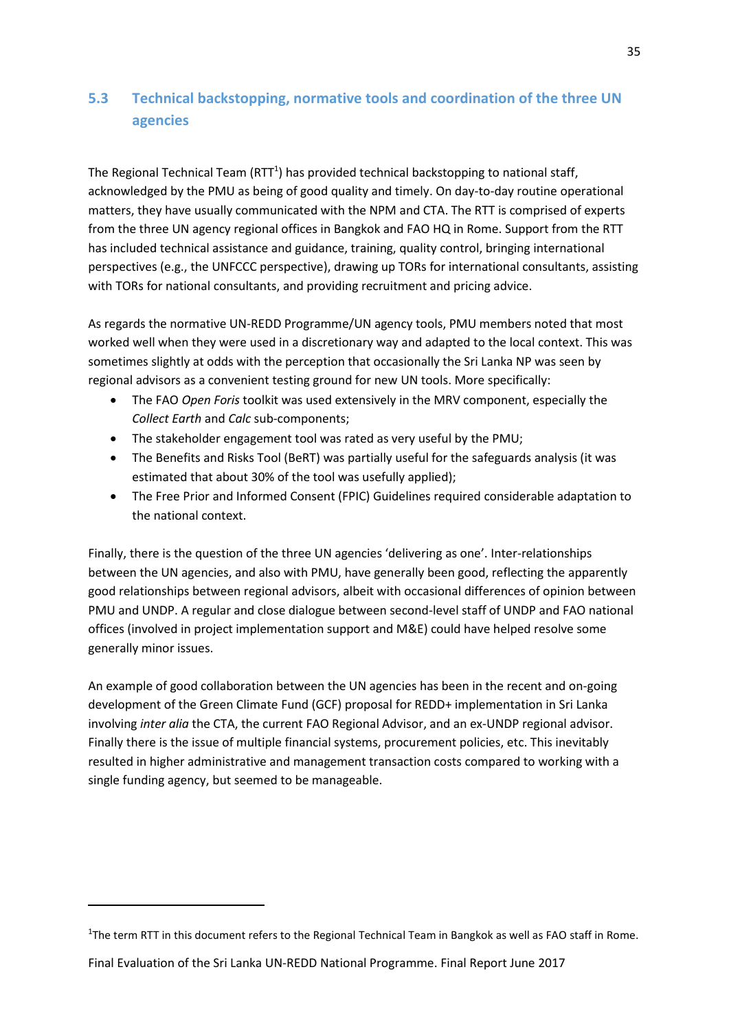## 5.3 Technical backstopping, normative tools and coordination of the three UN agencies

The Regional Technical Team (RTT[1]) has provided technical backstopping to national staff, acknowledged by the PMU as being of good quality and timely. On day-to-day routine operational matters, they have usually communicated with the NPM and CTA. The RTT is comprised of experts from the three UN agency regional offices in Bangkok and FAO HQ in Rome. Support from the RTT has included technical assistance and guidance, training, quality control, bringing international perspectives (e.g., the UNFCCC perspective), drawing up TORs for international consultants, assisting with TORs for national consultants, and providing recruitment and pricing advice.

As regards the normative UN-REDD Programme/UN agency tools, PMU members noted that most worked well when they were used in a discretionary way and adapted to the local context. This was sometimes slightly at odds with the perception that occasionally the Sri Lanka NP was seen by regional advisors as a convenient testing ground for new UN tools. More specifically:

- The FAO *Open Foris* toolkit was used extensively in the MRV component, especially the *Collect Earth* and *Calc* sub-components;
- The stakeholder engagement tool was rated as very useful by the PMU;
- The Benefits and Risks Tool (BeRT) was partially useful for the safeguards analysis (it was estimated that about 30% of the tool was usefully applied);
- The Free Prior and Informed Consent (FPIC) Guidelines required considerable adaptation to the national context.

Finally, there is the question of the three UN agencies 'delivering as one'. Inter-relationships between the UN agencies, and also with PMU, have generally been good, reflecting the apparently good relationships between regional advisors, albeit with occasional differences of opinion between PMU and UNDP. A regular and close dialogue between second-level staff of UNDP and FAO national offices (involved in project implementation support and M&E) could have helped resolve some generally minor issues.

An example of good collaboration between the UN agencies has been in the recent and on-going development of the Green Climate Fund (GCF) proposal for REDD+ implementation in Sri Lanka involving *inter alia* the CTA, the current FAO Regional Advisor, and an ex-UNDP regional advisor. Finally there is the issue of multiple financial systems, procurement policies, etc. This inevitably resulted in higher administrative and management transaction costs compared to working with a single funding agency, but seemed to be manageable.

[1]The term RTT in this document refers to the Regional Technical Team in Bangkok as well as FAO staff in Rome.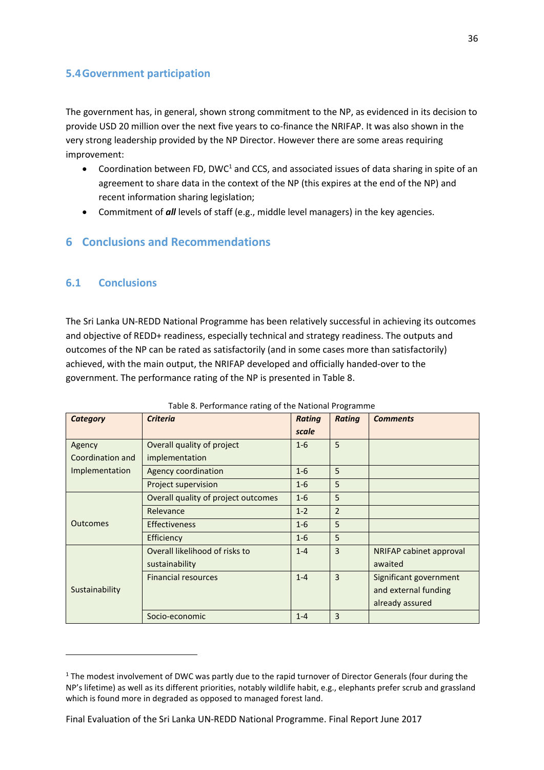### 5.4 Government participation

The government has, in general, shown strong commitment to the NP, as evidenced in its decision to provide USD 20 million over the next five years to co-finance the NRIFAP. It was also shown in the very strong leadership provided by the NP Director. However there are some areas requiring improvement:

- Coordination between FD, DWC[1] and CCS, and associated issues of data sharing in spite of an agreement to share data in the context of the NP (this expires at the end of the NP) and recent information sharing legislation;
- Commitment of ***all*** levels of staff (e.g., middle level managers) in the key agencies.

# 6 Conclusions and Recommendations

## 6.1 Conclusions

The Sri Lanka UN-REDD National Programme has been relatively successful in achieving its outcomes and objective of REDD+ readiness, especially technical and strategy readiness. The outputs and outcomes of the NP can be rated as satisfactorily (and in some cases more than satisfactorily) achieved, with the main output, the NRIFAP developed and officially handed-over to the government. The performance rating of the NP is presented in Table 8.

Table 8. Performance rating of the National Programme

| ***Category*** | ***Criteria*** | ***Rating scale*** | ***Rating*** | ***Comments*** |
|---|---|---|---|---|
| Agency Coordination and Implementation | Overall quality of project implementation | 1-6 | 5 | |
| | Agency coordination | 1-6 | 5 | |
| | Project supervision | 1-6 | 5 | |
| Outcomes | Overall quality of project outcomes | 1-6 | 5 | |
| | Relevance | 1-2 | 2 | |
| | Effectiveness | 1-6 | 5 | |
| | Efficiency | 1-6 | 5 | |
| Sustainability | Overall likelihood of risks to sustainability | 1-4 | 3 | NRIFAP cabinet approval awaited |
| | Financial resources | 1-4 | 3 | Significant government and external funding already assured |
| | Socio-economic | 1-4 | 3 | |

[1] The modest involvement of DWC was partly due to the rapid turnover of Director Generals (four during the NP's lifetime) as well as its different priorities, notably wildlife habit, e.g., elephants prefer scrub and grassland which is found more in degraded as opposed to managed forest land.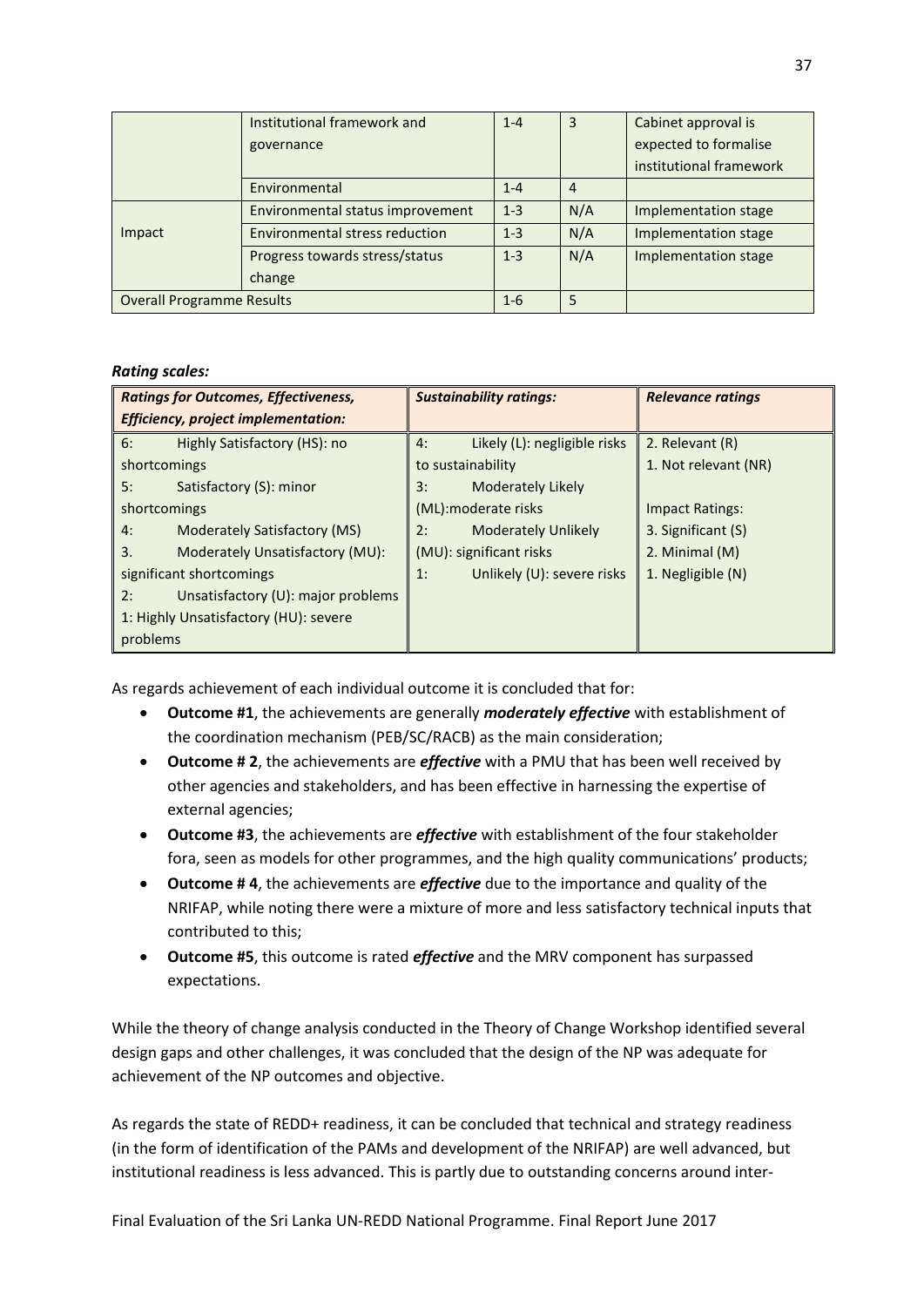| | | | | |
|---|---|---|---|---|
| | Institutional framework and governance | 1-4 | 3 | Cabinet approval is expected to formalise institutional framework |
| | Environmental | 1-4 | 4 | |
| Impact | Environmental status improvement | 1-3 | N/A | Implementation stage |
| | Environmental stress reduction | 1-3 | N/A | Implementation stage |
| | Progress towards stress/status change | 1-3 | N/A | Implementation stage |
| Overall Programme Results | | 1-6 | 5 | |

***Rating scales:***

| ***Ratings for Outcomes, Effectiveness, Efficiency, project implementation:*** | ***Sustainability ratings:*** | ***Relevance ratings*** |
|---|---|---|
| 6: Highly Satisfactory (HS): no shortcomings<br>5: Satisfactory (S): minor shortcomings<br>4: Moderately Satisfactory (MS)<br>3. Moderately Unsatisfactory (MU): significant shortcomings<br>2: Unsatisfactory (U): major problems<br>1: Highly Unsatisfactory (HU): severe problems | 4: Likely (L): negligible risks to sustainability<br>3: Moderately Likely (ML):moderate risks<br>2: Moderately Unlikely (MU): significant risks<br>1: Unlikely (U): severe risks | 2. Relevant (R)<br>1. Not relevant (NR)<br><br>Impact Ratings:<br>3. Significant (S)<br>2. Minimal (M)<br>1. Negligible (N) |

As regards achievement of each individual outcome it is concluded that for:

- **Outcome #1**, the achievements are generally ***moderately effective*** with establishment of the coordination mechanism (PEB/SC/RACB) as the main consideration;
- **Outcome # 2**, the achievements are ***effective*** with a PMU that has been well received by other agencies and stakeholders, and has been effective in harnessing the expertise of external agencies;
- **Outcome #3**, the achievements are ***effective*** with establishment of the four stakeholder fora, seen as models for other programmes, and the high quality communications' products;
- **Outcome # 4**, the achievements are ***effective*** due to the importance and quality of the NRIFAP, while noting there were a mixture of more and less satisfactory technical inputs that contributed to this;
- **Outcome #5**, this outcome is rated ***effective*** and the MRV component has surpassed expectations.

While the theory of change analysis conducted in the Theory of Change Workshop identified several design gaps and other challenges, it was concluded that the design of the NP was adequate for achievement of the NP outcomes and objective.

As regards the state of REDD+ readiness, it can be concluded that technical and strategy readiness (in the form of identification of the PAMs and development of the NRIFAP) are well advanced, but institutional readiness is less advanced. This is partly due to outstanding concerns around inter-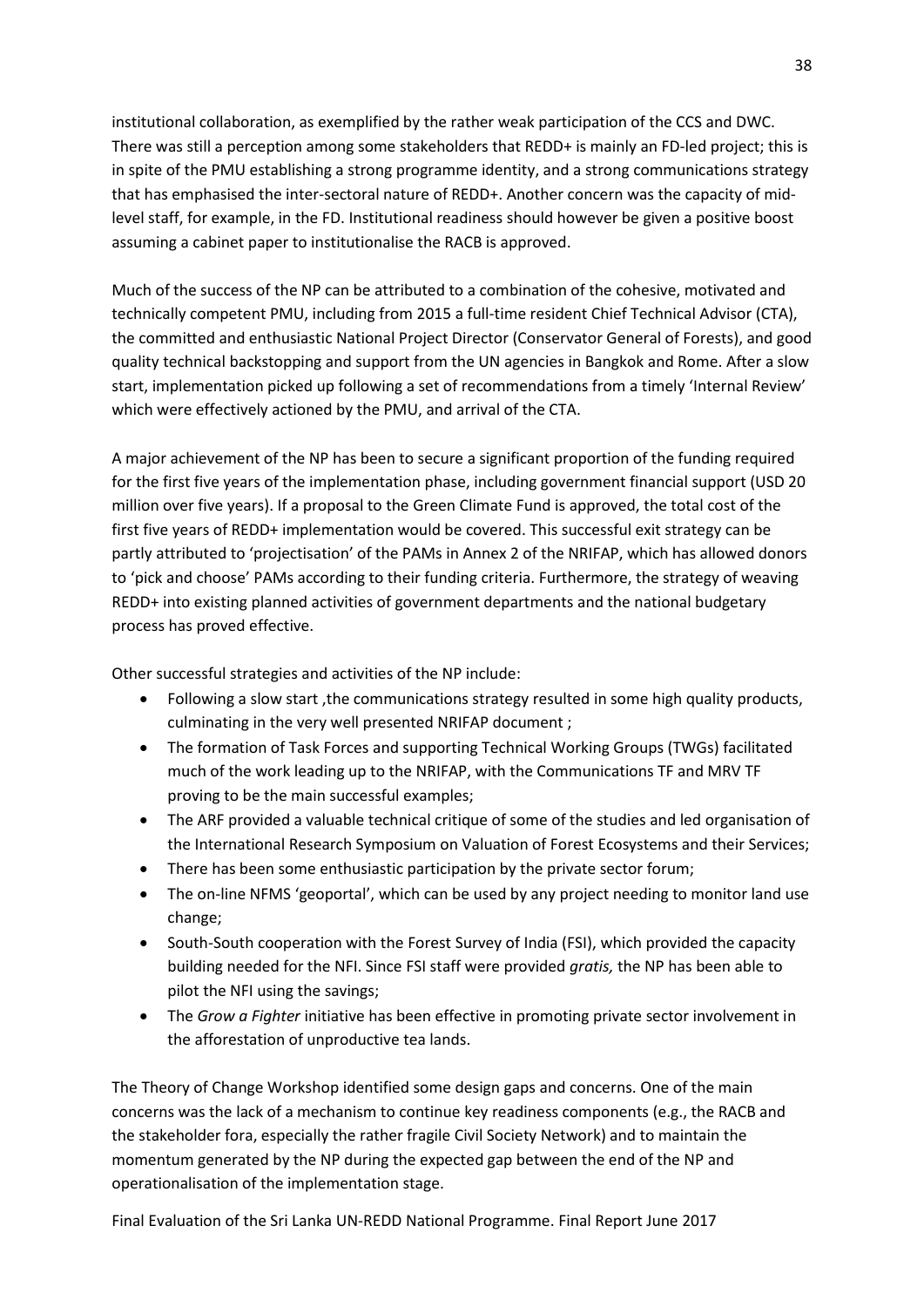institutional collaboration, as exemplified by the rather weak participation of the CCS and DWC. There was still a perception among some stakeholders that REDD+ is mainly an FD-led project; this is in spite of the PMU establishing a strong programme identity, and a strong communications strategy that has emphasised the inter-sectoral nature of REDD+. Another concern was the capacity of mid-level staff, for example, in the FD. Institutional readiness should however be given a positive boost assuming a cabinet paper to institutionalise the RACB is approved.

Much of the success of the NP can be attributed to a combination of the cohesive, motivated and technically competent PMU, including from 2015 a full-time resident Chief Technical Advisor (CTA), the committed and enthusiastic National Project Director (Conservator General of Forests), and good quality technical backstopping and support from the UN agencies in Bangkok and Rome. After a slow start, implementation picked up following a set of recommendations from a timely 'Internal Review' which were effectively actioned by the PMU, and arrival of the CTA.

A major achievement of the NP has been to secure a significant proportion of the funding required for the first five years of the implementation phase, including government financial support (USD 20 million over five years). If a proposal to the Green Climate Fund is approved, the total cost of the first five years of REDD+ implementation would be covered. This successful exit strategy can be partly attributed to 'projectisation' of the PAMs in Annex 2 of the NRIFAP, which has allowed donors to 'pick and choose' PAMs according to their funding criteria. Furthermore, the strategy of weaving REDD+ into existing planned activities of government departments and the national budgetary process has proved effective.

Other successful strategies and activities of the NP include:

- Following a slow start ,the communications strategy resulted in some high quality products, culminating in the very well presented NRIFAP document ;
- The formation of Task Forces and supporting Technical Working Groups (TWGs) facilitated much of the work leading up to the NRIFAP, with the Communications TF and MRV TF proving to be the main successful examples;
- The ARF provided a valuable technical critique of some of the studies and led organisation of the International Research Symposium on Valuation of Forest Ecosystems and their Services;
- There has been some enthusiastic participation by the private sector forum;
- The on-line NFMS 'geoportal', which can be used by any project needing to monitor land use change;
- South-South cooperation with the Forest Survey of India (FSI), which provided the capacity building needed for the NFI. Since FSI staff were provided *gratis,* the NP has been able to pilot the NFI using the savings;
- The *Grow a Fighter* initiative has been effective in promoting private sector involvement in the afforestation of unproductive tea lands.

The Theory of Change Workshop identified some design gaps and concerns. One of the main concerns was the lack of a mechanism to continue key readiness components (e.g., the RACB and the stakeholder fora, especially the rather fragile Civil Society Network) and to maintain the momentum generated by the NP during the expected gap between the end of the NP and operationalisation of the implementation stage.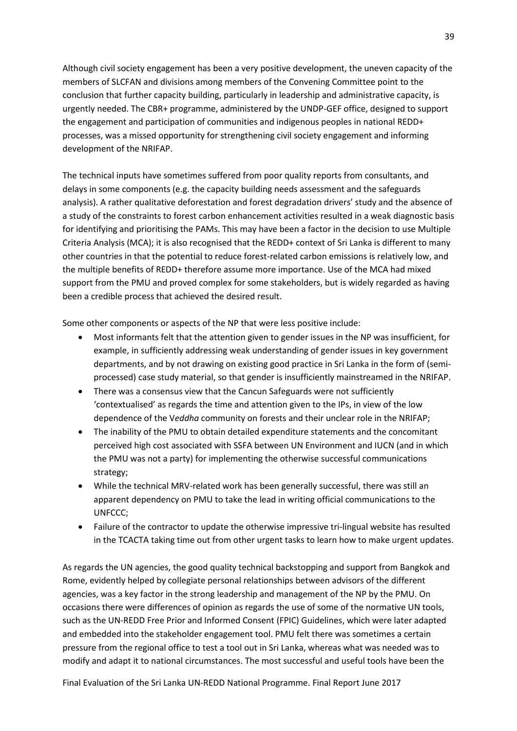Although civil society engagement has been a very positive development, the uneven capacity of the members of SLCFAN and divisions among members of the Convening Committee point to the conclusion that further capacity building, particularly in leadership and administrative capacity, is urgently needed. The CBR+ programme, administered by the UNDP-GEF office, designed to support the engagement and participation of communities and indigenous peoples in national REDD+ processes, was a missed opportunity for strengthening civil society engagement and informing development of the NRIFAP.

The technical inputs have sometimes suffered from poor quality reports from consultants, and delays in some components (e.g. the capacity building needs assessment and the safeguards analysis). A rather qualitative deforestation and forest degradation drivers' study and the absence of a study of the constraints to forest carbon enhancement activities resulted in a weak diagnostic basis for identifying and prioritising the PAMs. This may have been a factor in the decision to use Multiple Criteria Analysis (MCA); it is also recognised that the REDD+ context of Sri Lanka is different to many other countries in that the potential to reduce forest-related carbon emissions is relatively low, and the multiple benefits of REDD+ therefore assume more importance. Use of the MCA had mixed support from the PMU and proved complex for some stakeholders, but is widely regarded as having been a credible process that achieved the desired result.

Some other components or aspects of the NP that were less positive include:

- Most informants felt that the attention given to gender issues in the NP was insufficient, for example, in sufficiently addressing weak understanding of gender issues in key government departments, and by not drawing on existing good practice in Sri Lanka in the form of (semi-processed) case study material, so that gender is insufficiently mainstreamed in the NRIFAP.
- There was a consensus view that the Cancun Safeguards were not sufficiently 'contextualised' as regards the time and attention given to the IPs, in view of the low dependence of the V*eddha* community on forests and their unclear role in the NRIFAP;
- The inability of the PMU to obtain detailed expenditure statements and the concomitant perceived high cost associated with SSFA between UN Environment and IUCN (and in which the PMU was not a party) for implementing the otherwise successful communications strategy;
- While the technical MRV-related work has been generally successful, there was still an apparent dependency on PMU to take the lead in writing official communications to the UNFCCC;
- Failure of the contractor to update the otherwise impressive tri-lingual website has resulted in the TCACTA taking time out from other urgent tasks to learn how to make urgent updates.

As regards the UN agencies, the good quality technical backstopping and support from Bangkok and Rome, evidently helped by collegiate personal relationships between advisors of the different agencies, was a key factor in the strong leadership and management of the NP by the PMU. On occasions there were differences of opinion as regards the use of some of the normative UN tools, such as the UN-REDD Free Prior and Informed Consent (FPIC) Guidelines, which were later adapted and embedded into the stakeholder engagement tool. PMU felt there was sometimes a certain pressure from the regional office to test a tool out in Sri Lanka, whereas what was needed was to modify and adapt it to national circumstances. The most successful and useful tools have been the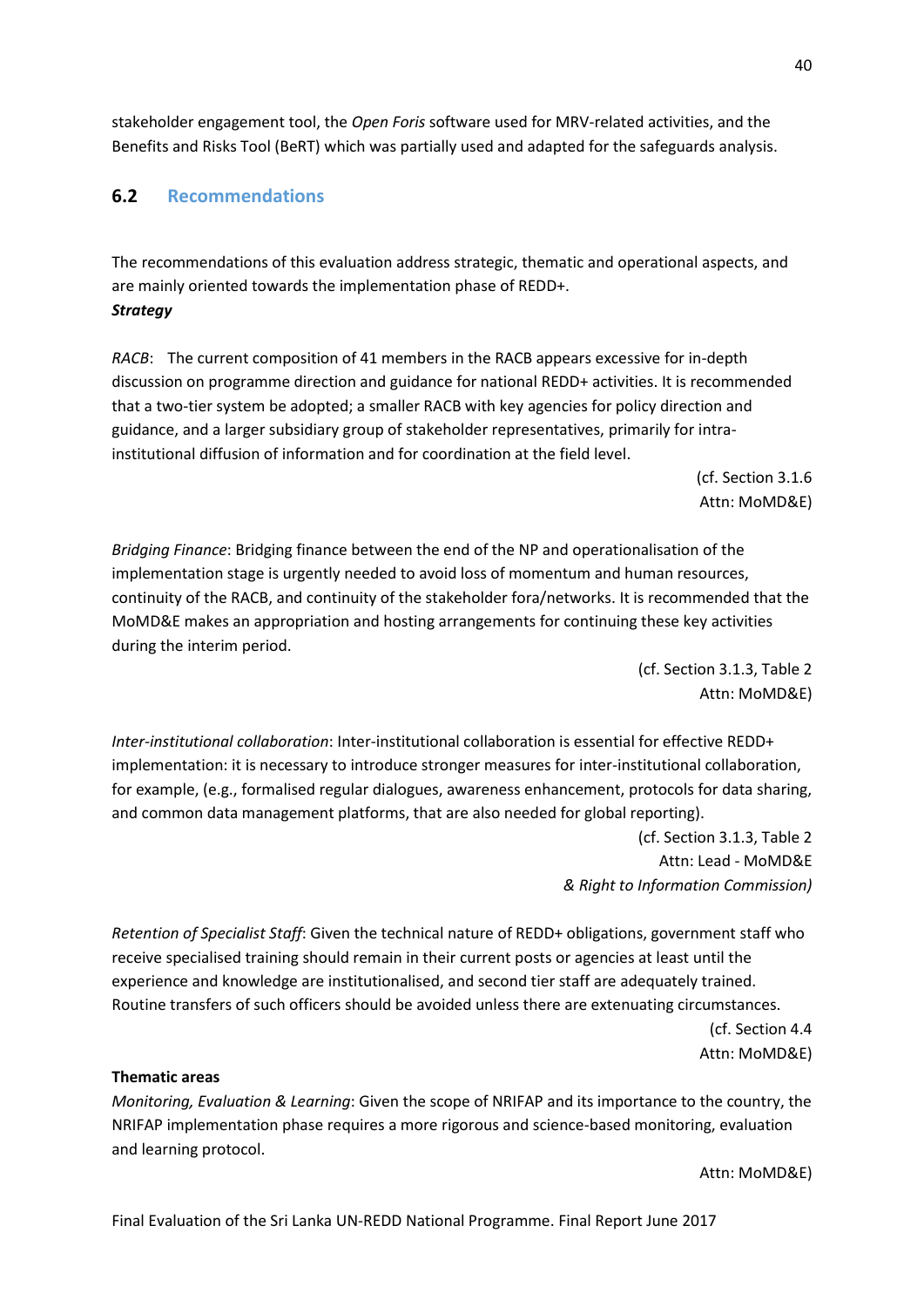stakeholder engagement tool, the *Open Foris* software used for MRV-related activities, and the Benefits and Risks Tool (BeRT) which was partially used and adapted for the safeguards analysis.

## 6.2 Recommendations

The recommendations of this evaluation address strategic, thematic and operational aspects, and are mainly oriented towards the implementation phase of REDD+.

***Strategy***

*RACB*: The current composition of 41 members in the RACB appears excessive for in-depth discussion on programme direction and guidance for national REDD+ activities. It is recommended that a two-tier system be adopted; a smaller RACB with key agencies for policy direction and guidance, and a larger subsidiary group of stakeholder representatives, primarily for intra-institutional diffusion of information and for coordination at the field level.

(cf. Section 3.1.6
Attn: MoMD&E)

*Bridging Finance*: Bridging finance between the end of the NP and operationalisation of the implementation stage is urgently needed to avoid loss of momentum and human resources, continuity of the RACB, and continuity of the stakeholder fora/networks. It is recommended that the MoMD&E makes an appropriation and hosting arrangements for continuing these key activities during the interim period.

(cf. Section 3.1.3, Table 2
Attn: MoMD&E)

*Inter-institutional collaboration*: Inter-institutional collaboration is essential for effective REDD+ implementation: it is necessary to introduce stronger measures for inter-institutional collaboration, for example, (e.g., formalised regular dialogues, awareness enhancement, protocols for data sharing, and common data management platforms, that are also needed for global reporting).

(cf. Section 3.1.3, Table 2
Attn: Lead - MoMD&E
*& Right to Information Commission)*

*Retention of Specialist Staff*: Given the technical nature of REDD+ obligations, government staff who receive specialised training should remain in their current posts or agencies at least until the experience and knowledge are institutionalised, and second tier staff are adequately trained. Routine transfers of such officers should be avoided unless there are extenuating circumstances.

(cf. Section 4.4
Attn: MoMD&E)

**Thematic areas**

*Monitoring, Evaluation & Learning*: Given the scope of NRIFAP and its importance to the country, the NRIFAP implementation phase requires a more rigorous and science-based monitoring, evaluation and learning protocol.

Attn: MoMD&E)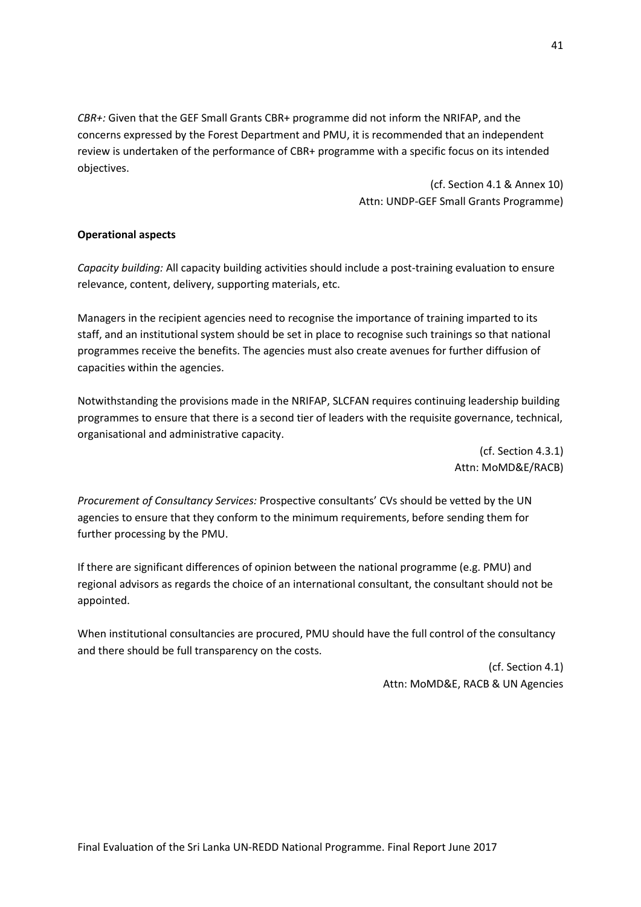*CBR+:* Given that the GEF Small Grants CBR+ programme did not inform the NRIFAP, and the concerns expressed by the Forest Department and PMU, it is recommended that an independent review is undertaken of the performance of CBR+ programme with a specific focus on its intended objectives.

(cf. Section 4.1 & Annex 10)
Attn: UNDP-GEF Small Grants Programme)

**Operational aspects**

*Capacity building:* All capacity building activities should include a post-training evaluation to ensure relevance, content, delivery, supporting materials, etc.

Managers in the recipient agencies need to recognise the importance of training imparted to its staff, and an institutional system should be set in place to recognise such trainings so that national programmes receive the benefits. The agencies must also create avenues for further diffusion of capacities within the agencies.

Notwithstanding the provisions made in the NRIFAP, SLCFAN requires continuing leadership building programmes to ensure that there is a second tier of leaders with the requisite governance, technical, organisational and administrative capacity.

(cf. Section 4.3.1)
Attn: MoMD&E/RACB)

*Procurement of Consultancy Services:* Prospective consultants' CVs should be vetted by the UN agencies to ensure that they conform to the minimum requirements, before sending them for further processing by the PMU.

If there are significant differences of opinion between the national programme (e.g. PMU) and regional advisors as regards the choice of an international consultant, the consultant should not be appointed.

When institutional consultancies are procured, PMU should have the full control of the consultancy and there should be full transparency on the costs.

(cf. Section 4.1)
Attn: MoMD&E, RACB & UN Agencies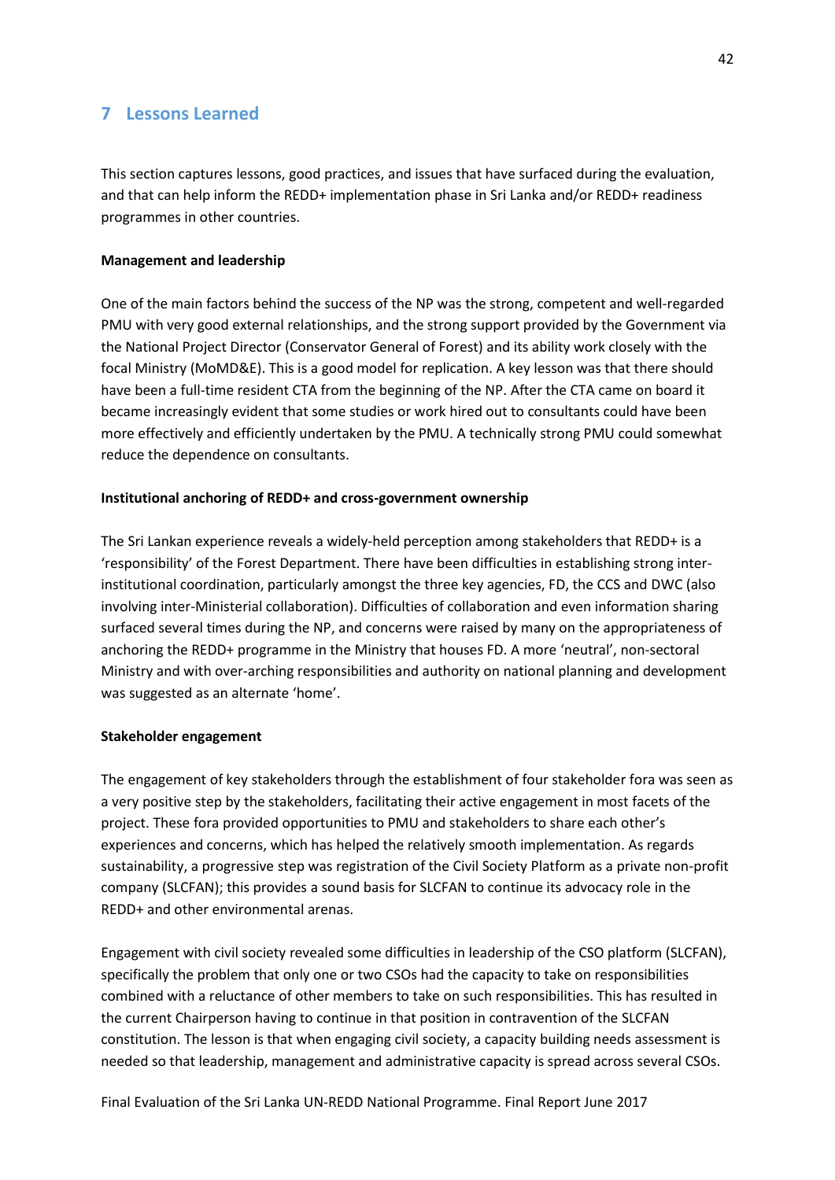## 7 Lessons Learned

This section captures lessons, good practices, and issues that have surfaced during the evaluation, and that can help inform the REDD+ implementation phase in Sri Lanka and/or REDD+ readiness programmes in other countries.

**Management and leadership**

One of the main factors behind the success of the NP was the strong, competent and well-regarded PMU with very good external relationships, and the strong support provided by the Government via the National Project Director (Conservator General of Forest) and its ability work closely with the focal Ministry (MoMD&E). This is a good model for replication. A key lesson was that there should have been a full-time resident CTA from the beginning of the NP. After the CTA came on board it became increasingly evident that some studies or work hired out to consultants could have been more effectively and efficiently undertaken by the PMU. A technically strong PMU could somewhat reduce the dependence on consultants.

**Institutional anchoring of REDD+ and cross-government ownership**

The Sri Lankan experience reveals a widely-held perception among stakeholders that REDD+ is a 'responsibility' of the Forest Department. There have been difficulties in establishing strong inter-institutional coordination, particularly amongst the three key agencies, FD, the CCS and DWC (also involving inter-Ministerial collaboration). Difficulties of collaboration and even information sharing surfaced several times during the NP, and concerns were raised by many on the appropriateness of anchoring the REDD+ programme in the Ministry that houses FD. A more 'neutral', non-sectoral Ministry and with over-arching responsibilities and authority on national planning and development was suggested as an alternate 'home'.

**Stakeholder engagement**

The engagement of key stakeholders through the establishment of four stakeholder fora was seen as a very positive step by the stakeholders, facilitating their active engagement in most facets of the project. These fora provided opportunities to PMU and stakeholders to share each other's experiences and concerns, which has helped the relatively smooth implementation. As regards sustainability, a progressive step was registration of the Civil Society Platform as a private non-profit company (SLCFAN); this provides a sound basis for SLCFAN to continue its advocacy role in the REDD+ and other environmental arenas.

Engagement with civil society revealed some difficulties in leadership of the CSO platform (SLCFAN), specifically the problem that only one or two CSOs had the capacity to take on responsibilities combined with a reluctance of other members to take on such responsibilities. This has resulted in the current Chairperson having to continue in that position in contravention of the SLCFAN constitution. The lesson is that when engaging civil society, a capacity building needs assessment is needed so that leadership, management and administrative capacity is spread across several CSOs.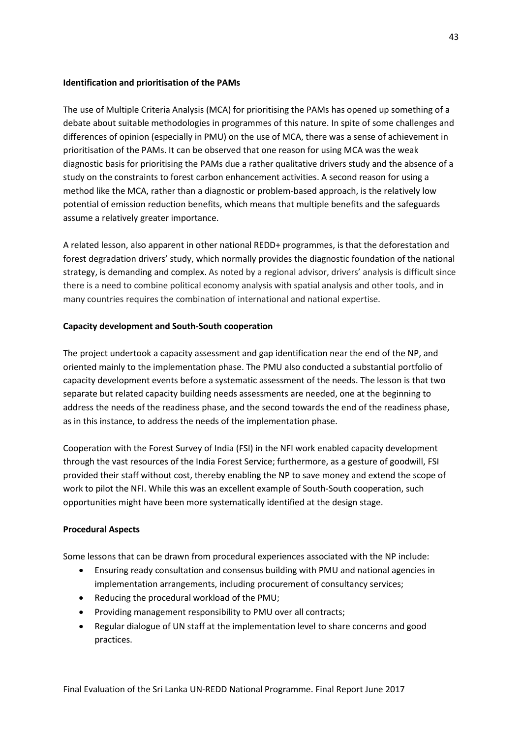**Identification and prioritisation of the PAMs**

The use of Multiple Criteria Analysis (MCA) for prioritising the PAMs has opened up something of a debate about suitable methodologies in programmes of this nature. In spite of some challenges and differences of opinion (especially in PMU) on the use of MCA, there was a sense of achievement in prioritisation of the PAMs. It can be observed that one reason for using MCA was the weak diagnostic basis for prioritising the PAMs due a rather qualitative drivers study and the absence of a study on the constraints to forest carbon enhancement activities. A second reason for using a method like the MCA, rather than a diagnostic or problem-based approach, is the relatively low potential of emission reduction benefits, which means that multiple benefits and the safeguards assume a relatively greater importance.

A related lesson, also apparent in other national REDD+ programmes, is that the deforestation and forest degradation drivers' study, which normally provides the diagnostic foundation of the national strategy, is demanding and complex. As noted by a regional advisor, drivers' analysis is difficult since there is a need to combine political economy analysis with spatial analysis and other tools, and in many countries requires the combination of international and national expertise.

**Capacity development and South-South cooperation**

The project undertook a capacity assessment and gap identification near the end of the NP, and oriented mainly to the implementation phase. The PMU also conducted a substantial portfolio of capacity development events before a systematic assessment of the needs. The lesson is that two separate but related capacity building needs assessments are needed, one at the beginning to address the needs of the readiness phase, and the second towards the end of the readiness phase, as in this instance, to address the needs of the implementation phase.

Cooperation with the Forest Survey of India (FSI) in the NFI work enabled capacity development through the vast resources of the India Forest Service; furthermore, as a gesture of goodwill, FSI provided their staff without cost, thereby enabling the NP to save money and extend the scope of work to pilot the NFI. While this was an excellent example of South-South cooperation, such opportunities might have been more systematically identified at the design stage.

**Procedural Aspects**

Some lessons that can be drawn from procedural experiences associated with the NP include:

- Ensuring ready consultation and consensus building with PMU and national agencies in implementation arrangements, including procurement of consultancy services;
- Reducing the procedural workload of the PMU;
- Providing management responsibility to PMU over all contracts;
- Regular dialogue of UN staff at the implementation level to share concerns and good practices.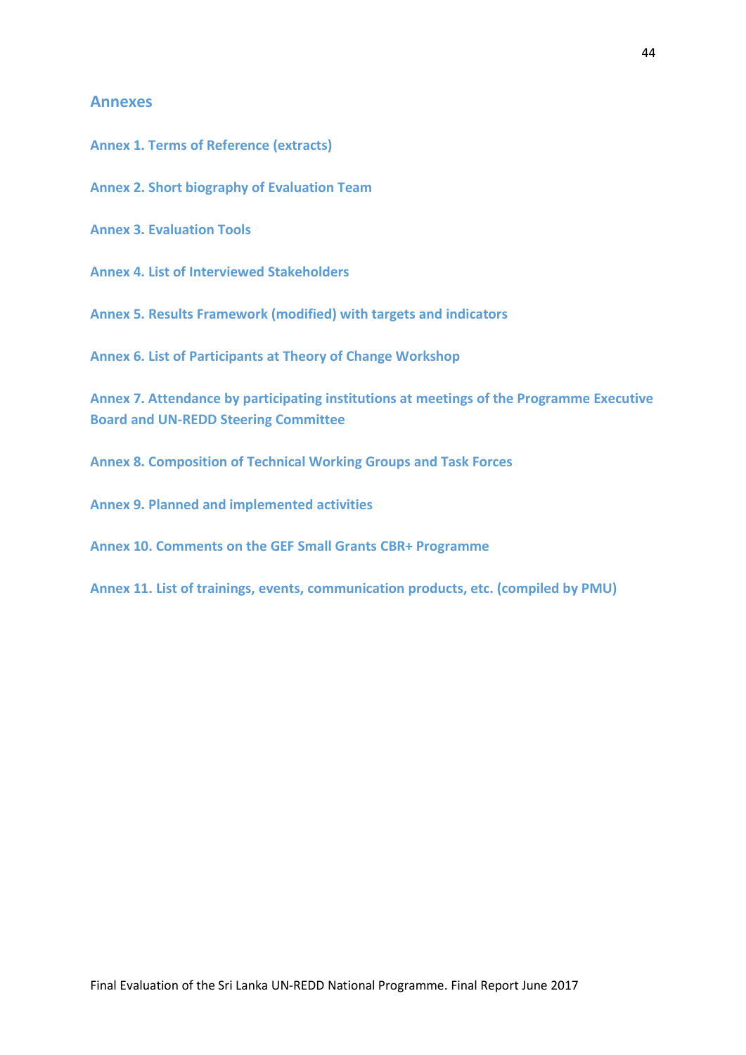# Annexes

Annex 1. Terms of Reference (extracts)

Annex 2. Short biography of Evaluation Team

Annex 3. Evaluation Tools

Annex 4. List of Interviewed Stakeholders

Annex 5. Results Framework (modified) with targets and indicators

Annex 6. List of Participants at Theory of Change Workshop

Annex 7. Attendance by participating institutions at meetings of the Programme Executive Board and UN-REDD Steering Committee

Annex 8. Composition of Technical Working Groups and Task Forces

Annex 9. Planned and implemented activities

Annex 10. Comments on the GEF Small Grants CBR+ Programme

Annex 11. List of trainings, events, communication products, etc. (compiled by PMU)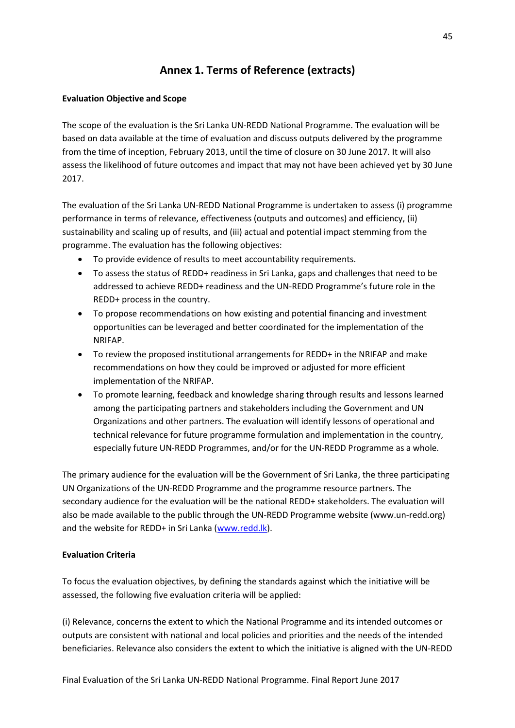# Annex 1. Terms of Reference (extracts)

**Evaluation Objective and Scope**

The scope of the evaluation is the Sri Lanka UN-REDD National Programme. The evaluation will be based on data available at the time of evaluation and discuss outputs delivered by the programme from the time of inception, February 2013, until the time of closure on 30 June 2017. It will also assess the likelihood of future outcomes and impact that may not have been achieved yet by 30 June 2017.

The evaluation of the Sri Lanka UN-REDD National Programme is undertaken to assess (i) programme performance in terms of relevance, effectiveness (outputs and outcomes) and efficiency, (ii) sustainability and scaling up of results, and (iii) actual and potential impact stemming from the programme. The evaluation has the following objectives:

- To provide evidence of results to meet accountability requirements.
- To assess the status of REDD+ readiness in Sri Lanka, gaps and challenges that need to be addressed to achieve REDD+ readiness and the UN-REDD Programme's future role in the REDD+ process in the country.
- To propose recommendations on how existing and potential financing and investment opportunities can be leveraged and better coordinated for the implementation of the NRIFAP.
- To review the proposed institutional arrangements for REDD+ in the NRIFAP and make recommendations on how they could be improved or adjusted for more efficient implementation of the NRIFAP.
- To promote learning, feedback and knowledge sharing through results and lessons learned among the participating partners and stakeholders including the Government and UN Organizations and other partners. The evaluation will identify lessons of operational and technical relevance for future programme formulation and implementation in the country, especially future UN-REDD Programmes, and/or for the UN-REDD Programme as a whole.

The primary audience for the evaluation will be the Government of Sri Lanka, the three participating UN Organizations of the UN-REDD Programme and the programme resource partners. The secondary audience for the evaluation will be the national REDD+ stakeholders. The evaluation will also be made available to the public through the UN-REDD Programme website (www.un-redd.org) and the website for REDD+ in Sri Lanka (www.redd.lk).

**Evaluation Criteria**

To focus the evaluation objectives, by defining the standards against which the initiative will be assessed, the following five evaluation criteria will be applied:

(i) Relevance, concerns the extent to which the National Programme and its intended outcomes or outputs are consistent with national and local policies and priorities and the needs of the intended beneficiaries. Relevance also considers the extent to which the initiative is aligned with the UN-REDD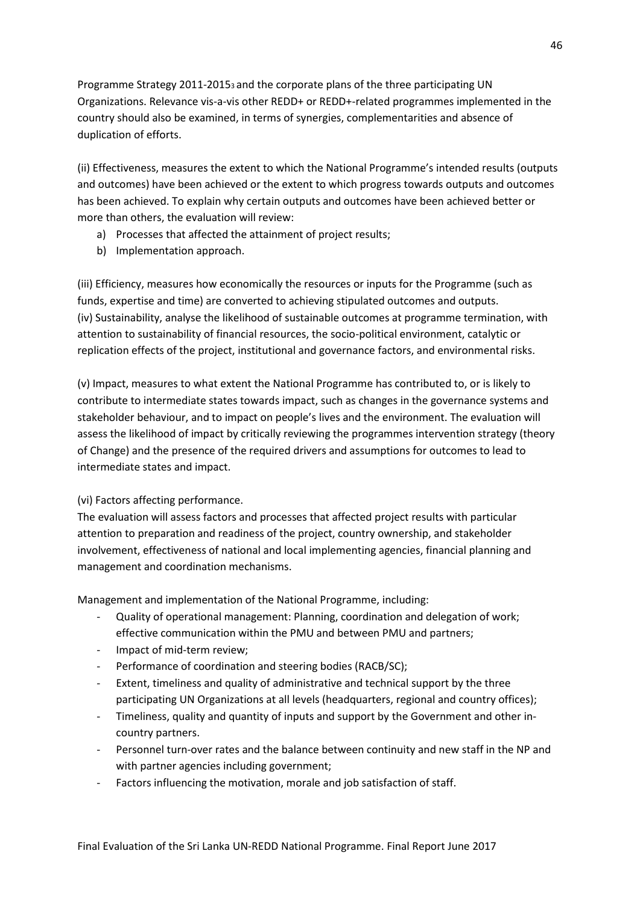Programme Strategy 2011-2015[3] and the corporate plans of the three participating UN Organizations. Relevance vis-a-vis other REDD+ or REDD+-related programmes implemented in the country should also be examined, in terms of synergies, complementarities and absence of duplication of efforts.

(ii) Effectiveness, measures the extent to which the National Programme's intended results (outputs and outcomes) have been achieved or the extent to which progress towards outputs and outcomes has been achieved. To explain why certain outputs and outcomes have been achieved better or more than others, the evaluation will review:

a) Processes that affected the attainment of project results;
b) Implementation approach.

(iii) Efficiency, measures how economically the resources or inputs for the Programme (such as funds, expertise and time) are converted to achieving stipulated outcomes and outputs.
(iv) Sustainability, analyse the likelihood of sustainable outcomes at programme termination, with attention to sustainability of financial resources, the socio-political environment, catalytic or replication effects of the project, institutional and governance factors, and environmental risks.

(v) Impact, measures to what extent the National Programme has contributed to, or is likely to contribute to intermediate states towards impact, such as changes in the governance systems and stakeholder behaviour, and to impact on people's lives and the environment. The evaluation will assess the likelihood of impact by critically reviewing the programmes intervention strategy (theory of Change) and the presence of the required drivers and assumptions for outcomes to lead to intermediate states and impact.

(vi) Factors affecting performance.
The evaluation will assess factors and processes that affected project results with particular attention to preparation and readiness of the project, country ownership, and stakeholder involvement, effectiveness of national and local implementing agencies, financial planning and management and coordination mechanisms.

Management and implementation of the National Programme, including:

- Quality of operational management: Planning, coordination and delegation of work; effective communication within the PMU and between PMU and partners;
- Impact of mid-term review;
- Performance of coordination and steering bodies (RACB/SC);
- Extent, timeliness and quality of administrative and technical support by the three participating UN Organizations at all levels (headquarters, regional and country offices);
- Timeliness, quality and quantity of inputs and support by the Government and other in-country partners.
- Personnel turn-over rates and the balance between continuity and new staff in the NP and with partner agencies including government;
- Factors influencing the motivation, morale and job satisfaction of staff.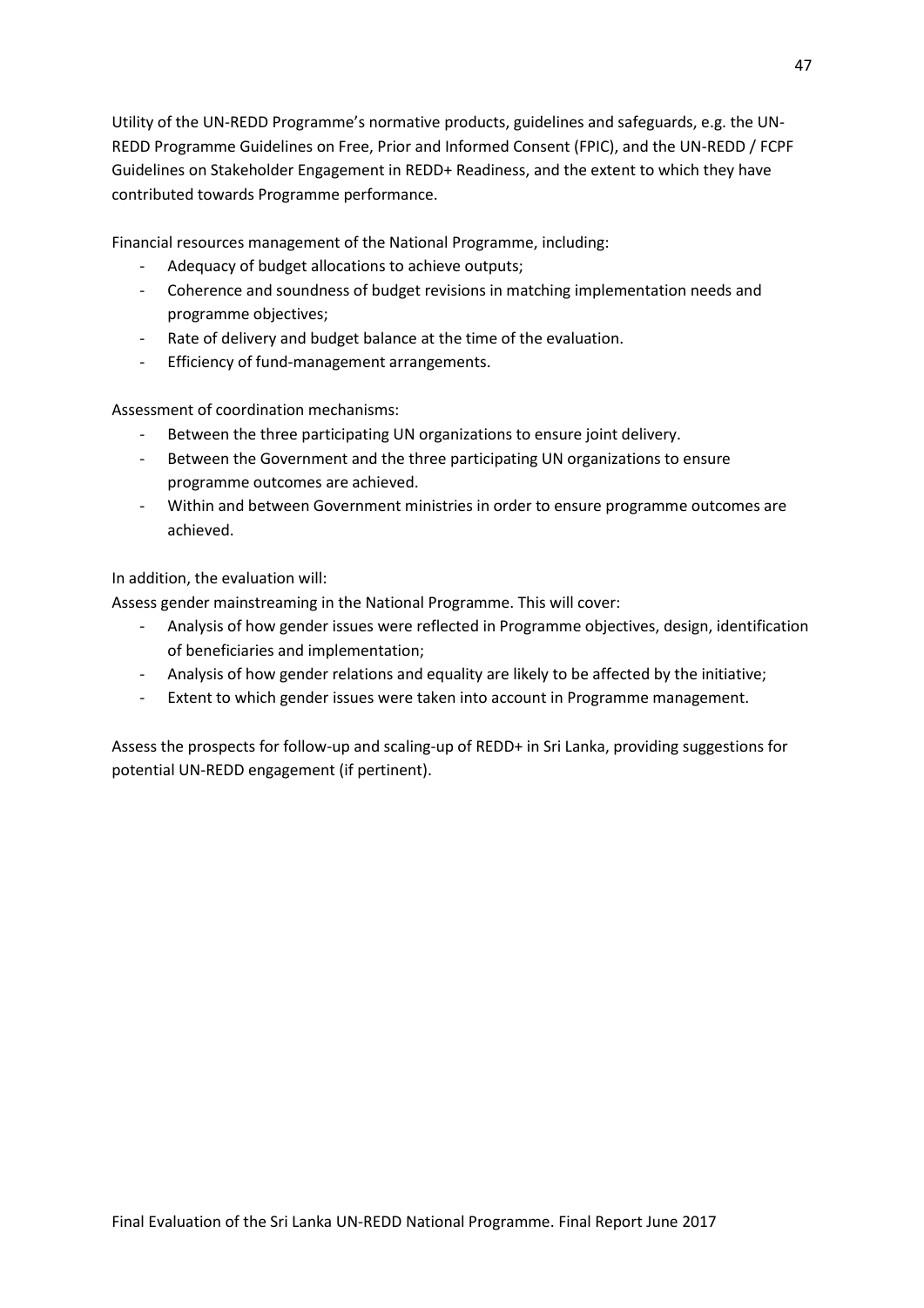Utility of the UN-REDD Programme's normative products, guidelines and safeguards, e.g. the UN-REDD Programme Guidelines on Free, Prior and Informed Consent (FPIC), and the UN-REDD / FCPF Guidelines on Stakeholder Engagement in REDD+ Readiness, and the extent to which they have contributed towards Programme performance.

Financial resources management of the National Programme, including:

- Adequacy of budget allocations to achieve outputs;
- Coherence and soundness of budget revisions in matching implementation needs and programme objectives;
- Rate of delivery and budget balance at the time of the evaluation.
- Efficiency of fund-management arrangements.

Assessment of coordination mechanisms:

- Between the three participating UN organizations to ensure joint delivery.
- Between the Government and the three participating UN organizations to ensure programme outcomes are achieved.
- Within and between Government ministries in order to ensure programme outcomes are achieved.

In addition, the evaluation will:

Assess gender mainstreaming in the National Programme. This will cover:

- Analysis of how gender issues were reflected in Programme objectives, design, identification of beneficiaries and implementation;
- Analysis of how gender relations and equality are likely to be affected by the initiative;
- Extent to which gender issues were taken into account in Programme management.

Assess the prospects for follow-up and scaling-up of REDD+ in Sri Lanka, providing suggestions for potential UN-REDD engagement (if pertinent).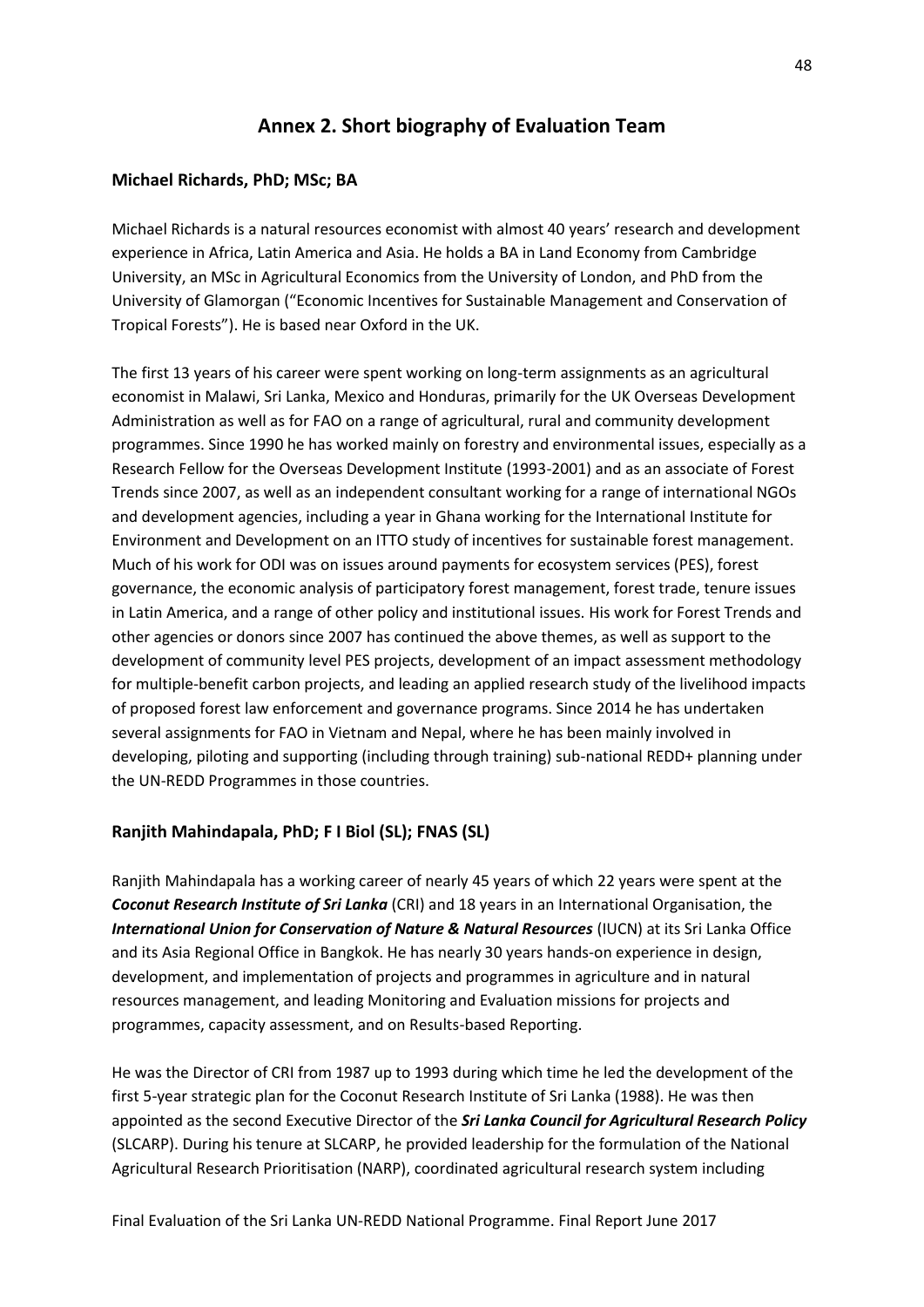## Annex 2. Short biography of Evaluation Team

### Michael Richards, PhD; MSc; BA

Michael Richards is a natural resources economist with almost 40 years' research and development experience in Africa, Latin America and Asia. He holds a BA in Land Economy from Cambridge University, an MSc in Agricultural Economics from the University of London, and PhD from the University of Glamorgan ("Economic Incentives for Sustainable Management and Conservation of Tropical Forests"). He is based near Oxford in the UK.

The first 13 years of his career were spent working on long-term assignments as an agricultural economist in Malawi, Sri Lanka, Mexico and Honduras, primarily for the UK Overseas Development Administration as well as for FAO on a range of agricultural, rural and community development programmes. Since 1990 he has worked mainly on forestry and environmental issues, especially as a Research Fellow for the Overseas Development Institute (1993-2001) and as an associate of Forest Trends since 2007, as well as an independent consultant working for a range of international NGOs and development agencies, including a year in Ghana working for the International Institute for Environment and Development on an ITTO study of incentives for sustainable forest management. Much of his work for ODI was on issues around payments for ecosystem services (PES), forest governance, the economic analysis of participatory forest management, forest trade, tenure issues in Latin America, and a range of other policy and institutional issues. His work for Forest Trends and other agencies or donors since 2007 has continued the above themes, as well as support to the development of community level PES projects, development of an impact assessment methodology for multiple-benefit carbon projects, and leading an applied research study of the livelihood impacts of proposed forest law enforcement and governance programs. Since 2014 he has undertaken several assignments for FAO in Vietnam and Nepal, where he has been mainly involved in developing, piloting and supporting (including through training) sub-national REDD+ planning under the UN-REDD Programmes in those countries.

### Ranjith Mahindapala, PhD; F I Biol (SL); FNAS (SL)

Ranjith Mahindapala has a working career of nearly 45 years of which 22 years were spent at the ***Coconut Research Institute of Sri Lanka*** (CRI) and 18 years in an International Organisation, the ***International Union for Conservation of Nature & Natural Resources*** (IUCN) at its Sri Lanka Office and its Asia Regional Office in Bangkok. He has nearly 30 years hands-on experience in design, development, and implementation of projects and programmes in agriculture and in natural resources management, and leading Monitoring and Evaluation missions for projects and programmes, capacity assessment, and on Results-based Reporting.

He was the Director of CRI from 1987 up to 1993 during which time he led the development of the first 5-year strategic plan for the Coconut Research Institute of Sri Lanka (1988). He was then appointed as the second Executive Director of the ***Sri Lanka Council for Agricultural Research Policy*** (SLCARP). During his tenure at SLCARP, he provided leadership for the formulation of the National Agricultural Research Prioritisation (NARP), coordinated agricultural research system including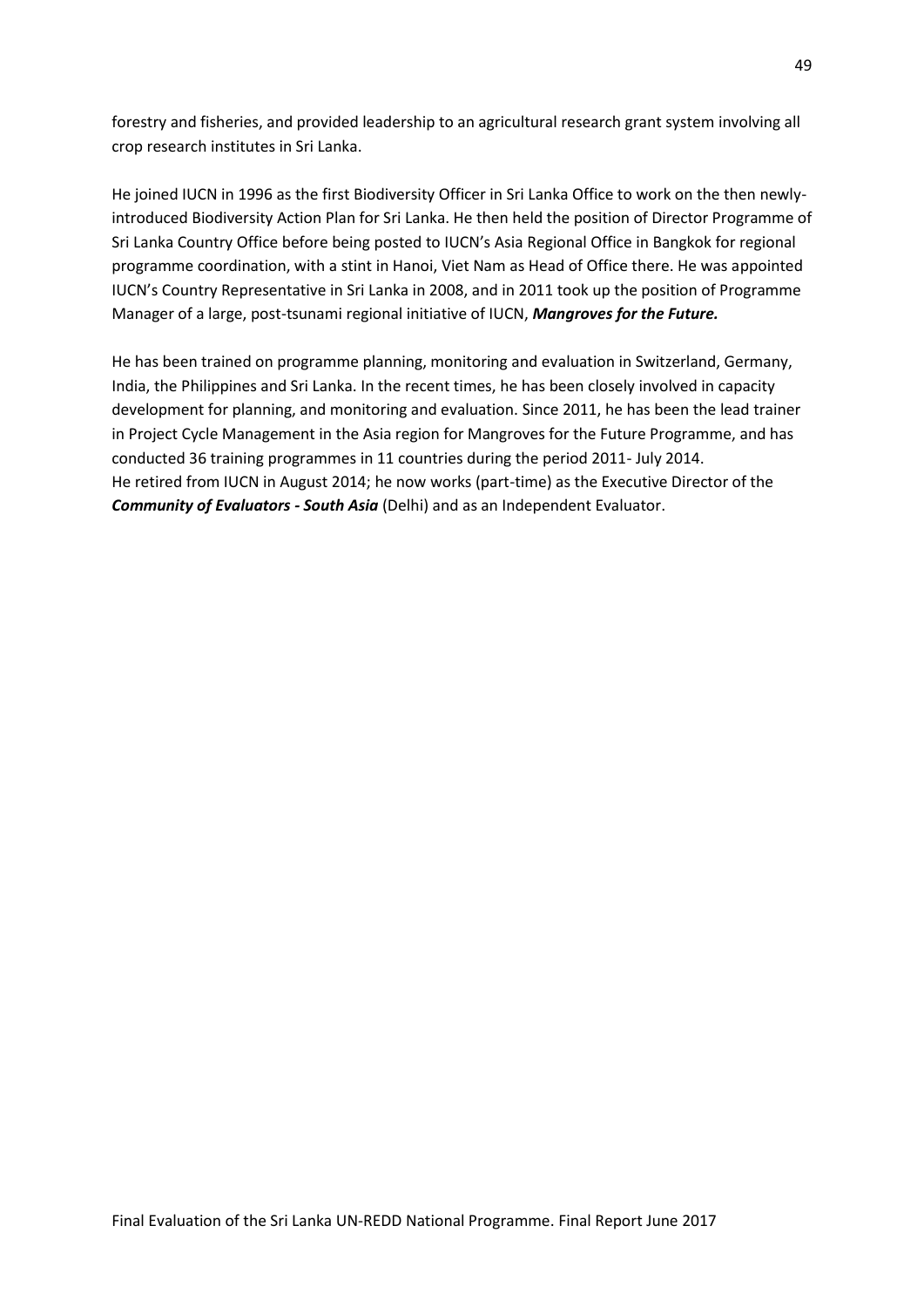forestry and fisheries, and provided leadership to an agricultural research grant system involving all crop research institutes in Sri Lanka.

He joined IUCN in 1996 as the first Biodiversity Officer in Sri Lanka Office to work on the then newly-introduced Biodiversity Action Plan for Sri Lanka. He then held the position of Director Programme of Sri Lanka Country Office before being posted to IUCN's Asia Regional Office in Bangkok for regional programme coordination, with a stint in Hanoi, Viet Nam as Head of Office there. He was appointed IUCN's Country Representative in Sri Lanka in 2008, and in 2011 took up the position of Programme Manager of a large, post-tsunami regional initiative of IUCN, ***Mangroves for the Future.***

He has been trained on programme planning, monitoring and evaluation in Switzerland, Germany, India, the Philippines and Sri Lanka. In the recent times, he has been closely involved in capacity development for planning, and monitoring and evaluation. Since 2011, he has been the lead trainer in Project Cycle Management in the Asia region for Mangroves for the Future Programme, and has conducted 36 training programmes in 11 countries during the period 2011- July 2014.
He retired from IUCN in August 2014; he now works (part-time) as the Executive Director of the ***Community of Evaluators - South Asia*** (Delhi) and as an Independent Evaluator.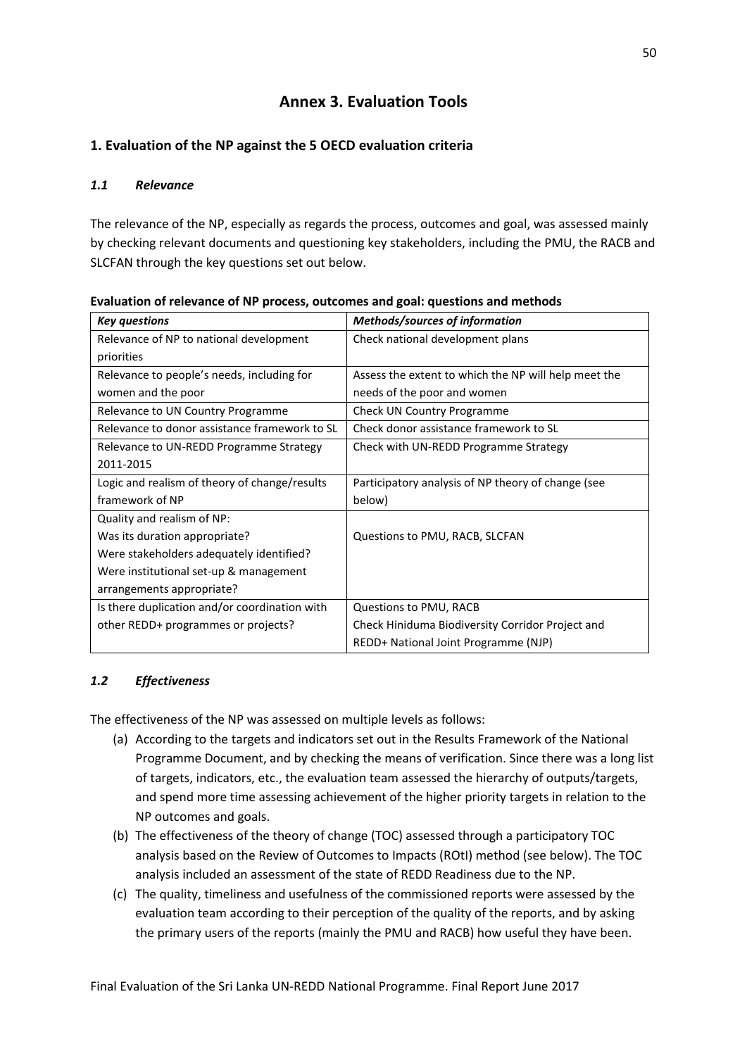# Annex 3. Evaluation Tools

## 1. Evaluation of the NP against the 5 OECD evaluation criteria

### *1.1 Relevance*

The relevance of the NP, especially as regards the process, outcomes and goal, was assessed mainly by checking relevant documents and questioning key stakeholders, including the PMU, the RACB and SLCFAN through the key questions set out below.

**Evaluation of relevance of NP process, outcomes and goal: questions and methods**

| *Key questions* | *Methods/sources of information* |
|---|---|
| Relevance of NP to national development priorities | Check national development plans |
| Relevance to people's needs, including for women and the poor | Assess the extent to which the NP will help meet the needs of the poor and women |
| Relevance to UN Country Programme | Check UN Country Programme |
| Relevance to donor assistance framework to SL | Check donor assistance framework to SL |
| Relevance to UN-REDD Programme Strategy 2011-2015 | Check with UN-REDD Programme Strategy |
| Logic and realism of theory of change/results framework of NP | Participatory analysis of NP theory of change (see below) |
| Quality and realism of NP:<br>Was its duration appropriate?<br>Were stakeholders adequately identified?<br>Were institutional set-up & management arrangements appropriate? | Questions to PMU, RACB, SLCFAN |
| Is there duplication and/or coordination with other REDD+ programmes or projects? | Questions to PMU, RACB<br>Check Hiniduma Biodiversity Corridor Project and REDD+ National Joint Programme (NJP) |

### *1.2 Effectiveness*

The effectiveness of the NP was assessed on multiple levels as follows:

(a) According to the targets and indicators set out in the Results Framework of the National Programme Document, and by checking the means of verification. Since there was a long list of targets, indicators, etc., the evaluation team assessed the hierarchy of outputs/targets, and spend more time assessing achievement of the higher priority targets in relation to the NP outcomes and goals.

(b) The effectiveness of the theory of change (TOC) assessed through a participatory TOC analysis based on the Review of Outcomes to Impacts (ROtI) method (see below). The TOC analysis included an assessment of the state of REDD Readiness due to the NP.

(c) The quality, timeliness and usefulness of the commissioned reports were assessed by the evaluation team according to their perception of the quality of the reports, and by asking the primary users of the reports (mainly the PMU and RACB) how useful they have been.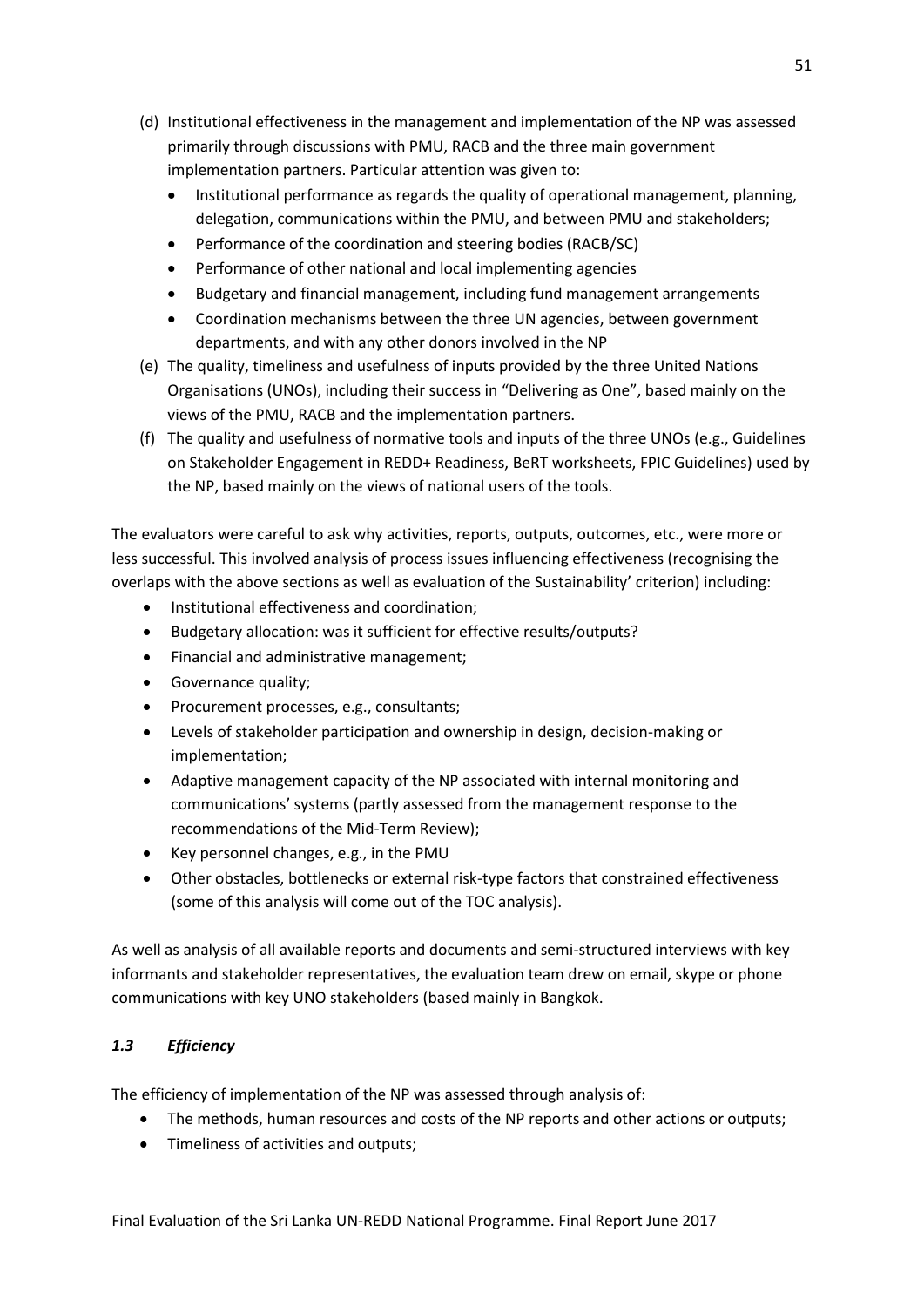(d) Institutional effectiveness in the management and implementation of the NP was assessed primarily through discussions with PMU, RACB and the three main government implementation partners. Particular attention was given to:

- Institutional performance as regards the quality of operational management, planning, delegation, communications within the PMU, and between PMU and stakeholders;
- Performance of the coordination and steering bodies (RACB/SC)
- Performance of other national and local implementing agencies
- Budgetary and financial management, including fund management arrangements
- Coordination mechanisms between the three UN agencies, between government departments, and with any other donors involved in the NP

(e) The quality, timeliness and usefulness of inputs provided by the three United Nations Organisations (UNOs), including their success in "Delivering as One", based mainly on the views of the PMU, RACB and the implementation partners.

(f) The quality and usefulness of normative tools and inputs of the three UNOs (e.g., Guidelines on Stakeholder Engagement in REDD+ Readiness, BeRT worksheets, FPIC Guidelines) used by the NP, based mainly on the views of national users of the tools.

The evaluators were careful to ask why activities, reports, outputs, outcomes, etc., were more or less successful. This involved analysis of process issues influencing effectiveness (recognising the overlaps with the above sections as well as evaluation of the Sustainability' criterion) including:

- Institutional effectiveness and coordination;
- Budgetary allocation: was it sufficient for effective results/outputs?
- Financial and administrative management;
- Governance quality;
- Procurement processes, e.g., consultants;
- Levels of stakeholder participation and ownership in design, decision-making or implementation;
- Adaptive management capacity of the NP associated with internal monitoring and communications' systems (partly assessed from the management response to the recommendations of the Mid-Term Review);
- Key personnel changes, e.g., in the PMU
- Other obstacles, bottlenecks or external risk-type factors that constrained effectiveness (some of this analysis will come out of the TOC analysis).

As well as analysis of all available reports and documents and semi-structured interviews with key informants and stakeholder representatives, the evaluation team drew on email, skype or phone communications with key UNO stakeholders (based mainly in Bangkok.

### *1.3 Efficiency*

The efficiency of implementation of the NP was assessed through analysis of:

- The methods, human resources and costs of the NP reports and other actions or outputs;
- Timeliness of activities and outputs;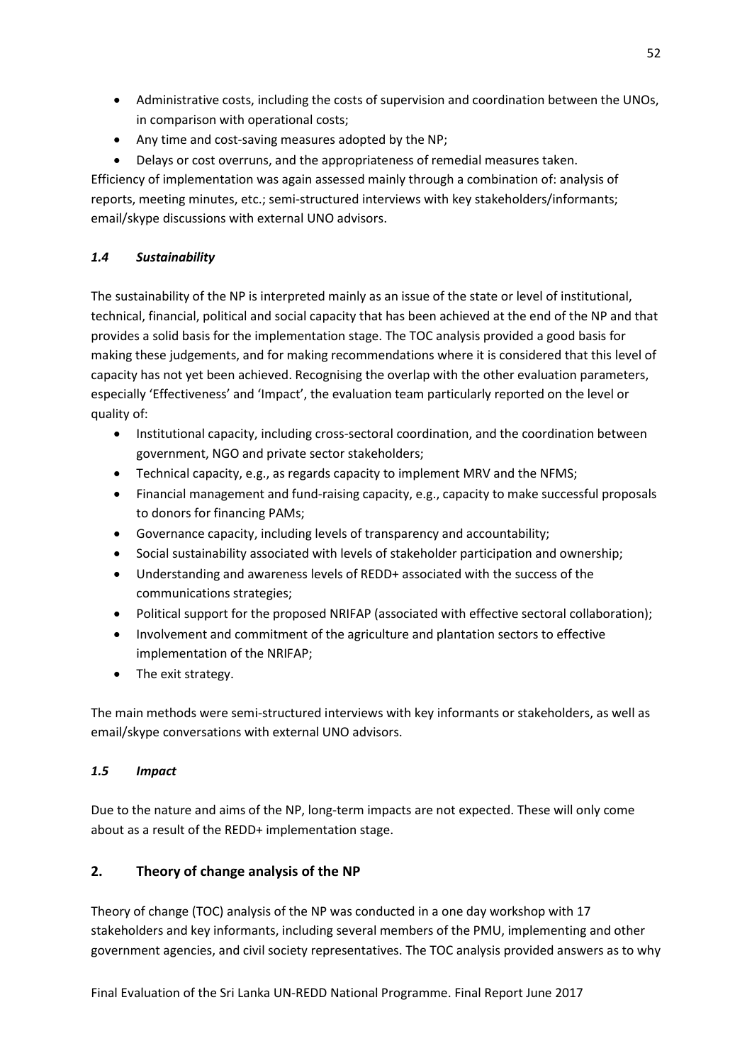- Administrative costs, including the costs of supervision and coordination between the UNOs, in comparison with operational costs;
- Any time and cost-saving measures adopted by the NP;
- Delays or cost overruns, and the appropriateness of remedial measures taken.

Efficiency of implementation was again assessed mainly through a combination of: analysis of reports, meeting minutes, etc.; semi-structured interviews with key stakeholders/informants; email/skype discussions with external UNO advisors.

### *1.4 Sustainability*

The sustainability of the NP is interpreted mainly as an issue of the state or level of institutional, technical, financial, political and social capacity that has been achieved at the end of the NP and that provides a solid basis for the implementation stage. The TOC analysis provided a good basis for making these judgements, and for making recommendations where it is considered that this level of capacity has not yet been achieved. Recognising the overlap with the other evaluation parameters, especially 'Effectiveness' and 'Impact', the evaluation team particularly reported on the level or quality of:

- Institutional capacity, including cross-sectoral coordination, and the coordination between government, NGO and private sector stakeholders;
- Technical capacity, e.g., as regards capacity to implement MRV and the NFMS;
- Financial management and fund-raising capacity, e.g., capacity to make successful proposals to donors for financing PAMs;
- Governance capacity, including levels of transparency and accountability;
- Social sustainability associated with levels of stakeholder participation and ownership;
- Understanding and awareness levels of REDD+ associated with the success of the communications strategies;
- Political support for the proposed NRIFAP (associated with effective sectoral collaboration);
- Involvement and commitment of the agriculture and plantation sectors to effective implementation of the NRIFAP;
- The exit strategy.

The main methods were semi-structured interviews with key informants or stakeholders, as well as email/skype conversations with external UNO advisors.

### *1.5 Impact*

Due to the nature and aims of the NP, long-term impacts are not expected. These will only come about as a result of the REDD+ implementation stage.

## 2. Theory of change analysis of the NP

Theory of change (TOC) analysis of the NP was conducted in a one day workshop with 17 stakeholders and key informants, including several members of the PMU, implementing and other government agencies, and civil society representatives. The TOC analysis provided answers as to why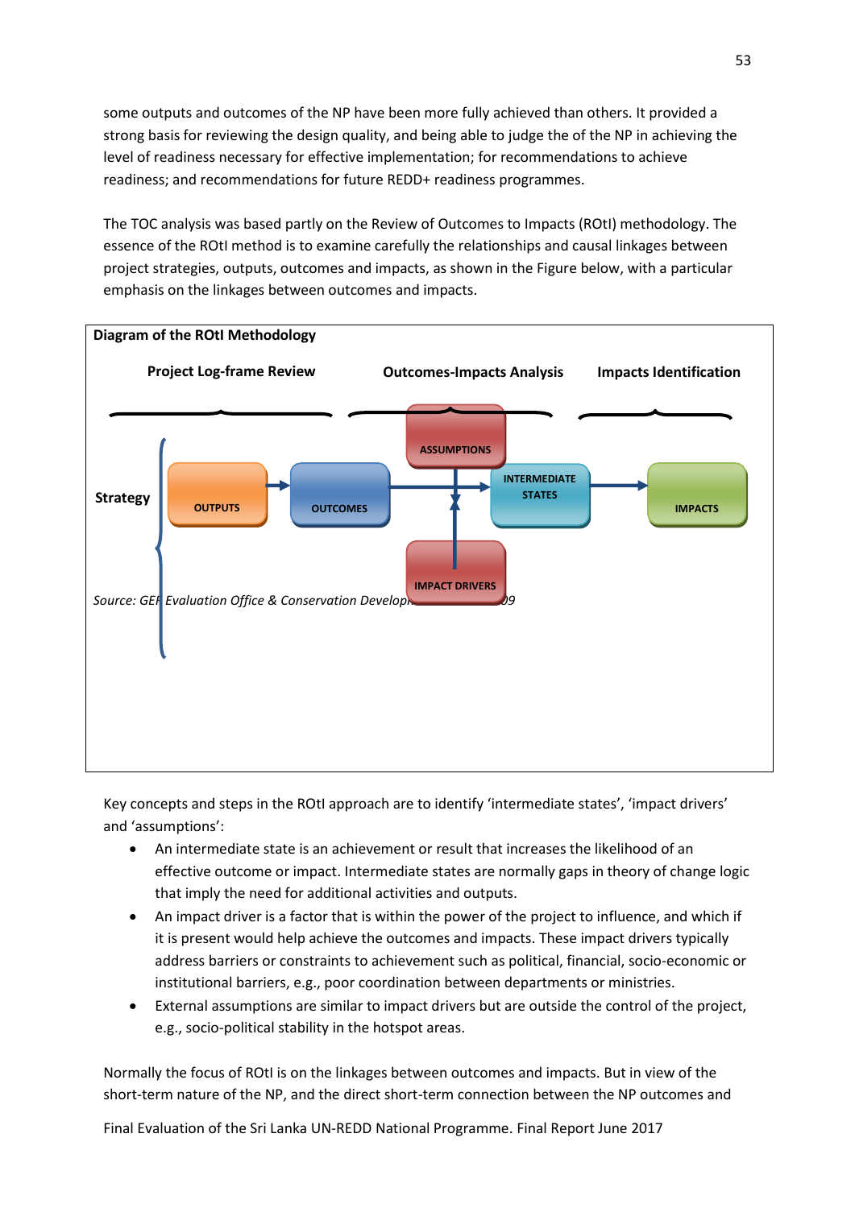some outputs and outcomes of the NP have been more fully achieved than others. It provided a strong basis for reviewing the design quality, and being able to judge the of the NP in achieving the level of readiness necessary for effective implementation; for recommendations to achieve readiness; and recommendations for future REDD+ readiness programmes.

The TOC analysis was based partly on the Review of Outcomes to Impacts (ROtI) methodology. The essence of the ROtI method is to examine carefully the relationships and causal linkages between project strategies, outputs, outcomes and impacts, as shown in the Figure below, with a particular emphasis on the linkages between outcomes and impacts.

**Diagram of the ROtI Methodology**

**Project Log-frame Review** | **Outcomes-Impacts Analysis** | **Impacts Identification**

**Strategy**: OUTPUTS → OUTCOMES → INTERMEDIATE STATES → IMPACTS (with ASSUMPTIONS and IMPACT DRIVERS)

*Source: GEF Evaluation Office & Conservation Development ... 09*

Key concepts and steps in the ROtI approach are to identify 'intermediate states', 'impact drivers' and 'assumptions':

- An intermediate state is an achievement or result that increases the likelihood of an effective outcome or impact. Intermediate states are normally gaps in theory of change logic that imply the need for additional activities and outputs.
- An impact driver is a factor that is within the power of the project to influence, and which if it is present would help achieve the outcomes and impacts. These impact drivers typically address barriers or constraints to achievement such as political, financial, socio-economic or institutional barriers, e.g., poor coordination between departments or ministries.
- External assumptions are similar to impact drivers but are outside the control of the project, e.g., socio-political stability in the hotspot areas.

Normally the focus of ROtI is on the linkages between outcomes and impacts. But in view of the short-term nature of the NP, and the direct short-term connection between the NP outcomes and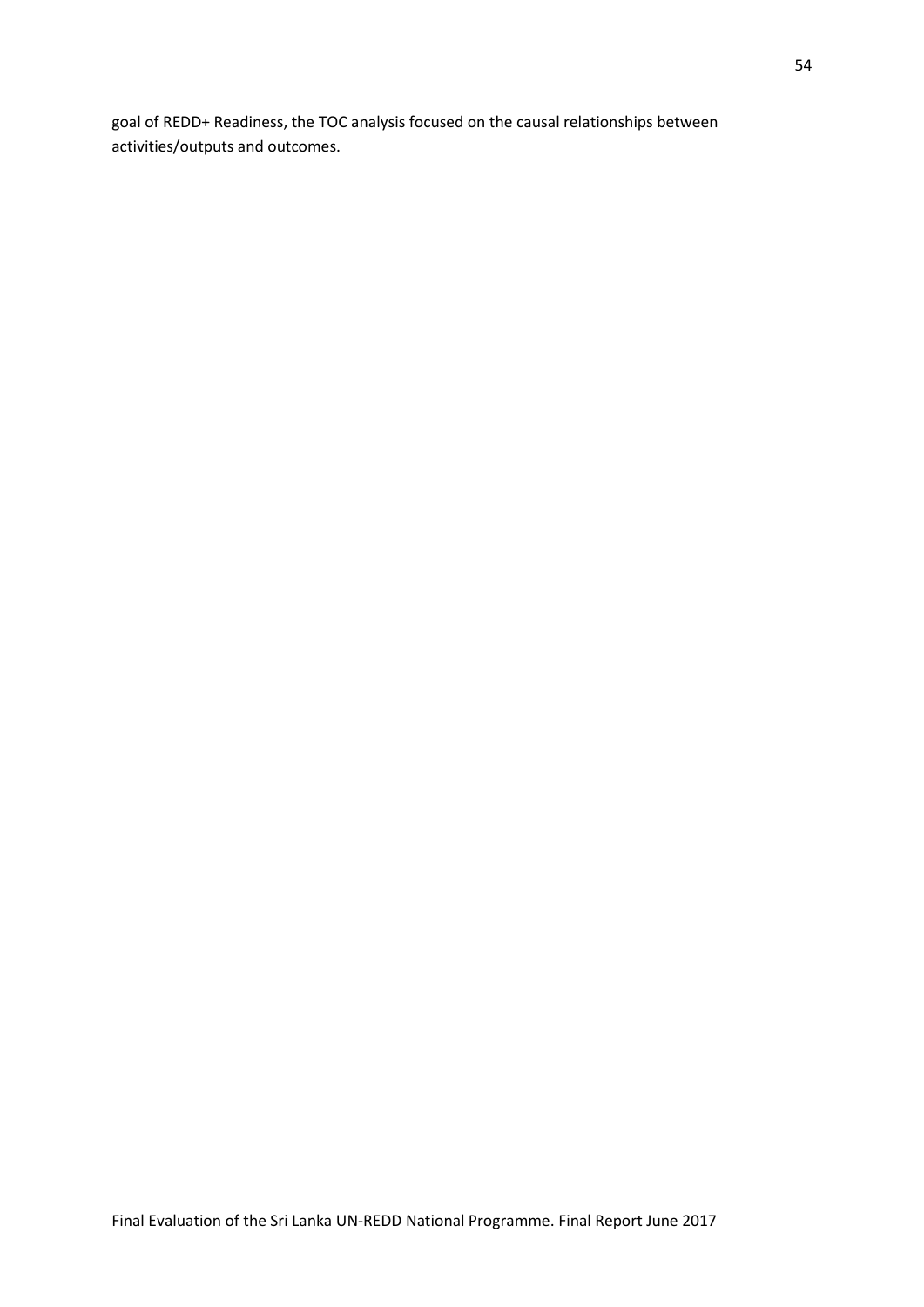goal of REDD+ Readiness, the TOC analysis focused on the causal relationships between activities/outputs and outcomes.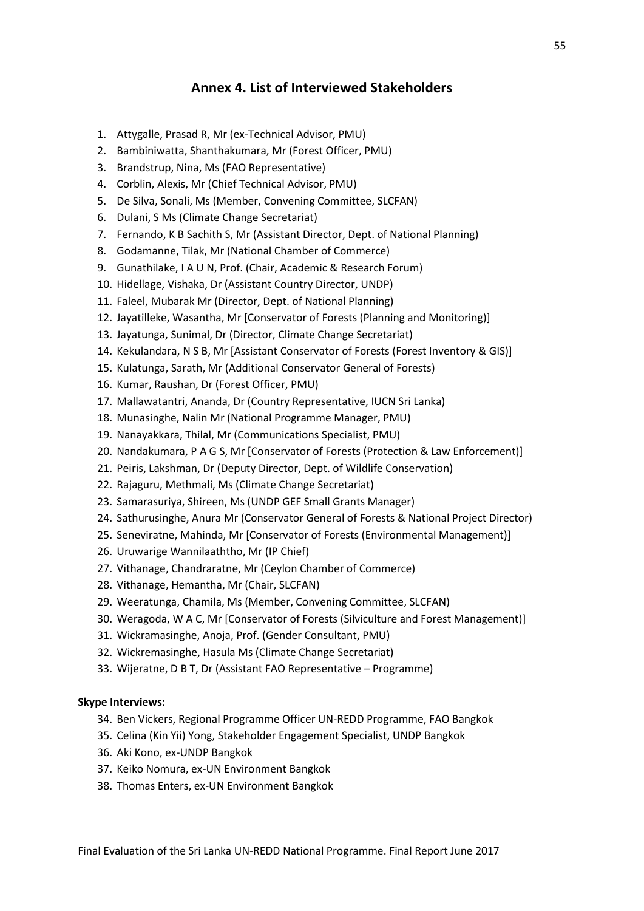# Annex 4. List of Interviewed Stakeholders

1. Attygalle, Prasad R, Mr (ex-Technical Advisor, PMU)
2. Bambiniwatta, Shanthakumara, Mr (Forest Officer, PMU)
3. Brandstrup, Nina, Ms (FAO Representative)
4. Corblin, Alexis, Mr (Chief Technical Advisor, PMU)
5. De Silva, Sonali, Ms (Member, Convening Committee, SLCFAN)
6. Dulani, S Ms (Climate Change Secretariat)
7. Fernando, K B Sachith S, Mr (Assistant Director, Dept. of National Planning)
8. Godamanne, Tilak, Mr (National Chamber of Commerce)
9. Gunathilake, I A U N, Prof. (Chair, Academic & Research Forum)
10. Hidellage, Vishaka, Dr (Assistant Country Director, UNDP)
11. Faleel, Mubarak Mr (Director, Dept. of National Planning)
12. Jayatilleke, Wasantha, Mr [Conservator of Forests (Planning and Monitoring)]
13. Jayatunga, Sunimal, Dr (Director, Climate Change Secretariat)
14. Kekulandara, N S B, Mr [Assistant Conservator of Forests (Forest Inventory & GIS)]
15. Kulatunga, Sarath, Mr (Additional Conservator General of Forests)
16. Kumar, Raushan, Dr (Forest Officer, PMU)
17. Mallawatantri, Ananda, Dr (Country Representative, IUCN Sri Lanka)
18. Munasinghe, Nalin Mr (National Programme Manager, PMU)
19. Nanayakkara, Thilal, Mr (Communications Specialist, PMU)
20. Nandakumara, P A G S, Mr [Conservator of Forests (Protection & Law Enforcement)]
21. Peiris, Lakshman, Dr (Deputy Director, Dept. of Wildlife Conservation)
22. Rajaguru, Methmali, Ms (Climate Change Secretariat)
23. Samarasuriya, Shireen, Ms (UNDP GEF Small Grants Manager)
24. Sathurusinghe, Anura Mr (Conservator General of Forests & National Project Director)
25. Seneviratne, Mahinda, Mr [Conservator of Forests (Environmental Management)]
26. Uruwarige Wannilaaththo, Mr (IP Chief)
27. Vithanage, Chandraratne, Mr (Ceylon Chamber of Commerce)
28. Vithanage, Hemantha, Mr (Chair, SLCFAN)
29. Weeratunga, Chamila, Ms (Member, Convening Committee, SLCFAN)
30. Weragoda, W A C, Mr [Conservator of Forests (Silviculture and Forest Management)]
31. Wickramasinghe, Anoja, Prof. (Gender Consultant, PMU)
32. Wickremasinghe, Hasula Ms (Climate Change Secretariat)
33. Wijeratne, D B T, Dr (Assistant FAO Representative – Programme)

**Skype Interviews:**

34. Ben Vickers, Regional Programme Officer UN-REDD Programme, FAO Bangkok
35. Celina (Kin Yii) Yong, Stakeholder Engagement Specialist, UNDP Bangkok
36. Aki Kono, ex-UNDP Bangkok
37. Keiko Nomura, ex-UN Environment Bangkok
38. Thomas Enters, ex-UN Environment Bangkok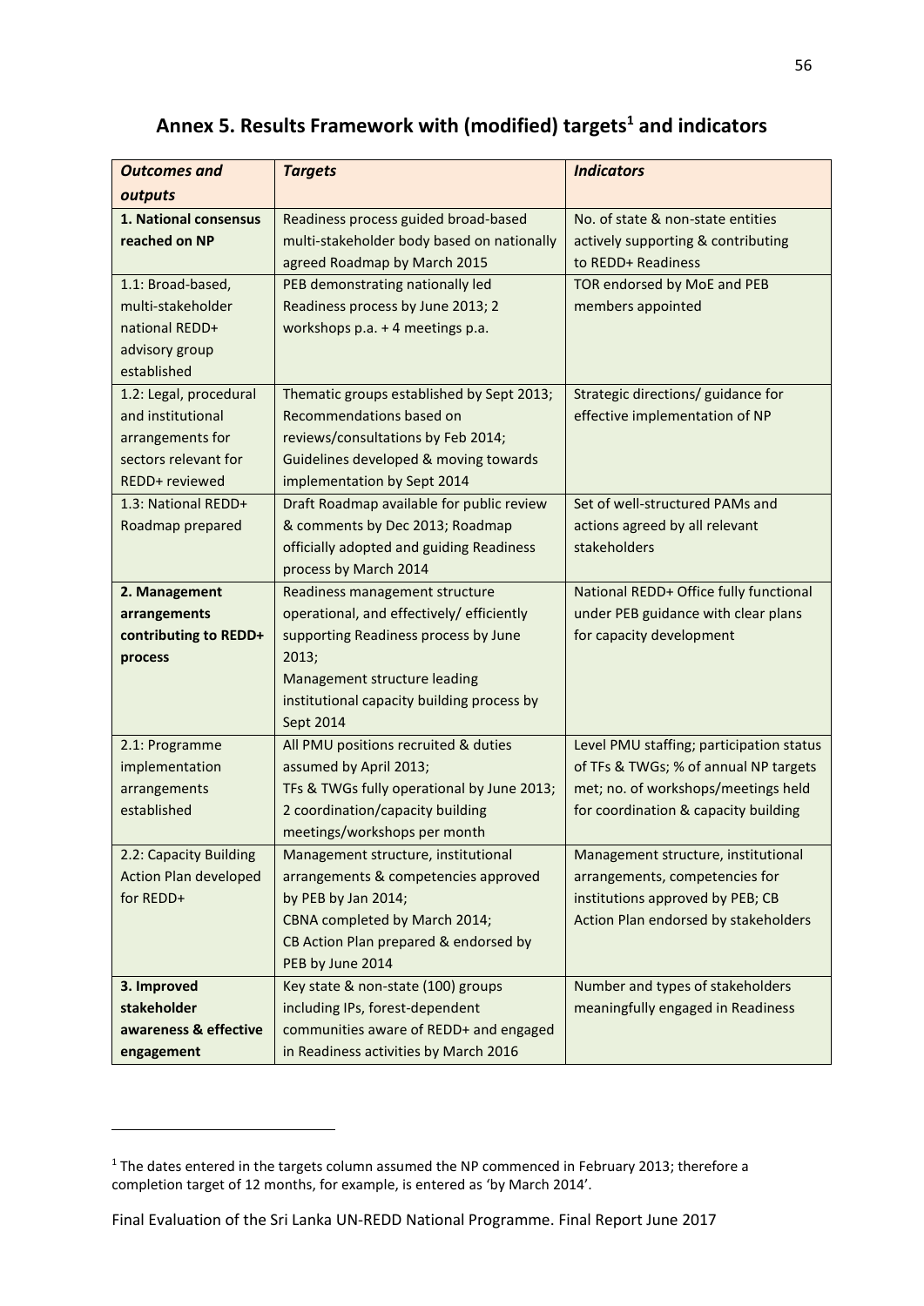# Annex 5. Results Framework with (modified) targets[1] and indicators

| *Outcomes and outputs* | *Targets* | *Indicators* |
|---|---|---|
| **1. National consensus reached on NP** | Readiness process guided broad-based multi-stakeholder body based on nationally agreed Roadmap by March 2015 | No. of state & non-state entities actively supporting & contributing to REDD+ Readiness |
| 1.1: Broad-based, multi-stakeholder national REDD+ advisory group established | PEB demonstrating nationally led Readiness process by June 2013; 2 workshops p.a. + 4 meetings p.a. | TOR endorsed by MoE and PEB members appointed |
| 1.2: Legal, procedural and institutional arrangements for sectors relevant for REDD+ reviewed | Thematic groups established by Sept 2013; Recommendations based on reviews/consultations by Feb 2014; Guidelines developed & moving towards implementation by Sept 2014 | Strategic directions/ guidance for effective implementation of NP |
| 1.3: National REDD+ Roadmap prepared | Draft Roadmap available for public review & comments by Dec 2013; Roadmap officially adopted and guiding Readiness process by March 2014 | Set of well-structured PAMs and actions agreed by all relevant stakeholders |
| **2. Management arrangements contributing to REDD+ process** | Readiness management structure operational, and effectively/ efficiently supporting Readiness process by June 2013;<br>Management structure leading institutional capacity building process by Sept 2014 | National REDD+ Office fully functional under PEB guidance with clear plans for capacity development |
| 2.1: Programme implementation arrangements established | All PMU positions recruited & duties assumed by April 2013;<br>TFs & TWGs fully operational by June 2013;<br>2 coordination/capacity building meetings/workshops per month | Level PMU staffing; participation status of TFs & TWGs; % of annual NP targets met; no. of workshops/meetings held for coordination & capacity building |
| 2.2: Capacity Building Action Plan developed for REDD+ | Management structure, institutional arrangements & competencies approved by PEB by Jan 2014;<br>CBNA completed by March 2014;<br>CB Action Plan prepared & endorsed by PEB by June 2014 | Management structure, institutional arrangements, competencies for institutions approved by PEB; CB Action Plan endorsed by stakeholders |
| **3. Improved stakeholder awareness & effective engagement** | Key state & non-state (100) groups including IPs, forest-dependent communities aware of REDD+ and engaged in Readiness activities by March 2016 | Number and types of stakeholders meaningfully engaged in Readiness |

[1] The dates entered in the targets column assumed the NP commenced in February 2013; therefore a completion target of 12 months, for example, is entered as 'by March 2014'.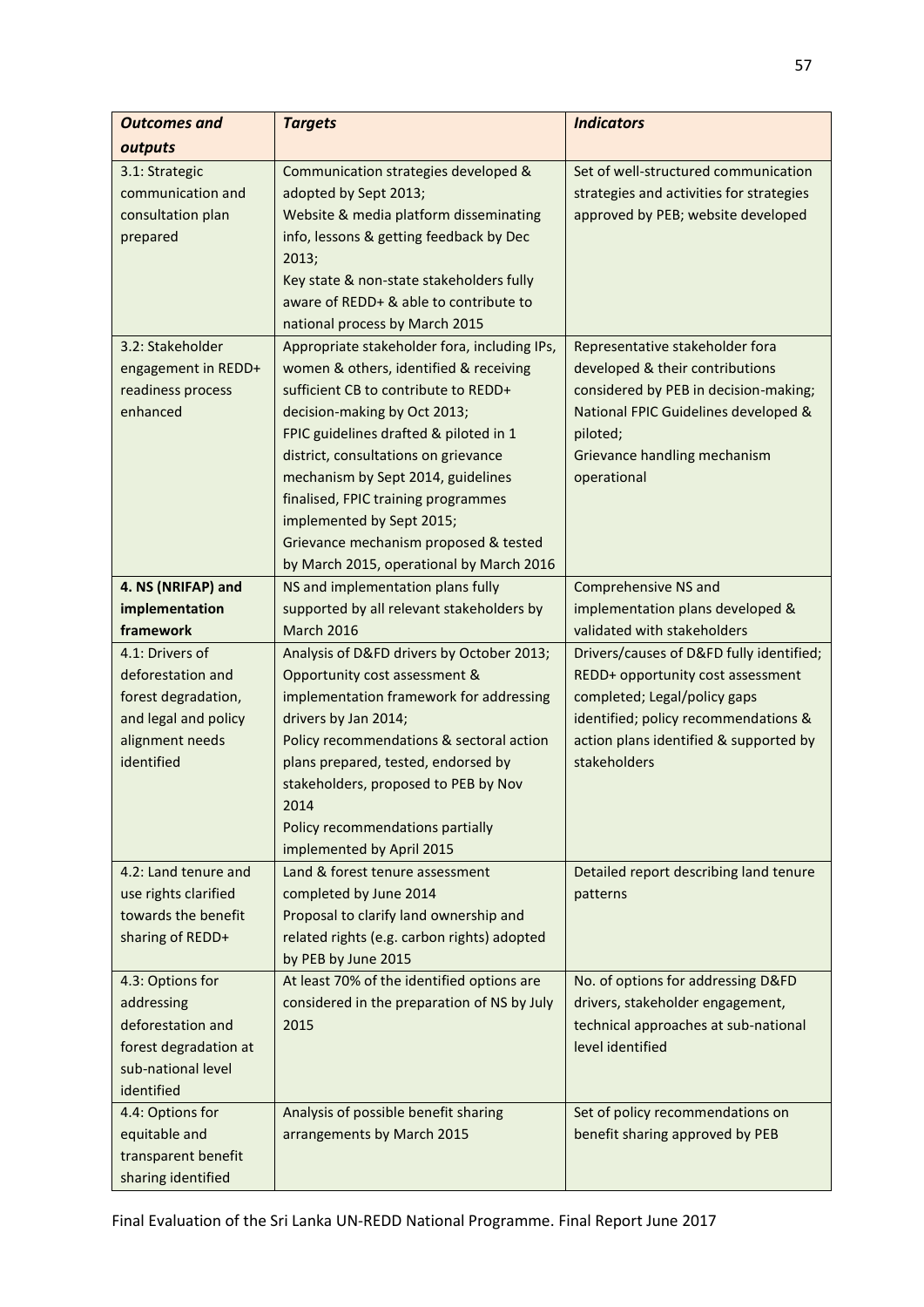| *Outcomes and outputs* | *Targets* | *Indicators* |
|---|---|---|
| 3.1: Strategic communication and consultation plan prepared | Communication strategies developed & adopted by Sept 2013;<br>Website & media platform disseminating info, lessons & getting feedback by Dec 2013;<br>Key state & non-state stakeholders fully aware of REDD+ & able to contribute to national process by March 2015 | Set of well-structured communication strategies and activities for strategies approved by PEB; website developed |
| 3.2: Stakeholder engagement in REDD+ readiness process enhanced | Appropriate stakeholder fora, including IPs, women & others, identified & receiving sufficient CB to contribute to REDD+ decision-making by Oct 2013;<br>FPIC guidelines drafted & piloted in 1 district, consultations on grievance mechanism by Sept 2014, guidelines finalised, FPIC training programmes implemented by Sept 2015;<br>Grievance mechanism proposed & tested by March 2015, operational by March 2016 | Representative stakeholder fora developed & their contributions considered by PEB in decision-making;<br>National FPIC Guidelines developed & piloted;<br>Grievance handling mechanism operational |
| **4. NS (NRIFAP) and implementation framework** | NS and implementation plans fully supported by all relevant stakeholders by March 2016 | Comprehensive NS and implementation plans developed & validated with stakeholders |
| 4.1: Drivers of deforestation and forest degradation, and legal and policy alignment needs identified | Analysis of D&FD drivers by October 2013;<br>Opportunity cost assessment & implementation framework for addressing drivers by Jan 2014;<br>Policy recommendations & sectoral action plans prepared, tested, endorsed by stakeholders, proposed to PEB by Nov 2014<br>Policy recommendations partially implemented by April 2015 | Drivers/causes of D&FD fully identified; REDD+ opportunity cost assessment completed; Legal/policy gaps identified; policy recommendations & action plans identified & supported by stakeholders |
| 4.2: Land tenure and use rights clarified towards the benefit sharing of REDD+ | Land & forest tenure assessment completed by June 2014<br>Proposal to clarify land ownership and related rights (e.g. carbon rights) adopted by PEB by June 2015 | Detailed report describing land tenure patterns |
| 4.3: Options for addressing deforestation and forest degradation at sub-national level identified | At least 70% of the identified options are considered in the preparation of NS by July 2015 | No. of options for addressing D&FD drivers, stakeholder engagement, technical approaches at sub-national level identified |
| 4.4: Options for equitable and transparent benefit sharing identified | Analysis of possible benefit sharing arrangements by March 2015 | Set of policy recommendations on benefit sharing approved by PEB |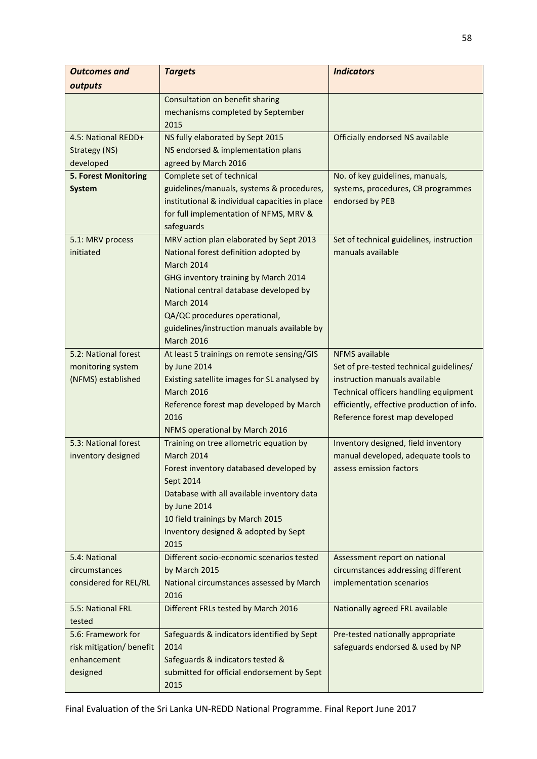| *Outcomes and outputs* | *Targets* | *Indicators* |
|---|---|---|
| | Consultation on benefit sharing mechanisms completed by September 2015 | |
| 4.5: National REDD+ Strategy (NS) developed | NS fully elaborated by Sept 2015<br>NS endorsed & implementation plans agreed by March 2016 | Officially endorsed NS available |
| **5. Forest Monitoring System** | Complete set of technical guidelines/manuals, systems & procedures, institutional & individual capacities in place for full implementation of NFMS, MRV & safeguards | No. of key guidelines, manuals, systems, procedures, CB programmes endorsed by PEB |
| 5.1: MRV process initiated | MRV action plan elaborated by Sept 2013<br>National forest definition adopted by March 2014<br>GHG inventory training by March 2014<br>National central database developed by March 2014<br>QA/QC procedures operational, guidelines/instruction manuals available by March 2016 | Set of technical guidelines, instruction manuals available |
| 5.2: National forest monitoring system (NFMS) established | At least 5 trainings on remote sensing/GIS by June 2014<br>Existing satellite images for SL analysed by March 2016<br>Reference forest map developed by March 2016<br>NFMS operational by March 2016 | NFMS available<br>Set of pre-tested technical guidelines/ instruction manuals available<br>Technical officers handling equipment efficiently, effective production of info.<br>Reference forest map developed |
| 5.3: National forest inventory designed | Training on tree allometric equation by March 2014<br>Forest inventory databased developed by Sept 2014<br>Database with all available inventory data by June 2014<br>10 field trainings by March 2015<br>Inventory designed & adopted by Sept 2015 | Inventory designed, field inventory manual developed, adequate tools to assess emission factors |
| 5.4: National circumstances considered for REL/RL | Different socio-economic scenarios tested by March 2015<br>National circumstances assessed by March 2016 | Assessment report on national circumstances addressing different implementation scenarios |
| 5.5: National FRL tested | Different FRLs tested by March 2016 | Nationally agreed FRL available |
| 5.6: Framework for risk mitigation/ benefit enhancement designed | Safeguards & indicators identified by Sept 2014<br>Safeguards & indicators tested & submitted for official endorsement by Sept 2015 | Pre-tested nationally appropriate safeguards endorsed & used by NP |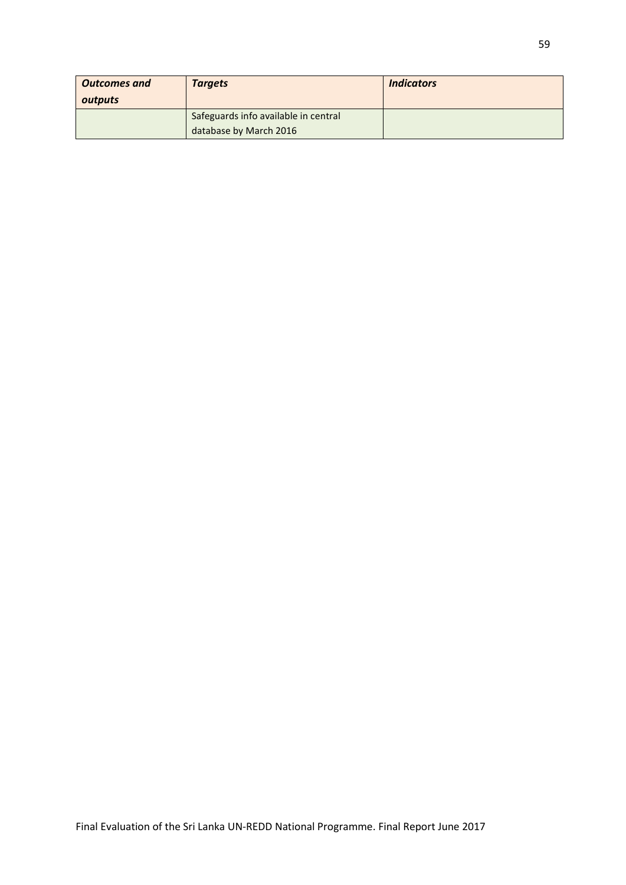| ***Outcomes and outputs*** | ***Targets*** | ***Indicators*** |
| --- | --- | --- |
| | Safeguards info available in central database by March 2016 | |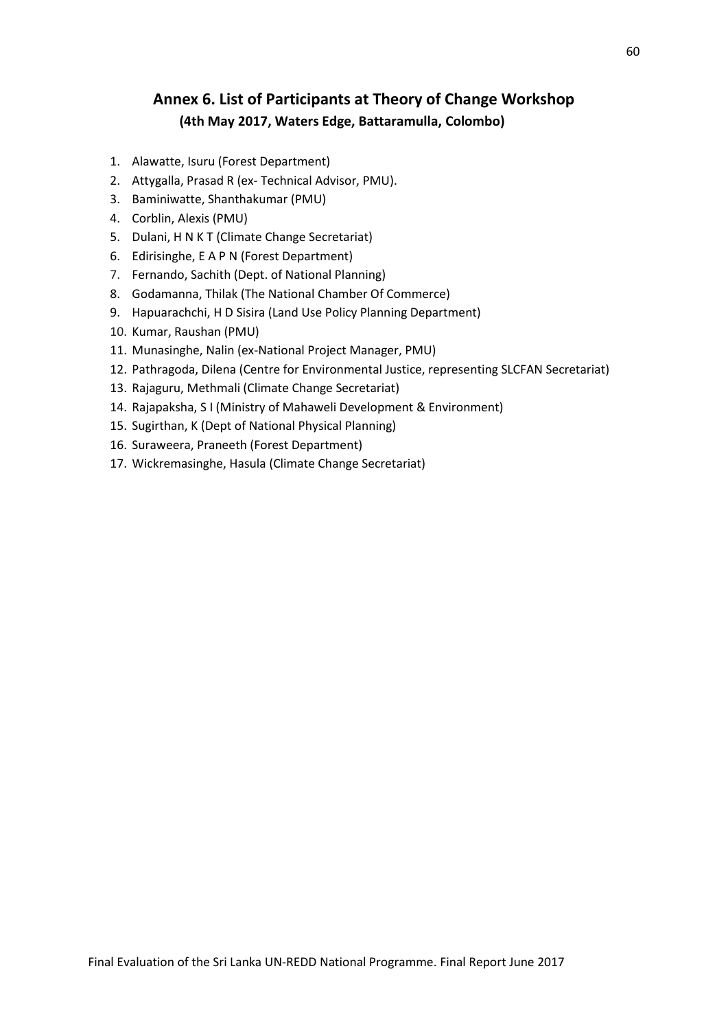## Annex 6. List of Participants at Theory of Change Workshop

**(4th May 2017, Waters Edge, Battaramulla, Colombo)**

1. Alawatte, Isuru (Forest Department)
2. Attygalla, Prasad R (ex- Technical Advisor, PMU).
3. Baminiwatte, Shanthakumar (PMU)
4. Corblin, Alexis (PMU)
5. Dulani, H N K T (Climate Change Secretariat)
6. Edirisinghe, E A P N (Forest Department)
7. Fernando, Sachith (Dept. of National Planning)
8. Godamanna, Thilak (The National Chamber Of Commerce)
9. Hapuarachchi, H D Sisira (Land Use Policy Planning Department)
10. Kumar, Raushan (PMU)
11. Munasinghe, Nalin (ex-National Project Manager, PMU)
12. Pathragoda, Dilena (Centre for Environmental Justice, representing SLCFAN Secretariat)
13. Rajaguru, Methmali (Climate Change Secretariat)
14. Rajapaksha, S I (Ministry of Mahaweli Development & Environment)
15. Sugirthan, K (Dept of National Physical Planning)
16. Suraweera, Praneeth (Forest Department)
17. Wickremasinghe, Hasula (Climate Change Secretariat)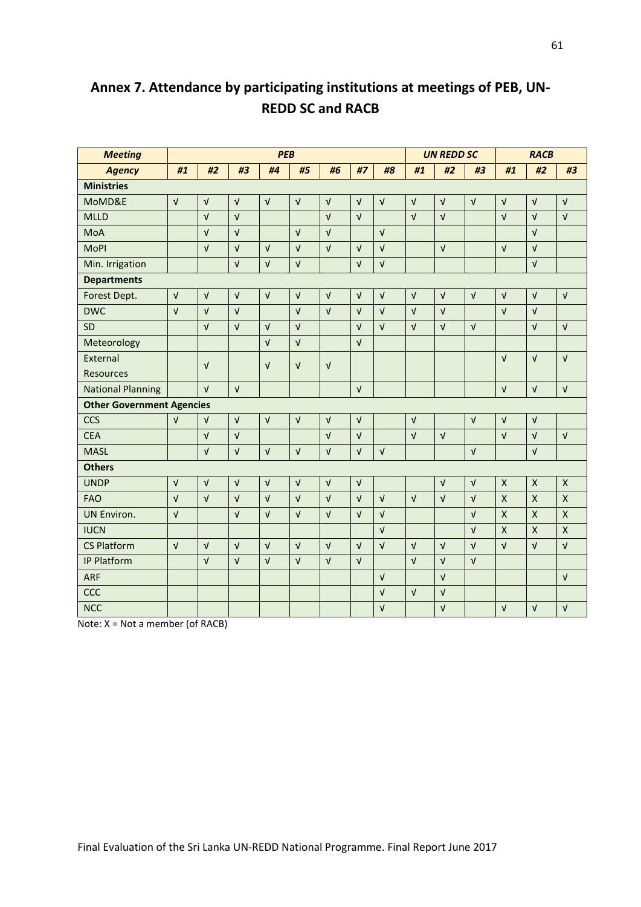## Annex 7. Attendance by participating institutions at meetings of PEB, UN-REDD SC and RACB

| Meeting | PEB | | | | | | | | UN REDD SC | | | RACB | | |
|---|---|---|---|---|---|---|---|---|---|---|---|---|---|---|
| Agency | #1 | #2 | #3 | #4 | #5 | #6 | #7 | #8 | #1 | #2 | #3 | #1 | #2 | #3 |
| **Ministries** | | | | | | | | | | | | | | |
| MoMD&E | √ | √ | √ | √ | √ | √ | √ | √ | √ | √ | √ | √ | √ | √ |
| MLLD | | √ | √ | | | √ | √ | | √ | √ | | √ | √ | √ |
| MoA | | √ | √ | | √ | √ | | √ | | | | | √ | |
| MoPI | | √ | √ | √ | √ | √ | √ | √ | | √ | | √ | √ | |
| Min. Irrigation | | | √ | √ | √ | | √ | √ | | | | | √ | |
| **Departments** | | | | | | | | | | | | | | |
| Forest Dept. | √ | √ | √ | √ | √ | √ | √ | √ | √ | √ | √ | √ | √ | √ |
| DWC | √ | √ | √ | | √ | √ | √ | √ | √ | √ | | √ | √ | |
| SD | | √ | √ | √ | √ | | √ | √ | √ | √ | √ | | √ | √ |
| Meteorology | | | | √ | √ | | √ | | | | | | | |
| External Resources | | √ | | √ | √ | √ | | | | | | √ | √ | √ |
| National Planning | | √ | √ | | | | √ | | | | | √ | √ | √ |
| **Other Government Agencies** | | | | | | | | | | | | | | |
| CCS | √ | √ | √ | √ | √ | √ | √ | | √ | | √ | √ | √ | |
| CEA | | √ | √ | | | √ | √ | | √ | √ | | √ | √ | √ |
| MASL | | √ | √ | √ | √ | √ | √ | √ | | | √ | | √ | |
| **Others** | | | | | | | | | | | | | | |
| UNDP | √ | √ | √ | √ | √ | √ | √ | | | √ | √ | X | X | X |
| FAO | √ | √ | √ | √ | √ | √ | √ | √ | √ | √ | √ | X | X | X |
| UN Environ. | √ | | √ | √ | √ | √ | √ | √ | | | √ | X | X | X |
| IUCN | | | | | | | | √ | | | √ | X | X | X |
| CS Platform | √ | √ | √ | √ | √ | √ | √ | √ | √ | √ | √ | √ | √ | √ |
| IP Platform | | √ | √ | √ | √ | √ | √ | | √ | √ | √ | | | |
| ARF | | | | | | | | √ | | √ | | | | √ |
| CCC | | | | | | | | √ | √ | √ | | | | |
| NCC | | | | | | | | √ | | √ | | √ | √ | √ |

Note: X = Not a member (of RACB)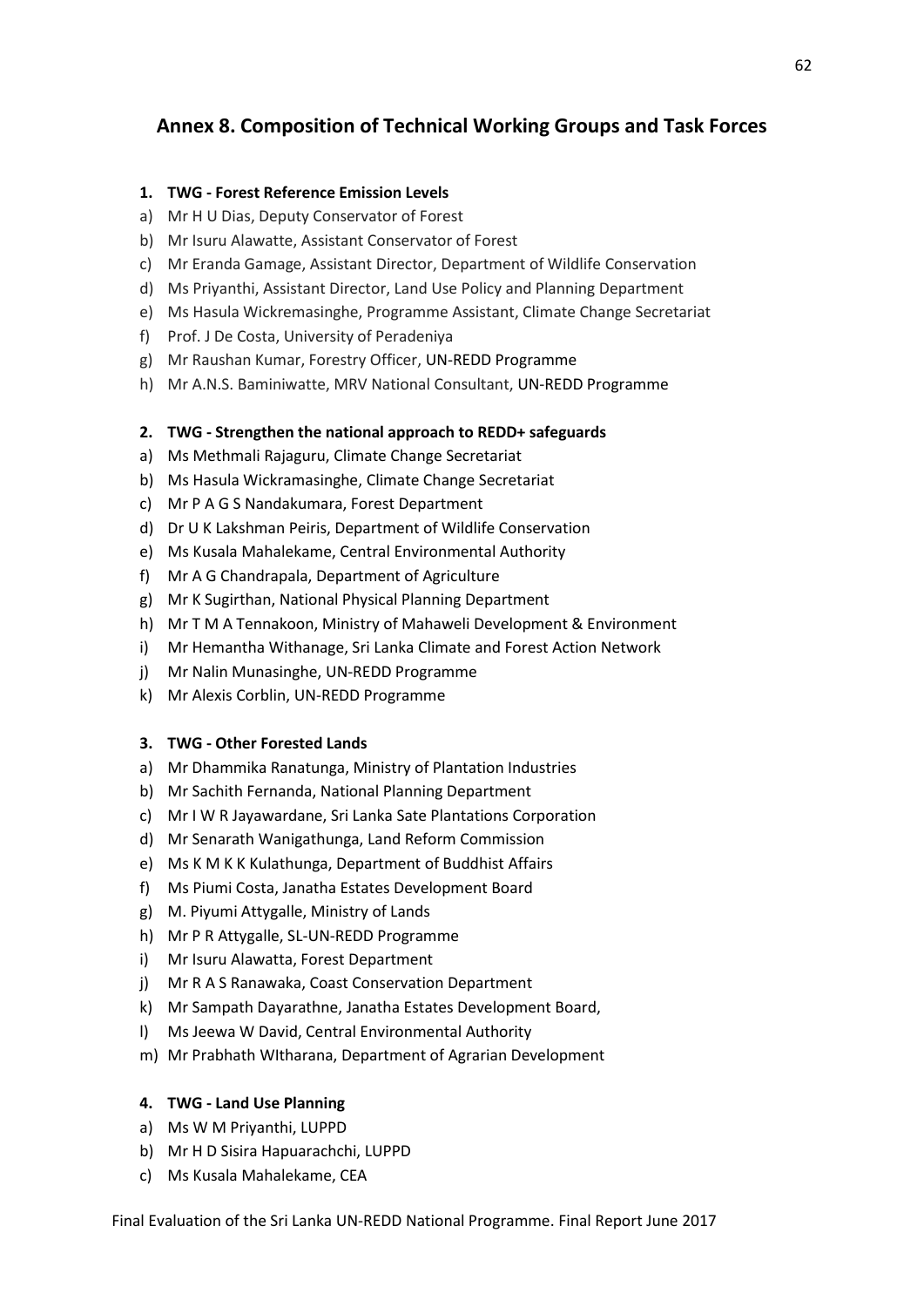## Annex 8. Composition of Technical Working Groups and Task Forces

**1. TWG - Forest Reference Emission Levels**

a) Mr H U Dias, Deputy Conservator of Forest
b) Mr Isuru Alawatte, Assistant Conservator of Forest
c) Mr Eranda Gamage, Assistant Director, Department of Wildlife Conservation
d) Ms Priyanthi, Assistant Director, Land Use Policy and Planning Department
e) Ms Hasula Wickremasinghe, Programme Assistant, Climate Change Secretariat
f) Prof. J De Costa, University of Peradeniya
g) Mr Raushan Kumar, Forestry Officer, UN-REDD Programme
h) Mr A.N.S. Baminiwatte, MRV National Consultant, UN-REDD Programme

**2. TWG - Strengthen the national approach to REDD+ safeguards**

a) Ms Methmali Rajaguru, Climate Change Secretariat
b) Ms Hasula Wickramasinghe, Climate Change Secretariat
c) Mr P A G S Nandakumara, Forest Department
d) Dr U K Lakshman Peiris, Department of Wildlife Conservation
e) Ms Kusala Mahalekame, Central Environmental Authority
f) Mr A G Chandrapala, Department of Agriculture
g) Mr K Sugirthan, National Physical Planning Department
h) Mr T M A Tennakoon, Ministry of Mahaweli Development & Environment
i) Mr Hemantha Withanage, Sri Lanka Climate and Forest Action Network
j) Mr Nalin Munasinghe, UN-REDD Programme
k) Mr Alexis Corblin, UN-REDD Programme

**3. TWG - Other Forested Lands**

a) Mr Dhammika Ranatunga, Ministry of Plantation Industries
b) Mr Sachith Fernanda, National Planning Department
c) Mr I W R Jayawardane, Sri Lanka Sate Plantations Corporation
d) Mr Senarath Wanigathunga, Land Reform Commission
e) Ms K M K K Kulathunga, Department of Buddhist Affairs
f) Ms Piumi Costa, Janatha Estates Development Board
g) M. Piyumi Attygalle, Ministry of Lands
h) Mr P R Attygalle, SL-UN-REDD Programme
i) Mr Isuru Alawatta, Forest Department
j) Mr R A S Ranawaka, Coast Conservation Department
k) Mr Sampath Dayarathne, Janatha Estates Development Board,
l) Ms Jeewa W David, Central Environmental Authority
m) Mr Prabhath WItharana, Department of Agrarian Development

**4. TWG - Land Use Planning**

a) Ms W M Priyanthi, LUPPD
b) Mr H D Sisira Hapuarachchi, LUPPD
c) Ms Kusala Mahalekame, CEA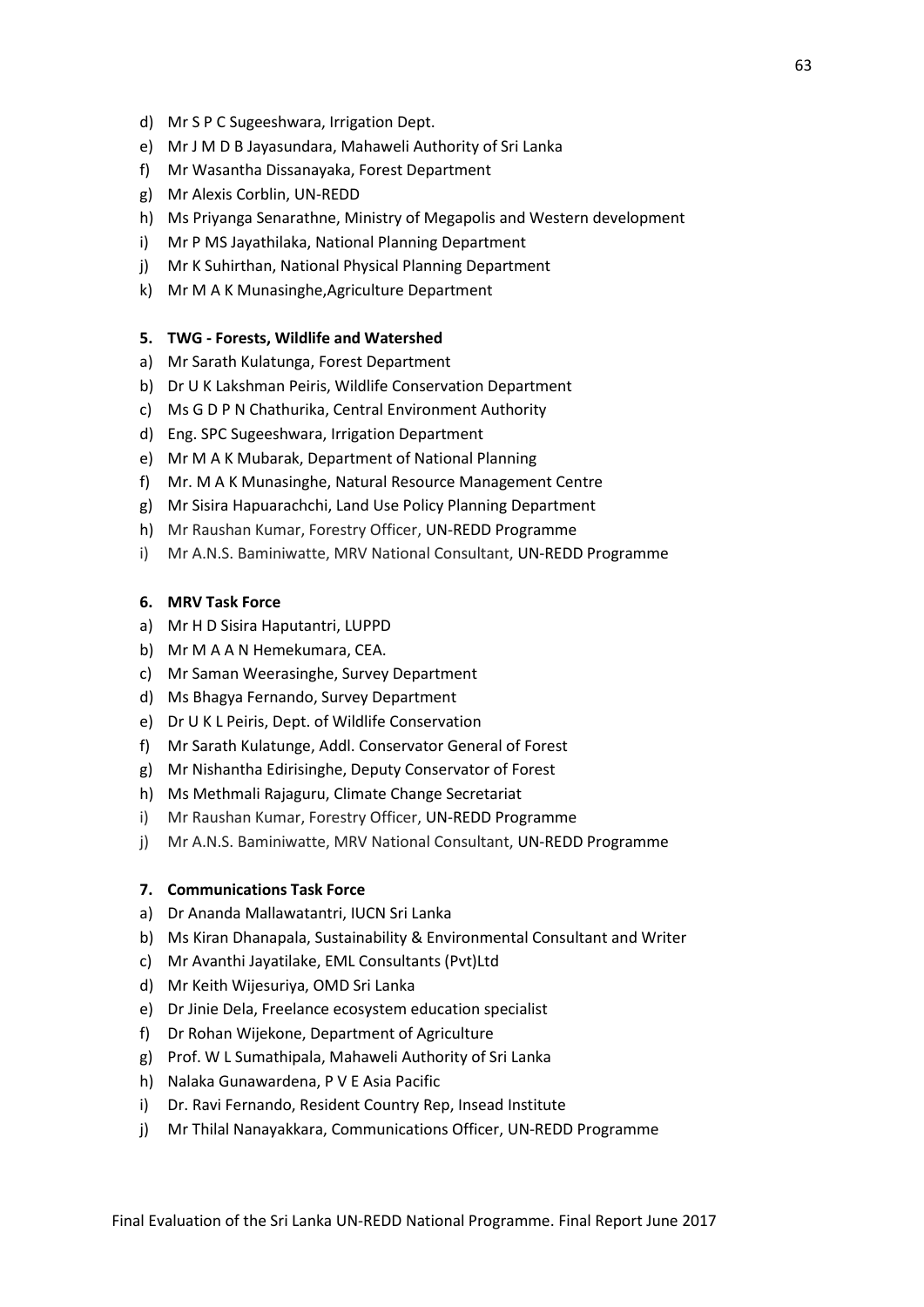d) Mr S P C Sugeeshwara, Irrigation Dept.
e) Mr J M D B Jayasundara, Mahaweli Authority of Sri Lanka
f) Mr Wasantha Dissanayaka, Forest Department
g) Mr Alexis Corblin, UN-REDD
h) Ms Priyanga Senarathne, Ministry of Megapolis and Western development
i) Mr P MS Jayathilaka, National Planning Department
j) Mr K Suhirthan, National Physical Planning Department
k) Mr M A K Munasinghe,Agriculture Department

**5. TWG - Forests, Wildlife and Watershed**

a) Mr Sarath Kulatunga, Forest Department
b) Dr U K Lakshman Peiris, Wildlife Conservation Department
c) Ms G D P N Chathurika, Central Environment Authority
d) Eng. SPC Sugeeshwara, Irrigation Department
e) Mr M A K Mubarak, Department of National Planning
f) Mr. M A K Munasinghe, Natural Resource Management Centre
g) Mr Sisira Hapuarachchi, Land Use Policy Planning Department
h) Mr Raushan Kumar, Forestry Officer, UN-REDD Programme
i) Mr A.N.S. Baminiwatte, MRV National Consultant, UN-REDD Programme

**6. MRV Task Force**

a) Mr H D Sisira Haputantri, LUPPD
b) Mr M A A N Hemekumara, CEA.
c) Mr Saman Weerasinghe, Survey Department
d) Ms Bhagya Fernando, Survey Department
e) Dr U K L Peiris, Dept. of Wildlife Conservation
f) Mr Sarath Kulatunge, Addl. Conservator General of Forest
g) Mr Nishantha Edirisinghe, Deputy Conservator of Forest
h) Ms Methmali Rajaguru, Climate Change Secretariat
i) Mr Raushan Kumar, Forestry Officer, UN-REDD Programme
j) Mr A.N.S. Baminiwatte, MRV National Consultant, UN-REDD Programme

**7. Communications Task Force**

a) Dr Ananda Mallawatantri, IUCN Sri Lanka
b) Ms Kiran Dhanapala, Sustainability & Environmental Consultant and Writer
c) Mr Avanthi Jayatilake, EML Consultants (Pvt)Ltd
d) Mr Keith Wijesuriya, OMD Sri Lanka
e) Dr Jinie Dela, Freelance ecosystem education specialist
f) Dr Rohan Wijekone, Department of Agriculture
g) Prof. W L Sumathipala, Mahaweli Authority of Sri Lanka
h) Nalaka Gunawardena, P V E Asia Pacific
i) Dr. Ravi Fernando, Resident Country Rep, Insead Institute
j) Mr Thilal Nanayakkara, Communications Officer, UN-REDD Programme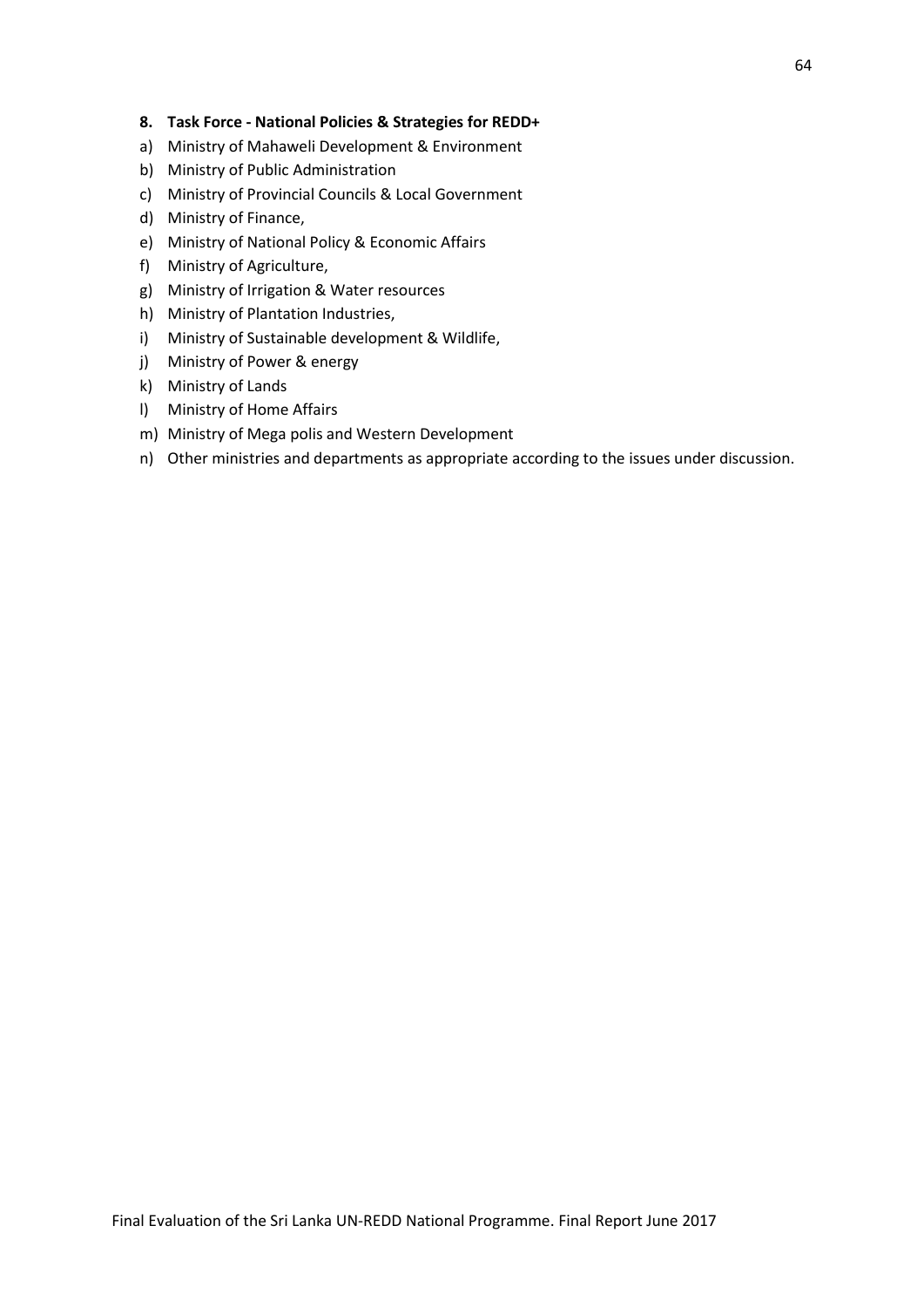**8. Task Force - National Policies & Strategies for REDD+**

a) Ministry of Mahaweli Development & Environment
b) Ministry of Public Administration
c) Ministry of Provincial Councils & Local Government
d) Ministry of Finance,
e) Ministry of National Policy & Economic Affairs
f) Ministry of Agriculture,
g) Ministry of Irrigation & Water resources
h) Ministry of Plantation Industries,
i) Ministry of Sustainable development & Wildlife,
j) Ministry of Power & energy
k) Ministry of Lands
l) Ministry of Home Affairs
m) Ministry of Mega polis and Western Development
n) Other ministries and departments as appropriate according to the issues under discussion.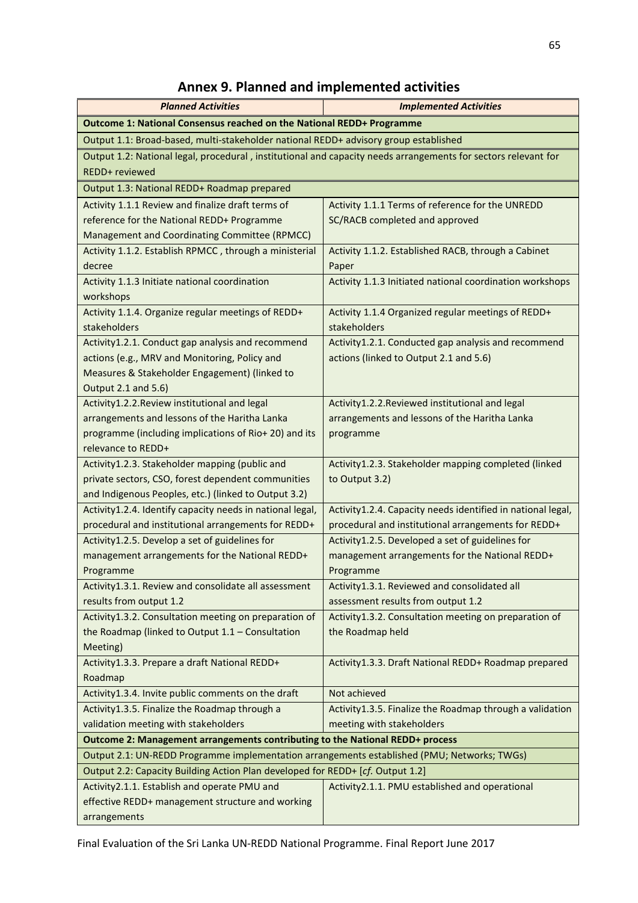# Annex 9. Planned and implemented activities

| *Planned Activities* | *Implemented Activities* |
|---|---|
| **Outcome 1: National Consensus reached on the National REDD+ Programme** | |
| Output 1.1: Broad-based, multi-stakeholder national REDD+ advisory group established | |
| Output 1.2: National legal, procedural , institutional and capacity needs arrangements for sectors relevant for REDD+ reviewed | |
| Output 1.3: National REDD+ Roadmap prepared | |
| Activity 1.1.1 Review and finalize draft terms of reference for the National REDD+ Programme Management and Coordinating Committee (RPMCC) | Activity 1.1.1 Terms of reference for the UNREDD SC/RACB completed and approved |
| Activity 1.1.2. Establish RPMCC , through a ministerial decree | Activity 1.1.2. Established RACB, through a Cabinet Paper |
| Activity 1.1.3 Initiate national coordination workshops | Activity 1.1.3 Initiated national coordination workshops |
| Activity 1.1.4. Organize regular meetings of REDD+ stakeholders | Activity 1.1.4 Organized regular meetings of REDD+ stakeholders |
| Activity1.2.1. Conduct gap analysis and recommend actions (e.g., MRV and Monitoring, Policy and Measures & Stakeholder Engagement) (linked to Output 2.1 and 5.6) | Activity1.2.1. Conducted gap analysis and recommend actions (linked to Output 2.1 and 5.6) |
| Activity1.2.2.Review institutional and legal arrangements and lessons of the Haritha Lanka programme (including implications of Rio+ 20) and its relevance to REDD+ | Activity1.2.2.Reviewed institutional and legal arrangements and lessons of the Haritha Lanka programme |
| Activity1.2.3. Stakeholder mapping (public and private sectors, CSO, forest dependent communities and Indigenous Peoples, etc.) (linked to Output 3.2) | Activity1.2.3. Stakeholder mapping completed (linked to Output 3.2) |
| Activity1.2.4. Identify capacity needs in national legal, procedural and institutional arrangements for REDD+ | Activity1.2.4. Capacity needs identified in national legal, procedural and institutional arrangements for REDD+ |
| Activity1.2.5. Develop a set of guidelines for management arrangements for the National REDD+ Programme | Activity1.2.5. Developed a set of guidelines for management arrangements for the National REDD+ Programme |
| Activity1.3.1. Review and consolidate all assessment results from output 1.2 | Activity1.3.1. Reviewed and consolidated all assessment results from output 1.2 |
| Activity1.3.2. Consultation meeting on preparation of the Roadmap (linked to Output 1.1 – Consultation Meeting) | Activity1.3.2. Consultation meeting on preparation of the Roadmap held |
| Activity1.3.3. Prepare a draft National REDD+ Roadmap | Activity1.3.3. Draft National REDD+ Roadmap prepared |
| Activity1.3.4. Invite public comments on the draft | Not achieved |
| Activity1.3.5. Finalize the Roadmap through a validation meeting with stakeholders | Activity1.3.5. Finalize the Roadmap through a validation meeting with stakeholders |
| **Outcome 2: Management arrangements contributing to the National REDD+ process** | |
| Output 2.1: UN-REDD Programme implementation arrangements established (PMU; Networks; TWGs) | |
| Output 2.2: Capacity Building Action Plan developed for REDD+ [*cf.* Output 1.2] | |
| Activity2.1.1. Establish and operate PMU and effective REDD+ management structure and working arrangements | Activity2.1.1. PMU established and operational |

Final Evaluation of the Sri Lanka UN-REDD National Programme. Final Report June 2017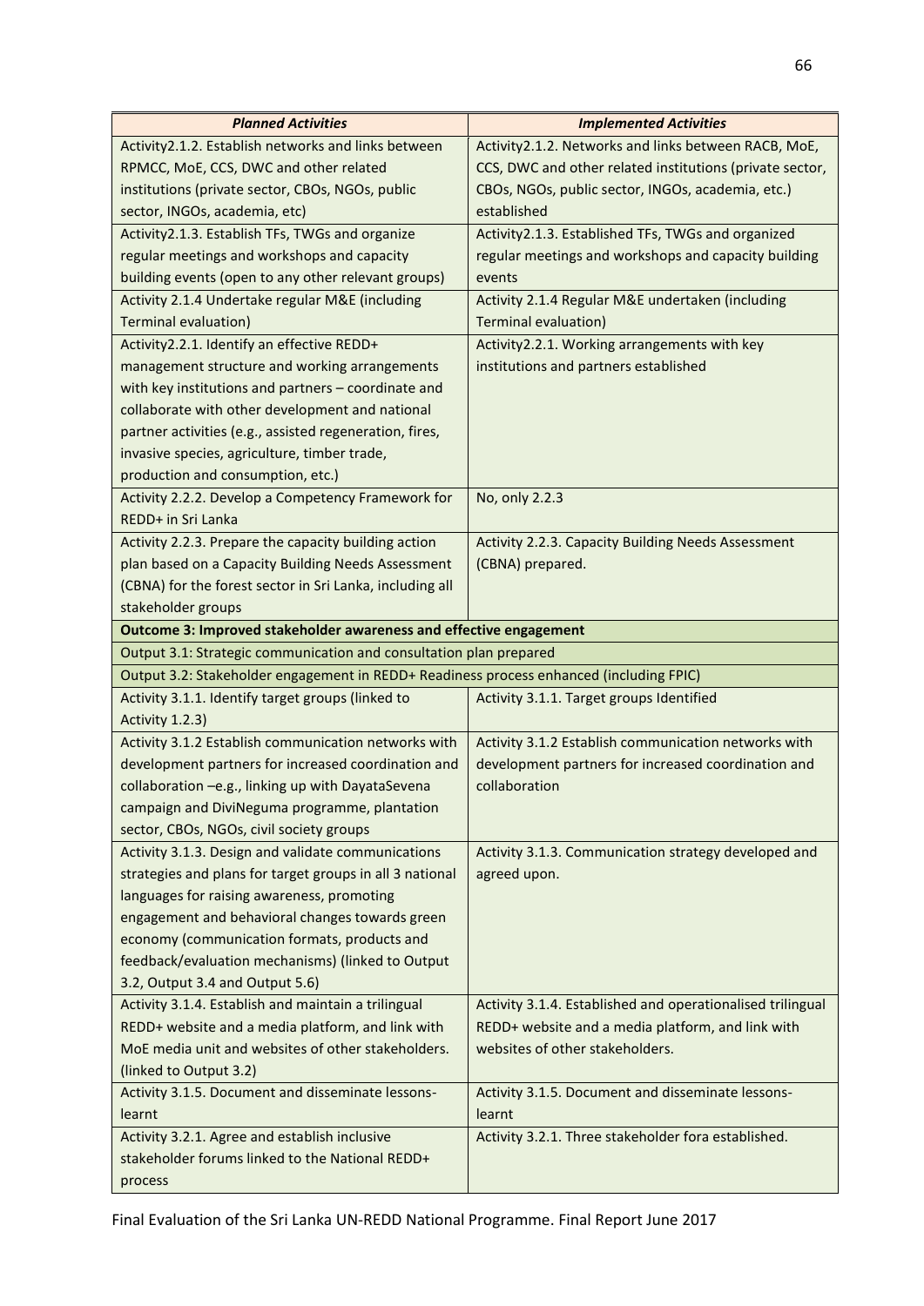| *Planned Activities* | *Implemented Activities* |
|---|---|
| Activity2.1.2. Establish networks and links between RPMCC, MoE, CCS, DWC and other related institutions (private sector, CBOs, NGOs, public sector, INGOs, academia, etc) | Activity2.1.2. Networks and links between RACB, MoE, CCS, DWC and other related institutions (private sector, CBOs, NGOs, public sector, INGOs, academia, etc.) established |
| Activity2.1.3. Establish TFs, TWGs and organize regular meetings and workshops and capacity building events (open to any other relevant groups) | Activity2.1.3. Established TFs, TWGs and organized regular meetings and workshops and capacity building events |
| Activity 2.1.4 Undertake regular M&E (including Terminal evaluation) | Activity 2.1.4 Regular M&E undertaken (including Terminal evaluation) |
| Activity2.2.1. Identify an effective REDD+ management structure and working arrangements with key institutions and partners – coordinate and collaborate with other development and national partner activities (e.g., assisted regeneration, fires, invasive species, agriculture, timber trade, production and consumption, etc.) | Activity2.2.1. Working arrangements with key institutions and partners established |
| Activity 2.2.2. Develop a Competency Framework for REDD+ in Sri Lanka | No, only 2.2.3 |
| Activity 2.2.3. Prepare the capacity building action plan based on a Capacity Building Needs Assessment (CBNA) for the forest sector in Sri Lanka, including all stakeholder groups | Activity 2.2.3. Capacity Building Needs Assessment (CBNA) prepared. |
| **Outcome 3: Improved stakeholder awareness and effective engagement** | |
| Output 3.1: Strategic communication and consultation plan prepared | |
| Output 3.2: Stakeholder engagement in REDD+ Readiness process enhanced (including FPIC) | |
| Activity 3.1.1. Identify target groups (linked to Activity 1.2.3) | Activity 3.1.1. Target groups Identified |
| Activity 3.1.2 Establish communication networks with development partners for increased coordination and collaboration –e.g., linking up with DayataSevena campaign and DiviNeguma programme, plantation sector, CBOs, NGOs, civil society groups | Activity 3.1.2 Establish communication networks with development partners for increased coordination and collaboration |
| Activity 3.1.3. Design and validate communications strategies and plans for target groups in all 3 national languages for raising awareness, promoting engagement and behavioral changes towards green economy (communication formats, products and feedback/evaluation mechanisms) (linked to Output 3.2, Output 3.4 and Output 5.6) | Activity 3.1.3. Communication strategy developed and agreed upon. |
| Activity 3.1.4. Establish and maintain a trilingual REDD+ website and a media platform, and link with MoE media unit and websites of other stakeholders. (linked to Output 3.2) | Activity 3.1.4. Established and operationalised trilingual REDD+ website and a media platform, and link with websites of other stakeholders. |
| Activity 3.1.5. Document and disseminate lessons-learnt | Activity 3.1.5. Document and disseminate lessons-learnt |
| Activity 3.2.1. Agree and establish inclusive stakeholder forums linked to the National REDD+ process | Activity 3.2.1. Three stakeholder fora established. |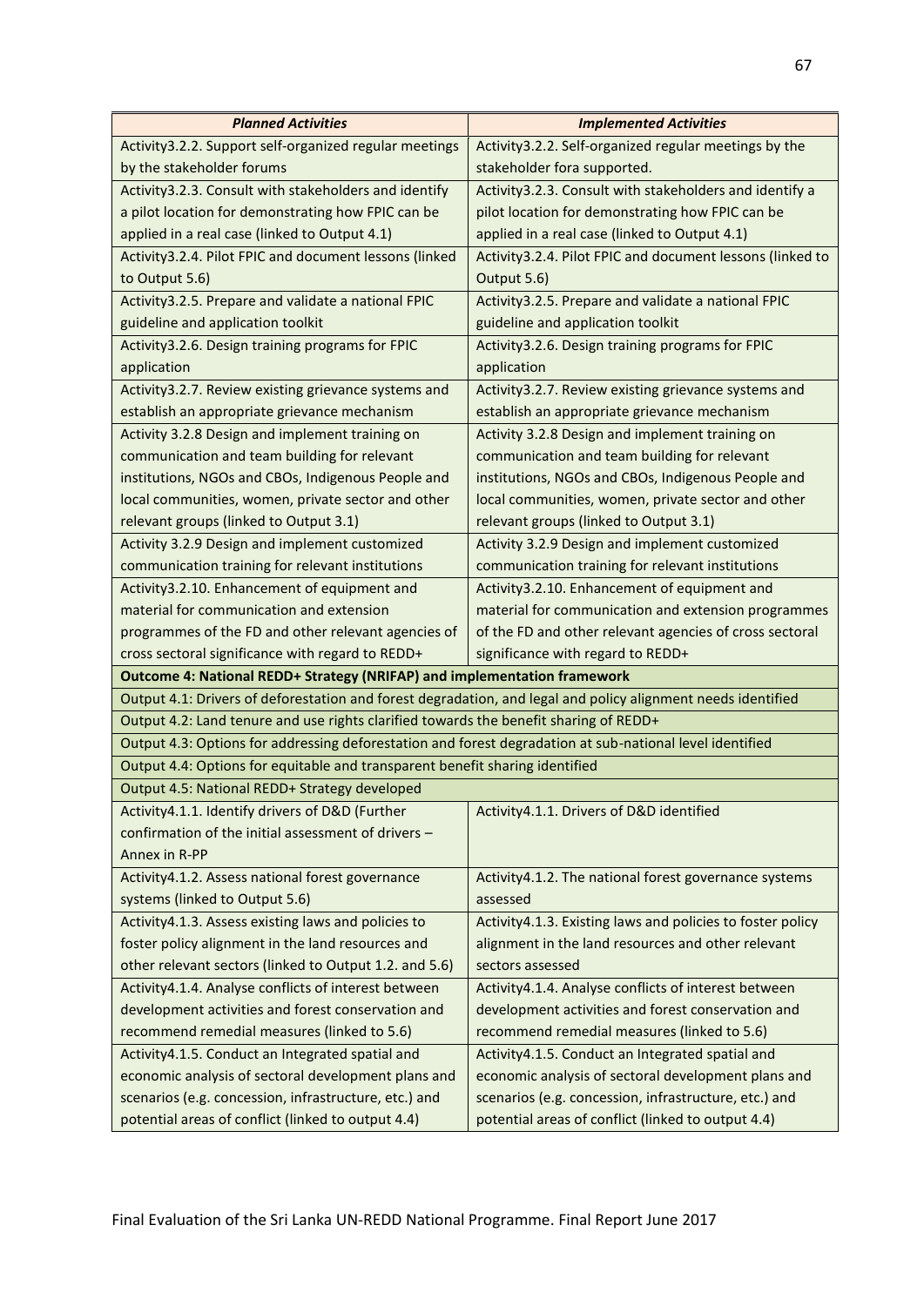| *Planned Activities* | *Implemented Activities* |
|---|---|
| Activity3.2.2. Support self-organized regular meetings by the stakeholder forums | Activity3.2.2. Self-organized regular meetings by the stakeholder fora supported. |
| Activity3.2.3. Consult with stakeholders and identify a pilot location for demonstrating how FPIC can be applied in a real case (linked to Output 4.1) | Activity3.2.3. Consult with stakeholders and identify a pilot location for demonstrating how FPIC can be applied in a real case (linked to Output 4.1) |
| Activity3.2.4. Pilot FPIC and document lessons (linked to Output 5.6) | Activity3.2.4. Pilot FPIC and document lessons (linked to Output 5.6) |
| Activity3.2.5. Prepare and validate a national FPIC guideline and application toolkit | Activity3.2.5. Prepare and validate a national FPIC guideline and application toolkit |
| Activity3.2.6. Design training programs for FPIC application | Activity3.2.6. Design training programs for FPIC application |
| Activity3.2.7. Review existing grievance systems and establish an appropriate grievance mechanism | Activity3.2.7. Review existing grievance systems and establish an appropriate grievance mechanism |
| Activity 3.2.8 Design and implement training on communication and team building for relevant institutions, NGOs and CBOs, Indigenous People and local communities, women, private sector and other relevant groups (linked to Output 3.1) | Activity 3.2.8 Design and implement training on communication and team building for relevant institutions, NGOs and CBOs, Indigenous People and local communities, women, private sector and other relevant groups (linked to Output 3.1) |
| Activity 3.2.9 Design and implement customized communication training for relevant institutions | Activity 3.2.9 Design and implement customized communication training for relevant institutions |
| Activity3.2.10. Enhancement of equipment and material for communication and extension programmes of the FD and other relevant agencies of cross sectoral significance with regard to REDD+ | Activity3.2.10. Enhancement of equipment and material for communication and extension programmes of the FD and other relevant agencies of cross sectoral significance with regard to REDD+ |
| **Outcome 4: National REDD+ Strategy (NRIFAP) and implementation framework** | |
| Output 4.1: Drivers of deforestation and forest degradation, and legal and policy alignment needs identified | |
| Output 4.2: Land tenure and use rights clarified towards the benefit sharing of REDD+ | |
| Output 4.3: Options for addressing deforestation and forest degradation at sub-national level identified | |
| Output 4.4: Options for equitable and transparent benefit sharing identified | |
| Output 4.5: National REDD+ Strategy developed | |
| Activity4.1.1. Identify drivers of D&D (Further confirmation of the initial assessment of drivers – Annex in R-PP | Activity4.1.1. Drivers of D&D identified |
| Activity4.1.2. Assess national forest governance systems (linked to Output 5.6) | Activity4.1.2. The national forest governance systems assessed |
| Activity4.1.3. Assess existing laws and policies to foster policy alignment in the land resources and other relevant sectors (linked to Output 1.2. and 5.6) | Activity4.1.3. Existing laws and policies to foster policy alignment in the land resources and other relevant sectors assessed |
| Activity4.1.4. Analyse conflicts of interest between development activities and forest conservation and recommend remedial measures (linked to 5.6) | Activity4.1.4. Analyse conflicts of interest between development activities and forest conservation and recommend remedial measures (linked to 5.6) |
| Activity4.1.5. Conduct an Integrated spatial and economic analysis of sectoral development plans and scenarios (e.g. concession, infrastructure, etc.) and potential areas of conflict (linked to output 4.4) | Activity4.1.5. Conduct an Integrated spatial and economic analysis of sectoral development plans and scenarios (e.g. concession, infrastructure, etc.) and potential areas of conflict (linked to output 4.4) |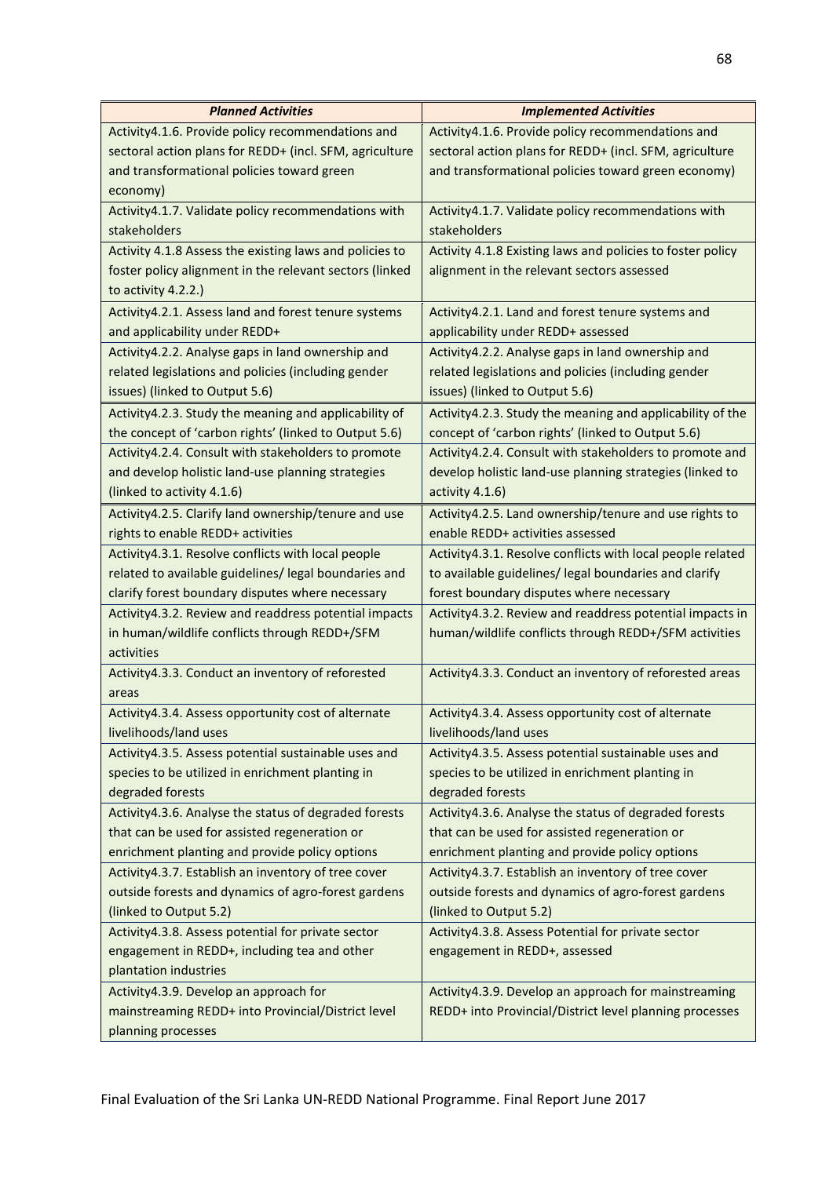| *Planned Activities* | *Implemented Activities* |
|---|---|
| Activity4.1.6. Provide policy recommendations and sectoral action plans for REDD+ (incl. SFM, agriculture and transformational policies toward green economy) | Activity4.1.6. Provide policy recommendations and sectoral action plans for REDD+ (incl. SFM, agriculture and transformational policies toward green economy) |
| Activity4.1.7. Validate policy recommendations with stakeholders | Activity4.1.7. Validate policy recommendations with stakeholders |
| Activity 4.1.8 Assess the existing laws and policies to foster policy alignment in the relevant sectors (linked to activity 4.2.2.) | Activity 4.1.8 Existing laws and policies to foster policy alignment in the relevant sectors assessed |
| Activity4.2.1. Assess land and forest tenure systems and applicability under REDD+ | Activity4.2.1. Land and forest tenure systems and applicability under REDD+ assessed |
| Activity4.2.2. Analyse gaps in land ownership and related legislations and policies (including gender issues) (linked to Output 5.6) | Activity4.2.2. Analyse gaps in land ownership and related legislations and policies (including gender issues) (linked to Output 5.6) |
| Activity4.2.3. Study the meaning and applicability of the concept of 'carbon rights' (linked to Output 5.6) | Activity4.2.3. Study the meaning and applicability of the concept of 'carbon rights' (linked to Output 5.6) |
| Activity4.2.4. Consult with stakeholders to promote and develop holistic land-use planning strategies (linked to activity 4.1.6) | Activity4.2.4. Consult with stakeholders to promote and develop holistic land-use planning strategies (linked to activity 4.1.6) |
| Activity4.2.5. Clarify land ownership/tenure and use rights to enable REDD+ activities | Activity4.2.5. Land ownership/tenure and use rights to enable REDD+ activities assessed |
| Activity4.3.1. Resolve conflicts with local people related to available guidelines/ legal boundaries and clarify forest boundary disputes where necessary | Activity4.3.1. Resolve conflicts with local people related to available guidelines/ legal boundaries and clarify forest boundary disputes where necessary |
| Activity4.3.2. Review and readdress potential impacts in human/wildlife conflicts through REDD+/SFM activities | Activity4.3.2. Review and readdress potential impacts in human/wildlife conflicts through REDD+/SFM activities |
| Activity4.3.3. Conduct an inventory of reforested areas | Activity4.3.3. Conduct an inventory of reforested areas |
| Activity4.3.4. Assess opportunity cost of alternate livelihoods/land uses | Activity4.3.4. Assess opportunity cost of alternate livelihoods/land uses |
| Activity4.3.5. Assess potential sustainable uses and species to be utilized in enrichment planting in degraded forests | Activity4.3.5. Assess potential sustainable uses and species to be utilized in enrichment planting in degraded forests |
| Activity4.3.6. Analyse the status of degraded forests that can be used for assisted regeneration or enrichment planting and provide policy options | Activity4.3.6. Analyse the status of degraded forests that can be used for assisted regeneration or enrichment planting and provide policy options |
| Activity4.3.7. Establish an inventory of tree cover outside forests and dynamics of agro-forest gardens (linked to Output 5.2) | Activity4.3.7. Establish an inventory of tree cover outside forests and dynamics of agro-forest gardens (linked to Output 5.2) |
| Activity4.3.8. Assess potential for private sector engagement in REDD+, including tea and other plantation industries | Activity4.3.8. Assess Potential for private sector engagement in REDD+, assessed |
| Activity4.3.9. Develop an approach for mainstreaming REDD+ into Provincial/District level planning processes | Activity4.3.9. Develop an approach for mainstreaming REDD+ into Provincial/District level planning processes |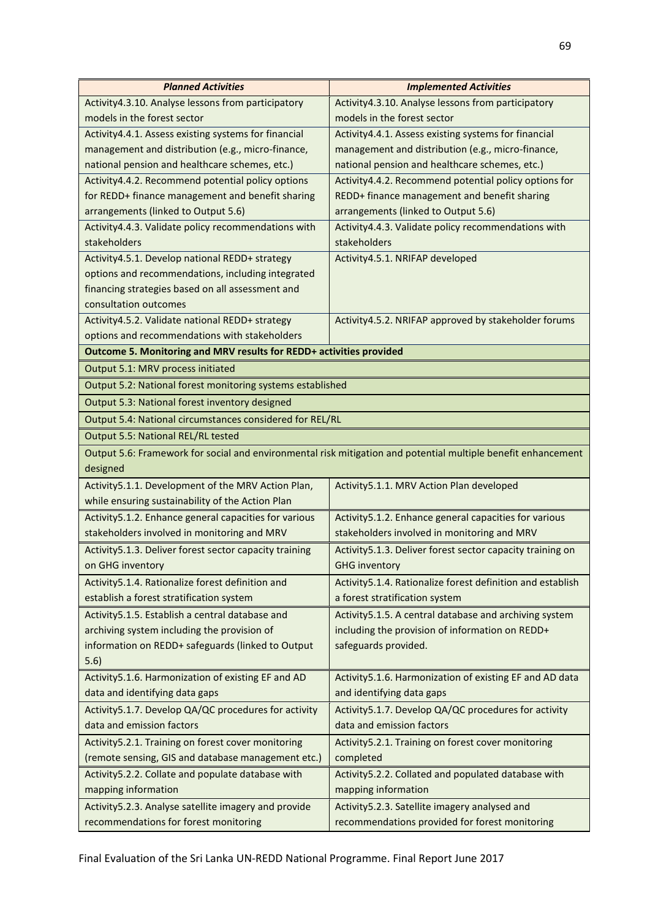| *Planned Activities* | *Implemented Activities* |
|---|---|
| Activity4.3.10. Analyse lessons from participatory models in the forest sector | Activity4.3.10. Analyse lessons from participatory models in the forest sector |
| Activity4.4.1. Assess existing systems for financial management and distribution (e.g., micro-finance, national pension and healthcare schemes, etc.) | Activity4.4.1. Assess existing systems for financial management and distribution (e.g., micro-finance, national pension and healthcare schemes, etc.) |
| Activity4.4.2. Recommend potential policy options for REDD+ finance management and benefit sharing arrangements (linked to Output 5.6) | Activity4.4.2. Recommend potential policy options for REDD+ finance management and benefit sharing arrangements (linked to Output 5.6) |
| Activity4.4.3. Validate policy recommendations with stakeholders | Activity4.4.3. Validate policy recommendations with stakeholders |
| Activity4.5.1. Develop national REDD+ strategy options and recommendations, including integrated financing strategies based on all assessment and consultation outcomes | Activity4.5.1. NRIFAP developed |
| Activity4.5.2. Validate national REDD+ strategy options and recommendations with stakeholders | Activity4.5.2. NRIFAP approved by stakeholder forums |
| **Outcome 5. Monitoring and MRV results for REDD+ activities provided** | |
| Output 5.1: MRV process initiated | |
| Output 5.2: National forest monitoring systems established | |
| Output 5.3: National forest inventory designed | |
| Output 5.4: National circumstances considered for REL/RL | |
| Output 5.5: National REL/RL tested | |
| Output 5.6: Framework for social and environmental risk mitigation and potential multiple benefit enhancement designed | |
| Activity5.1.1. Development of the MRV Action Plan, while ensuring sustainability of the Action Plan | Activity5.1.1. MRV Action Plan developed |
| Activity5.1.2. Enhance general capacities for various stakeholders involved in monitoring and MRV | Activity5.1.2. Enhance general capacities for various stakeholders involved in monitoring and MRV |
| Activity5.1.3. Deliver forest sector capacity training on GHG inventory | Activity5.1.3. Deliver forest sector capacity training on GHG inventory |
| Activity5.1.4. Rationalize forest definition and establish a forest stratification system | Activity5.1.4. Rationalize forest definition and establish a forest stratification system |
| Activity5.1.5. Establish a central database and archiving system including the provision of information on REDD+ safeguards (linked to Output 5.6) | Activity5.1.5. A central database and archiving system including the provision of information on REDD+ safeguards provided. |
| Activity5.1.6. Harmonization of existing EF and AD data and identifying data gaps | Activity5.1.6. Harmonization of existing EF and AD data and identifying data gaps |
| Activity5.1.7. Develop QA/QC procedures for activity data and emission factors | Activity5.1.7. Develop QA/QC procedures for activity data and emission factors |
| Activity5.2.1. Training on forest cover monitoring (remote sensing, GIS and database management etc.) | Activity5.2.1. Training on forest cover monitoring completed |
| Activity5.2.2. Collate and populate database with mapping information | Activity5.2.2. Collated and populated database with mapping information |
| Activity5.2.3. Analyse satellite imagery and provide recommendations for forest monitoring | Activity5.2.3. Satellite imagery analysed and recommendations provided for forest monitoring |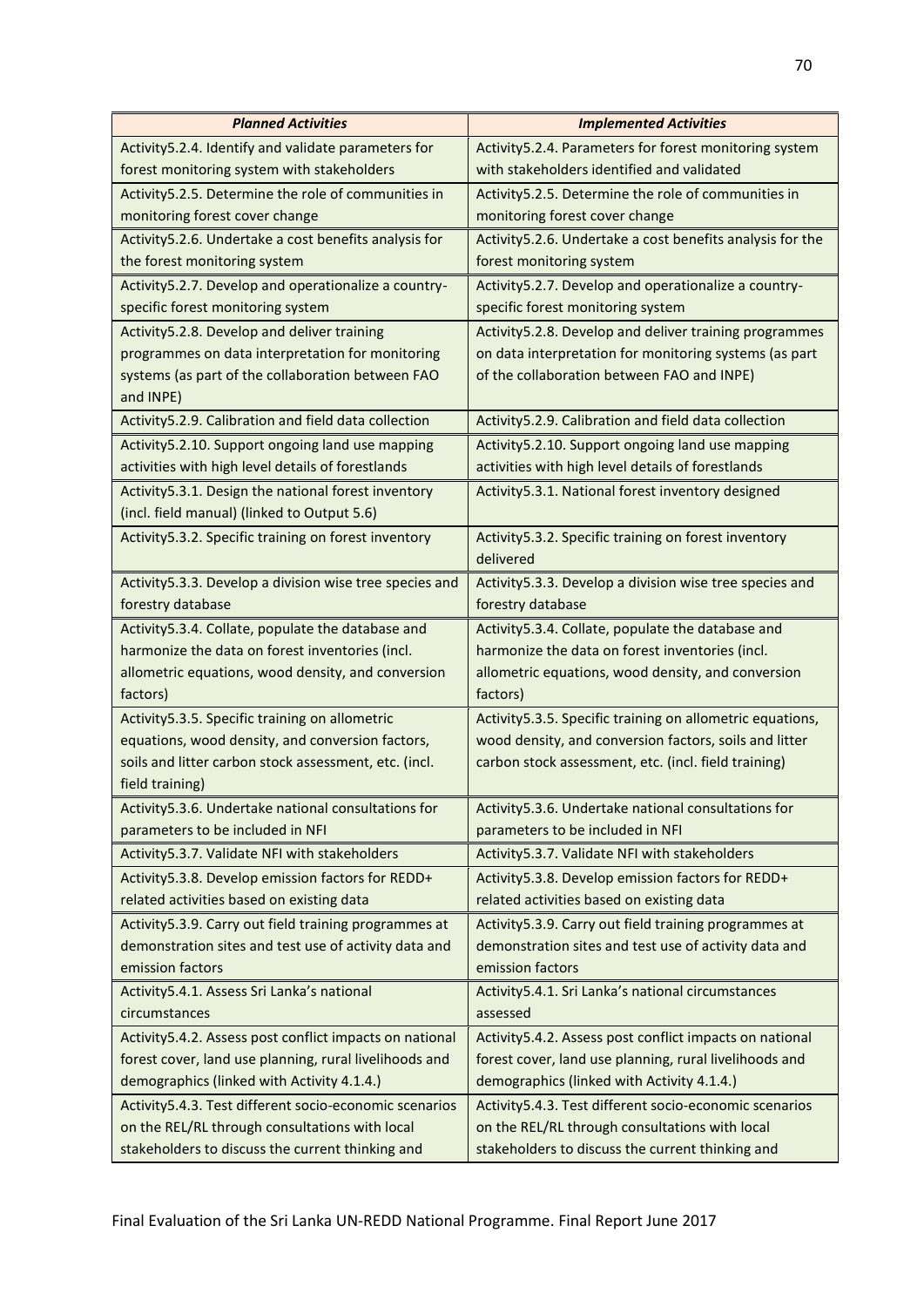| *Planned Activities* | *Implemented Activities* |
|---|---|
| Activity5.2.4. Identify and validate parameters for forest monitoring system with stakeholders | Activity5.2.4. Parameters for forest monitoring system with stakeholders identified and validated |
| Activity5.2.5. Determine the role of communities in monitoring forest cover change | Activity5.2.5. Determine the role of communities in monitoring forest cover change |
| Activity5.2.6. Undertake a cost benefits analysis for the forest monitoring system | Activity5.2.6. Undertake a cost benefits analysis for the forest monitoring system |
| Activity5.2.7. Develop and operationalize a country-specific forest monitoring system | Activity5.2.7. Develop and operationalize a country-specific forest monitoring system |
| Activity5.2.8. Develop and deliver training programmes on data interpretation for monitoring systems (as part of the collaboration between FAO and INPE) | Activity5.2.8. Develop and deliver training programmes on data interpretation for monitoring systems (as part of the collaboration between FAO and INPE) |
| Activity5.2.9. Calibration and field data collection | Activity5.2.9. Calibration and field data collection |
| Activity5.2.10. Support ongoing land use mapping activities with high level details of forestlands | Activity5.2.10. Support ongoing land use mapping activities with high level details of forestlands |
| Activity5.3.1. Design the national forest inventory (incl. field manual) (linked to Output 5.6) | Activity5.3.1. National forest inventory designed |
| Activity5.3.2. Specific training on forest inventory | Activity5.3.2. Specific training on forest inventory delivered |
| Activity5.3.3. Develop a division wise tree species and forestry database | Activity5.3.3. Develop a division wise tree species and forestry database |
| Activity5.3.4. Collate, populate the database and harmonize the data on forest inventories (incl. allometric equations, wood density, and conversion factors) | Activity5.3.4. Collate, populate the database and harmonize the data on forest inventories (incl. allometric equations, wood density, and conversion factors) |
| Activity5.3.5. Specific training on allometric equations, wood density, and conversion factors, soils and litter carbon stock assessment, etc. (incl. field training) | Activity5.3.5. Specific training on allometric equations, wood density, and conversion factors, soils and litter carbon stock assessment, etc. (incl. field training) |
| Activity5.3.6. Undertake national consultations for parameters to be included in NFI | Activity5.3.6. Undertake national consultations for parameters to be included in NFI |
| Activity5.3.7. Validate NFI with stakeholders | Activity5.3.7. Validate NFI with stakeholders |
| Activity5.3.8. Develop emission factors for REDD+ related activities based on existing data | Activity5.3.8. Develop emission factors for REDD+ related activities based on existing data |
| Activity5.3.9. Carry out field training programmes at demonstration sites and test use of activity data and emission factors | Activity5.3.9. Carry out field training programmes at demonstration sites and test use of activity data and emission factors |
| Activity5.4.1. Assess Sri Lanka's national circumstances | Activity5.4.1. Sri Lanka's national circumstances assessed |
| Activity5.4.2. Assess post conflict impacts on national forest cover, land use planning, rural livelihoods and demographics (linked with Activity 4.1.4.) | Activity5.4.2. Assess post conflict impacts on national forest cover, land use planning, rural livelihoods and demographics (linked with Activity 4.1.4.) |
| Activity5.4.3. Test different socio-economic scenarios on the REL/RL through consultations with local stakeholders to discuss the current thinking and | Activity5.4.3. Test different socio-economic scenarios on the REL/RL through consultations with local stakeholders to discuss the current thinking and |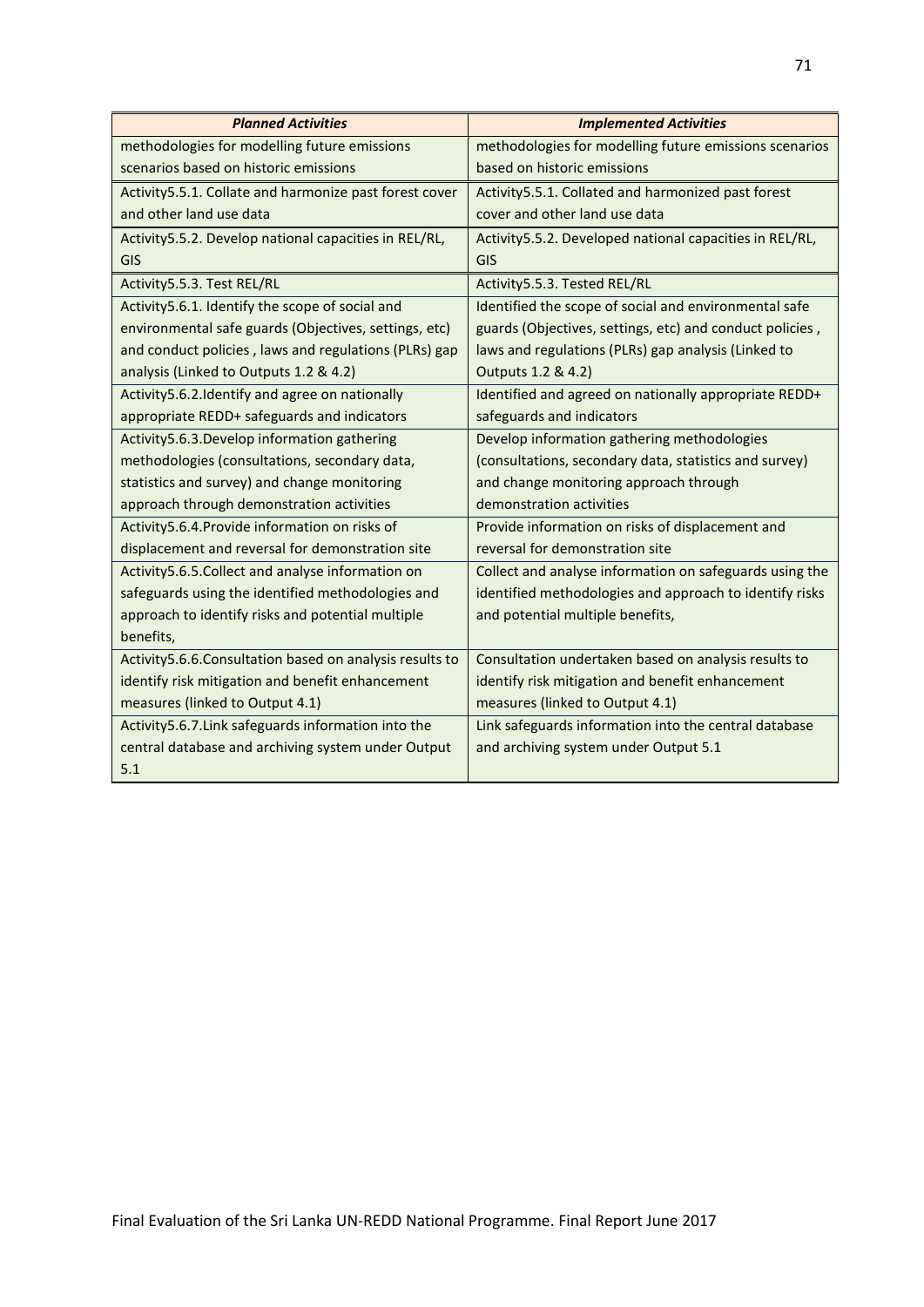| *Planned Activities* | *Implemented Activities* |
|---|---|
| methodologies for modelling future emissions scenarios based on historic emissions | methodologies for modelling future emissions scenarios based on historic emissions |
| Activity5.5.1. Collate and harmonize past forest cover and other land use data | Activity5.5.1. Collated and harmonized past forest cover and other land use data |
| Activity5.5.2. Develop national capacities in REL/RL, GIS | Activity5.5.2. Developed national capacities in REL/RL, GIS |
| Activity5.5.3. Test REL/RL | Activity5.5.3. Tested REL/RL |
| Activity5.6.1. Identify the scope of social and environmental safe guards (Objectives, settings, etc) and conduct policies , laws and regulations (PLRs) gap analysis (Linked to Outputs 1.2 & 4.2) | Identified the scope of social and environmental safe guards (Objectives, settings, etc) and conduct policies , laws and regulations (PLRs) gap analysis (Linked to Outputs 1.2 & 4.2) |
| Activity5.6.2.Identify and agree on nationally appropriate REDD+ safeguards and indicators | Identified and agreed on nationally appropriate REDD+ safeguards and indicators |
| Activity5.6.3.Develop information gathering methodologies (consultations, secondary data, statistics and survey) and change monitoring approach through demonstration activities | Develop information gathering methodologies (consultations, secondary data, statistics and survey) and change monitoring approach through demonstration activities |
| Activity5.6.4.Provide information on risks of displacement and reversal for demonstration site | Provide information on risks of displacement and reversal for demonstration site |
| Activity5.6.5.Collect and analyse information on safeguards using the identified methodologies and approach to identify risks and potential multiple benefits, | Collect and analyse information on safeguards using the identified methodologies and approach to identify risks and potential multiple benefits, |
| Activity5.6.6.Consultation based on analysis results to identify risk mitigation and benefit enhancement measures (linked to Output 4.1) | Consultation undertaken based on analysis results to identify risk mitigation and benefit enhancement measures (linked to Output 4.1) |
| Activity5.6.7.Link safeguards information into the central database and archiving system under Output 5.1 | Link safeguards information into the central database and archiving system under Output 5.1 |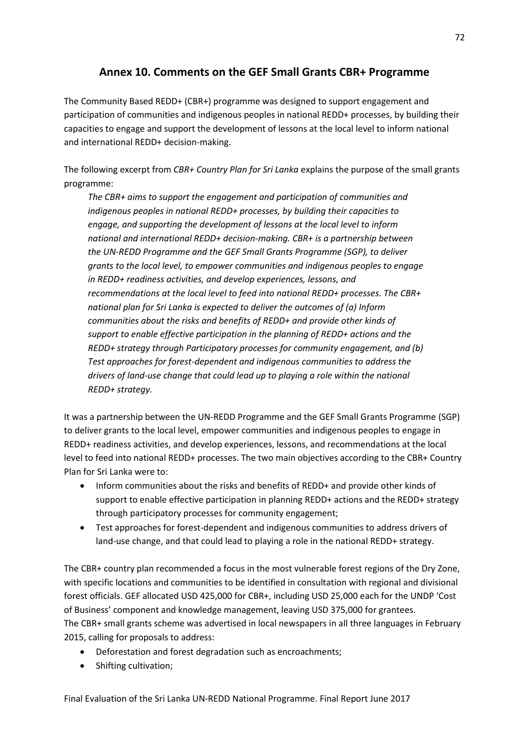## Annex 10. Comments on the GEF Small Grants CBR+ Programme

The Community Based REDD+ (CBR+) programme was designed to support engagement and participation of communities and indigenous peoples in national REDD+ processes, by building their capacities to engage and support the development of lessons at the local level to inform national and international REDD+ decision-making.

The following excerpt from *CBR+ Country Plan for Sri Lanka* explains the purpose of the small grants programme:

> *The CBR+ aims to support the engagement and participation of communities and indigenous peoples in national REDD+ processes, by building their capacities to engage, and supporting the development of lessons at the local level to inform national and international REDD+ decision-making. CBR+ is a partnership between the UN-REDD Programme and the GEF Small Grants Programme (SGP), to deliver grants to the local level, to empower communities and indigenous peoples to engage in REDD+ readiness activities, and develop experiences, lessons, and recommendations at the local level to feed into national REDD+ processes. The CBR+ national plan for Sri Lanka is expected to deliver the outcomes of (a) Inform communities about the risks and benefits of REDD+ and provide other kinds of support to enable effective participation in the planning of REDD+ actions and the REDD+ strategy through Participatory processes for community engagement, and (b) Test approaches for forest-dependent and indigenous communities to address the drivers of land-use change that could lead up to playing a role within the national REDD+ strategy.*

It was a partnership between the UN-REDD Programme and the GEF Small Grants Programme (SGP) to deliver grants to the local level, empower communities and indigenous peoples to engage in REDD+ readiness activities, and develop experiences, lessons, and recommendations at the local level to feed into national REDD+ processes. The two main objectives according to the CBR+ Country Plan for Sri Lanka were to:

- Inform communities about the risks and benefits of REDD+ and provide other kinds of support to enable effective participation in planning REDD+ actions and the REDD+ strategy through participatory processes for community engagement;
- Test approaches for forest-dependent and indigenous communities to address drivers of land-use change, and that could lead to playing a role in the national REDD+ strategy.

The CBR+ country plan recommended a focus in the most vulnerable forest regions of the Dry Zone, with specific locations and communities to be identified in consultation with regional and divisional forest officials. GEF allocated USD 425,000 for CBR+, including USD 25,000 each for the UNDP 'Cost of Business' component and knowledge management, leaving USD 375,000 for grantees.

The CBR+ small grants scheme was advertised in local newspapers in all three languages in February 2015, calling for proposals to address:

- Deforestation and forest degradation such as encroachments;
- Shifting cultivation;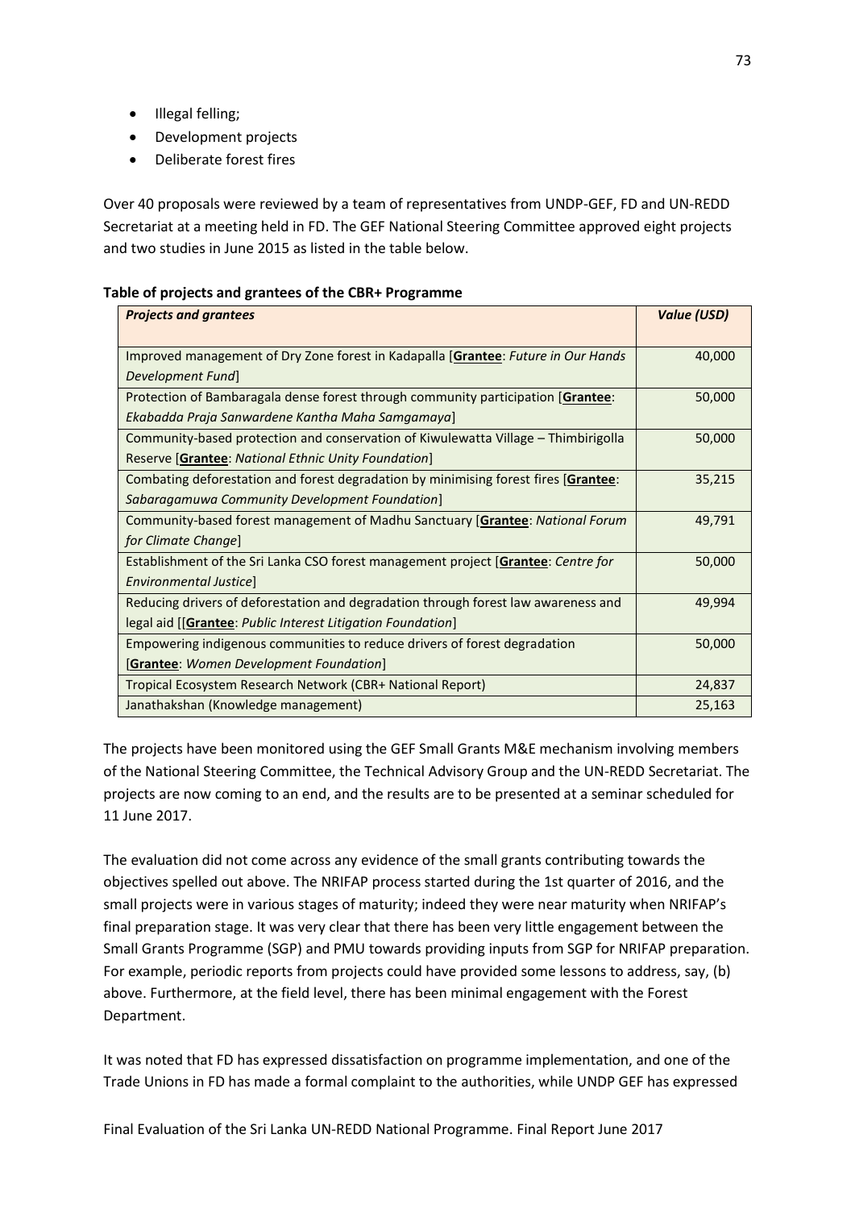- Illegal felling;
- Development projects
- Deliberate forest fires

Over 40 proposals were reviewed by a team of representatives from UNDP-GEF, FD and UN-REDD Secretariat at a meeting held in FD. The GEF National Steering Committee approved eight projects and two studies in June 2015 as listed in the table below.

**Table of projects and grantees of the CBR+ Programme**

| ***Projects and grantees*** | ***Value (USD)*** |
|---|---|
| Improved management of Dry Zone forest in Kadapalla [**Grantee**: *Future in Our Hands Development Fund*] | 40,000 |
| Protection of Bambaragala dense forest through community participation [**Grantee**: *Ekabadda Praja Sanwardene Kantha Maha Samgamaya*] | 50,000 |
| Community-based protection and conservation of Kiwulewatta Village – Thimbirigolla Reserve [**Grantee**: *National Ethnic Unity Foundation*] | 50,000 |
| Combating deforestation and forest degradation by minimising forest fires [**Grantee**: *Sabaragamuwa Community Development Foundation*] | 35,215 |
| Community-based forest management of Madhu Sanctuary [**Grantee**: *National Forum for Climate Change*] | 49,791 |
| Establishment of the Sri Lanka CSO forest management project [**Grantee**: *Centre for Environmental Justice*] | 50,000 |
| Reducing drivers of deforestation and degradation through forest law awareness and legal aid [[**Grantee**: *Public Interest Litigation Foundation*] | 49,994 |
| Empowering indigenous communities to reduce drivers of forest degradation [**Grantee**: *Women Development Foundation*] | 50,000 |
| Tropical Ecosystem Research Network (CBR+ National Report) | 24,837 |
| Janathakshan (Knowledge management) | 25,163 |

The projects have been monitored using the GEF Small Grants M&E mechanism involving members of the National Steering Committee, the Technical Advisory Group and the UN-REDD Secretariat. The projects are now coming to an end, and the results are to be presented at a seminar scheduled for 11 June 2017.

The evaluation did not come across any evidence of the small grants contributing towards the objectives spelled out above. The NRIFAP process started during the 1st quarter of 2016, and the small projects were in various stages of maturity; indeed they were near maturity when NRIFAP's final preparation stage. It was very clear that there has been very little engagement between the Small Grants Programme (SGP) and PMU towards providing inputs from SGP for NRIFAP preparation. For example, periodic reports from projects could have provided some lessons to address, say, (b) above. Furthermore, at the field level, there has been minimal engagement with the Forest Department.

It was noted that FD has expressed dissatisfaction on programme implementation, and one of the Trade Unions in FD has made a formal complaint to the authorities, while UNDP GEF has expressed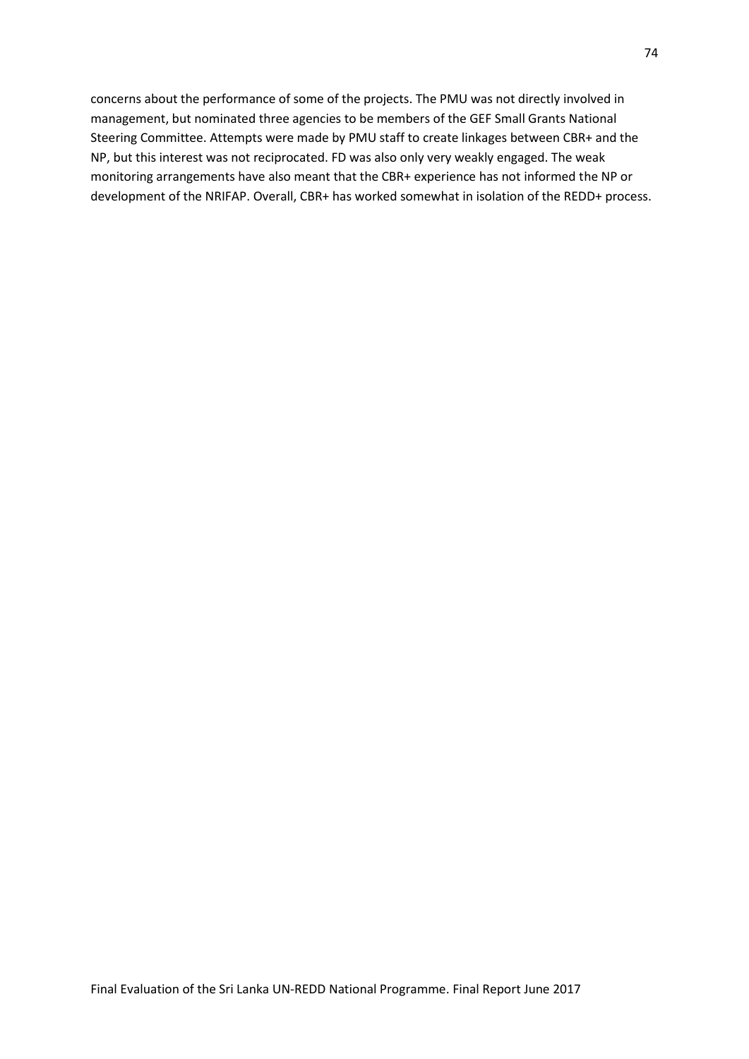concerns about the performance of some of the projects. The PMU was not directly involved in management, but nominated three agencies to be members of the GEF Small Grants National Steering Committee. Attempts were made by PMU staff to create linkages between CBR+ and the NP, but this interest was not reciprocated. FD was also only very weakly engaged. The weak monitoring arrangements have also meant that the CBR+ experience has not informed the NP or development of the NRIFAP. Overall, CBR+ has worked somewhat in isolation of the REDD+ process.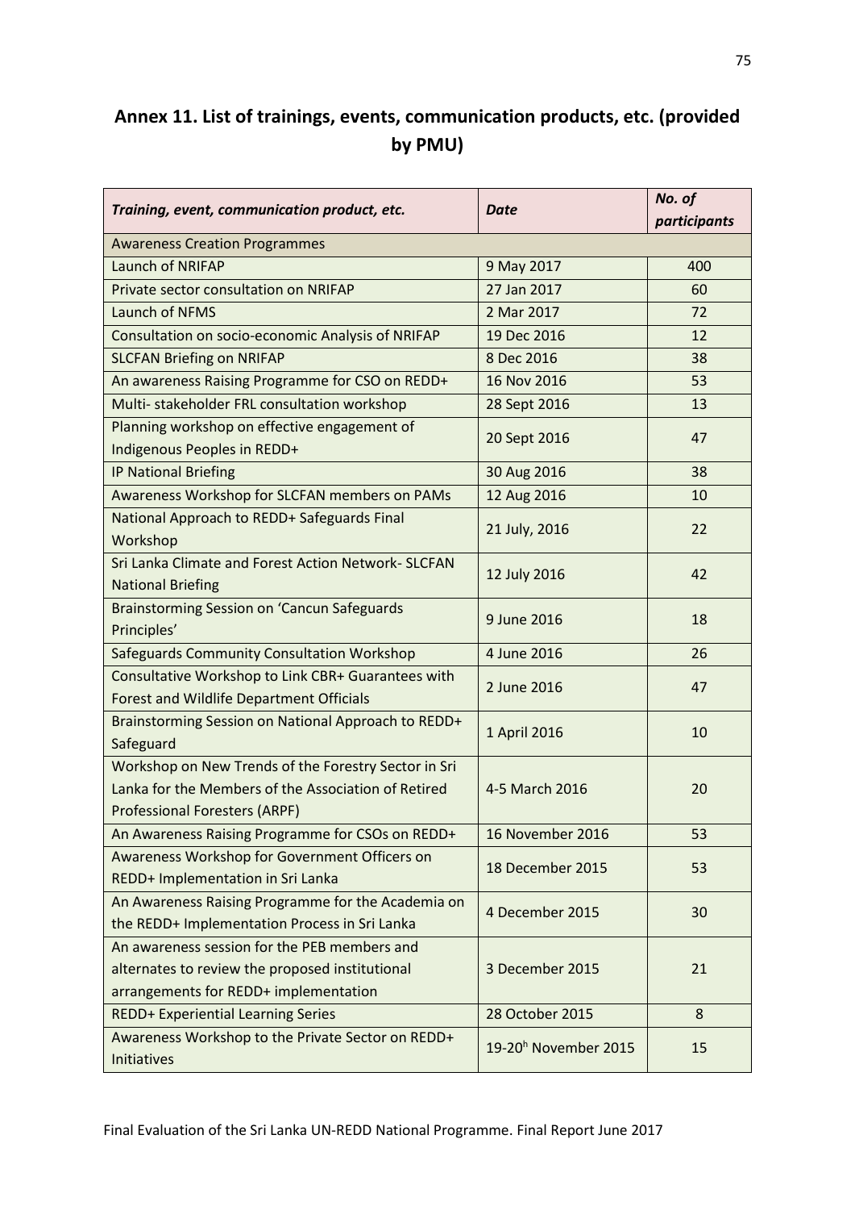# Annex 11. List of trainings, events, communication products, etc. (provided by PMU)

| *Training, event, communication product, etc.* | *Date* | *No. of participants* |
|---|---|---|
| Awareness Creation Programmes | | |
| Launch of NRIFAP | 9 May 2017 | 400 |
| Private sector consultation on NRIFAP | 27 Jan 2017 | 60 |
| Launch of NFMS | 2 Mar 2017 | 72 |
| Consultation on socio-economic Analysis of NRIFAP | 19 Dec 2016 | 12 |
| SLCFAN Briefing on NRIFAP | 8 Dec 2016 | 38 |
| An awareness Raising Programme for CSO on REDD+ | 16 Nov 2016 | 53 |
| Multi- stakeholder FRL consultation workshop | 28 Sept 2016 | 13 |
| Planning workshop on effective engagement of Indigenous Peoples in REDD+ | 20 Sept 2016 | 47 |
| IP National Briefing | 30 Aug 2016 | 38 |
| Awareness Workshop for SLCFAN members on PAMs | 12 Aug 2016 | 10 |
| National Approach to REDD+ Safeguards Final Workshop | 21 July, 2016 | 22 |
| Sri Lanka Climate and Forest Action Network- SLCFAN National Briefing | 12 July 2016 | 42 |
| Brainstorming Session on 'Cancun Safeguards Principles' | 9 June 2016 | 18 |
| Safeguards Community Consultation Workshop | 4 June 2016 | 26 |
| Consultative Workshop to Link CBR+ Guarantees with Forest and Wildlife Department Officials | 2 June 2016 | 47 |
| Brainstorming Session on National Approach to REDD+ Safeguard | 1 April 2016 | 10 |
| Workshop on New Trends of the Forestry Sector in Sri Lanka for the Members of the Association of Retired Professional Foresters (ARPF) | 4-5 March 2016 | 20 |
| An Awareness Raising Programme for CSOs on REDD+ | 16 November 2016 | 53 |
| Awareness Workshop for Government Officers on REDD+ Implementation in Sri Lanka | 18 December 2015 | 53 |
| An Awareness Raising Programme for the Academia on the REDD+ Implementation Process in Sri Lanka | 4 December 2015 | 30 |
| An awareness session for the PEB members and alternates to review the proposed institutional arrangements for REDD+ implementation | 3 December 2015 | 21 |
| REDD+ Experiential Learning Series | 28 October 2015 | 8 |
| Awareness Workshop to the Private Sector on REDD+ Initiatives | 19-20h November 2015 | 15 |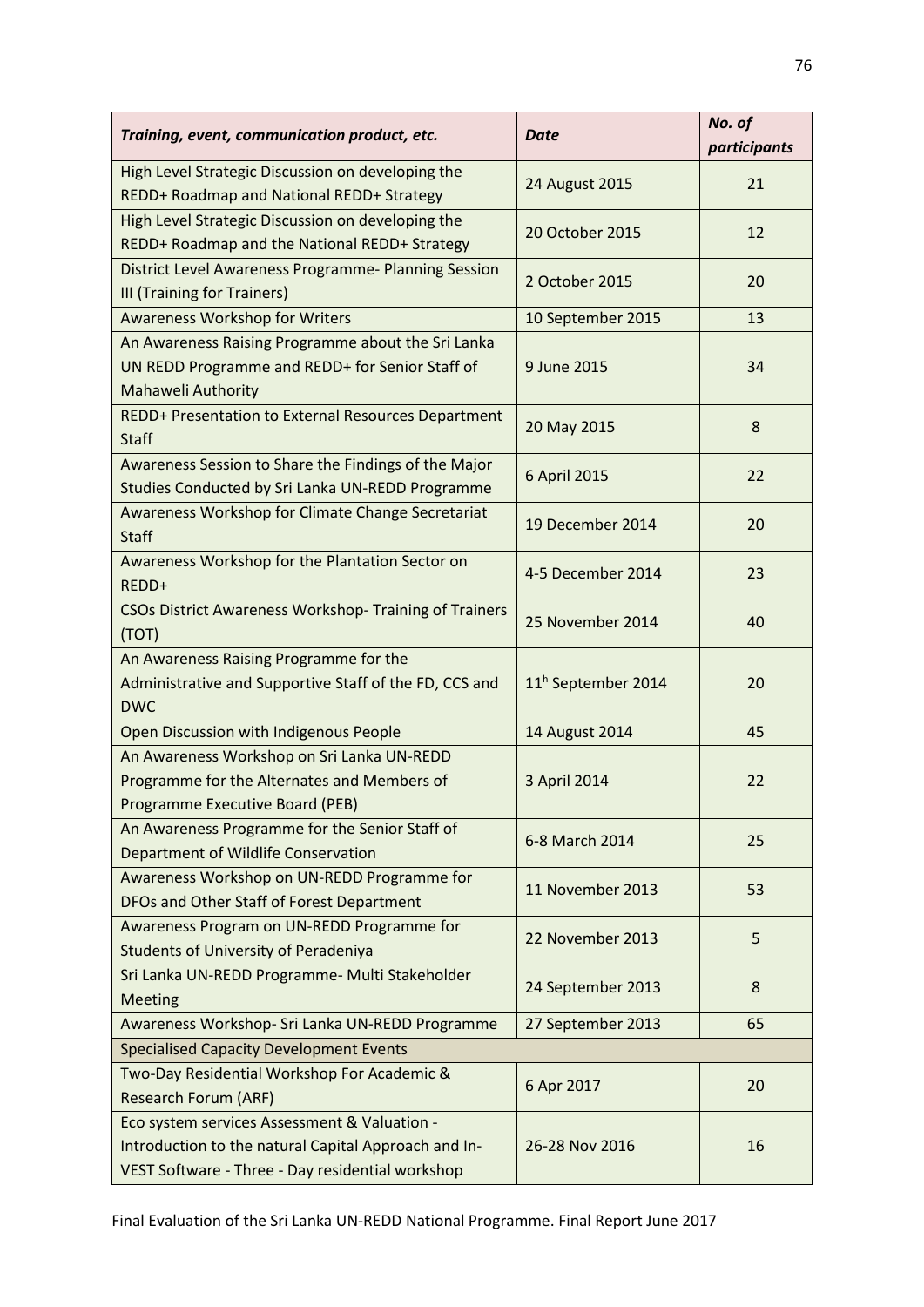| *Training, event, communication product, etc.* | *Date* | *No. of participants* |
|---|---|---|
| High Level Strategic Discussion on developing the REDD+ Roadmap and National REDD+ Strategy | 24 August 2015 | 21 |
| High Level Strategic Discussion on developing the REDD+ Roadmap and the National REDD+ Strategy | 20 October 2015 | 12 |
| District Level Awareness Programme- Planning Session III (Training for Trainers) | 2 October 2015 | 20 |
| Awareness Workshop for Writers | 10 September 2015 | 13 |
| An Awareness Raising Programme about the Sri Lanka UN REDD Programme and REDD+ for Senior Staff of Mahaweli Authority | 9 June 2015 | 34 |
| REDD+ Presentation to External Resources Department Staff | 20 May 2015 | 8 |
| Awareness Session to Share the Findings of the Major Studies Conducted by Sri Lanka UN-REDD Programme | 6 April 2015 | 22 |
| Awareness Workshop for Climate Change Secretariat Staff | 19 December 2014 | 20 |
| Awareness Workshop for the Plantation Sector on REDD+ | 4-5 December 2014 | 23 |
| CSOs District Awareness Workshop- Training of Trainers (TOT) | 25 November 2014 | 40 |
| An Awareness Raising Programme for the Administrative and Supportive Staff of the FD, CCS and DWC | 11h September 2014 | 20 |
| Open Discussion with Indigenous People | 14 August 2014 | 45 |
| An Awareness Workshop on Sri Lanka UN-REDD Programme for the Alternates and Members of Programme Executive Board (PEB) | 3 April 2014 | 22 |
| An Awareness Programme for the Senior Staff of Department of Wildlife Conservation | 6-8 March 2014 | 25 |
| Awareness Workshop on UN-REDD Programme for DFOs and Other Staff of Forest Department | 11 November 2013 | 53 |
| Awareness Program on UN-REDD Programme for Students of University of Peradeniya | 22 November 2013 | 5 |
| Sri Lanka UN-REDD Programme- Multi Stakeholder Meeting | 24 September 2013 | 8 |
| Awareness Workshop- Sri Lanka UN-REDD Programme | 27 September 2013 | 65 |
| Specialised Capacity Development Events | | |
| Two-Day Residential Workshop For Academic & Research Forum (ARF) | 6 Apr 2017 | 20 |
| Eco system services Assessment & Valuation - Introduction to the natural Capital Approach and In-VEST Software - Three - Day residential workshop | 26-28 Nov 2016 | 16 |

Final Evaluation of the Sri Lanka UN-REDD National Programme. Final Report June 2017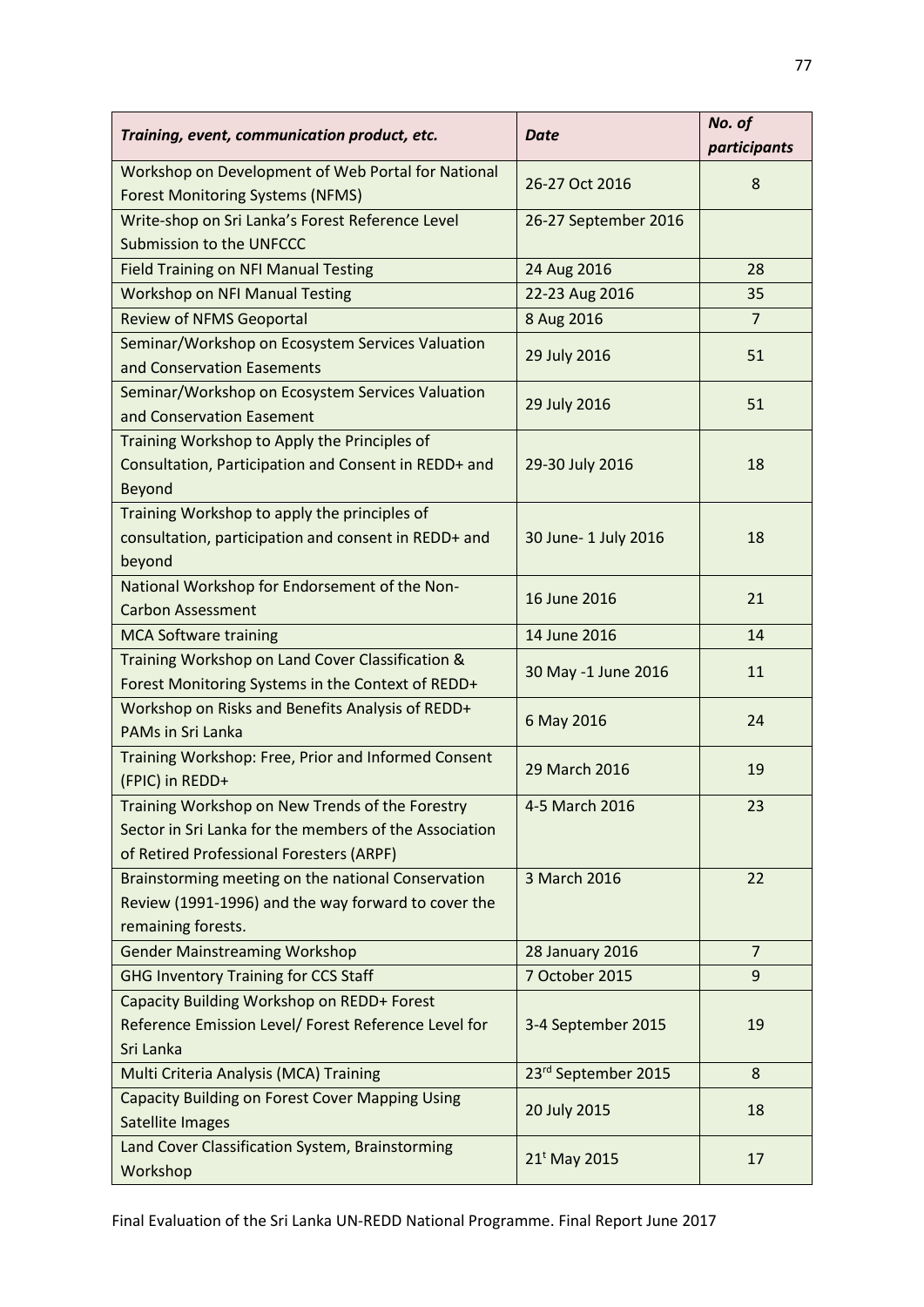| *Training, event, communication product, etc.* | *Date* | *No. of participants* |
|---|---|---|
| Workshop on Development of Web Portal for National Forest Monitoring Systems (NFMS) | 26-27 Oct 2016 | 8 |
| Write-shop on Sri Lanka's Forest Reference Level Submission to the UNFCCC | 26-27 September 2016 | |
| Field Training on NFI Manual Testing | 24 Aug 2016 | 28 |
| Workshop on NFI Manual Testing | 22-23 Aug 2016 | 35 |
| Review of NFMS Geoportal | 8 Aug 2016 | 7 |
| Seminar/Workshop on Ecosystem Services Valuation and Conservation Easements | 29 July 2016 | 51 |
| Seminar/Workshop on Ecosystem Services Valuation and Conservation Easement | 29 July 2016 | 51 |
| Training Workshop to Apply the Principles of Consultation, Participation and Consent in REDD+ and Beyond | 29-30 July 2016 | 18 |
| Training Workshop to apply the principles of consultation, participation and consent in REDD+ and beyond | 30 June- 1 July 2016 | 18 |
| National Workshop for Endorsement of the Non-Carbon Assessment | 16 June 2016 | 21 |
| MCA Software training | 14 June 2016 | 14 |
| Training Workshop on Land Cover Classification & Forest Monitoring Systems in the Context of REDD+ | 30 May -1 June 2016 | 11 |
| Workshop on Risks and Benefits Analysis of REDD+ PAMs in Sri Lanka | 6 May 2016 | 24 |
| Training Workshop: Free, Prior and Informed Consent (FPIC) in REDD+ | 29 March 2016 | 19 |
| Training Workshop on New Trends of the Forestry Sector in Sri Lanka for the members of the Association of Retired Professional Foresters (ARPF) | 4-5 March 2016 | 23 |
| Brainstorming meeting on the national Conservation Review (1991-1996) and the way forward to cover the remaining forests. | 3 March 2016 | 22 |
| Gender Mainstreaming Workshop | 28 January 2016 | 7 |
| GHG Inventory Training for CCS Staff | 7 October 2015 | 9 |
| Capacity Building Workshop on REDD+ Forest Reference Emission Level/ Forest Reference Level for Sri Lanka | 3-4 September 2015 | 19 |
| Multi Criteria Analysis (MCA) Training | 23rd September 2015 | 8 |
| Capacity Building on Forest Cover Mapping Using Satellite Images | 20 July 2015 | 18 |
| Land Cover Classification System, Brainstorming Workshop | 21t May 2015 | 17 |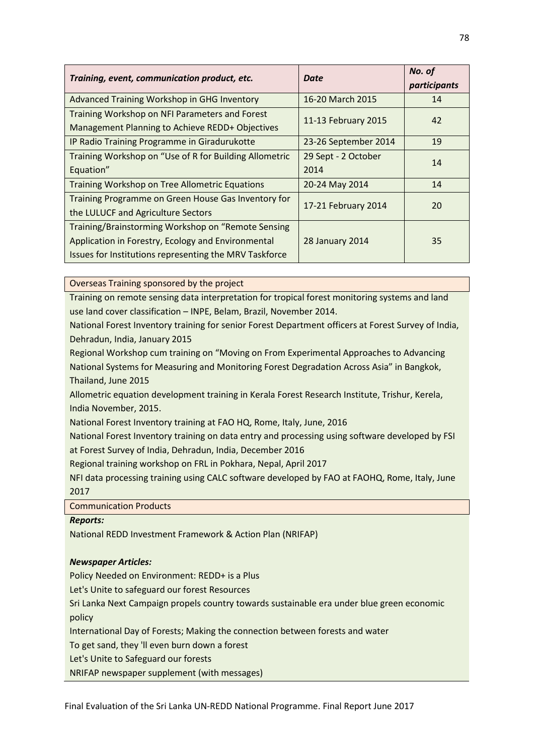| ***Training, event, communication product, etc.*** | ***Date*** | ***No. of participants*** |
|---|---|---|
| Advanced Training Workshop in GHG Inventory | 16-20 March 2015 | 14 |
| Training Workshop on NFI Parameters and Forest Management Planning to Achieve REDD+ Objectives | 11-13 February 2015 | 42 |
| IP Radio Training Programme in Giradurukotte | 23-26 September 2014 | 19 |
| Training Workshop on "Use of R for Building Allometric Equation" | 29 Sept - 2 October 2014 | 14 |
| Training Workshop on Tree Allometric Equations | 20-24 May 2014 | 14 |
| Training Programme on Green House Gas Inventory for the LULUCF and Agriculture Sectors | 17-21 February 2014 | 20 |
| Training/Brainstorming Workshop on "Remote Sensing Application in Forestry, Ecology and Environmental Issues for Institutions representing the MRV Taskforce | 28 January 2014 | 35 |

Overseas Training sponsored by the project

Training on remote sensing data interpretation for tropical forest monitoring systems and land use land cover classification – INPE, Belam, Brazil, November 2014.

National Forest Inventory training for senior Forest Department officers at Forest Survey of India, Dehradun, India, January 2015

Regional Workshop cum training on "Moving on From Experimental Approaches to Advancing National Systems for Measuring and Monitoring Forest Degradation Across Asia" in Bangkok, Thailand, June 2015

Allometric equation development training in Kerala Forest Research Institute, Trishur, Kerela, India November, 2015.

National Forest Inventory training at FAO HQ, Rome, Italy, June, 2016

National Forest Inventory training on data entry and processing using software developed by FSI at Forest Survey of India, Dehradun, India, December 2016

Regional training workshop on FRL in Pokhara, Nepal, April 2017

NFI data processing training using CALC software developed by FAO at FAOHQ, Rome, Italy, June 2017

Communication Products

***Reports:***

National REDD Investment Framework & Action Plan (NRIFAP)

***Newspaper Articles:***

Policy Needed on Environment: REDD+ is a Plus

Let's Unite to safeguard our forest Resources

Sri Lanka Next Campaign propels country towards sustainable era under blue green economic policy

International Day of Forests; Making the connection between forests and water

To get sand, they 'll even burn down a forest

Let's Unite to Safeguard our forests

NRIFAP newspaper supplement (with messages)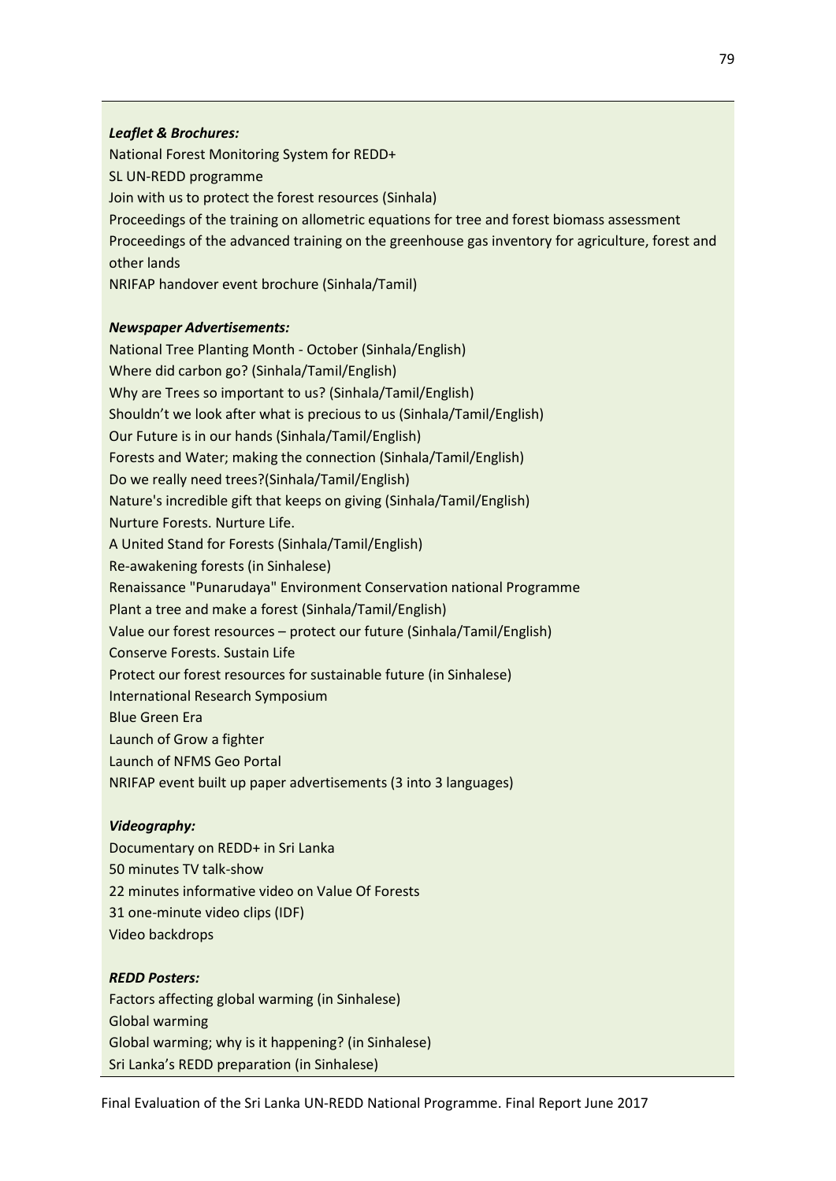***Leaflet & Brochures:***

National Forest Monitoring System for REDD+
SL UN-REDD programme
Join with us to protect the forest resources (Sinhala)
Proceedings of the training on allometric equations for tree and forest biomass assessment
Proceedings of the advanced training on the greenhouse gas inventory for agriculture, forest and other lands
NRIFAP handover event brochure (Sinhala/Tamil)

***Newspaper Advertisements:***

National Tree Planting Month - October (Sinhala/English)
Where did carbon go? (Sinhala/Tamil/English)
Why are Trees so important to us? (Sinhala/Tamil/English)
Shouldn't we look after what is precious to us (Sinhala/Tamil/English)
Our Future is in our hands (Sinhala/Tamil/English)
Forests and Water; making the connection (Sinhala/Tamil/English)
Do we really need trees?(Sinhala/Tamil/English)
Nature's incredible gift that keeps on giving (Sinhala/Tamil/English)
Nurture Forests. Nurture Life.
A United Stand for Forests (Sinhala/Tamil/English)
Re-awakening forests (in Sinhalese)
Renaissance "Punarudaya" Environment Conservation national Programme
Plant a tree and make a forest (Sinhala/Tamil/English)
Value our forest resources – protect our future (Sinhala/Tamil/English)
Conserve Forests. Sustain Life
Protect our forest resources for sustainable future (in Sinhalese)
International Research Symposium
Blue Green Era
Launch of Grow a fighter
Launch of NFMS Geo Portal
NRIFAP event built up paper advertisements (3 into 3 languages)

***Videography:***

Documentary on REDD+ in Sri Lanka
50 minutes TV talk-show
22 minutes informative video on Value Of Forests
31 one-minute video clips (IDF)
Video backdrops

***REDD Posters:***

Factors affecting global warming (in Sinhalese)
Global warming
Global warming; why is it happening? (in Sinhalese)
Sri Lanka's REDD preparation (in Sinhalese)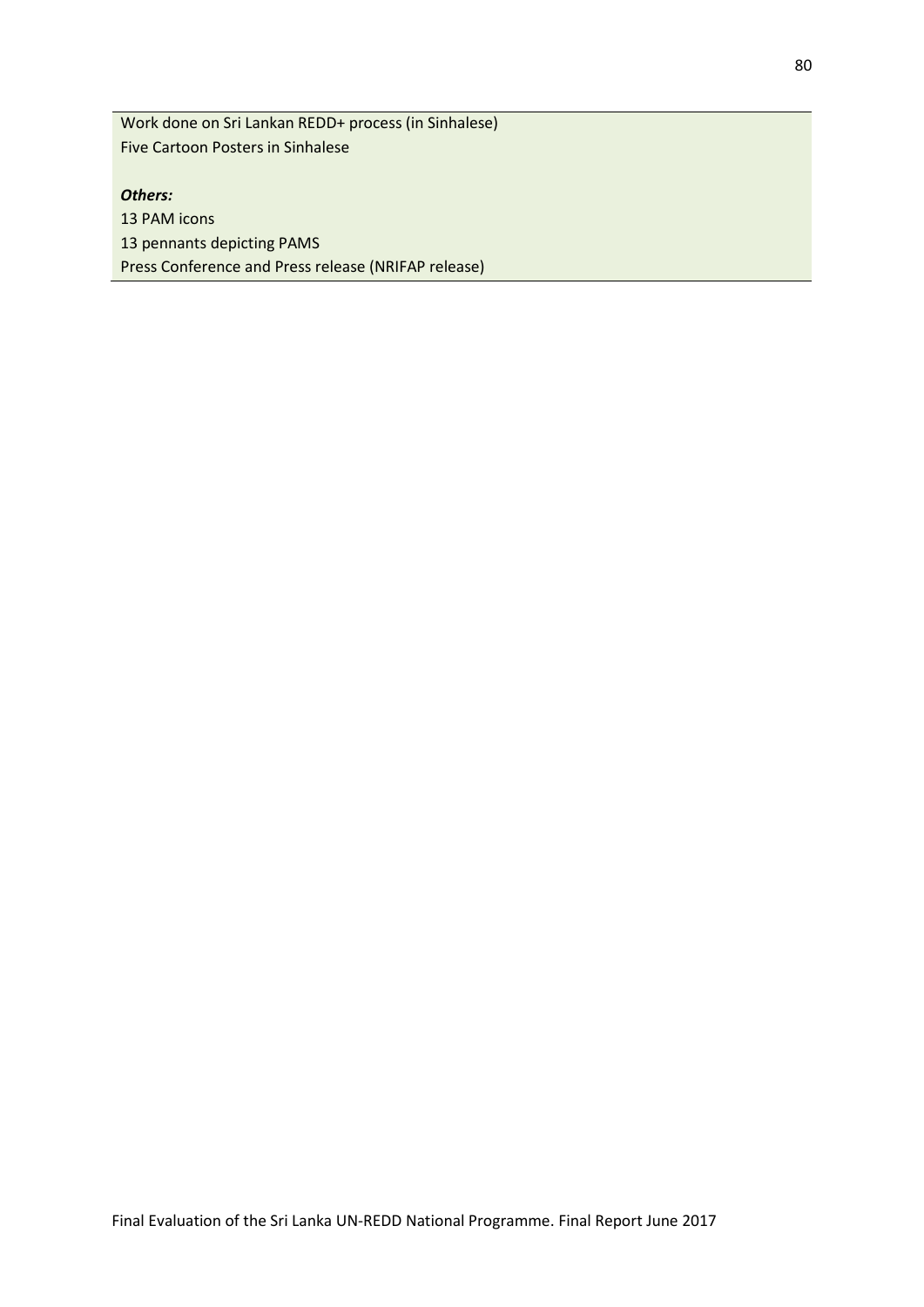Work done on Sri Lankan REDD+ process (in Sinhalese)
Five Cartoon Posters in Sinhalese

***Others:***

13 PAM icons
13 pennants depicting PAMS
Press Conference and Press release (NRIFAP release)